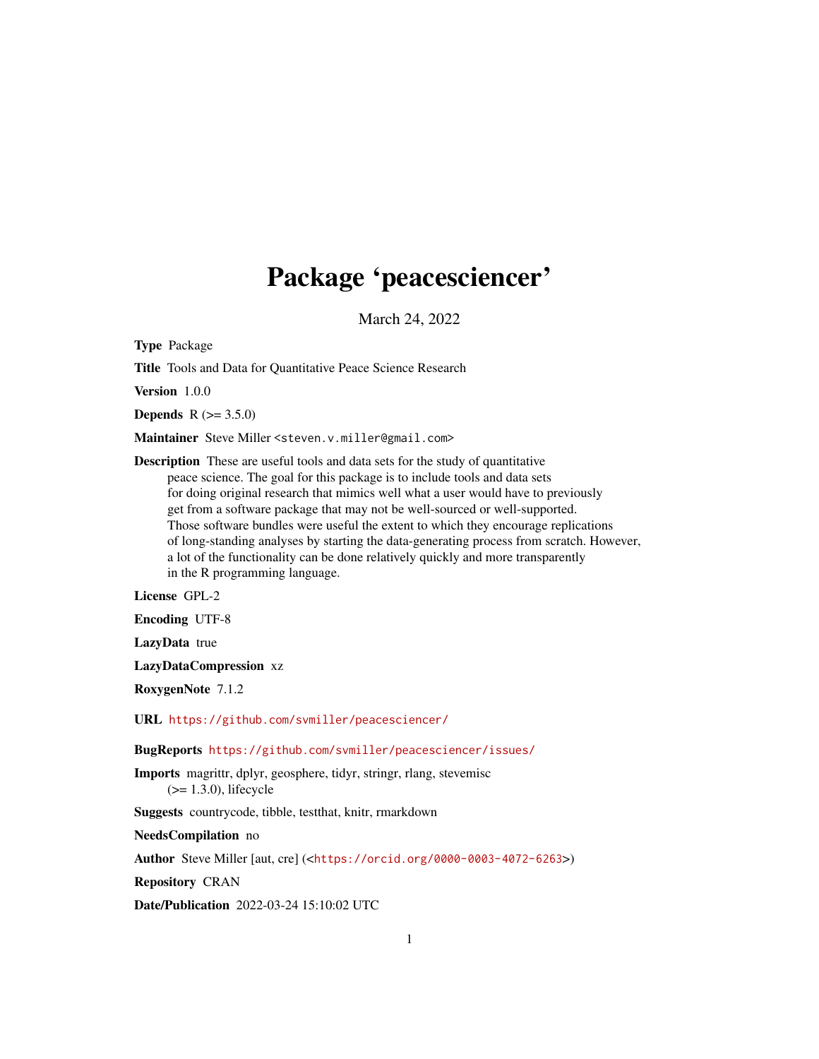# Package 'peacesciencer'

March 24, 2022

**Type** Package

**Title** Tools and Data for Quantitative Peace Science Research

**Version** 1.0.0

**Depends** R (>= 3.5.0)

**Maintainer** Steve Miller <steven.v.miller@gmail.com>

**Description** These are useful tools and data sets for the study of quantitative peace science. The goal for this package is to include tools and data sets for doing original research that mimics well what a user would have to previously get from a software package that may not be well-sourced or well-supported. Those software bundles were useful the extent to which they encourage replications of long-standing analyses by starting the data-generating process from scratch. However, a lot of the functionality can be done relatively quickly and more transparently in the R programming language.

**License** GPL-2

**Encoding** UTF-8

**LazyData** true

**LazyDataCompression** xz

**RoxygenNote** 7.1.2

**URL** https://github.com/svmiller/peacesciencer/

**BugReports** https://github.com/svmiller/peacesciencer/issues/

**Imports** magrittr, dplyr, geosphere, tidyr, stringr, rlang, stevemisc (>= 1.3.0), lifecycle

**Suggests** countrycode, tibble, testthat, knitr, rmarkdown

**NeedsCompilation** no

**Author** Steve Miller [aut, cre] (<https://orcid.org/0000-0003-4072-6263>)

**Repository** CRAN

**Date/Publication** 2022-03-24 15:10:02 UTC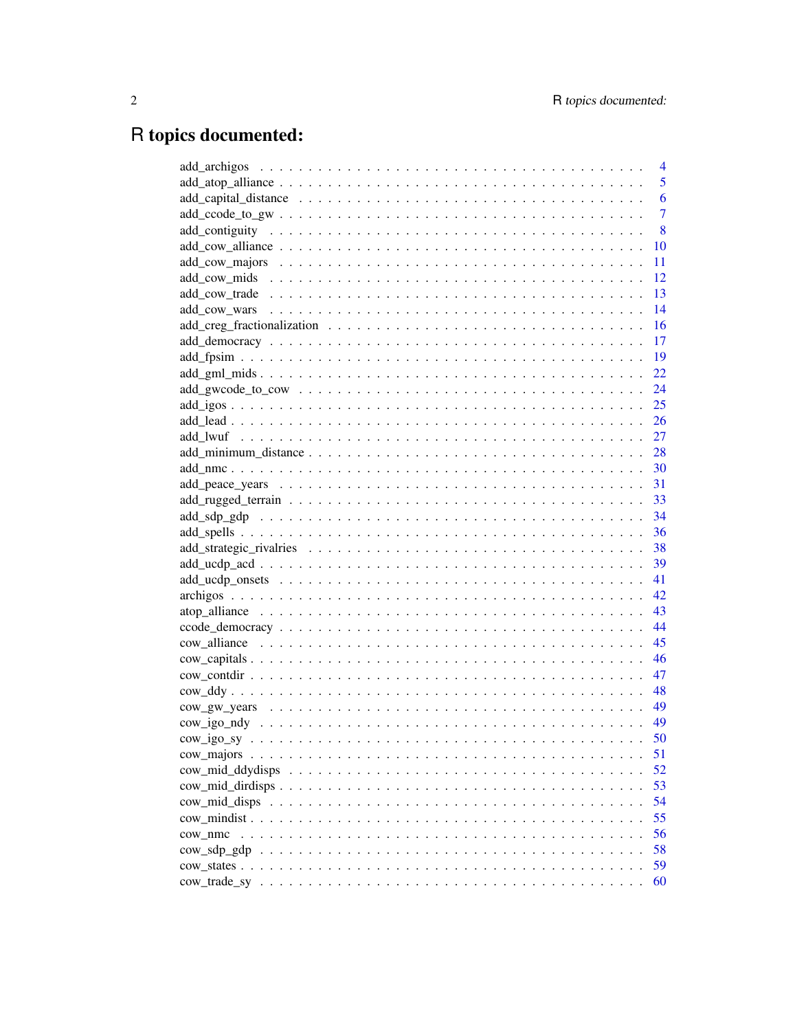# R topics documented:

add_archigos . . . . . . . . . . . . . . . . . . . . . . . . . . . . . . . . . . . . 4
add_atop_alliance . . . . . . . . . . . . . . . . . . . . . . . . . . . . . . . . . . 5
add_capital_distance . . . . . . . . . . . . . . . . . . . . . . . . . . . . . . . . 6
add_ccode_to_gw . . . . . . . . . . . . . . . . . . . . . . . . . . . . . . . . . . 7
add_contiguity . . . . . . . . . . . . . . . . . . . . . . . . . . . . . . . . . . . 8
add_cow_alliance . . . . . . . . . . . . . . . . . . . . . . . . . . . . . . . . . . 10
add_cow_majors . . . . . . . . . . . . . . . . . . . . . . . . . . . . . . . . . . 11
add_cow_mids . . . . . . . . . . . . . . . . . . . . . . . . . . . . . . . . . . . 12
add_cow_trade . . . . . . . . . . . . . . . . . . . . . . . . . . . . . . . . . . . 13
add_cow_wars . . . . . . . . . . . . . . . . . . . . . . . . . . . . . . . . . . . 14
add_creg_fractionalization . . . . . . . . . . . . . . . . . . . . . . . . . . . . 16
add_democracy . . . . . . . . . . . . . . . . . . . . . . . . . . . . . . . . . . . 17
add_fpsim . . . . . . . . . . . . . . . . . . . . . . . . . . . . . . . . . . . . . 19
add_gml_mids . . . . . . . . . . . . . . . . . . . . . . . . . . . . . . . . . . . 22
add_gwcode_to_cow . . . . . . . . . . . . . . . . . . . . . . . . . . . . . . . . 24
add_igos . . . . . . . . . . . . . . . . . . . . . . . . . . . . . . . . . . . . . . 25
add_lead . . . . . . . . . . . . . . . . . . . . . . . . . . . . . . . . . . . . . . 26
add_lwuf . . . . . . . . . . . . . . . . . . . . . . . . . . . . . . . . . . . . . . 27
add_minimum_distance . . . . . . . . . . . . . . . . . . . . . . . . . . . . . . . 28
add_nmc . . . . . . . . . . . . . . . . . . . . . . . . . . . . . . . . . . . . . . 30
add_peace_years . . . . . . . . . . . . . . . . . . . . . . . . . . . . . . . . . . 31
add_rugged_terrain . . . . . . . . . . . . . . . . . . . . . . . . . . . . . . . . . 33
add_sdp_gdp . . . . . . . . . . . . . . . . . . . . . . . . . . . . . . . . . . . . 34
add_spells . . . . . . . . . . . . . . . . . . . . . . . . . . . . . . . . . . . . . 36
add_strategic_rivalries . . . . . . . . . . . . . . . . . . . . . . . . . . . . . . 38
add_ucdp_acd . . . . . . . . . . . . . . . . . . . . . . . . . . . . . . . . . . . 39
add_ucdp_onsets . . . . . . . . . . . . . . . . . . . . . . . . . . . . . . . . . . 41
archigos . . . . . . . . . . . . . . . . . . . . . . . . . . . . . . . . . . . . . . 42
atop_alliance . . . . . . . . . . . . . . . . . . . . . . . . . . . . . . . . . . . . 43
ccode_democracy . . . . . . . . . . . . . . . . . . . . . . . . . . . . . . . . . . 44
cow_alliance . . . . . . . . . . . . . . . . . . . . . . . . . . . . . . . . . . . . 45
cow_capitals . . . . . . . . . . . . . . . . . . . . . . . . . . . . . . . . . . . . 46
cow_contdir . . . . . . . . . . . . . . . . . . . . . . . . . . . . . . . . . . . . . 47
cow_ddy . . . . . . . . . . . . . . . . . . . . . . . . . . . . . . . . . . . . . . . 48
cow_gw_years . . . . . . . . . . . . . . . . . . . . . . . . . . . . . . . . . . . . 49
cow_igo_ndy . . . . . . . . . . . . . . . . . . . . . . . . . . . . . . . . . . . . 49
cow_igo_sy . . . . . . . . . . . . . . . . . . . . . . . . . . . . . . . . . . . . . 50
cow_majors . . . . . . . . . . . . . . . . . . . . . . . . . . . . . . . . . . . . . 51
cow_mid_ddydisps . . . . . . . . . . . . . . . . . . . . . . . . . . . . . . . . . 52
cow_mid_dirdisps . . . . . . . . . . . . . . . . . . . . . . . . . . . . . . . . . . 53
cow_mid_disps . . . . . . . . . . . . . . . . . . . . . . . . . . . . . . . . . . . 54
cow_mindist . . . . . . . . . . . . . . . . . . . . . . . . . . . . . . . . . . . . . 55
cow_nmc . . . . . . . . . . . . . . . . . . . . . . . . . . . . . . . . . . . . . . 56
cow_sdp_gdp . . . . . . . . . . . . . . . . . . . . . . . . . . . . . . . . . . . . 58
cow_states . . . . . . . . . . . . . . . . . . . . . . . . . . . . . . . . . . . . . . 59
cow_trade_sy . . . . . . . . . . . . . . . . . . . . . . . . . . . . . . . . . . . . 60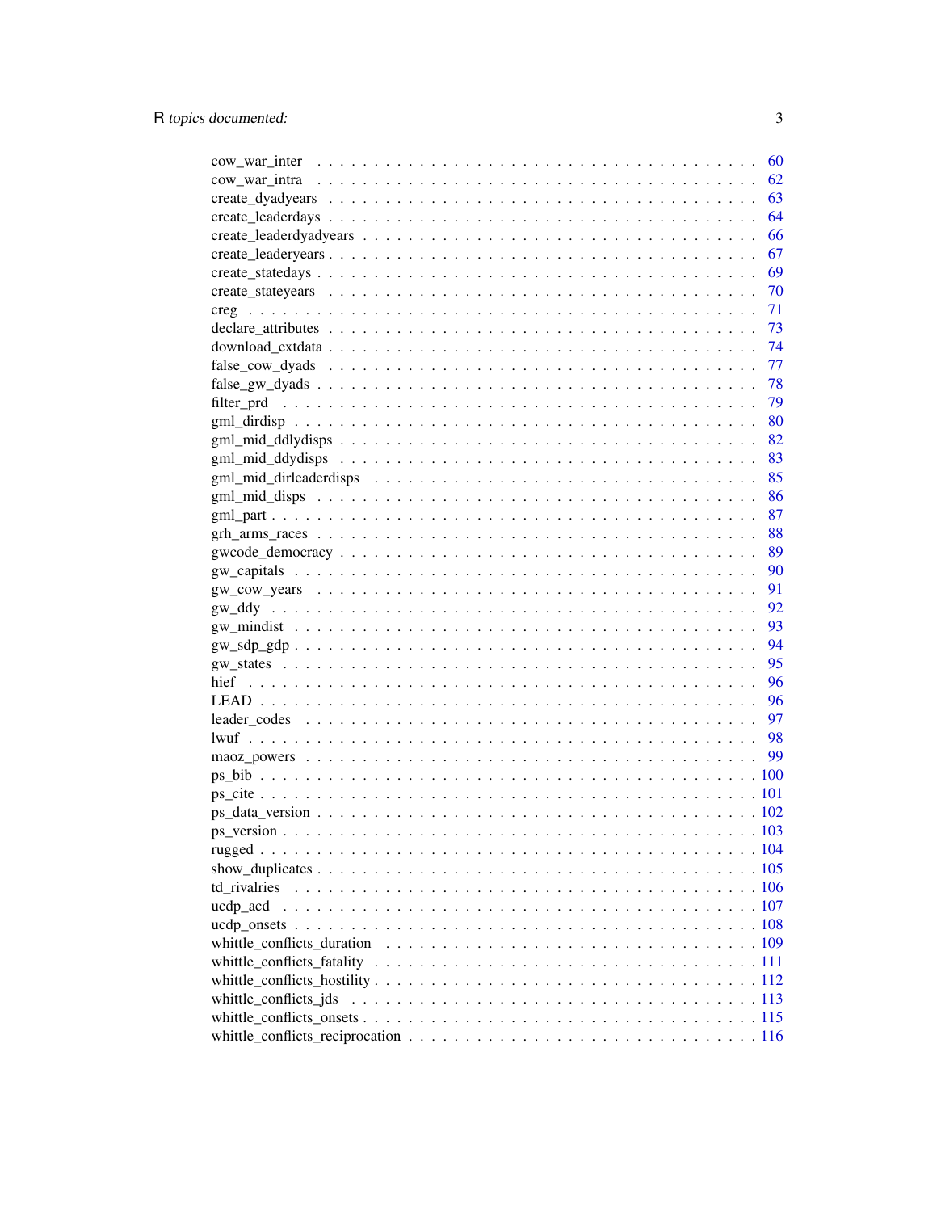cow_war_inter . . . . . . . . . . . . . . . . . . . . . . . . . . . . . . . . . . 60
cow_war_intra . . . . . . . . . . . . . . . . . . . . . . . . . . . . . . . . . . 62
create_dyadyears . . . . . . . . . . . . . . . . . . . . . . . . . . . . . . . . 63
create_leaderdays . . . . . . . . . . . . . . . . . . . . . . . . . . . . . . . . 64
create_leaderdyadyears . . . . . . . . . . . . . . . . . . . . . . . . . . . . . 66
create_leaderyears . . . . . . . . . . . . . . . . . . . . . . . . . . . . . . . 67
create_statedays . . . . . . . . . . . . . . . . . . . . . . . . . . . . . . . . 69
create_stateyears . . . . . . . . . . . . . . . . . . . . . . . . . . . . . . . . 70
creg . . . . . . . . . . . . . . . . . . . . . . . . . . . . . . . . . . . . . . 71
declare_attributes . . . . . . . . . . . . . . . . . . . . . . . . . . . . . . . 73
download_extdata . . . . . . . . . . . . . . . . . . . . . . . . . . . . . . . . 74
false_cow_dyads . . . . . . . . . . . . . . . . . . . . . . . . . . . . . . . . . 77
false_gw_dyads . . . . . . . . . . . . . . . . . . . . . . . . . . . . . . . . . 78
filter_prd . . . . . . . . . . . . . . . . . . . . . . . . . . . . . . . . . . . 79
gml_dirdisp . . . . . . . . . . . . . . . . . . . . . . . . . . . . . . . . . . . 80
gml_mid_ddlydisps . . . . . . . . . . . . . . . . . . . . . . . . . . . . . . . . 82
gml_mid_ddydisps . . . . . . . . . . . . . . . . . . . . . . . . . . . . . . . . 83
gml_mid_dirleaderdisps . . . . . . . . . . . . . . . . . . . . . . . . . . . . . 85
gml_mid_disps . . . . . . . . . . . . . . . . . . . . . . . . . . . . . . . . . . 86
gml_part . . . . . . . . . . . . . . . . . . . . . . . . . . . . . . . . . . . . 87
grh_arms_races . . . . . . . . . . . . . . . . . . . . . . . . . . . . . . . . . 88
gwcode_democracy . . . . . . . . . . . . . . . . . . . . . . . . . . . . . . . . 89
gw_capitals . . . . . . . . . . . . . . . . . . . . . . . . . . . . . . . . . . . 90
gw_cow_years . . . . . . . . . . . . . . . . . . . . . . . . . . . . . . . . . . 91
gw_ddy . . . . . . . . . . . . . . . . . . . . . . . . . . . . . . . . . . . . . 92
gw_mindist . . . . . . . . . . . . . . . . . . . . . . . . . . . . . . . . . . . 93
gw_sdp_gdp . . . . . . . . . . . . . . . . . . . . . . . . . . . . . . . . . . . 94
gw_states . . . . . . . . . . . . . . . . . . . . . . . . . . . . . . . . . . . . 95
hief . . . . . . . . . . . . . . . . . . . . . . . . . . . . . . . . . . . . . . 96
LEAD . . . . . . . . . . . . . . . . . . . . . . . . . . . . . . . . . . . . . . 96
leader_codes . . . . . . . . . . . . . . . . . . . . . . . . . . . . . . . . . . 97
lwuf . . . . . . . . . . . . . . . . . . . . . . . . . . . . . . . . . . . . . . 98
maoz_powers . . . . . . . . . . . . . . . . . . . . . . . . . . . . . . . . . . . 99
ps_bib . . . . . . . . . . . . . . . . . . . . . . . . . . . . . . . . . . . . . 100
ps_cite . . . . . . . . . . . . . . . . . . . . . . . . . . . . . . . . . . . . . 101
ps_data_version . . . . . . . . . . . . . . . . . . . . . . . . . . . . . . . . 102
ps_version . . . . . . . . . . . . . . . . . . . . . . . . . . . . . . . . . . . 103
rugged . . . . . . . . . . . . . . . . . . . . . . . . . . . . . . . . . . . . . 104
show_duplicates . . . . . . . . . . . . . . . . . . . . . . . . . . . . . . . . 105
td_rivalries . . . . . . . . . . . . . . . . . . . . . . . . . . . . . . . . . . 106
ucdp_acd . . . . . . . . . . . . . . . . . . . . . . . . . . . . . . . . . . . . 107
ucdp_onsets . . . . . . . . . . . . . . . . . . . . . . . . . . . . . . . . . . 108
whittle_conflicts_duration . . . . . . . . . . . . . . . . . . . . . . . . . . . 109
whittle_conflicts_fatality . . . . . . . . . . . . . . . . . . . . . . . . . . . 111
whittle_conflicts_hostility . . . . . . . . . . . . . . . . . . . . . . . . . . . 112
whittle_conflicts_jds . . . . . . . . . . . . . . . . . . . . . . . . . . . . . . 113
whittle_conflicts_onsets . . . . . . . . . . . . . . . . . . . . . . . . . . . . 115
whittle_conflicts_reciprocation . . . . . . . . . . . . . . . . . . . . . . . . . 116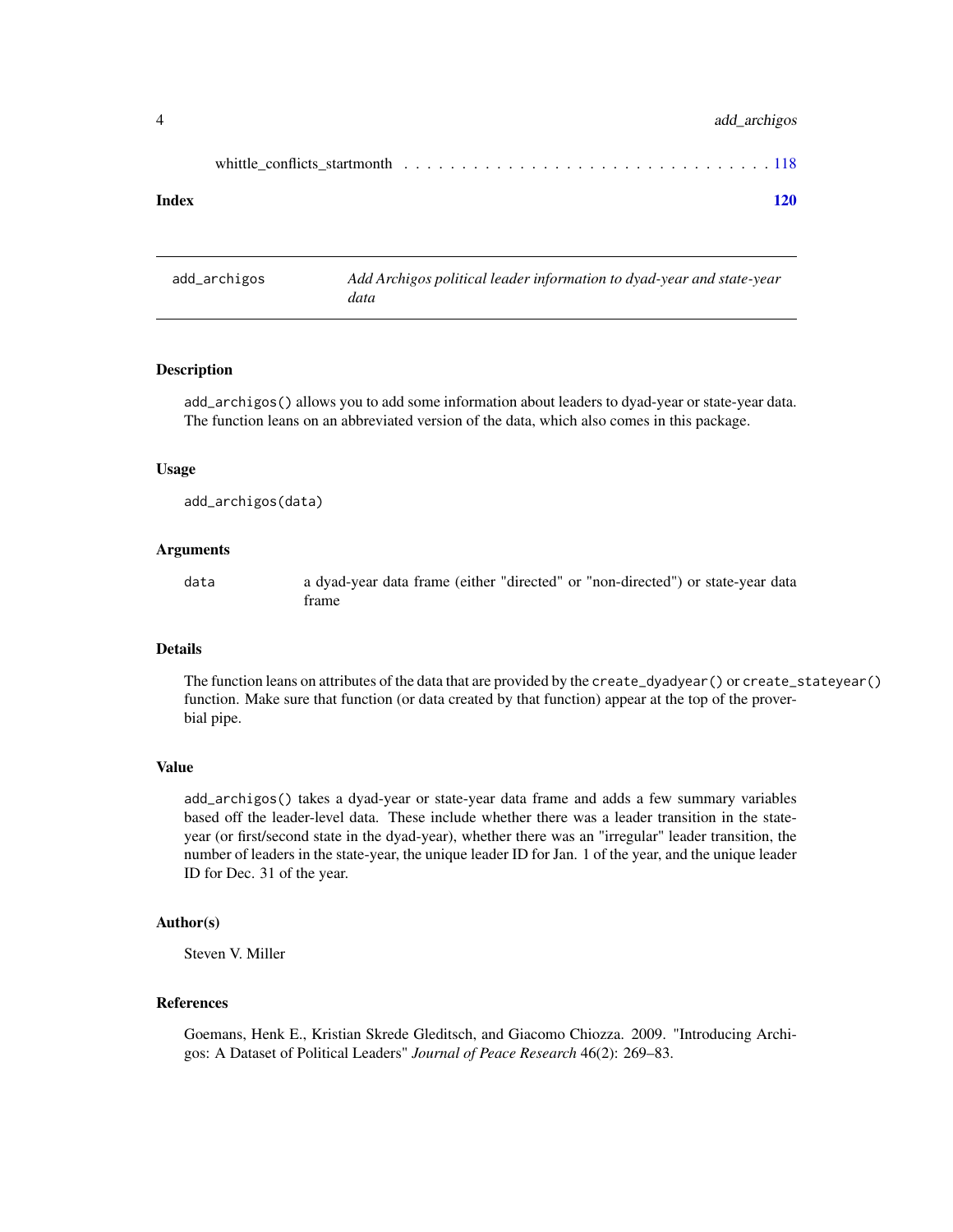whittle_conflicts_startmonth . . . . . . . . . . . . . . . . . . . . . . . . . . . . . . 118

**Index** **120**

---

`add_archigos` *Add Archigos political leader information to dyad-year and state-year data*

---

### Description

`add_archigos()` allows you to add some information about leaders to dyad-year or state-year data. The function leans on an abbreviated version of the data, which also comes in this package.

### Usage

```
add_archigos(data)
```

### Arguments

| | |
|---|---|
| `data` | a dyad-year data frame (either "directed" or "non-directed") or state-year data frame |

### Details

The function leans on attributes of the data that are provided by the `create_dyadyear()` or `create_stateyear()` function. Make sure that function (or data created by that function) appear at the top of the proverbial pipe.

### Value

`add_archigos()` takes a dyad-year or state-year data frame and adds a few summary variables based off the leader-level data. These include whether there was a leader transition in the state-year (or first/second state in the dyad-year), whether there was an "irregular" leader transition, the number of leaders in the state-year, the unique leader ID for Jan. 1 of the year, and the unique leader ID for Dec. 31 of the year.

### Author(s)

Steven V. Miller

### References

Goemans, Henk E., Kristian Skrede Gleditsch, and Giacomo Chiozza. 2009. "Introducing Archigos: A Dataset of Political Leaders" *Journal of Peace Research* 46(2): 269–83.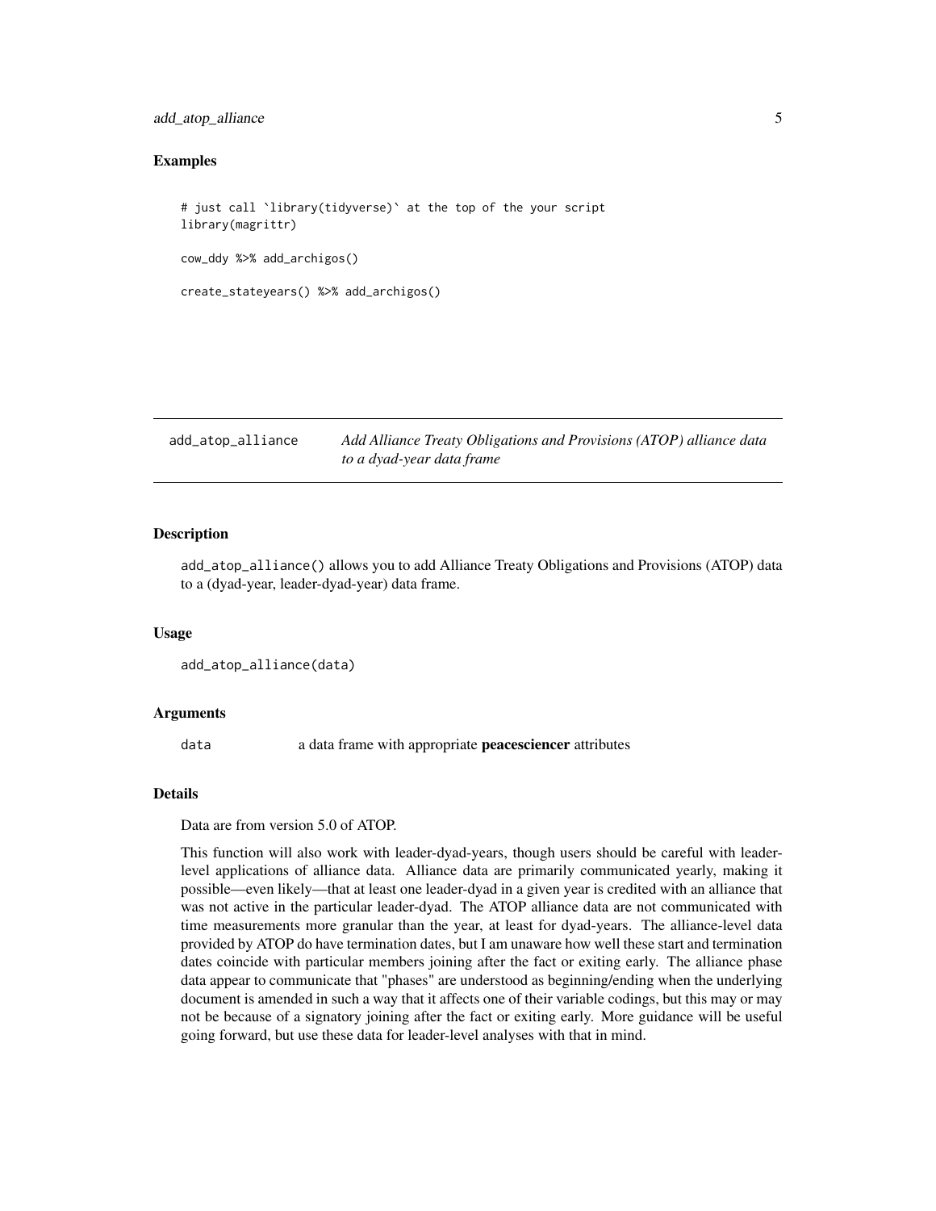### Examples

```
# just call `library(tidyverse)` at the top of the your script
library(magrittr)

cow_ddy %>% add_archigos()

create_stateyears() %>% add_archigos()
```

## add_atop_alliance — *Add Alliance Treaty Obligations and Provisions (ATOP) alliance data to a dyad-year data frame*

### Description

add_atop_alliance() allows you to add Alliance Treaty Obligations and Provisions (ATOP) data to a (dyad-year, leader-dyad-year) data frame.

### Usage

```
add_atop_alliance(data)
```

### Arguments

| | |
|---|---|
| data | a data frame with appropriate **peacesciencer** attributes |

### Details

Data are from version 5.0 of ATOP.

This function will also work with leader-dyad-years, though users should be careful with leader-level applications of alliance data. Alliance data are primarily communicated yearly, making it possible—even likely—that at least one leader-dyad in a given year is credited with an alliance that was not active in the particular leader-dyad. The ATOP alliance data are not communicated with time measurements more granular than the year, at least for dyad-years. The alliance-level data provided by ATOP do have termination dates, but I am unaware how well these start and termination dates coincide with particular members joining after the fact or exiting early. The alliance phase data appear to communicate that "phases" are understood as beginning/ending when the underlying document is amended in such a way that it affects one of their variable codings, but this may or may not be because of a signatory joining after the fact or exiting early. More guidance will be useful going forward, but use these data for leader-level analyses with that in mind.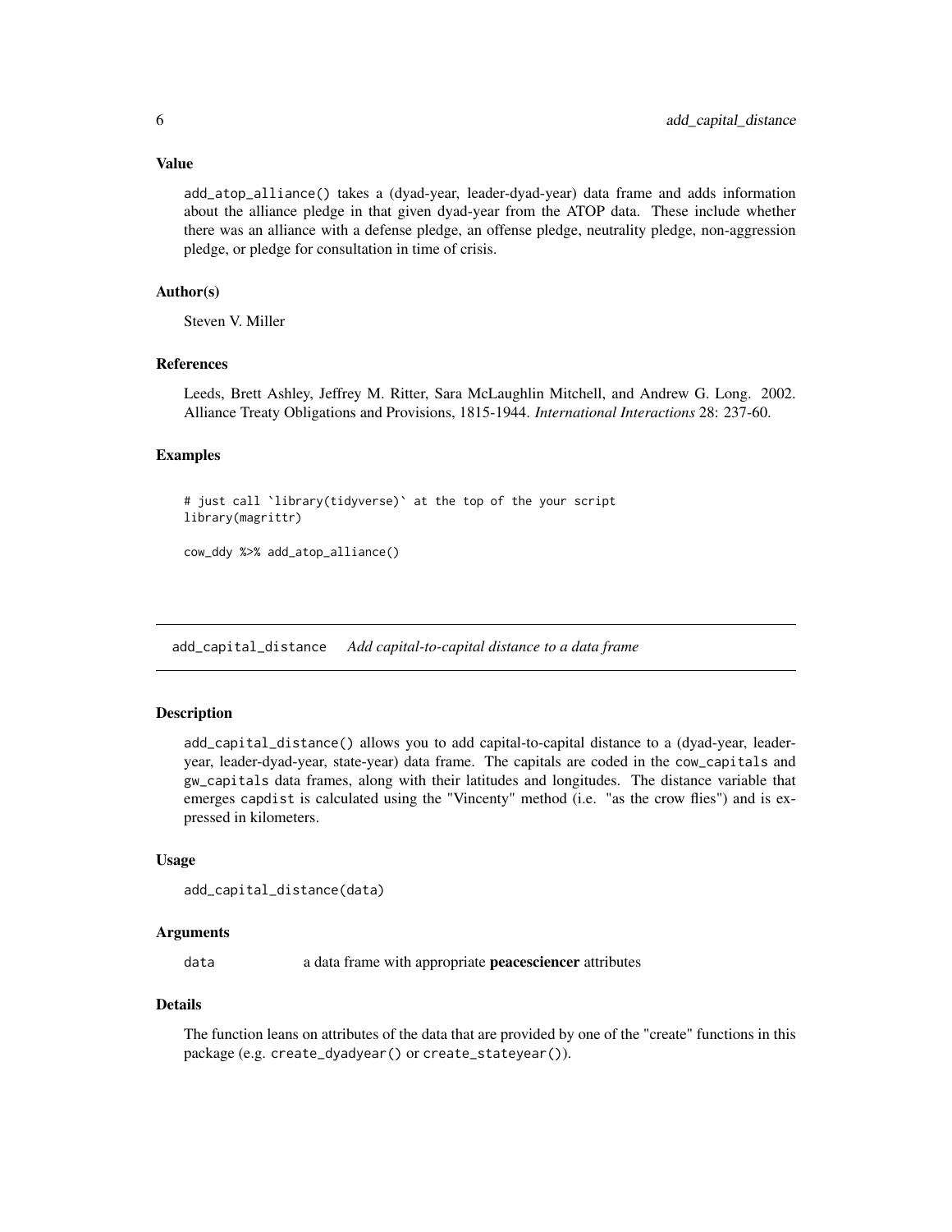## Value

add_atop_alliance() takes a (dyad-year, leader-dyad-year) data frame and adds information about the alliance pledge in that given dyad-year from the ATOP data. These include whether there was an alliance with a defense pledge, an offense pledge, neutrality pledge, non-aggression pledge, or pledge for consultation in time of crisis.

## Author(s)

Steven V. Miller

## References

Leeds, Brett Ashley, Jeffrey M. Ritter, Sara McLaughlin Mitchell, and Andrew G. Long. 2002. Alliance Treaty Obligations and Provisions, 1815-1944. *International Interactions* 28: 237-60.

## Examples

```
# just call `library(tidyverse)` at the top of the your script
library(magrittr)

cow_ddy %>% add_atop_alliance()
```

---

# add_capital_distance *Add capital-to-capital distance to a data frame*

## Description

add_capital_distance() allows you to add capital-to-capital distance to a (dyad-year, leader-year, leader-dyad-year, state-year) data frame. The capitals are coded in the cow_capitals and gw_capitals data frames, along with their latitudes and longitudes. The distance variable that emerges capdist is calculated using the "Vincenty" method (i.e. "as the crow flies") and is expressed in kilometers.

## Usage

```
add_capital_distance(data)
```

## Arguments

data a data frame with appropriate **peacesciencer** attributes

## Details

The function leans on attributes of the data that are provided by one of the "create" functions in this package (e.g. create_dyadyear() or create_stateyear()).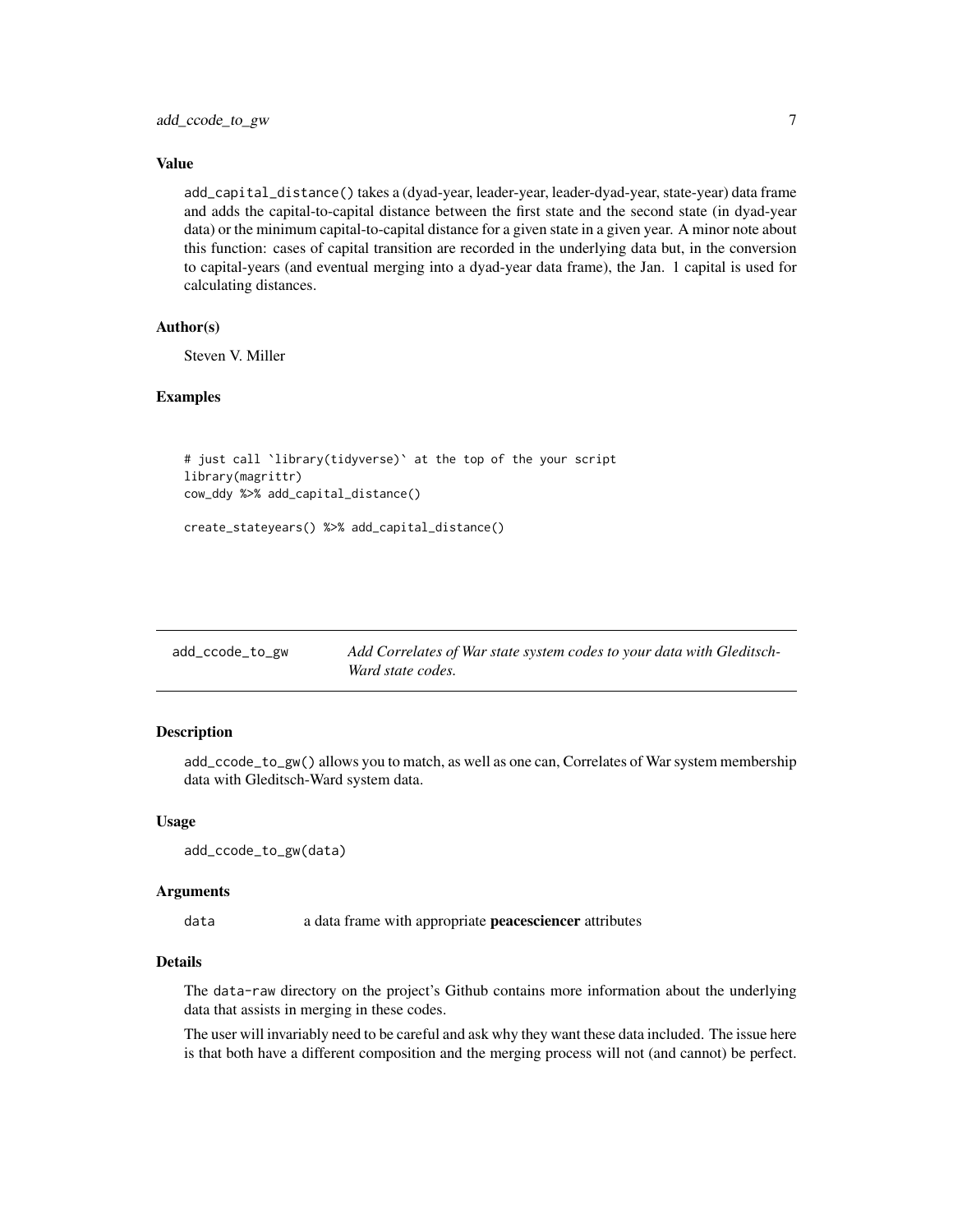### Value

add_capital_distance() takes a (dyad-year, leader-year, leader-dyad-year, state-year) data frame and adds the capital-to-capital distance between the first state and the second state (in dyad-year data) or the minimum capital-to-capital distance for a given state in a given year. A minor note about this function: cases of capital transition are recorded in the underlying data but, in the conversion to capital-years (and eventual merging into a dyad-year data frame), the Jan. 1 capital is used for calculating distances.

### Author(s)

Steven V. Miller

### Examples

```
# just call `library(tidyverse)` at the top of the your script
library(magrittr)
cow_ddy %>% add_capital_distance()

create_stateyears() %>% add_capital_distance()
```

---

## add_ccode_to_gw — *Add Correlates of War state system codes to your data with Gleditsch-Ward state codes.*

### Description

add_ccode_to_gw() allows you to match, as well as one can, Correlates of War system membership data with Gleditsch-Ward system data.

### Usage

```
add_ccode_to_gw(data)
```

### Arguments

| | |
|---|---|
| data | a data frame with appropriate **peacesciencer** attributes |

### Details

The data-raw directory on the project's Github contains more information about the underlying data that assists in merging in these codes.

The user will invariably need to be careful and ask why they want these data included. The issue here is that both have a different composition and the merging process will not (and cannot) be perfect.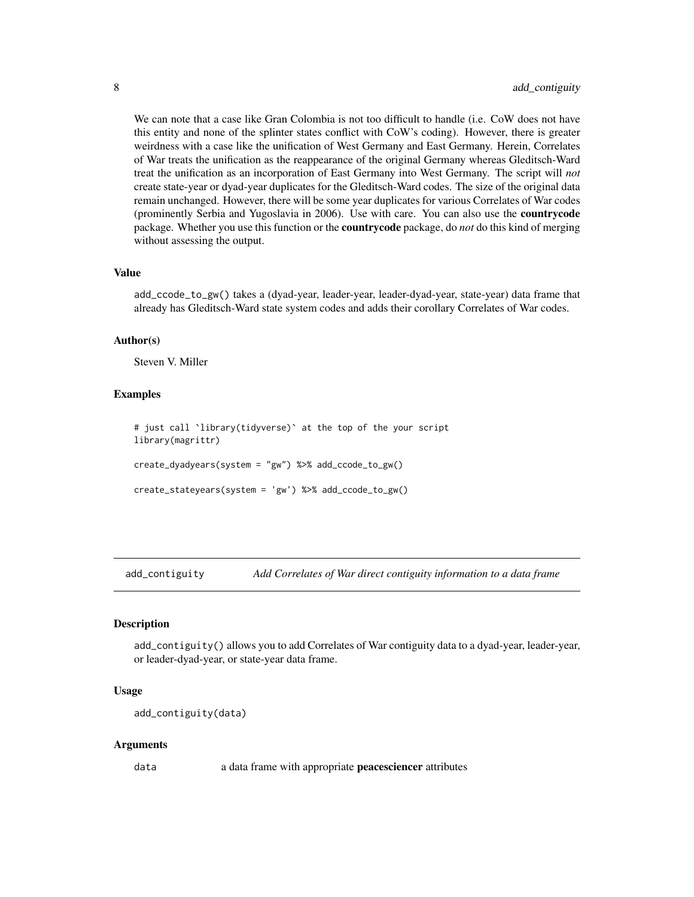We can note that a case like Gran Colombia is not too difficult to handle (i.e. CoW does not have this entity and none of the splinter states conflict with CoW's coding). However, there is greater weirdness with a case like the unification of West Germany and East Germany. Herein, Correlates of War treats the unification as the reappearance of the original Germany whereas Gleditsch-Ward treat the unification as an incorporation of East Germany into West Germany. The script will *not* create state-year or dyad-year duplicates for the Gleditsch-Ward codes. The size of the original data remain unchanged. However, there will be some year duplicates for various Correlates of War codes (prominently Serbia and Yugoslavia in 2006). Use with care. You can also use the **countrycode** package. Whether you use this function or the **countrycode** package, do *not* do this kind of merging without assessing the output.

### Value

`add_ccode_to_gw()` takes a (dyad-year, leader-year, leader-dyad-year, state-year) data frame that already has Gleditsch-Ward state system codes and adds their corollary Correlates of War codes.

### Author(s)

Steven V. Miller

### Examples

```
# just call `library(tidyverse)` at the top of the your script
library(magrittr)

create_dyadyears(system = "gw") %>% add_ccode_to_gw()

create_stateyears(system = 'gw') %>% add_ccode_to_gw()
```

---

## add_contiguity — *Add Correlates of War direct contiguity information to a data frame*

### Description

`add_contiguity()` allows you to add Correlates of War contiguity data to a dyad-year, leader-year, or leader-dyad-year, or state-year data frame.

### Usage

```
add_contiguity(data)
```

### Arguments

| | |
|---|---|
| data | a data frame with appropriate **peacesciencer** attributes |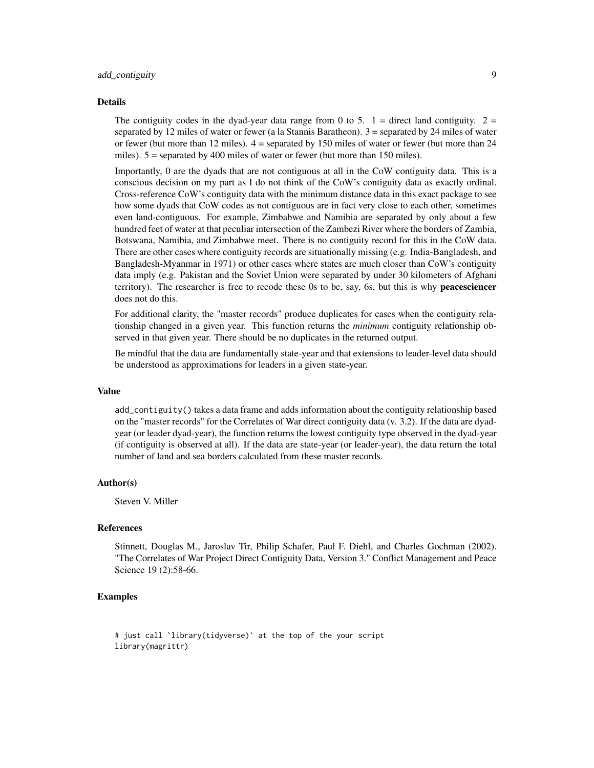### Details

The contiguity codes in the dyad-year data range from 0 to 5. 1 = direct land contiguity. 2 = separated by 12 miles of water or fewer (a la Stannis Baratheon). 3 = separated by 24 miles of water or fewer (but more than 12 miles). 4 = separated by 150 miles of water or fewer (but more than 24 miles). 5 = separated by 400 miles of water or fewer (but more than 150 miles).

Importantly, 0 are the dyads that are not contiguous at all in the CoW contiguity data. This is a conscious decision on my part as I do not think of the CoW's contiguity data as exactly ordinal. Cross-reference CoW's contiguity data with the minimum distance data in this exact package to see how some dyads that CoW codes as not contiguous are in fact very close to each other, sometimes even land-contiguous. For example, Zimbabwe and Namibia are separated by only about a few hundred feet of water at that peculiar intersection of the Zambezi River where the borders of Zambia, Botswana, Namibia, and Zimbabwe meet. There is no contiguity record for this in the CoW data. There are other cases where contiguity records are situationally missing (e.g. India-Bangladesh, and Bangladesh-Myanmar in 1971) or other cases where states are much closer than CoW's contiguity data imply (e.g. Pakistan and the Soviet Union were separated by under 30 kilometers of Afghani territory). The researcher is free to recode these 0s to be, say, 6s, but this is why **peacesciencer** does not do this.

For additional clarity, the "master records" produce duplicates for cases when the contiguity relationship changed in a given year. This function returns the *minimum* contiguity relationship observed in that given year. There should be no duplicates in the returned output.

Be mindful that the data are fundamentally state-year and that extensions to leader-level data should be understood as approximations for leaders in a given state-year.

### Value

add_contiguity() takes a data frame and adds information about the contiguity relationship based on the "master records" for the Correlates of War direct contiguity data (v. 3.2). If the data are dyad-year (or leader dyad-year), the function returns the lowest contiguity type observed in the dyad-year (if contiguity is observed at all). If the data are state-year (or leader-year), the data return the total number of land and sea borders calculated from these master records.

### Author(s)

Steven V. Miller

### References

Stinnett, Douglas M., Jaroslav Tir, Philip Schafer, Paul F. Diehl, and Charles Gochman (2002). "The Correlates of War Project Direct Contiguity Data, Version 3." Conflict Management and Peace Science 19 (2):58-66.

### Examples

```
# just call `library(tidyverse)` at the top of the your script
library(magrittr)
```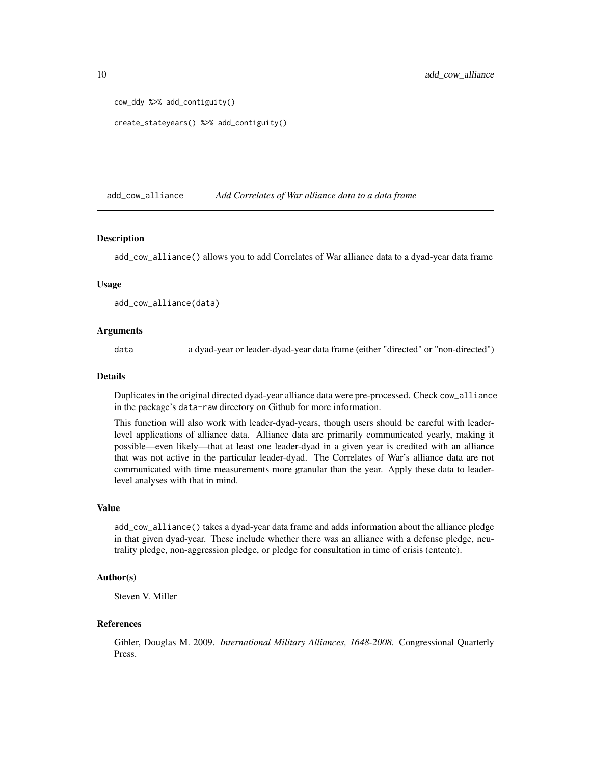```
cow_ddy %>% add_contiguity()

create_stateyears() %>% add_contiguity()
```

---

## add_cow_alliance    *Add Correlates of War alliance data to a data frame*

---

### Description

add_cow_alliance() allows you to add Correlates of War alliance data to a dyad-year data frame

### Usage

```
add_cow_alliance(data)
```

### Arguments

| | |
|---|---|
| data | a dyad-year or leader-dyad-year data frame (either "directed" or "non-directed") |

### Details

Duplicates in the original directed dyad-year alliance data were pre-processed. Check cow_alliance in the package's data-raw directory on Github for more information.

This function will also work with leader-dyad-years, though users should be careful with leader-level applications of alliance data. Alliance data are primarily communicated yearly, making it possible—even likely—that at least one leader-dyad in a given year is credited with an alliance that was not active in the particular leader-dyad. The Correlates of War's alliance data are not communicated with time measurements more granular than the year. Apply these data to leader-level analyses with that in mind.

### Value

add_cow_alliance() takes a dyad-year data frame and adds information about the alliance pledge in that given dyad-year. These include whether there was an alliance with a defense pledge, neutrality pledge, non-aggression pledge, or pledge for consultation in time of crisis (entente).

### Author(s)

Steven V. Miller

### References

Gibler, Douglas M. 2009. *International Military Alliances, 1648-2008*. Congressional Quarterly Press.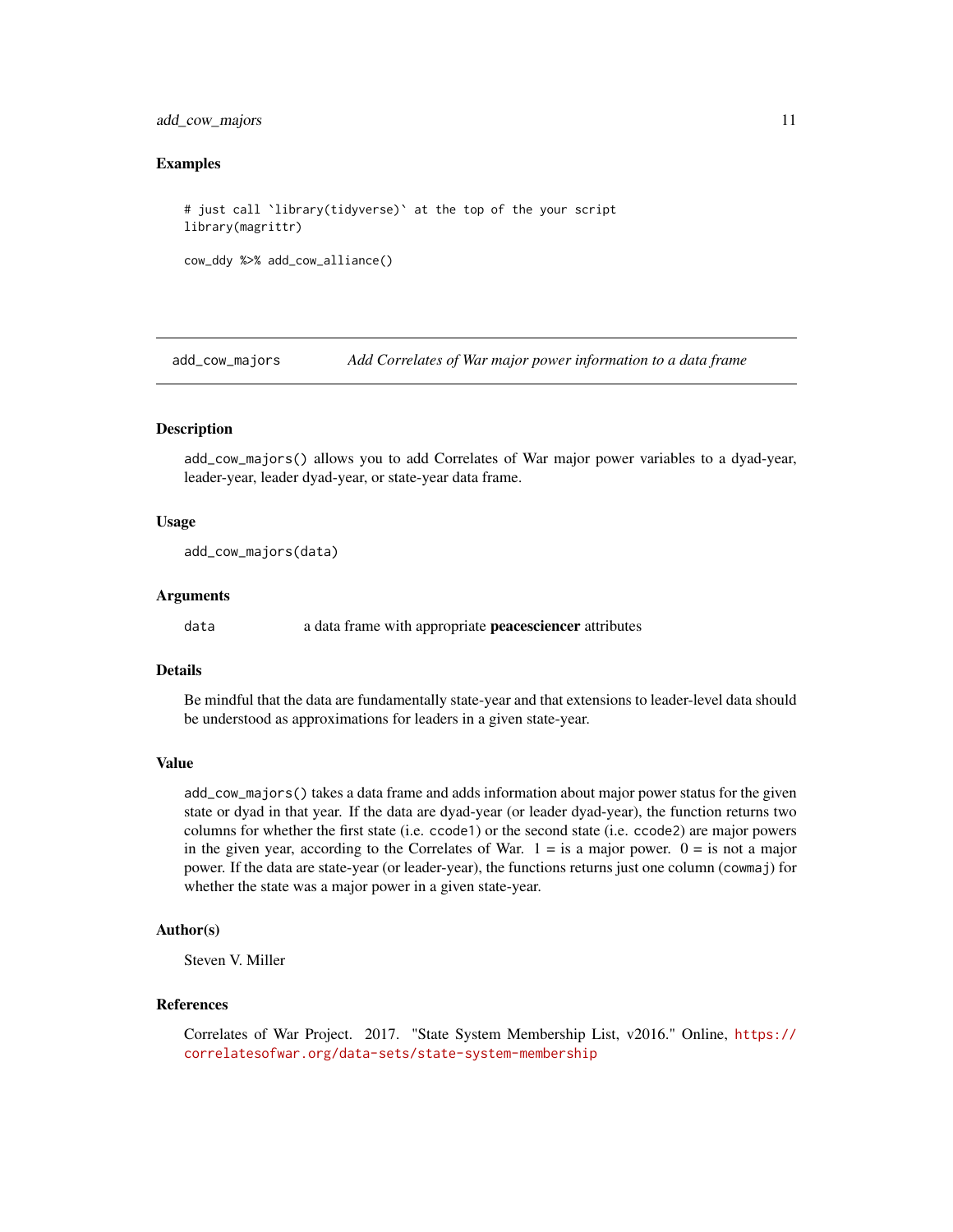## Examples

```
# just call `library(tidyverse)` at the top of the your script
library(magrittr)

cow_ddy %>% add_cow_alliance()
```

---

`add_cow_majors` *Add Correlates of War major power information to a data frame*

---

### Description

add_cow_majors() allows you to add Correlates of War major power variables to a dyad-year, leader-year, leader dyad-year, or state-year data frame.

### Usage

```
add_cow_majors(data)
```

### Arguments

| | |
|---|---|
| data | a data frame with appropriate **peacesciencer** attributes |

### Details

Be mindful that the data are fundamentally state-year and that extensions to leader-level data should be understood as approximations for leaders in a given state-year.

### Value

add_cow_majors() takes a data frame and adds information about major power status for the given state or dyad in that year. If the data are dyad-year (or leader dyad-year), the function returns two columns for whether the first state (i.e. ccode1) or the second state (i.e. ccode2) are major powers in the given year, according to the Correlates of War. 1 = is a major power. 0 = is not a major power. If the data are state-year (or leader-year), the functions returns just one column (cowmaj) for whether the state was a major power in a given state-year.

### Author(s)

Steven V. Miller

### References

Correlates of War Project. 2017. "State System Membership List, v2016." Online, https://correlatesofwar.org/data-sets/state-system-membership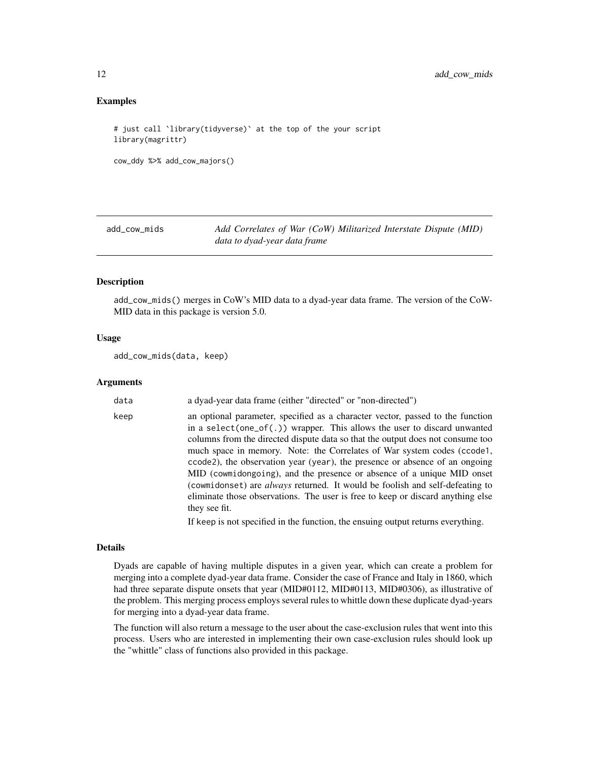## Examples

```
# just call `library(tidyverse)` at the top of the your script
library(magrittr)

cow_ddy %>% add_cow_majors()
```

---

# add_cow_mids — *Add Correlates of War (CoW) Militarized Interstate Dispute (MID) data to dyad-year data frame*

## Description

add_cow_mids() merges in CoW's MID data to a dyad-year data frame. The version of the CoW-MID data in this package is version 5.0.

## Usage

```
add_cow_mids(data, keep)
```

## Arguments

| | |
|---|---|
| data | a dyad-year data frame (either "directed" or "non-directed") |
| keep | an optional parameter, specified as a character vector, passed to the function in a `select(one_of(.))` wrapper. This allows the user to discard unwanted columns from the directed dispute data so that the output does not consume too much space in memory. Note: the Correlates of War system codes (`ccode1`, `ccode2`), the observation year (`year`), the presence or absence of an ongoing MID (`cowmidongoing`), and the presence or absence of a unique MID onset (`cowmidonset`) are *always* returned. It would be foolish and self-defeating to eliminate those observations. The user is free to keep or discard anything else they see fit.<br><br>If `keep` is not specified in the function, the ensuing output returns everything. |

## Details

Dyads are capable of having multiple disputes in a given year, which can create a problem for merging into a complete dyad-year data frame. Consider the case of France and Italy in 1860, which had three separate dispute onsets that year (MID#0112, MID#0113, MID#0306), as illustrative of the problem. This merging process employs several rules to whittle down these duplicate dyad-years for merging into a dyad-year data frame.

The function will also return a message to the user about the case-exclusion rules that went into this process. Users who are interested in implementing their own case-exclusion rules should look up the "whittle" class of functions also provided in this package.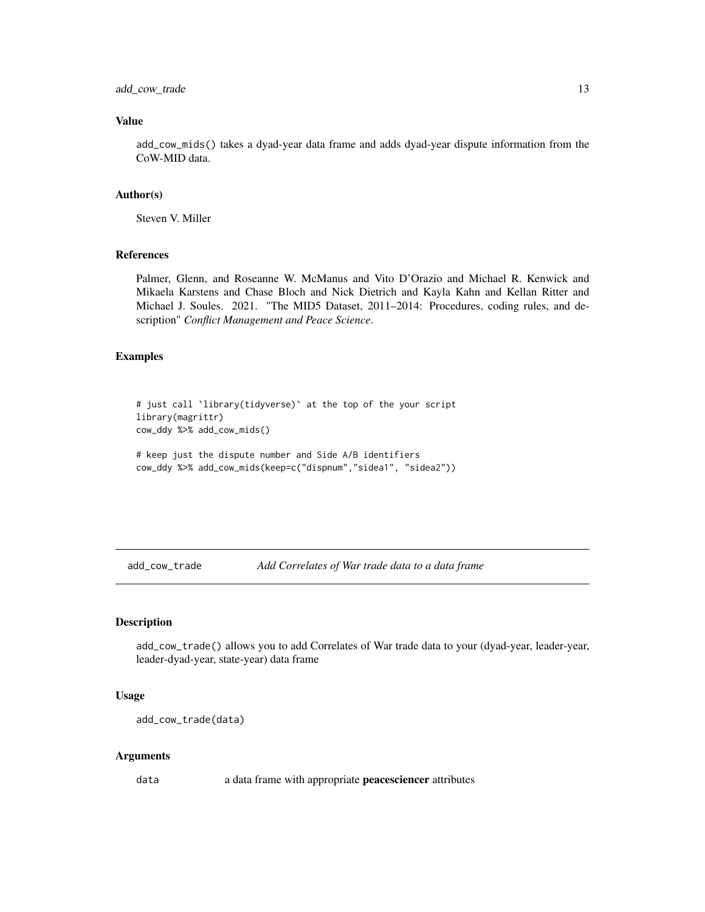### Value

add_cow_mids() takes a dyad-year data frame and adds dyad-year dispute information from the CoW-MID data.

### Author(s)

Steven V. Miller

### References

Palmer, Glenn, and Roseanne W. McManus and Vito D'Orazio and Michael R. Kenwick and Mikaela Karstens and Chase Bloch and Nick Dietrich and Kayla Kahn and Kellan Ritter and Michael J. Soules. 2021. "The MID5 Dataset, 2011–2014: Procedures, coding rules, and description" *Conflict Management and Peace Science*.

### Examples

```
# just call `library(tidyverse)` at the top of the your script
library(magrittr)
cow_ddy %>% add_cow_mids()

# keep just the dispute number and Side A/B identifiers
cow_ddy %>% add_cow_mids(keep=c("dispnum","sidea1", "sidea2"))
```

---

## add_cow_trade — *Add Correlates of War trade data to a data frame*

### Description

add_cow_trade() allows you to add Correlates of War trade data to your (dyad-year, leader-year, leader-dyad-year, state-year) data frame

### Usage

```
add_cow_trade(data)
```

### Arguments

| | |
|---|---|
| data | a data frame with appropriate **peacesciencer** attributes |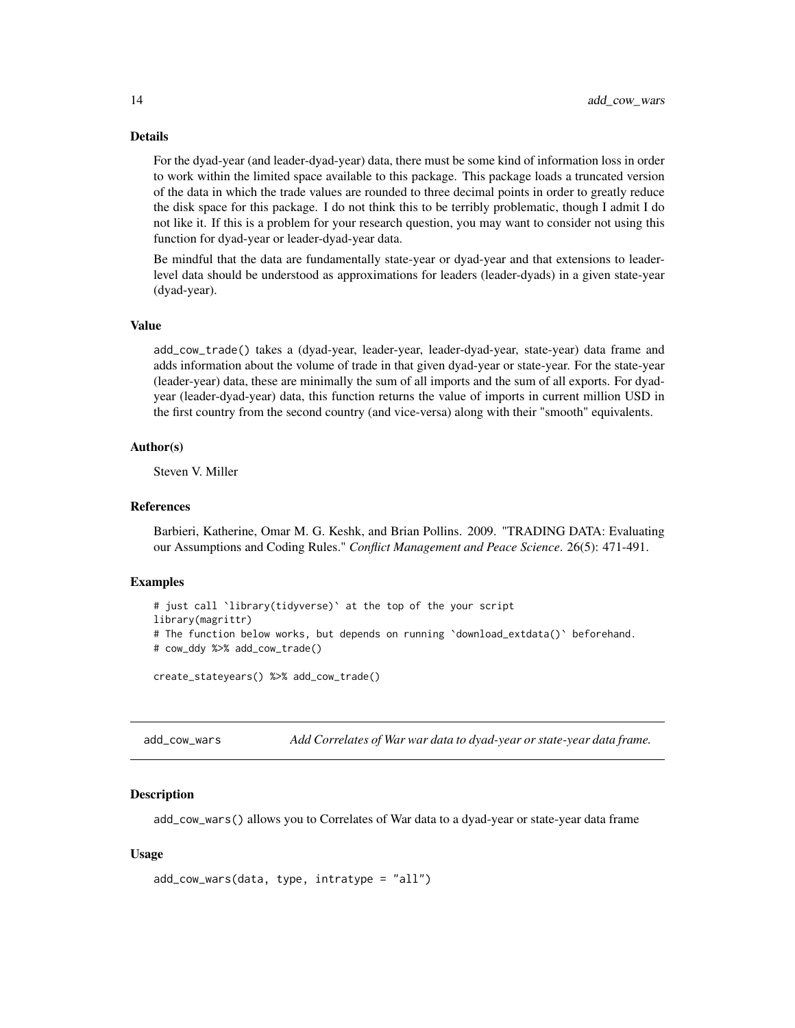### Details

For the dyad-year (and leader-dyad-year) data, there must be some kind of information loss in order to work within the limited space available to this package. This package loads a truncated version of the data in which the trade values are rounded to three decimal points in order to greatly reduce the disk space for this package. I do not think this to be terribly problematic, though I admit I do not like it. If this is a problem for your research question, you may want to consider not using this function for dyad-year or leader-dyad-year data.

Be mindful that the data are fundamentally state-year or dyad-year and that extensions to leader-level data should be understood as approximations for leaders (leader-dyads) in a given state-year (dyad-year).

### Value

add_cow_trade() takes a (dyad-year, leader-year, leader-dyad-year, state-year) data frame and adds information about the volume of trade in that given dyad-year or state-year. For the state-year (leader-year) data, these are minimally the sum of all imports and the sum of all exports. For dyad-year (leader-dyad-year) data, this function returns the value of imports in current million USD in the first country from the second country (and vice-versa) along with their "smooth" equivalents.

### Author(s)

Steven V. Miller

### References

Barbieri, Katherine, Omar M. G. Keshk, and Brian Pollins. 2009. "TRADING DATA: Evaluating our Assumptions and Coding Rules." *Conflict Management and Peace Science*. 26(5): 471-491.

### Examples

```
# just call `library(tidyverse)` at the top of the your script
library(magrittr)
# The function below works, but depends on running `download_extdata()` beforehand.
# cow_ddy %>% add_cow_trade()

create_stateyears() %>% add_cow_trade()
```

---

## add_cow_wars — *Add Correlates of War war data to dyad-year or state-year data frame.*

### Description

add_cow_wars() allows you to Correlates of War data to a dyad-year or state-year data frame

### Usage

```
add_cow_wars(data, type, intratype = "all")
```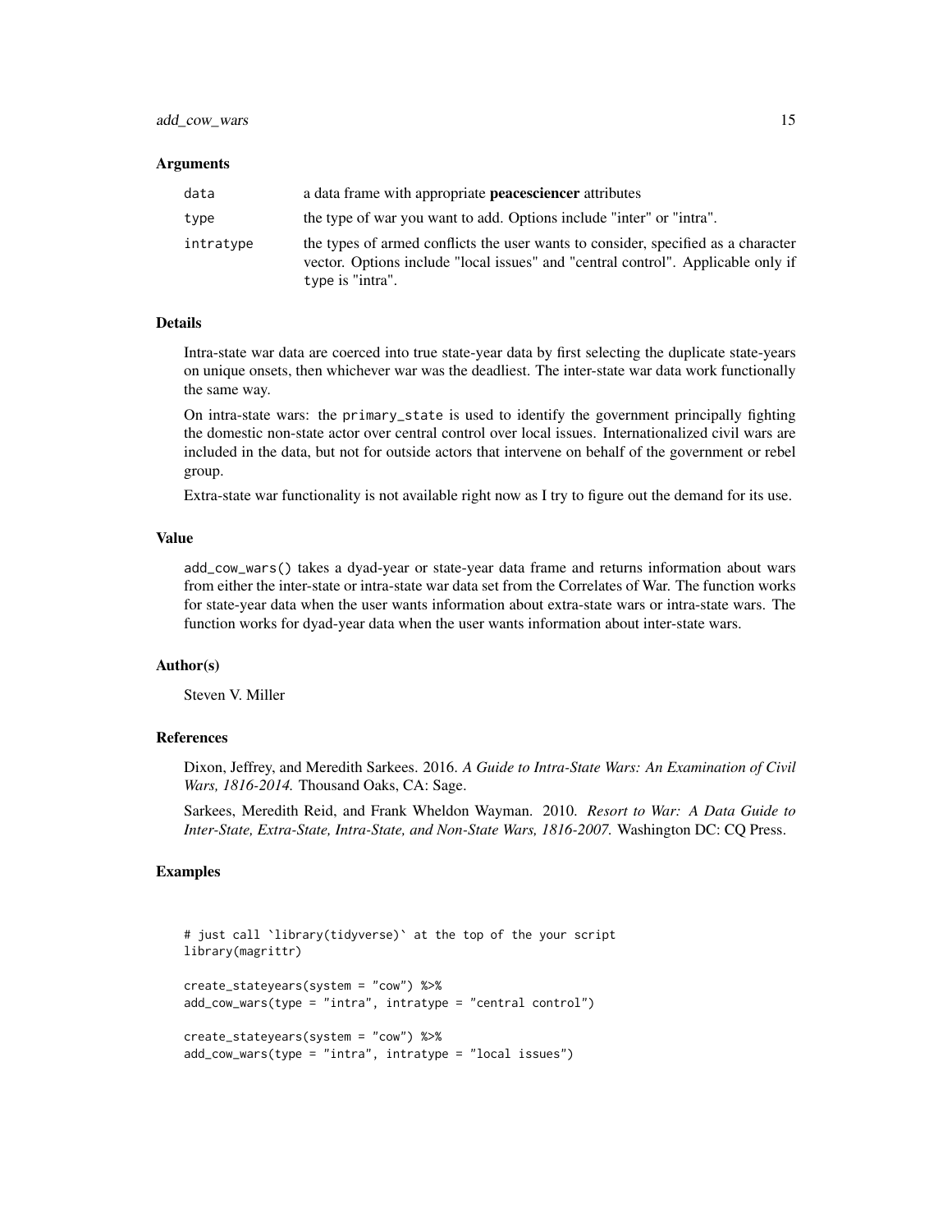### Arguments

| | |
|---|---|
| data | a data frame with appropriate **peacesciencer** attributes |
| type | the type of war you want to add. Options include "inter" or "intra". |
| intratype | the types of armed conflicts the user wants to consider, specified as a character vector. Options include "local issues" and "central control". Applicable only if `type` is "intra". |

### Details

Intra-state war data are coerced into true state-year data by first selecting the duplicate state-years on unique onsets, then whichever war was the deadliest. The inter-state war data work functionally the same way.

On intra-state wars: the `primary_state` is used to identify the government principally fighting the domestic non-state actor over central control over local issues. Internationalized civil wars are included in the data, but not for outside actors that intervene on behalf of the government or rebel group.

Extra-state war functionality is not available right now as I try to figure out the demand for its use.

### Value

`add_cow_wars()` takes a dyad-year or state-year data frame and returns information about wars from either the inter-state or intra-state war data set from the Correlates of War. The function works for state-year data when the user wants information about extra-state wars or intra-state wars. The function works for dyad-year data when the user wants information about inter-state wars.

### Author(s)

Steven V. Miller

### References

Dixon, Jeffrey, and Meredith Sarkees. 2016. *A Guide to Intra-State Wars: An Examination of Civil Wars, 1816-2014.* Thousand Oaks, CA: Sage.

Sarkees, Meredith Reid, and Frank Wheldon Wayman. 2010. *Resort to War: A Data Guide to Inter-State, Extra-State, Intra-State, and Non-State Wars, 1816-2007.* Washington DC: CQ Press.

### Examples

```
# just call `library(tidyverse)` at the top of the your script
library(magrittr)

create_stateyears(system = "cow") %>%
add_cow_wars(type = "intra", intratype = "central control")

create_stateyears(system = "cow") %>%
add_cow_wars(type = "intra", intratype = "local issues")
```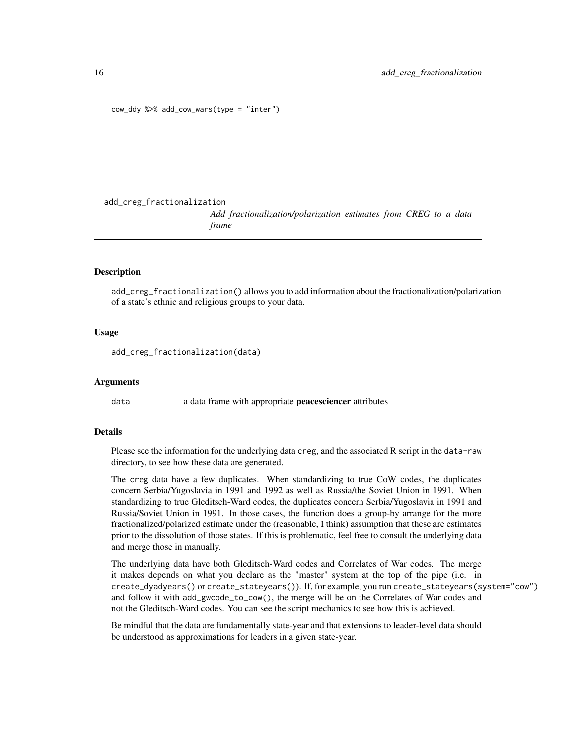```
cow_ddy %>% add_cow_wars(type = "inter")
```

# add_creg_fractionalization

*Add fractionalization/polarization estimates from CREG to a data frame*

## Description

`add_creg_fractionalization()` allows you to add information about the fractionalization/polarization of a state's ethnic and religious groups to your data.

## Usage

```
add_creg_fractionalization(data)
```

## Arguments

| | |
|---|---|
| `data` | a data frame with appropriate **peacesciencer** attributes |

## Details

Please see the information for the underlying data `creg`, and the associated R script in the `data-raw` directory, to see how these data are generated.

The `creg` data have a few duplicates. When standardizing to true CoW codes, the duplicates concern Serbia/Yugoslavia in 1991 and 1992 as well as Russia/the Soviet Union in 1991. When standardizing to true Gleditsch-Ward codes, the duplicates concern Serbia/Yugoslavia in 1991 and Russia/Soviet Union in 1991. In those cases, the function does a group-by arrange for the more fractionalized/polarized estimate under the (reasonable, I think) assumption that these are estimates prior to the dissolution of those states. If this is problematic, feel free to consult the underlying data and merge those in manually.

The underlying data have both Gleditsch-Ward codes and Correlates of War codes. The merge it makes depends on what you declare as the "master" system at the top of the pipe (i.e. in `create_dyadyears()` or `create_stateyears()`). If, for example, you run `create_stateyears(system="cow")` and follow it with `add_gwcode_to_cow()`, the merge will be on the Correlates of War codes and not the Gleditsch-Ward codes. You can see the script mechanics to see how this is achieved.

Be mindful that the data are fundamentally state-year and that extensions to leader-level data should be understood as approximations for leaders in a given state-year.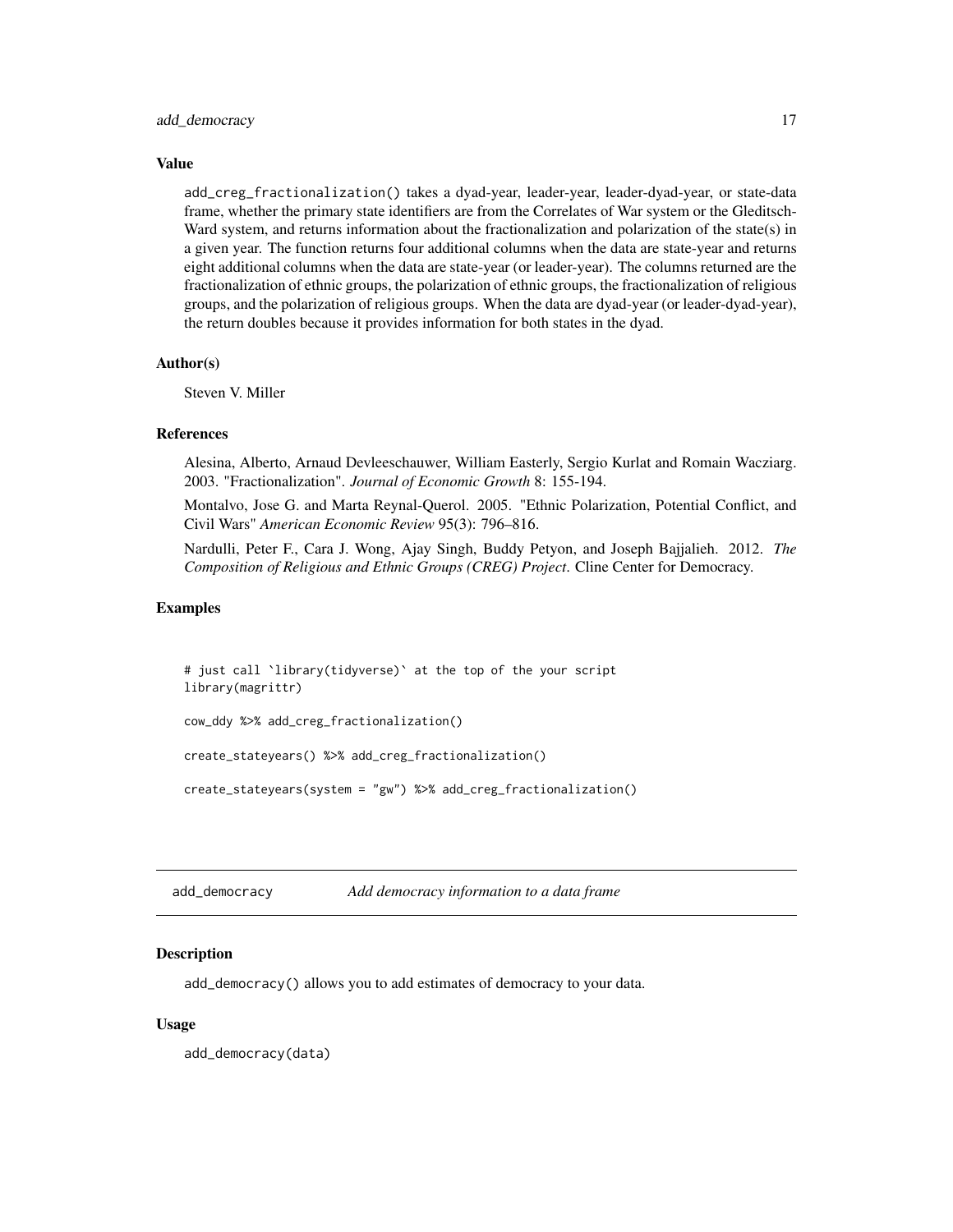### Value

add_creg_fractionalization() takes a dyad-year, leader-year, leader-dyad-year, or state-data frame, whether the primary state identifiers are from the Correlates of War system or the Gleditsch-Ward system, and returns information about the fractionalization and polarization of the state(s) in a given year. The function returns four additional columns when the data are state-year and returns eight additional columns when the data are state-year (or leader-year). The columns returned are the fractionalization of ethnic groups, the polarization of ethnic groups, the fractionalization of religious groups, and the polarization of religious groups. When the data are dyad-year (or leader-dyad-year), the return doubles because it provides information for both states in the dyad.

### Author(s)

Steven V. Miller

### References

Alesina, Alberto, Arnaud Devleeschauwer, William Easterly, Sergio Kurlat and Romain Wacziarg. 2003. "Fractionalization". *Journal of Economic Growth* 8: 155-194.

Montalvo, Jose G. and Marta Reynal-Querol. 2005. "Ethnic Polarization, Potential Conflict, and Civil Wars" *American Economic Review* 95(3): 796–816.

Nardulli, Peter F., Cara J. Wong, Ajay Singh, Buddy Petyon, and Joseph Bajjalieh. 2012. *The Composition of Religious and Ethnic Groups (CREG) Project*. Cline Center for Democracy.

### Examples

```
# just call `library(tidyverse)` at the top of the your script
library(magrittr)

cow_ddy %>% add_creg_fractionalization()

create_stateyears() %>% add_creg_fractionalization()

create_stateyears(system = "gw") %>% add_creg_fractionalization()
```

---

## add_democracy — *Add democracy information to a data frame*

### Description

add_democracy() allows you to add estimates of democracy to your data.

### Usage

```
add_democracy(data)
```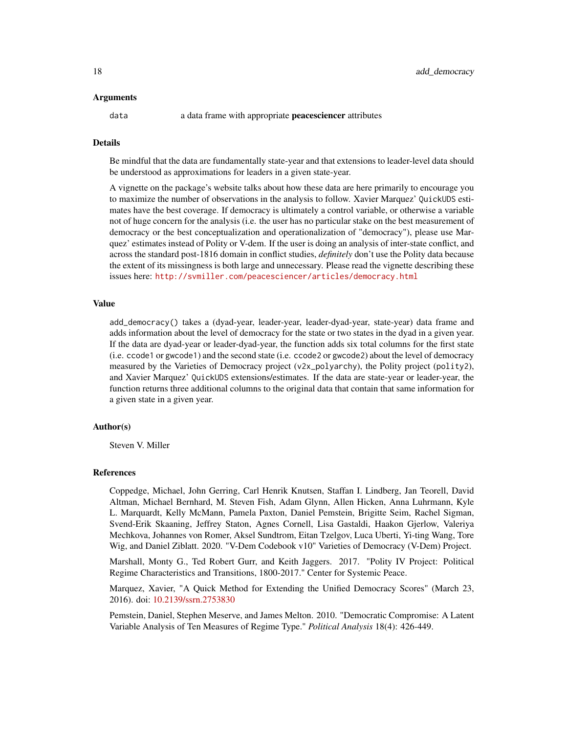## Arguments

`data` a data frame with appropriate **peacesciencer** attributes

## Details

Be mindful that the data are fundamentally state-year and that extensions to leader-level data should be understood as approximations for leaders in a given state-year.

A vignette on the package's website talks about how these data are here primarily to encourage you to maximize the number of observations in the analysis to follow. Xavier Marquez' `QuickUDS` estimates have the best coverage. If democracy is ultimately a control variable, or otherwise a variable not of huge concern for the analysis (i.e. the user has no particular stake on the best measurement of democracy or the best conceptualization and operationalization of "democracy"), please use Marquez' estimates instead of Polity or V-dem. If the user is doing an analysis of inter-state conflict, and across the standard post-1816 domain in conflict studies, *definitely* don't use the Polity data because the extent of its missingness is both large and unnecessary. Please read the vignette describing these issues here: http://svmiller.com/peacesciencer/articles/democracy.html

## Value

`add_democracy()` takes a (dyad-year, leader-year, leader-dyad-year, state-year) data frame and adds information about the level of democracy for the state or two states in the dyad in a given year. If the data are dyad-year or leader-dyad-year, the function adds six total columns for the first state (i.e. `ccode1` or `gwcode1`) and the second state (i.e. `ccode2` or `gwcode2`) about the level of democracy measured by the Varieties of Democracy project (`v2x_polyarchy`), the Polity project (`polity2`), and Xavier Marquez' `QuickUDS` extensions/estimates. If the data are state-year or leader-year, the function returns three additional columns to the original data that contain that same information for a given state in a given year.

## Author(s)

Steven V. Miller

## References

Coppedge, Michael, John Gerring, Carl Henrik Knutsen, Staffan I. Lindberg, Jan Teorell, David Altman, Michael Bernhard, M. Steven Fish, Adam Glynn, Allen Hicken, Anna Luhrmann, Kyle L. Marquardt, Kelly McMann, Pamela Paxton, Daniel Pemstein, Brigitte Seim, Rachel Sigman, Svend-Erik Skaaning, Jeffrey Staton, Agnes Cornell, Lisa Gastaldi, Haakon Gjerlow, Valeriya Mechkova, Johannes von Romer, Aksel Sundtrom, Eitan Tzelgov, Luca Uberti, Yi-ting Wang, Tore Wig, and Daniel Ziblatt. 2020. "V-Dem Codebook v10" Varieties of Democracy (V-Dem) Project.

Marshall, Monty G., Ted Robert Gurr, and Keith Jaggers. 2017. "Polity IV Project: Political Regime Characteristics and Transitions, 1800-2017." Center for Systemic Peace.

Marquez, Xavier, "A Quick Method for Extending the Unified Democracy Scores" (March 23, 2016). doi: 10.2139/ssrn.2753830

Pemstein, Daniel, Stephen Meserve, and James Melton. 2010. "Democratic Compromise: A Latent Variable Analysis of Ten Measures of Regime Type." *Political Analysis* 18(4): 426-449.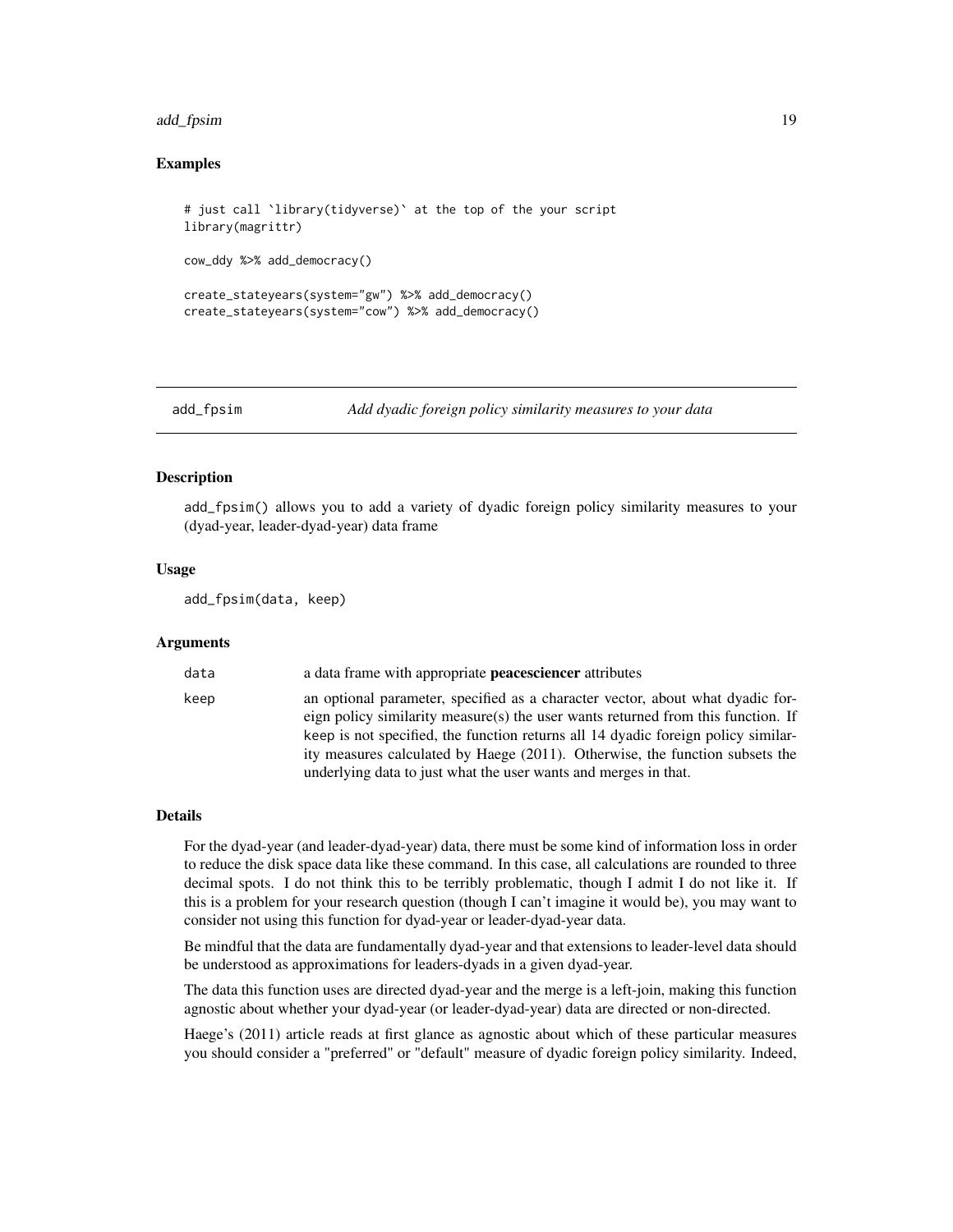### Examples

```
# just call `library(tidyverse)` at the top of the your script
library(magrittr)

cow_ddy %>% add_democracy()

create_stateyears(system="gw") %>% add_democracy()
create_stateyears(system="cow") %>% add_democracy()
```

## add_fpsim — *Add dyadic foreign policy similarity measures to your data*

### Description

add_fpsim() allows you to add a variety of dyadic foreign policy similarity measures to your (dyad-year, leader-dyad-year) data frame

### Usage

```
add_fpsim(data, keep)
```

### Arguments

| | |
|---|---|
| data | a data frame with appropriate **peacesciencer** attributes |
| keep | an optional parameter, specified as a character vector, about what dyadic foreign policy similarity measure(s) the user wants returned from this function. If keep is not specified, the function returns all 14 dyadic foreign policy similarity measures calculated by Haege (2011). Otherwise, the function subsets the underlying data to just what the user wants and merges in that. |

### Details

For the dyad-year (and leader-dyad-year) data, there must be some kind of information loss in order to reduce the disk space data like these command. In this case, all calculations are rounded to three decimal spots. I do not think this to be terribly problematic, though I admit I do not like it. If this is a problem for your research question (though I can't imagine it would be), you may want to consider not using this function for dyad-year or leader-dyad-year data.

Be mindful that the data are fundamentally dyad-year and that extensions to leader-level data should be understood as approximations for leaders-dyads in a given dyad-year.

The data this function uses are directed dyad-year and the merge is a left-join, making this function agnostic about whether your dyad-year (or leader-dyad-year) data are directed or non-directed.

Haege's (2011) article reads at first glance as agnostic about which of these particular measures you should consider a "preferred" or "default" measure of dyadic foreign policy similarity. Indeed,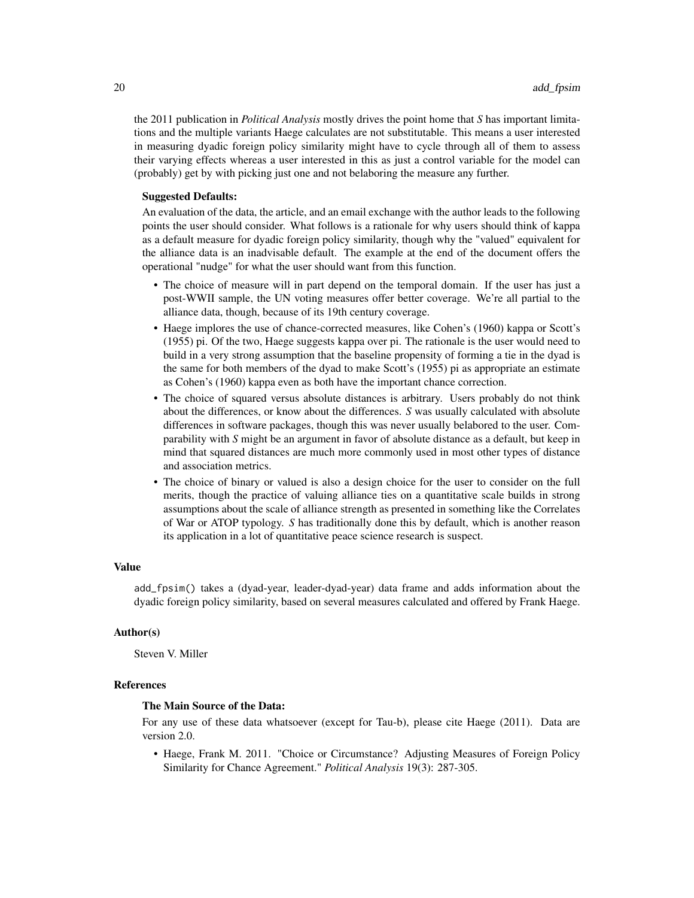the 2011 publication in *Political Analysis* mostly drives the point home that *S* has important limitations and the multiple variants Haege calculates are not substitutable. This means a user interested in measuring dyadic foreign policy similarity might have to cycle through all of them to assess their varying effects whereas a user interested in this as just a control variable for the model can (probably) get by with picking just one and not belaboring the measure any further.

**Suggested Defaults:**

An evaluation of the data, the article, and an email exchange with the author leads to the following points the user should consider. What follows is a rationale for why users should think of kappa as a default measure for dyadic foreign policy similarity, though why the "valued" equivalent for the alliance data is an inadvisable default. The example at the end of the document offers the operational "nudge" for what the user should want from this function.

- The choice of measure will in part depend on the temporal domain. If the user has just a post-WWII sample, the UN voting measures offer better coverage. We're all partial to the alliance data, though, because of its 19th century coverage.
- Haege implores the use of chance-corrected measures, like Cohen's (1960) kappa or Scott's (1955) pi. Of the two, Haege suggests kappa over pi. The rationale is the user would need to build in a very strong assumption that the baseline propensity of forming a tie in the dyad is the same for both members of the dyad to make Scott's (1955) pi as appropriate an estimate as Cohen's (1960) kappa even as both have the important chance correction.
- The choice of squared versus absolute distances is arbitrary. Users probably do not think about the differences, or know about the differences. *S* was usually calculated with absolute differences in software packages, though this was never usually belabored to the user. Comparability with *S* might be an argument in favor of absolute distance as a default, but keep in mind that squared distances are much more commonly used in most other types of distance and association metrics.
- The choice of binary or valued is also a design choice for the user to consider on the full merits, though the practice of valuing alliance ties on a quantitative scale builds in strong assumptions about the scale of alliance strength as presented in something like the Correlates of War or ATOP typology. *S* has traditionally done this by default, which is another reason its application in a lot of quantitative peace science research is suspect.

## Value

add_fpsim() takes a (dyad-year, leader-dyad-year) data frame and adds information about the dyadic foreign policy similarity, based on several measures calculated and offered by Frank Haege.

## Author(s)

Steven V. Miller

## References

**The Main Source of the Data:**

For any use of these data whatsoever (except for Tau-b), please cite Haege (2011). Data are version 2.0.

- Haege, Frank M. 2011. "Choice or Circumstance? Adjusting Measures of Foreign Policy Similarity for Chance Agreement." *Political Analysis* 19(3): 287-305.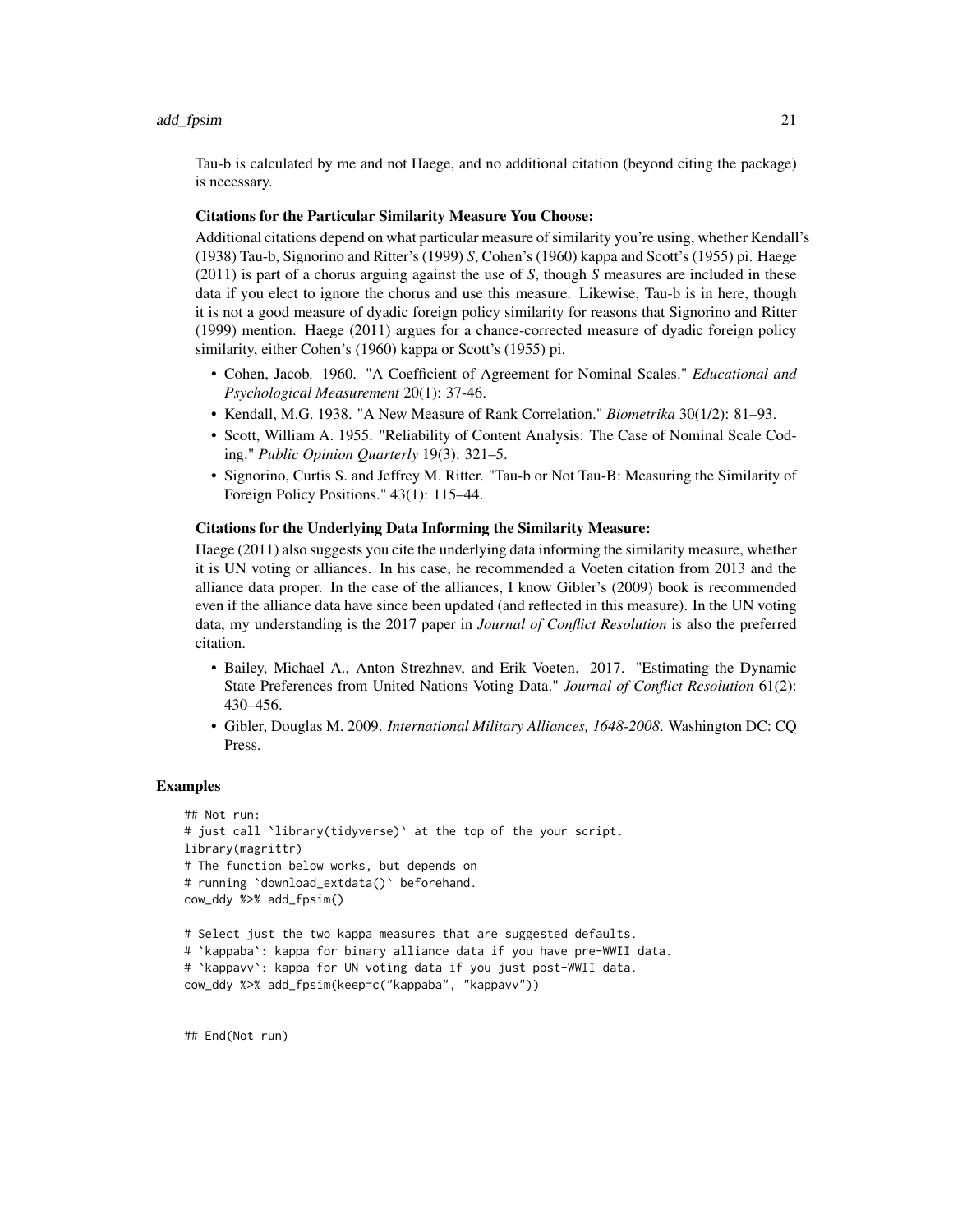Tau-b is calculated by me and not Haege, and no additional citation (beyond citing the package) is necessary.

**Citations for the Particular Similarity Measure You Choose:**

Additional citations depend on what particular measure of similarity you're using, whether Kendall's (1938) Tau-b, Signorino and Ritter's (1999) *S*, Cohen's (1960) kappa and Scott's (1955) pi. Haege (2011) is part of a chorus arguing against the use of *S*, though *S* measures are included in these data if you elect to ignore the chorus and use this measure. Likewise, Tau-b is in here, though it is not a good measure of dyadic foreign policy similarity for reasons that Signorino and Ritter (1999) mention. Haege (2011) argues for a chance-corrected measure of dyadic foreign policy similarity, either Cohen's (1960) kappa or Scott's (1955) pi.

- Cohen, Jacob. 1960. "A Coefficient of Agreement for Nominal Scales." *Educational and Psychological Measurement* 20(1): 37-46.
- Kendall, M.G. 1938. "A New Measure of Rank Correlation." *Biometrika* 30(1/2): 81–93.
- Scott, William A. 1955. "Reliability of Content Analysis: The Case of Nominal Scale Coding." *Public Opinion Quarterly* 19(3): 321–5.
- Signorino, Curtis S. and Jeffrey M. Ritter. "Tau-b or Not Tau-B: Measuring the Similarity of Foreign Policy Positions." 43(1): 115–44.

**Citations for the Underlying Data Informing the Similarity Measure:**

Haege (2011) also suggests you cite the underlying data informing the similarity measure, whether it is UN voting or alliances. In his case, he recommended a Voeten citation from 2013 and the alliance data proper. In the case of the alliances, I know Gibler's (2009) book is recommended even if the alliance data have since been updated (and reflected in this measure). In the UN voting data, my understanding is the 2017 paper in *Journal of Conflict Resolution* is also the preferred citation.

- Bailey, Michael A., Anton Strezhnev, and Erik Voeten. 2017. "Estimating the Dynamic State Preferences from United Nations Voting Data." *Journal of Conflict Resolution* 61(2): 430–456.
- Gibler, Douglas M. 2009. *International Military Alliances, 1648-2008*. Washington DC: CQ Press.

## Examples

```
## Not run:
# just call `library(tidyverse)` at the top of the your script.
library(magrittr)
# The function below works, but depends on
# running `download_extdata()` beforehand.
cow_ddy %>% add_fpsim()

# Select just the two kappa measures that are suggested defaults.
# `kappaba`: kappa for binary alliance data if you have pre-WWII data.
# `kappavv`: kappa for UN voting data if you just post-WWII data.
cow_ddy %>% add_fpsim(keep=c("kappaba", "kappavv"))


## End(Not run)
```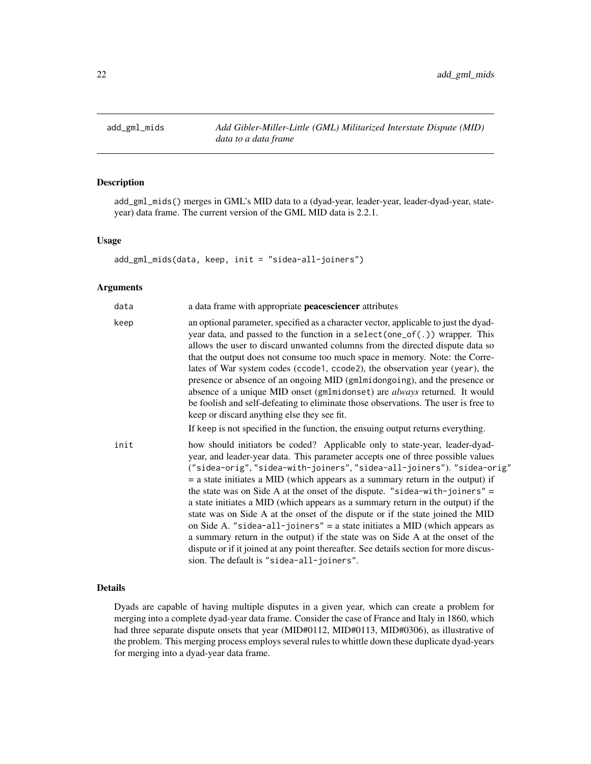## add_gml_mids — *Add Gibler-Miller-Little (GML) Militarized Interstate Dispute (MID) data to a data frame*

### Description

add_gml_mids() merges in GML's MID data to a (dyad-year, leader-year, leader-dyad-year, state-year) data frame. The current version of the GML MID data is 2.2.1.

### Usage

```
add_gml_mids(data, keep, init = "sidea-all-joiners")
```

### Arguments

| | |
|---|---|
| data | a data frame with appropriate **peacesciencer** attributes |
| keep | an optional parameter, specified as a character vector, applicable to just the dyad-year data, and passed to the function in a select(one_of(.)) wrapper. This allows the user to discard unwanted columns from the directed dispute data so that the output does not consume too much space in memory. Note: the Correlates of War system codes (ccode1, ccode2), the observation year (year), the presence or absence of an ongoing MID (gmlmidongoing), and the presence or absence of a unique MID onset (gmlmidonset) are *always* returned. It would be foolish and self-defeating to eliminate those observations. The user is free to keep or discard anything else they see fit. If keep is not specified in the function, the ensuing output returns everything. |
| init | how should initiators be coded? Applicable only to state-year, leader-dyad-year, and leader-year data. This parameter accepts one of three possible values ("sidea-orig", "sidea-with-joiners", "sidea-all-joiners"). "sidea-orig" = a state initiates a MID (which appears as a summary return in the output) if the state was on Side A at the onset of the dispute. "sidea-with-joiners" = a state initiates a MID (which appears as a summary return in the output) if the state was on Side A at the onset of the dispute or if the state joined the MID on Side A. "sidea-all-joiners" = a state initiates a MID (which appears as a summary return in the output) if the state was on Side A at the onset of the dispute or if it joined at any point thereafter. See details section for more discussion. The default is "sidea-all-joiners". |

### Details

Dyads are capable of having multiple disputes in a given year, which can create a problem for merging into a complete dyad-year data frame. Consider the case of France and Italy in 1860, which had three separate dispute onsets that year (MID#0112, MID#0113, MID#0306), as illustrative of the problem. This merging process employs several rules to whittle down these duplicate dyad-years for merging into a dyad-year data frame.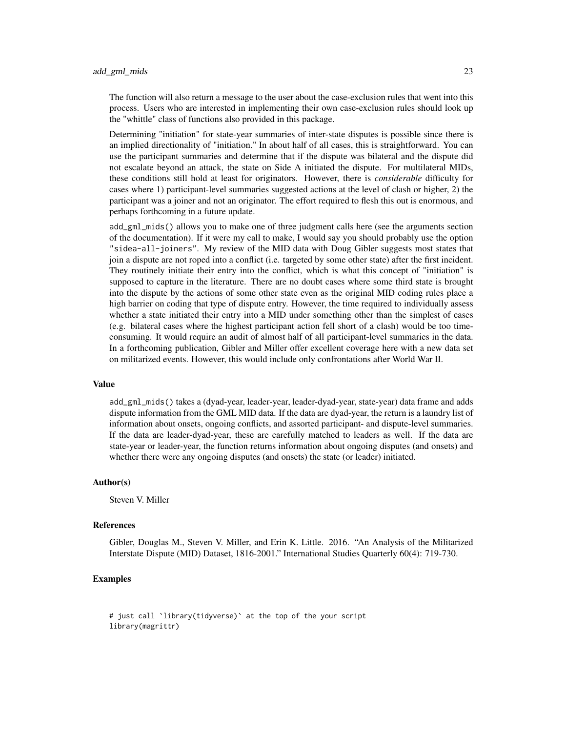The function will also return a message to the user about the case-exclusion rules that went into this process. Users who are interested in implementing their own case-exclusion rules should look up the "whittle" class of functions also provided in this package.

Determining "initiation" for state-year summaries of inter-state disputes is possible since there is an implied directionality of "initiation." In about half of all cases, this is straightforward. You can use the participant summaries and determine that if the dispute was bilateral and the dispute did not escalate beyond an attack, the state on Side A initiated the dispute. For multilateral MIDs, these conditions still hold at least for originators. However, there is *considerable* difficulty for cases where 1) participant-level summaries suggested actions at the level of clash or higher, 2) the participant was a joiner and not an originator. The effort required to flesh this out is enormous, and perhaps forthcoming in a future update.

`add_gml_mids()` allows you to make one of three judgment calls here (see the arguments section of the documentation). If it were my call to make, I would say you should probably use the option `"sidea-all-joiners"`. My review of the MID data with Doug Gibler suggests most states that join a dispute are not roped into a conflict (i.e. targeted by some other state) after the first incident. They routinely initiate their entry into the conflict, which is what this concept of "initiation" is supposed to capture in the literature. There are no doubt cases where some third state is brought into the dispute by the actions of some other state even as the original MID coding rules place a high barrier on coding that type of dispute entry. However, the time required to individually assess whether a state initiated their entry into a MID under something other than the simplest of cases (e.g. bilateral cases where the highest participant action fell short of a clash) would be too time-consuming. It would require an audit of almost half of all participant-level summaries in the data. In a forthcoming publication, Gibler and Miller offer excellent coverage here with a new data set on militarized events. However, this would include only confrontations after World War II.

### Value

`add_gml_mids()` takes a (dyad-year, leader-year, leader-dyad-year, state-year) data frame and adds dispute information from the GML MID data. If the data are dyad-year, the return is a laundry list of information about onsets, ongoing conflicts, and assorted participant- and dispute-level summaries. If the data are leader-dyad-year, these are carefully matched to leaders as well. If the data are state-year or leader-year, the function returns information about ongoing disputes (and onsets) and whether there were any ongoing disputes (and onsets) the state (or leader) initiated.

### Author(s)

Steven V. Miller

### References

Gibler, Douglas M., Steven V. Miller, and Erin K. Little. 2016. "An Analysis of the Militarized Interstate Dispute (MID) Dataset, 1816-2001." International Studies Quarterly 60(4): 719-730.

### Examples

```
# just call `library(tidyverse)` at the top of the your script
library(magrittr)
```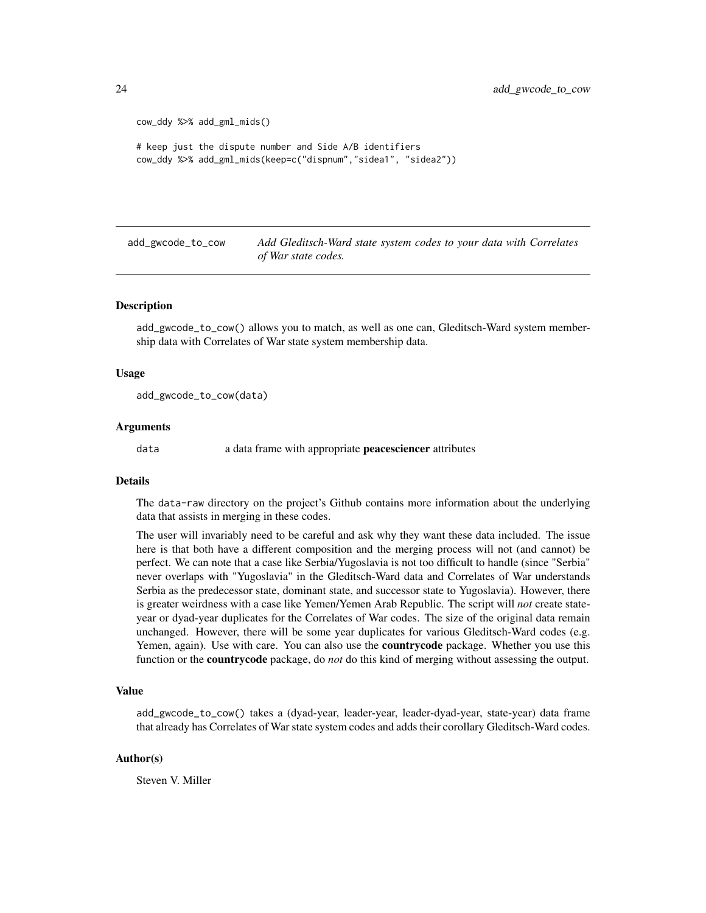```
cow_ddy %>% add_gml_mids()

# keep just the dispute number and Side A/B identifiers
cow_ddy %>% add_gml_mids(keep=c("dispnum","sidea1", "sidea2"))
```

## add_gwcode_to_cow

*Add Gleditsch-Ward state system codes to your data with Correlates of War state codes.*

### Description

add_gwcode_to_cow() allows you to match, as well as one can, Gleditsch-Ward system membership data with Correlates of War state system membership data.

### Usage

```
add_gwcode_to_cow(data)
```

### Arguments

| | |
|---|---|
| data | a data frame with appropriate **peacesciencer** attributes |

### Details

The data-raw directory on the project's Github contains more information about the underlying data that assists in merging in these codes.

The user will invariably need to be careful and ask why they want these data included. The issue here is that both have a different composition and the merging process will not (and cannot) be perfect. We can note that a case like Serbia/Yugoslavia is not too difficult to handle (since "Serbia" never overlaps with "Yugoslavia" in the Gleditsch-Ward data and Correlates of War understands Serbia as the predecessor state, dominant state, and successor state to Yugoslavia). However, there is greater weirdness with a case like Yemen/Yemen Arab Republic. The script will *not* create state-year or dyad-year duplicates for the Correlates of War codes. The size of the original data remain unchanged. However, there will be some year duplicates for various Gleditsch-Ward codes (e.g. Yemen, again). Use with care. You can also use the **countrycode** package. Whether you use this function or the **countrycode** package, do *not* do this kind of merging without assessing the output.

### Value

add_gwcode_to_cow() takes a (dyad-year, leader-year, leader-dyad-year, state-year) data frame that already has Correlates of War state system codes and adds their corollary Gleditsch-Ward codes.

### Author(s)

Steven V. Miller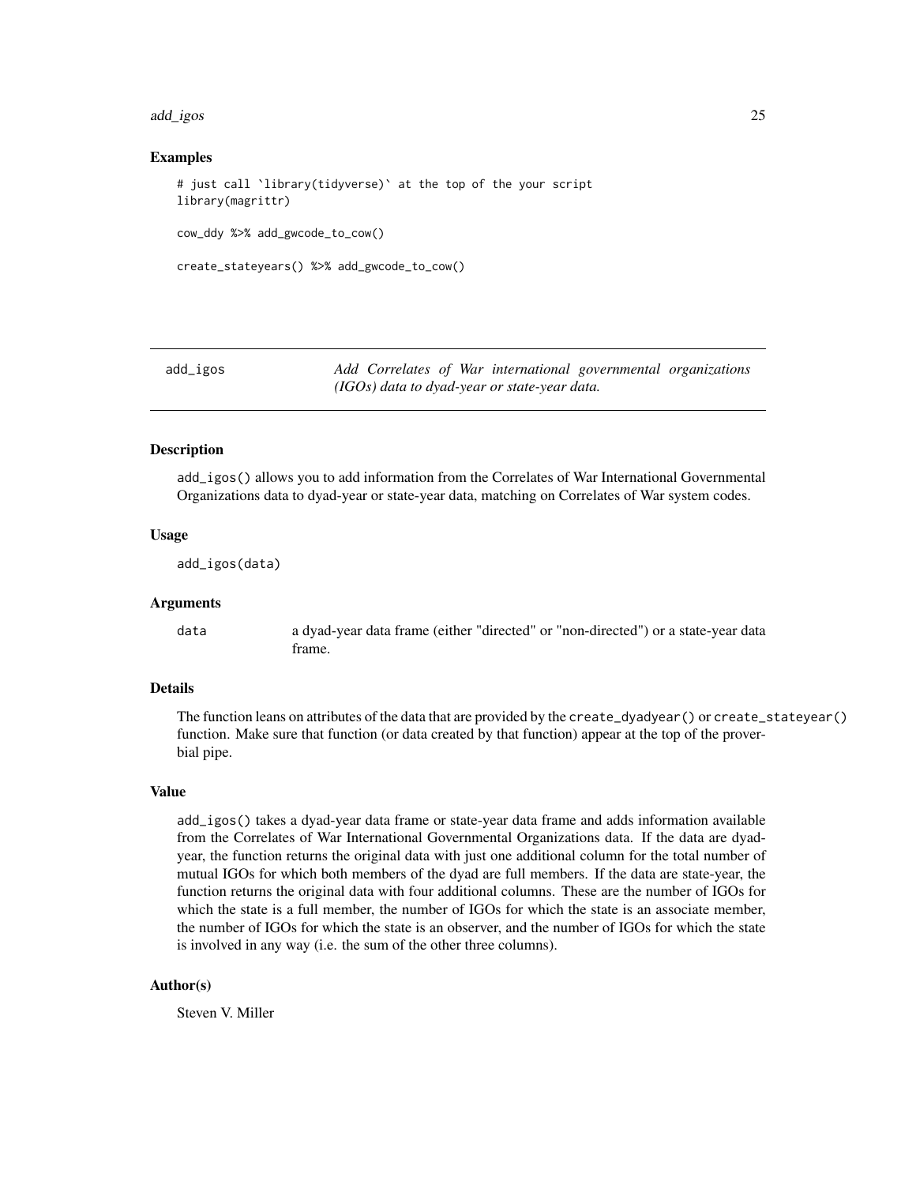## Examples

```
# just call `library(tidyverse)` at the top of the your script
library(magrittr)

cow_ddy %>% add_gwcode_to_cow()

create_stateyears() %>% add_gwcode_to_cow()
```

---

# add_igos — *Add Correlates of War international governmental organizations (IGOs) data to dyad-year or state-year data.*

---

## Description

add_igos() allows you to add information from the Correlates of War International Governmental Organizations data to dyad-year or state-year data, matching on Correlates of War system codes.

## Usage

```
add_igos(data)
```

## Arguments

| | |
|---|---|
| data | a dyad-year data frame (either "directed" or "non-directed") or a state-year data frame. |

## Details

The function leans on attributes of the data that are provided by the `create_dyadyear()` or `create_stateyear()` function. Make sure that function (or data created by that function) appear at the top of the proverbial pipe.

## Value

add_igos() takes a dyad-year data frame or state-year data frame and adds information available from the Correlates of War International Governmental Organizations data. If the data are dyad-year, the function returns the original data with just one additional column for the total number of mutual IGOs for which both members of the dyad are full members. If the data are state-year, the function returns the original data with four additional columns. These are the number of IGOs for which the state is a full member, the number of IGOs for which the state is an associate member, the number of IGOs for which the state is an observer, and the number of IGOs for which the state is involved in any way (i.e. the sum of the other three columns).

## Author(s)

Steven V. Miller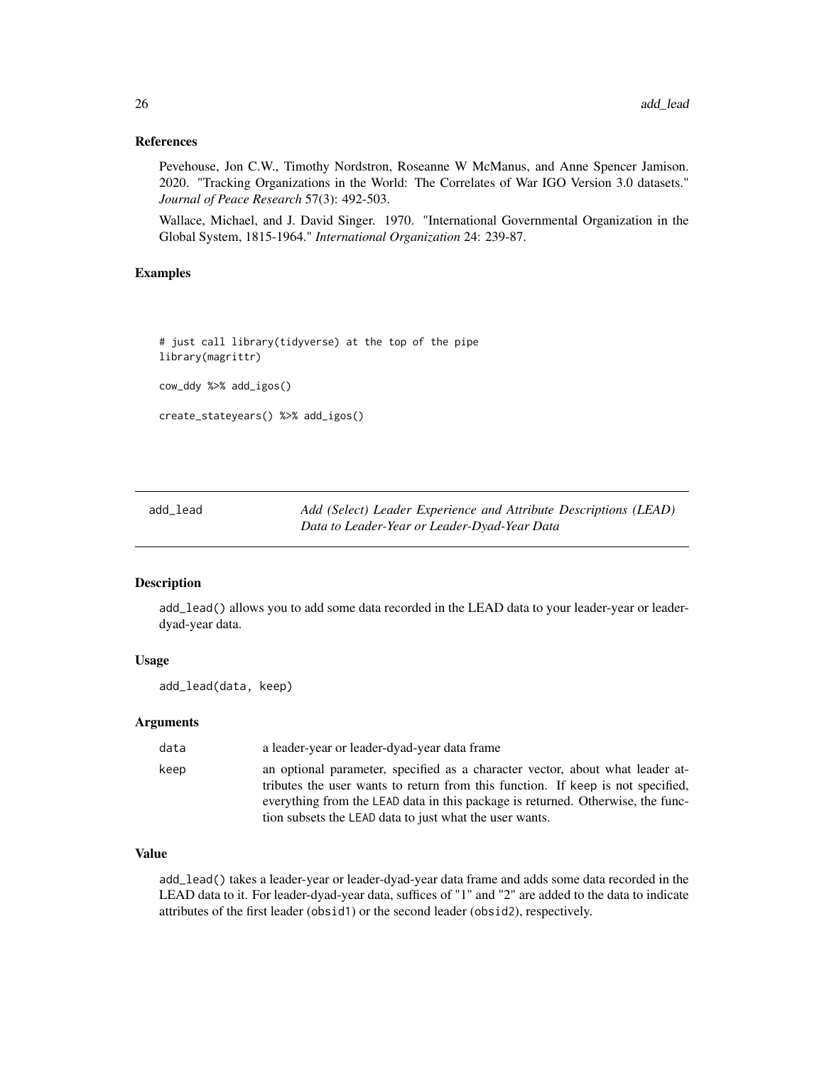### References

Pevehouse, Jon C.W., Timothy Nordstron, Roseanne W McManus, and Anne Spencer Jamison. 2020. "Tracking Organizations in the World: The Correlates of War IGO Version 3.0 datasets." *Journal of Peace Research* 57(3): 492-503.

Wallace, Michael, and J. David Singer. 1970. "International Governmental Organization in the Global System, 1815-1964." *International Organization* 24: 239-87.

### Examples

```
# just call library(tidyverse) at the top of the pipe
library(magrittr)

cow_ddy %>% add_igos()

create_stateyears() %>% add_igos()
```

---

## add_lead — *Add (Select) Leader Experience and Attribute Descriptions (LEAD) Data to Leader-Year or Leader-Dyad-Year Data*

---

### Description

add_lead() allows you to add some data recorded in the LEAD data to your leader-year or leader-dyad-year data.

### Usage

```
add_lead(data, keep)
```

### Arguments

| | |
|---|---|
| data | a leader-year or leader-dyad-year data frame |
| keep | an optional parameter, specified as a character vector, about what leader attributes the user wants to return from this function. If keep is not specified, everything from the LEAD data in this package is returned. Otherwise, the function subsets the LEAD data to just what the user wants. |

### Value

add_lead() takes a leader-year or leader-dyad-year data frame and adds some data recorded in the LEAD data to it. For leader-dyad-year data, suffices of "1" and "2" are added to the data to indicate attributes of the first leader (obsid1) or the second leader (obsid2), respectively.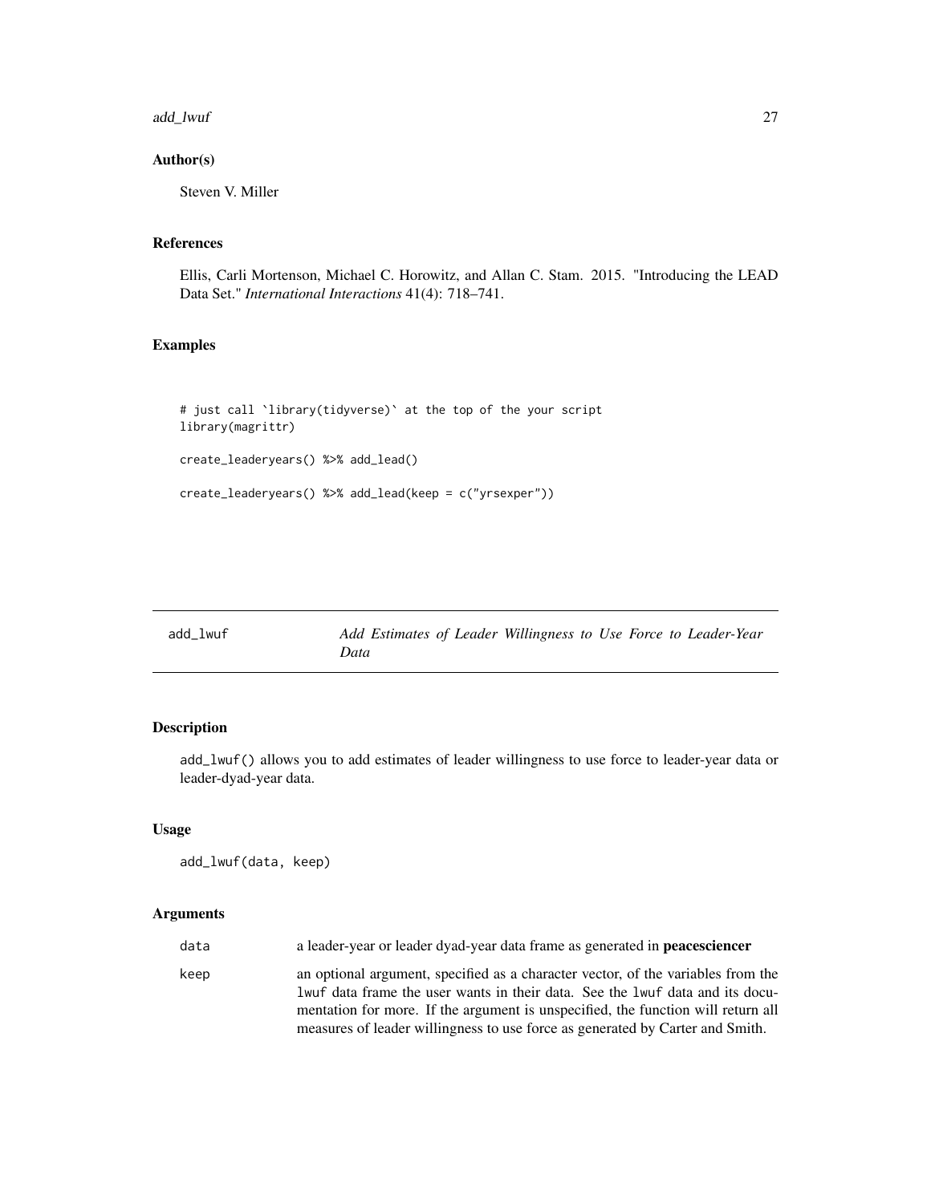## Author(s)

Steven V. Miller

## References

Ellis, Carli Mortenson, Michael C. Horowitz, and Allan C. Stam. 2015. "Introducing the LEAD Data Set." *International Interactions* 41(4): 718–741.

## Examples

```
# just call `library(tidyverse)` at the top of the your script
library(magrittr)

create_leaderyears() %>% add_lead()

create_leaderyears() %>% add_lead(keep = c("yrsexper"))
```

---

# add_lwuf — *Add Estimates of Leader Willingness to Use Force to Leader-Year Data*

---

## Description

add_lwuf() allows you to add estimates of leader willingness to use force to leader-year data or leader-dyad-year data.

## Usage

```
add_lwuf(data, keep)
```

## Arguments

| | |
|---|---|
| data | a leader-year or leader dyad-year data frame as generated in **peacesciencer** |
| keep | an optional argument, specified as a character vector, of the variables from the lwuf data frame the user wants in their data. See the lwuf data and its documentation for more. If the argument is unspecified, the function will return all measures of leader willingness to use force as generated by Carter and Smith. |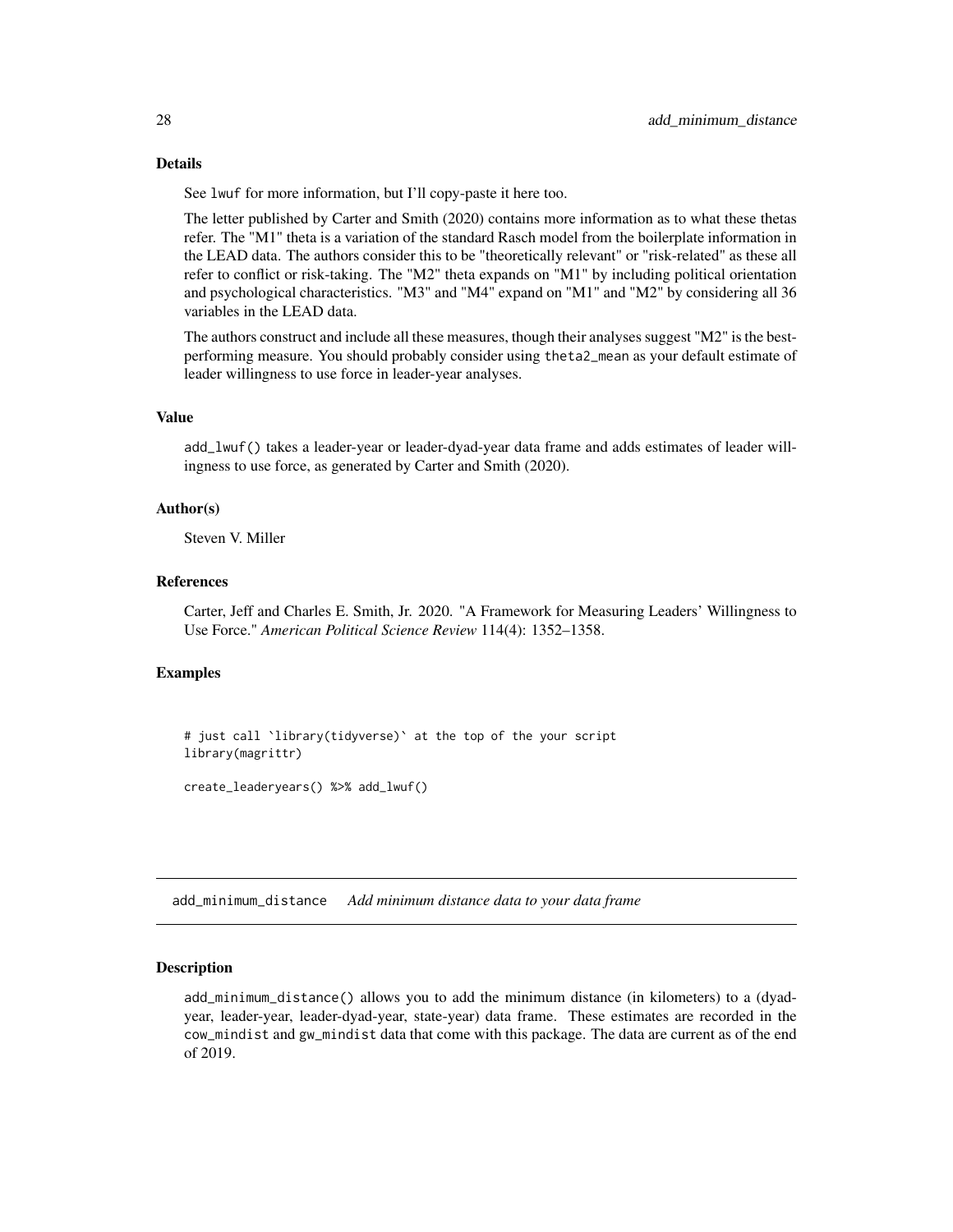### Details

See lwuf for more information, but I'll copy-paste it here too.

The letter published by Carter and Smith (2020) contains more information as to what these thetas refer. The "M1" theta is a variation of the standard Rasch model from the boilerplate information in the LEAD data. The authors consider this to be "theoretically relevant" or "risk-related" as these all refer to conflict or risk-taking. The "M2" theta expands on "M1" by including political orientation and psychological characteristics. "M3" and "M4" expand on "M1" and "M2" by considering all 36 variables in the LEAD data.

The authors construct and include all these measures, though their analyses suggest "M2" is the best-performing measure. You should probably consider using theta2_mean as your default estimate of leader willingness to use force in leader-year analyses.

### Value

add_lwuf() takes a leader-year or leader-dyad-year data frame and adds estimates of leader willingness to use force, as generated by Carter and Smith (2020).

### Author(s)

Steven V. Miller

### References

Carter, Jeff and Charles E. Smith, Jr. 2020. "A Framework for Measuring Leaders' Willingness to Use Force." *American Political Science Review* 114(4): 1352–1358.

### Examples

```
# just call `library(tidyverse)` at the top of the your script
library(magrittr)

create_leaderyears() %>% add_lwuf()
```

---

## add_minimum_distance    *Add minimum distance data to your data frame*

---

### Description

add_minimum_distance() allows you to add the minimum distance (in kilometers) to a (dyad-year, leader-year, leader-dyad-year, state-year) data frame. These estimates are recorded in the cow_mindist and gw_mindist data that come with this package. The data are current as of the end of 2019.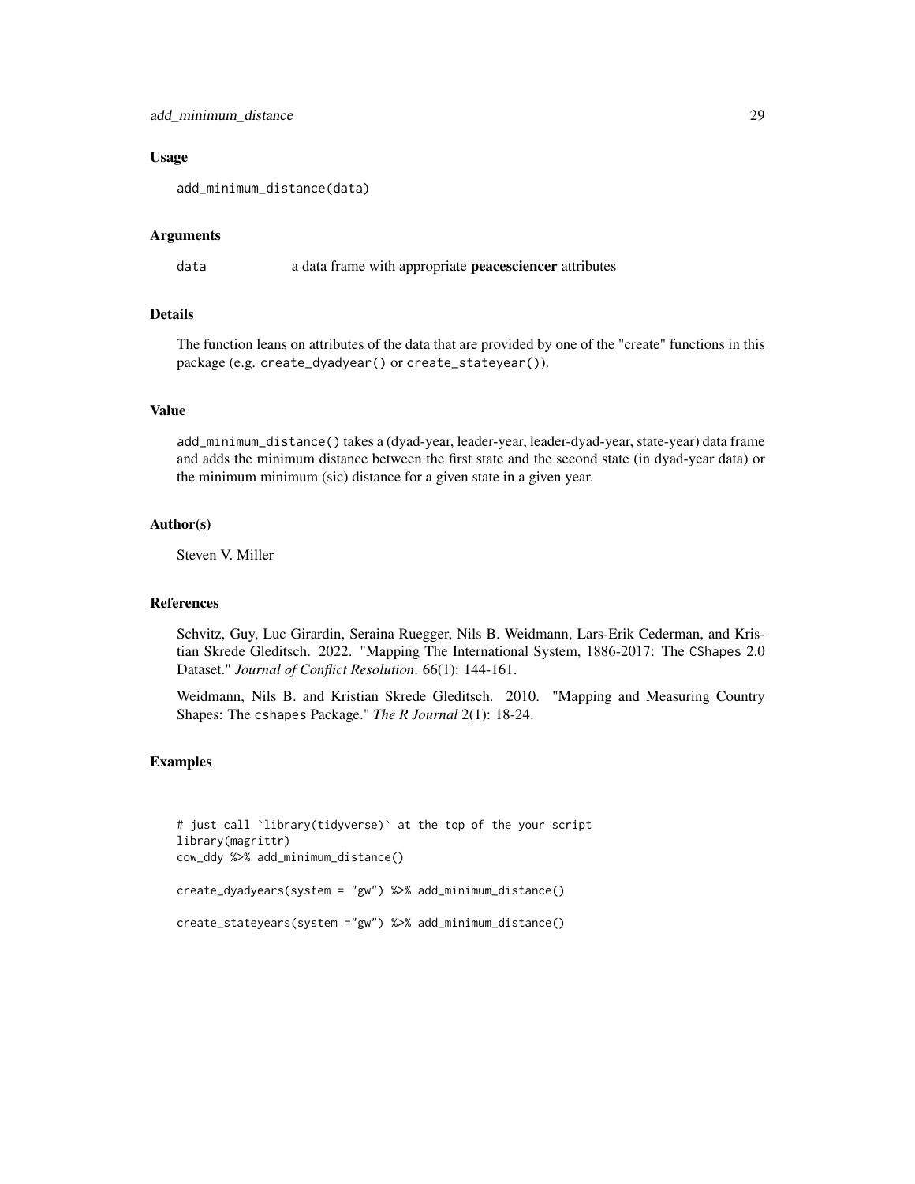### Usage

```
add_minimum_distance(data)
```

### Arguments

| | |
|---|---|
| data | a data frame with appropriate **peacesciencer** attributes |

### Details

The function leans on attributes of the data that are provided by one of the "create" functions in this package (e.g. `create_dyadyear()` or `create_stateyear()`).

### Value

`add_minimum_distance()` takes a (dyad-year, leader-year, leader-dyad-year, state-year) data frame and adds the minimum distance between the first state and the second state (in dyad-year data) or the minimum minimum (sic) distance for a given state in a given year.

### Author(s)

Steven V. Miller

### References

Schvitz, Guy, Luc Girardin, Seraina Ruegger, Nils B. Weidmann, Lars-Erik Cederman, and Kristian Skrede Gleditsch. 2022. "Mapping The International System, 1886-2017: The CShapes 2.0 Dataset." *Journal of Conflict Resolution*. 66(1): 144-161.

Weidmann, Nils B. and Kristian Skrede Gleditsch. 2010. "Mapping and Measuring Country Shapes: The cshapes Package." *The R Journal* 2(1): 18-24.

### Examples

```
# just call `library(tidyverse)` at the top of the your script
library(magrittr)
cow_ddy %>% add_minimum_distance()

create_dyadyears(system = "gw") %>% add_minimum_distance()

create_stateyears(system ="gw") %>% add_minimum_distance()
```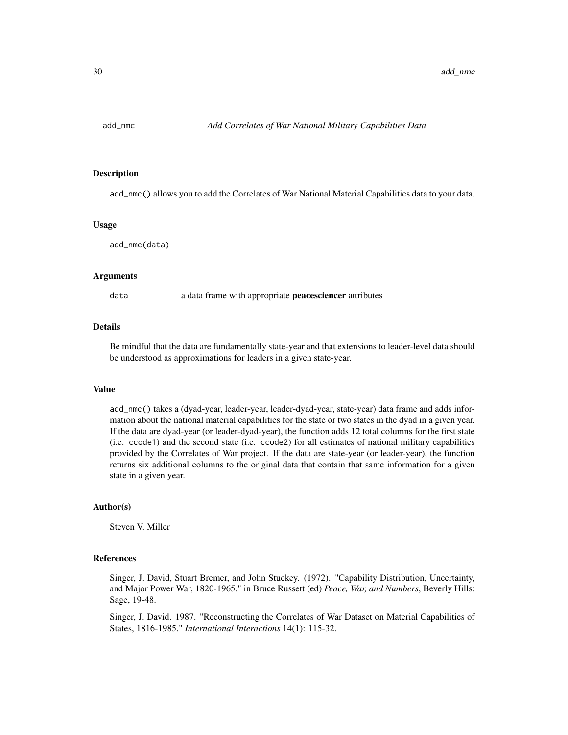# add_nmc — Add Correlates of War National Military Capabilities Data

## Description

add_nmc() allows you to add the Correlates of War National Material Capabilities data to your data.

## Usage

```
add_nmc(data)
```

## Arguments

| | |
|---|---|
| data | a data frame with appropriate **peacesciencer** attributes |

## Details

Be mindful that the data are fundamentally state-year and that extensions to leader-level data should be understood as approximations for leaders in a given state-year.

## Value

add_nmc() takes a (dyad-year, leader-year, leader-dyad-year, state-year) data frame and adds information about the national material capabilities for the state or two states in the dyad in a given year. If the data are dyad-year (or leader-dyad-year), the function adds 12 total columns for the first state (i.e. ccode1) and the second state (i.e. ccode2) for all estimates of national military capabilities provided by the Correlates of War project. If the data are state-year (or leader-year), the function returns six additional columns to the original data that contain that same information for a given state in a given year.

## Author(s)

Steven V. Miller

## References

Singer, J. David, Stuart Bremer, and John Stuckey. (1972). "Capability Distribution, Uncertainty, and Major Power War, 1820-1965." in Bruce Russett (ed) *Peace, War, and Numbers*, Beverly Hills: Sage, 19-48.

Singer, J. David. 1987. "Reconstructing the Correlates of War Dataset on Material Capabilities of States, 1816-1985." *International Interactions* 14(1): 115-32.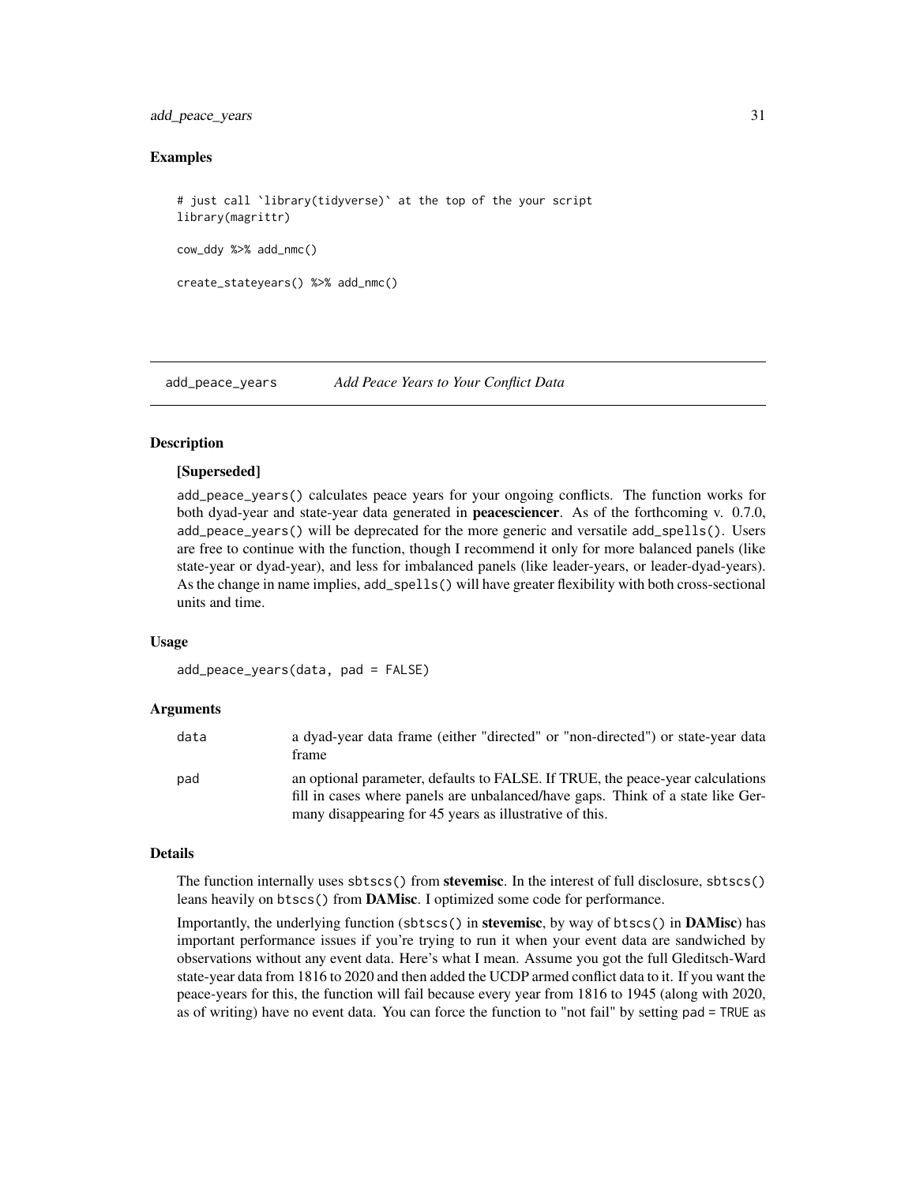## Examples

```
# just call `library(tidyverse)` at the top of the your script
library(magrittr)

cow_ddy %>% add_nmc()

create_stateyears() %>% add_nmc()
```

---

## add_peace_years *Add Peace Years to Your Conflict Data*

---

### Description

**[Superseded]**

add_peace_years() calculates peace years for your ongoing conflicts. The function works for both dyad-year and state-year data generated in **peacesciencer**. As of the forthcoming v. 0.7.0, add_peace_years() will be deprecated for the more generic and versatile add_spells(). Users are free to continue with the function, though I recommend it only for more balanced panels (like state-year or dyad-year), and less for imbalanced panels (like leader-years, or leader-dyad-years). As the change in name implies, add_spells() will have greater flexibility with both cross-sectional units and time.

### Usage

```
add_peace_years(data, pad = FALSE)
```

### Arguments

| | |
|---|---|
| data | a dyad-year data frame (either "directed" or "non-directed") or state-year data frame |
| pad | an optional parameter, defaults to FALSE. If TRUE, the peace-year calculations fill in cases where panels are unbalanced/have gaps. Think of a state like Germany disappearing for 45 years as illustrative of this. |

### Details

The function internally uses sbtscs() from **stevemisc**. In the interest of full disclosure, sbtscs() leans heavily on btscs() from **DAMisc**. I optimized some code for performance.

Importantly, the underlying function (sbtscs() in **stevemisc**, by way of btscs() in **DAMisc**) has important performance issues if you're trying to run it when your event data are sandwiched by observations without any event data. Here's what I mean. Assume you got the full Gleditsch-Ward state-year data from 1816 to 2020 and then added the UCDP armed conflict data to it. If you want the peace-years for this, the function will fail because every year from 1816 to 1945 (along with 2020, as of writing) have no event data. You can force the function to "not fail" by setting pad = TRUE as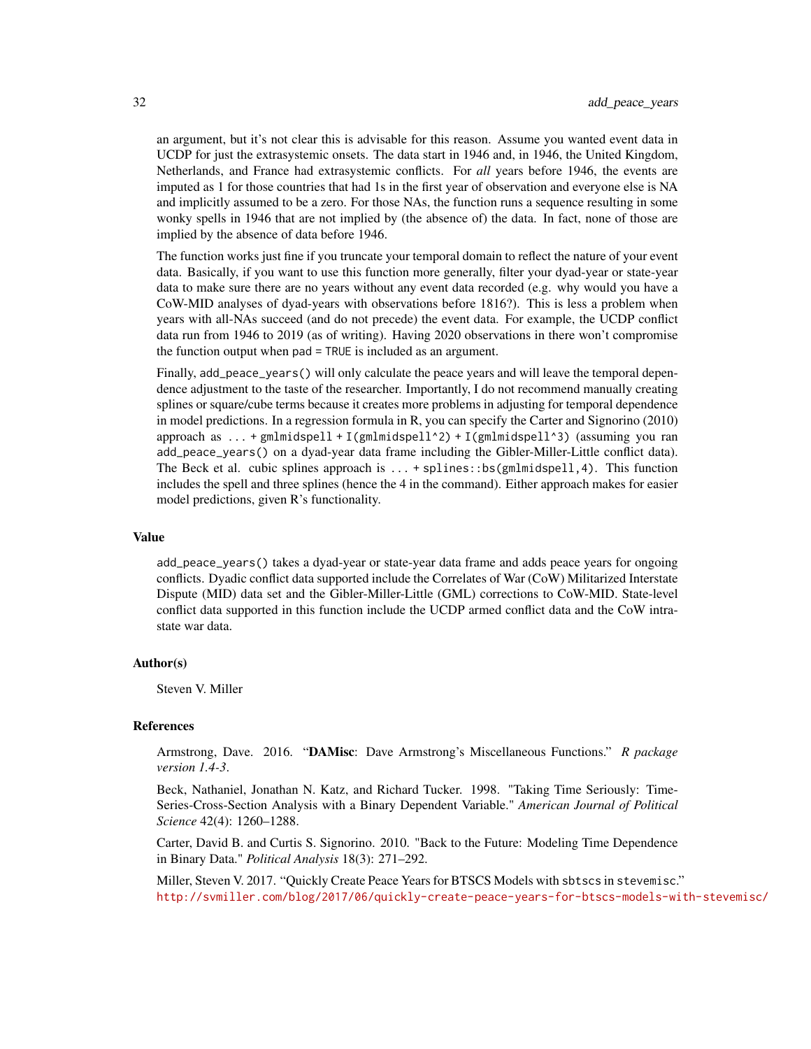an argument, but it's not clear this is advisable for this reason. Assume you wanted event data in UCDP for just the extrasystemic onsets. The data start in 1946 and, in 1946, the United Kingdom, Netherlands, and France had extrasystemic conflicts. For *all* years before 1946, the events are imputed as 1 for those countries that had 1s in the first year of observation and everyone else is NA and implicitly assumed to be a zero. For those NAs, the function runs a sequence resulting in some wonky spells in 1946 that are not implied by (the absence of) the data. In fact, none of those are implied by the absence of data before 1946.

The function works just fine if you truncate your temporal domain to reflect the nature of your event data. Basically, if you want to use this function more generally, filter your dyad-year or state-year data to make sure there are no years without any event data recorded (e.g. why would you have a CoW-MID analyses of dyad-years with observations before 1816?). This is less a problem when years with all-NAs succeed (and do not precede) the event data. For example, the UCDP conflict data run from 1946 to 2019 (as of writing). Having 2020 observations in there won't compromise the function output when `pad = TRUE` is included as an argument.

Finally, `add_peace_years()` will only calculate the peace years and will leave the temporal dependence adjustment to the taste of the researcher. Importantly, I do not recommend manually creating splines or square/cube terms because it creates more problems in adjusting for temporal dependence in model predictions. In a regression formula in R, you can specify the Carter and Signorino (2010) approach as `... + gmlmidspell + I(gmlmidspell^2) + I(gmlmidspell^3)` (assuming you ran `add_peace_years()` on a dyad-year data frame including the Gibler-Miller-Little conflict data). The Beck et al. cubic splines approach is `... + splines::bs(gmlmidspell,4)`. This function includes the spell and three splines (hence the 4 in the command). Either approach makes for easier model predictions, given R's functionality.

## Value

`add_peace_years()` takes a dyad-year or state-year data frame and adds peace years for ongoing conflicts. Dyadic conflict data supported include the Correlates of War (CoW) Militarized Interstate Dispute (MID) data set and the Gibler-Miller-Little (GML) corrections to CoW-MID. State-level conflict data supported in this function include the UCDP armed conflict data and the CoW intra-state war data.

## Author(s)

Steven V. Miller

## References

Armstrong, Dave. 2016. "**DAMisc**: Dave Armstrong's Miscellaneous Functions." *R package version 1.4-3*.

Beck, Nathaniel, Jonathan N. Katz, and Richard Tucker. 1998. "Taking Time Seriously: Time-Series-Cross-Section Analysis with a Binary Dependent Variable." *American Journal of Political Science* 42(4): 1260–1288.

Carter, David B. and Curtis S. Signorino. 2010. "Back to the Future: Modeling Time Dependence in Binary Data." *Political Analysis* 18(3): 271–292.

Miller, Steven V. 2017. "Quickly Create Peace Years for BTSCS Models with `sbtscs` in `stevemisc`." http://svmiller.com/blog/2017/06/quickly-create-peace-years-for-btscs-models-with-stevemisc/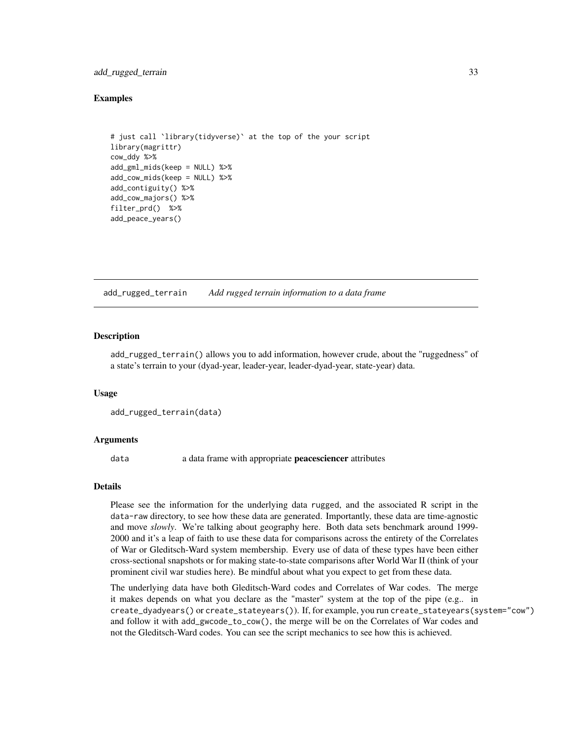## Examples

```
# just call `library(tidyverse)` at the top of the your script
library(magrittr)
cow_ddy %>%
add_gml_mids(keep = NULL) %>%
add_cow_mids(keep = NULL) %>%
add_contiguity() %>%
add_cow_majors() %>%
filter_prd()  %>%
add_peace_years()
```

---

# add_rugged_terrain    *Add rugged terrain information to a data frame*

---

## Description

add_rugged_terrain() allows you to add information, however crude, about the "ruggedness" of a state's terrain to your (dyad-year, leader-year, leader-dyad-year, state-year) data.

## Usage

```
add_rugged_terrain(data)
```

## Arguments

| | |
|---|---|
| data | a data frame with appropriate **peacesciencer** attributes |

## Details

Please see the information for the underlying data rugged, and the associated R script in the data-raw directory, to see how these data are generated. Importantly, these data are time-agnostic and move *slowly*. We're talking about geography here. Both data sets benchmark around 1999-2000 and it's a leap of faith to use these data for comparisons across the entirety of the Correlates of War or Gleditsch-Ward system membership. Every use of data of these types have been either cross-sectional snapshots or for making state-to-state comparisons after World War II (think of your prominent civil war studies here). Be mindful about what you expect to get from these data.

The underlying data have both Gleditsch-Ward codes and Correlates of War codes. The merge it makes depends on what you declare as the "master" system at the top of the pipe (e.g.. in create_dyadyears() or create_stateyears()). If, for example, you run create_stateyears(system="cow") and follow it with add_gwcode_to_cow(), the merge will be on the Correlates of War codes and not the Gleditsch-Ward codes. You can see the script mechanics to see how this is achieved.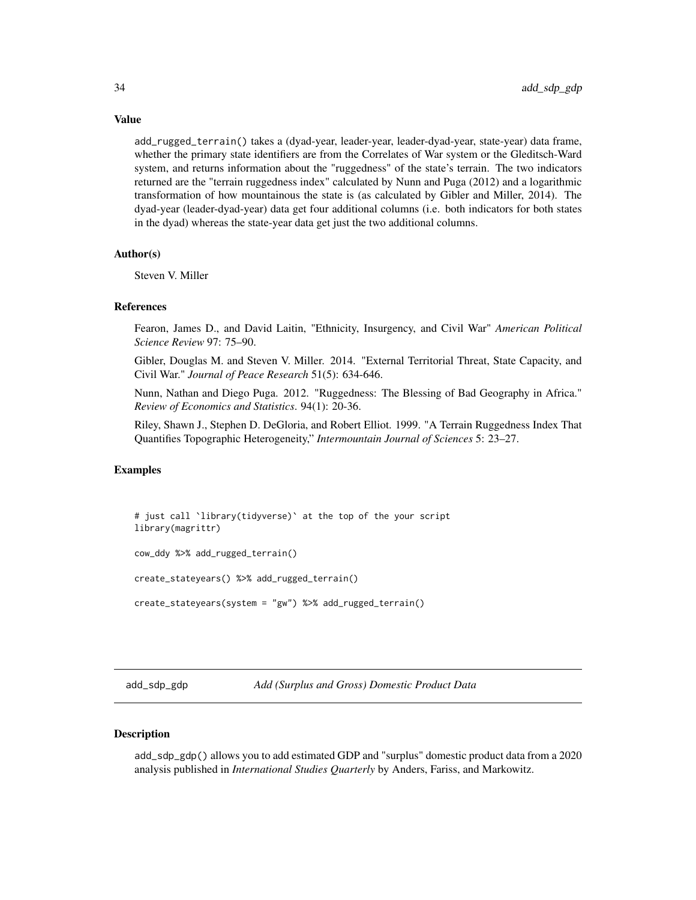### Value

`add_rugged_terrain()` takes a (dyad-year, leader-year, leader-dyad-year, state-year) data frame, whether the primary state identifiers are from the Correlates of War system or the Gleditsch-Ward system, and returns information about the "ruggedness" of the state's terrain. The two indicators returned are the "terrain ruggedness index" calculated by Nunn and Puga (2012) and a logarithmic transformation of how mountainous the state is (as calculated by Gibler and Miller, 2014). The dyad-year (leader-dyad-year) data get four additional columns (i.e. both indicators for both states in the dyad) whereas the state-year data get just the two additional columns.

### Author(s)

Steven V. Miller

### References

Fearon, James D., and David Laitin, "Ethnicity, Insurgency, and Civil War" *American Political Science Review* 97: 75–90.

Gibler, Douglas M. and Steven V. Miller. 2014. "External Territorial Threat, State Capacity, and Civil War." *Journal of Peace Research* 51(5): 634-646.

Nunn, Nathan and Diego Puga. 2012. "Ruggedness: The Blessing of Bad Geography in Africa." *Review of Economics and Statistics*. 94(1): 20-36.

Riley, Shawn J., Stephen D. DeGloria, and Robert Elliot. 1999. "A Terrain Ruggedness Index That Quantifies Topographic Heterogeneity," *Intermountain Journal of Sciences* 5: 23–27.

### Examples

```
# just call `library(tidyverse)` at the top of the your script
library(magrittr)

cow_ddy %>% add_rugged_terrain()

create_stateyears() %>% add_rugged_terrain()

create_stateyears(system = "gw") %>% add_rugged_terrain()
```

---

## add_sdp_gdp — *Add (Surplus and Gross) Domestic Product Data*

### Description

`add_sdp_gdp()` allows you to add estimated GDP and "surplus" domestic product data from a 2020 analysis published in *International Studies Quarterly* by Anders, Fariss, and Markowitz.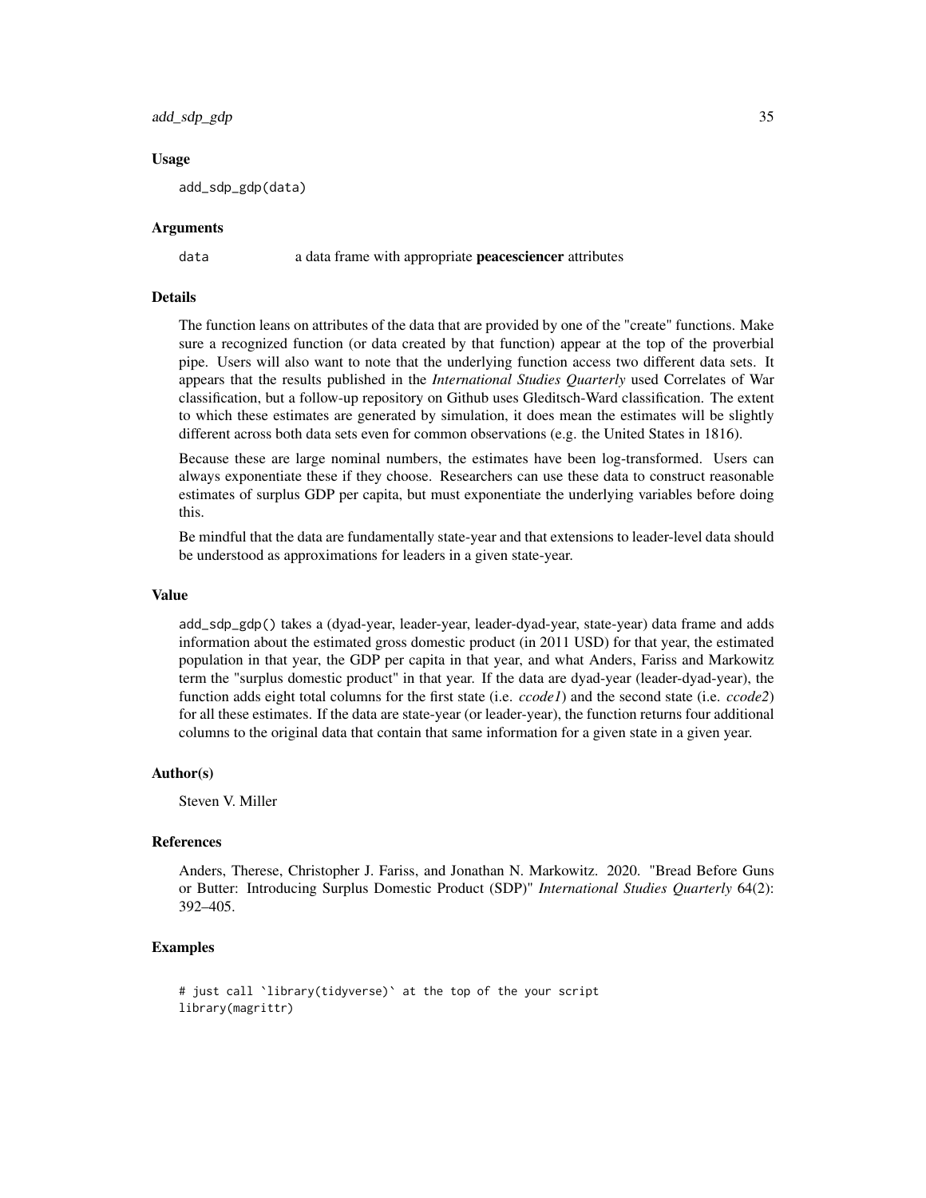### Usage

```
add_sdp_gdp(data)
```

### Arguments

| | |
|---|---|
| data | a data frame with appropriate **peacesciencer** attributes |

### Details

The function leans on attributes of the data that are provided by one of the "create" functions. Make sure a recognized function (or data created by that function) appear at the top of the proverbial pipe. Users will also want to note that the underlying function access two different data sets. It appears that the results published in the *International Studies Quarterly* used Correlates of War classification, but a follow-up repository on Github uses Gleditsch-Ward classification. The extent to which these estimates are generated by simulation, it does mean the estimates will be slightly different across both data sets even for common observations (e.g. the United States in 1816).

Because these are large nominal numbers, the estimates have been log-transformed. Users can always exponentiate these if they choose. Researchers can use these data to construct reasonable estimates of surplus GDP per capita, but must exponentiate the underlying variables before doing this.

Be mindful that the data are fundamentally state-year and that extensions to leader-level data should be understood as approximations for leaders in a given state-year.

### Value

`add_sdp_gdp()` takes a (dyad-year, leader-year, leader-dyad-year, state-year) data frame and adds information about the estimated gross domestic product (in 2011 USD) for that year, the estimated population in that year, the GDP per capita in that year, and what Anders, Fariss and Markowitz term the "surplus domestic product" in that year. If the data are dyad-year (leader-dyad-year), the function adds eight total columns for the first state (i.e. *ccode1*) and the second state (i.e. *ccode2*) for all these estimates. If the data are state-year (or leader-year), the function returns four additional columns to the original data that contain that same information for a given state in a given year.

### Author(s)

Steven V. Miller

### References

Anders, Therese, Christopher J. Fariss, and Jonathan N. Markowitz. 2020. "Bread Before Guns or Butter: Introducing Surplus Domestic Product (SDP)" *International Studies Quarterly* 64(2): 392–405.

### Examples

```
# just call `library(tidyverse)` at the top of the your script
library(magrittr)
```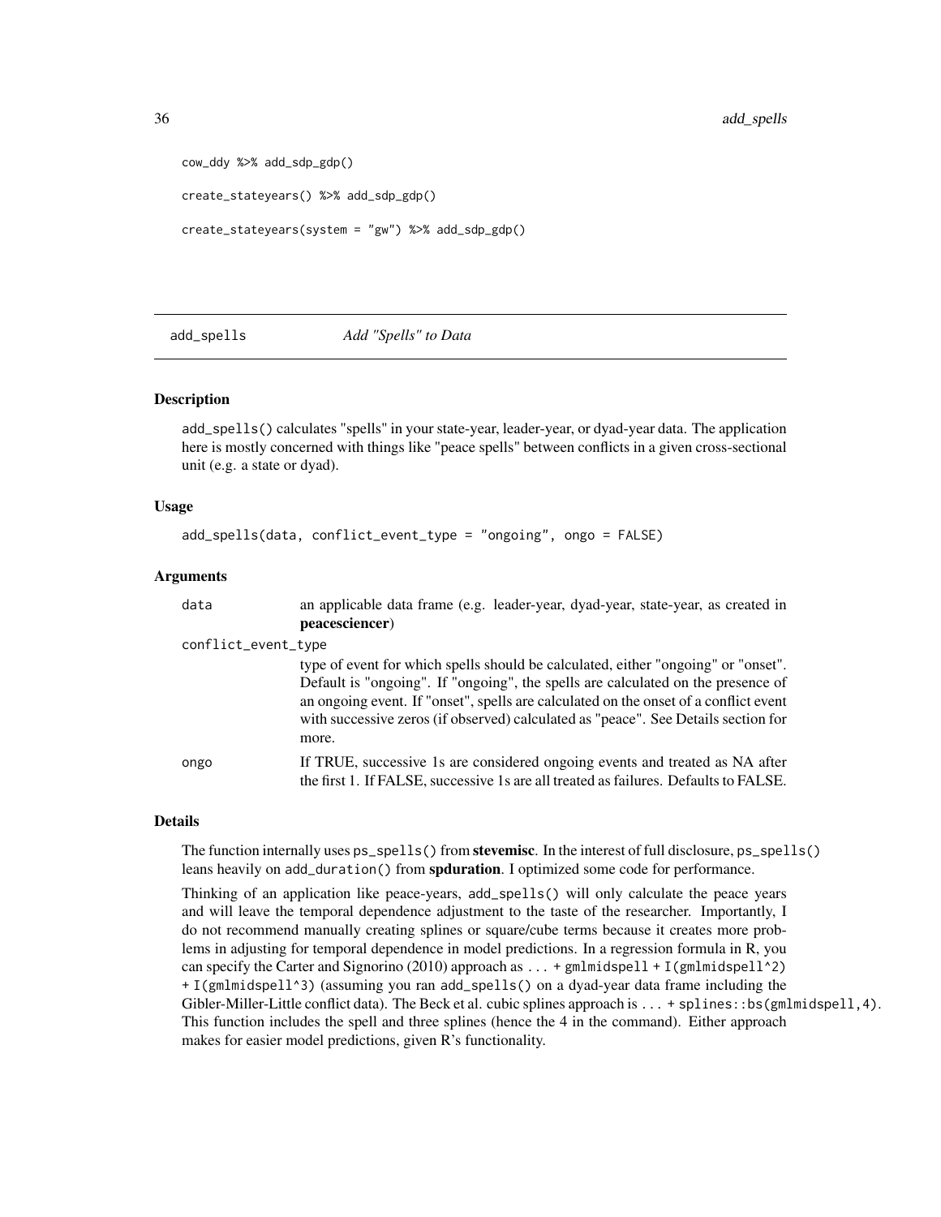```
cow_ddy %>% add_sdp_gdp()

create_stateyears() %>% add_sdp_gdp()

create_stateyears(system = "gw") %>% add_sdp_gdp()
```

## add_spells — *Add "Spells" to Data*

### Description

add_spells() calculates "spells" in your state-year, leader-year, or dyad-year data. The application here is mostly concerned with things like "peace spells" between conflicts in a given cross-sectional unit (e.g. a state or dyad).

### Usage

```
add_spells(data, conflict_event_type = "ongoing", ongo = FALSE)
```

### Arguments

| | |
|---|---|
| data | an applicable data frame (e.g. leader-year, dyad-year, state-year, as created in **peacesciencer**) |
| conflict_event_type | type of event for which spells should be calculated, either "ongoing" or "onset". Default is "ongoing". If "ongoing", the spells are calculated on the presence of an ongoing event. If "onset", spells are calculated on the onset of a conflict event with successive zeros (if observed) calculated as "peace". See Details section for more. |
| ongo | If TRUE, successive 1s are considered ongoing events and treated as NA after the first 1. If FALSE, successive 1s are all treated as failures. Defaults to FALSE. |

### Details

The function internally uses ps_spells() from **stevemisc**. In the interest of full disclosure, ps_spells() leans heavily on add_duration() from **spduration**. I optimized some code for performance.

Thinking of an application like peace-years, add_spells() will only calculate the peace years and will leave the temporal dependence adjustment to the taste of the researcher. Importantly, I do not recommend manually creating splines or square/cube terms because it creates more problems in adjusting for temporal dependence in model predictions. In a regression formula in R, you can specify the Carter and Signorino (2010) approach as `... + gmlmidspell + I(gmlmidspell^2) + I(gmlmidspell^3)` (assuming you ran add_spells() on a dyad-year data frame including the Gibler-Miller-Little conflict data). The Beck et al. cubic splines approach is `... + splines::bs(gmlmidspell,4)`. This function includes the spell and three splines (hence the 4 in the command). Either approach makes for easier model predictions, given R's functionality.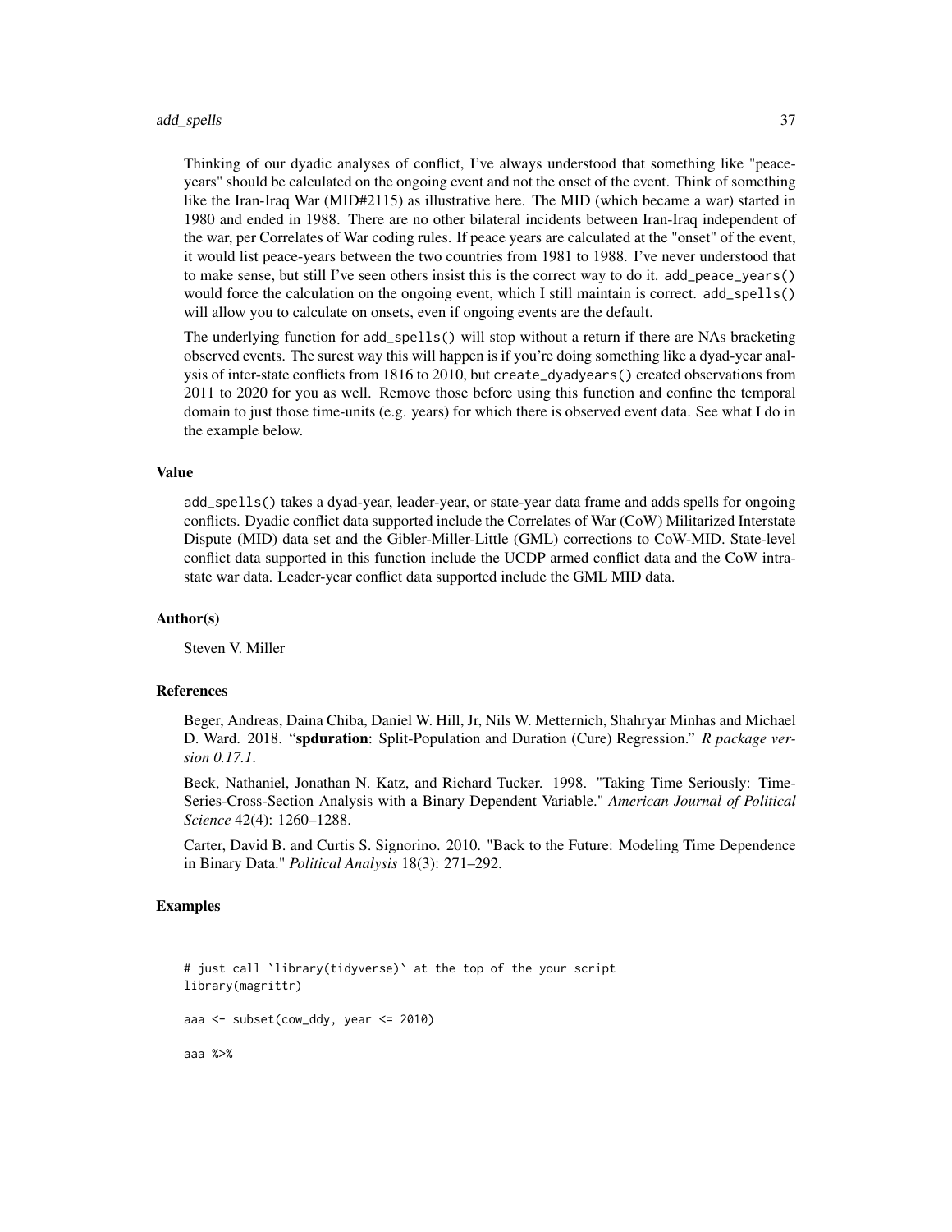Thinking of our dyadic analyses of conflict, I've always understood that something like "peace-years" should be calculated on the ongoing event and not the onset of the event. Think of something like the Iran-Iraq War (MID#2115) as illustrative here. The MID (which became a war) started in 1980 and ended in 1988. There are no other bilateral incidents between Iran-Iraq independent of the war, per Correlates of War coding rules. If peace years are calculated at the "onset" of the event, it would list peace-years between the two countries from 1981 to 1988. I've never understood that to make sense, but still I've seen others insist this is the correct way to do it. `add_peace_years()` would force the calculation on the ongoing event, which I still maintain is correct. `add_spells()` will allow you to calculate on onsets, even if ongoing events are the default.

The underlying function for `add_spells()` will stop without a return if there are NAs bracketing observed events. The surest way this will happen is if you're doing something like a dyad-year analysis of inter-state conflicts from 1816 to 2010, but `create_dyadyears()` created observations from 2011 to 2020 for you as well. Remove those before using this function and confine the temporal domain to just those time-units (e.g. years) for which there is observed event data. See what I do in the example below.

### Value

`add_spells()` takes a dyad-year, leader-year, or state-year data frame and adds spells for ongoing conflicts. Dyadic conflict data supported include the Correlates of War (CoW) Militarized Interstate Dispute (MID) data set and the Gibler-Miller-Little (GML) corrections to CoW-MID. State-level conflict data supported in this function include the UCDP armed conflict data and the CoW intra-state war data. Leader-year conflict data supported include the GML MID data.

### Author(s)

Steven V. Miller

### References

Beger, Andreas, Daina Chiba, Daniel W. Hill, Jr, Nils W. Metternich, Shahryar Minhas and Michael D. Ward. 2018. "**spduration**: Split-Population and Duration (Cure) Regression." *R package version 0.17.1*.

Beck, Nathaniel, Jonathan N. Katz, and Richard Tucker. 1998. "Taking Time Seriously: Time-Series-Cross-Section Analysis with a Binary Dependent Variable." *American Journal of Political Science* 42(4): 1260–1288.

Carter, David B. and Curtis S. Signorino. 2010. "Back to the Future: Modeling Time Dependence in Binary Data." *Political Analysis* 18(3): 271–292.

### Examples

```
# just call `library(tidyverse)` at the top of the your script
library(magrittr)

aaa <- subset(cow_ddy, year <= 2010)

aaa %>%
```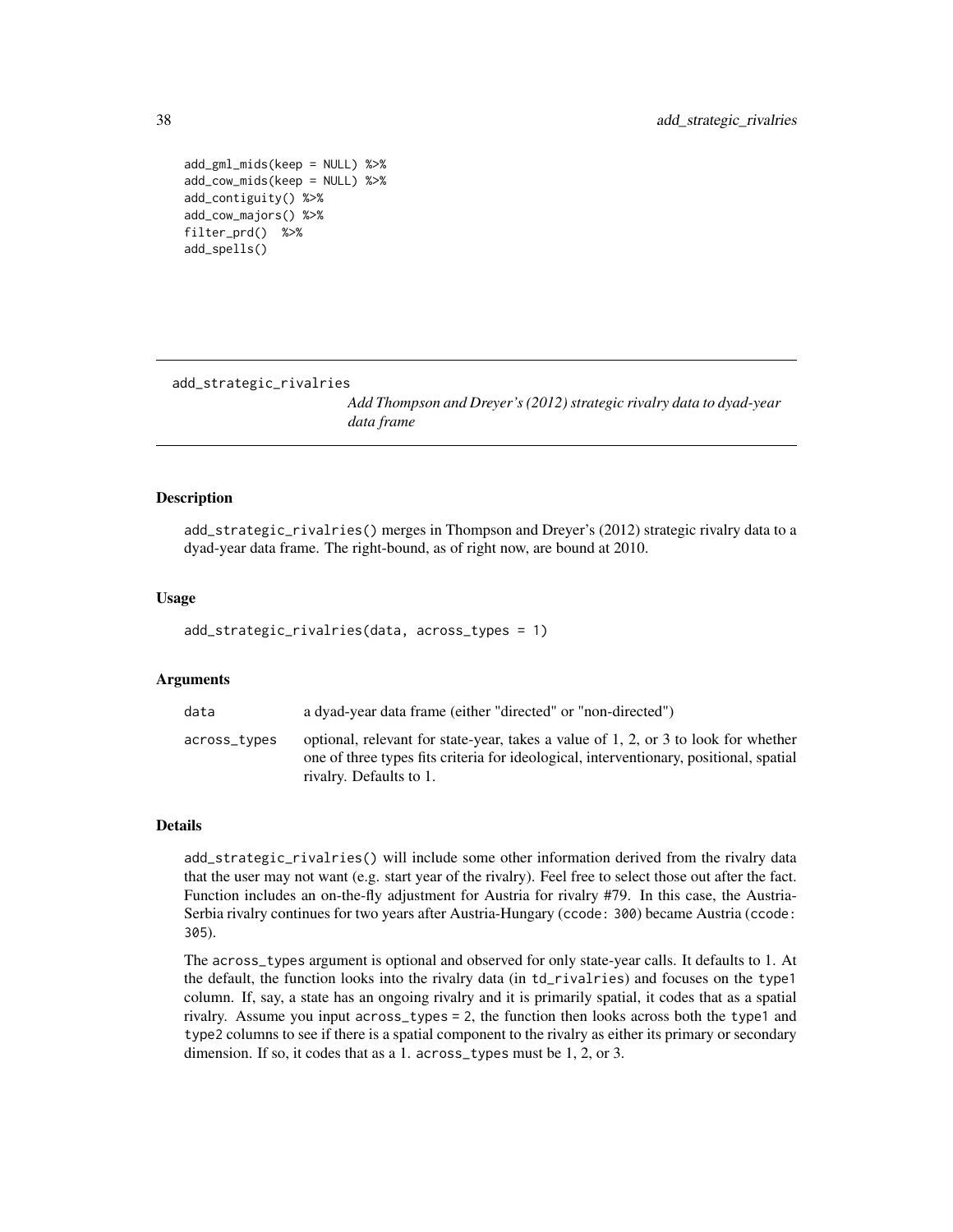```
add_gml_mids(keep = NULL) %>%
add_cow_mids(keep = NULL) %>%
add_contiguity() %>%
add_cow_majors() %>%
filter_prd()  %>%
add_spells()
```

---

add_strategic_rivalries    *Add Thompson and Dreyer's (2012) strategic rivalry data to dyad-year data frame*

---

## Description

add_strategic_rivalries() merges in Thompson and Dreyer's (2012) strategic rivalry data to a dyad-year data frame. The right-bound, as of right now, are bound at 2010.

## Usage

```
add_strategic_rivalries(data, across_types = 1)
```

## Arguments

| | |
|---|---|
| data | a dyad-year data frame (either "directed" or "non-directed") |
| across_types | optional, relevant for state-year, takes a value of 1, 2, or 3 to look for whether one of three types fits criteria for ideological, interventionary, positional, spatial rivalry. Defaults to 1. |

## Details

add_strategic_rivalries() will include some other information derived from the rivalry data that the user may not want (e.g. start year of the rivalry). Feel free to select those out after the fact. Function includes an on-the-fly adjustment for Austria for rivalry #79. In this case, the Austria-Serbia rivalry continues for two years after Austria-Hungary (ccode: 300) became Austria (ccode: 305).

The across_types argument is optional and observed for only state-year calls. It defaults to 1. At the default, the function looks into the rivalry data (in td_rivalries) and focuses on the type1 column. If, say, a state has an ongoing rivalry and it is primarily spatial, it codes that as a spatial rivalry. Assume you input across_types = 2, the function then looks across both the type1 and type2 columns to see if there is a spatial component to the rivalry as either its primary or secondary dimension. If so, it codes that as a 1. across_types must be 1, 2, or 3.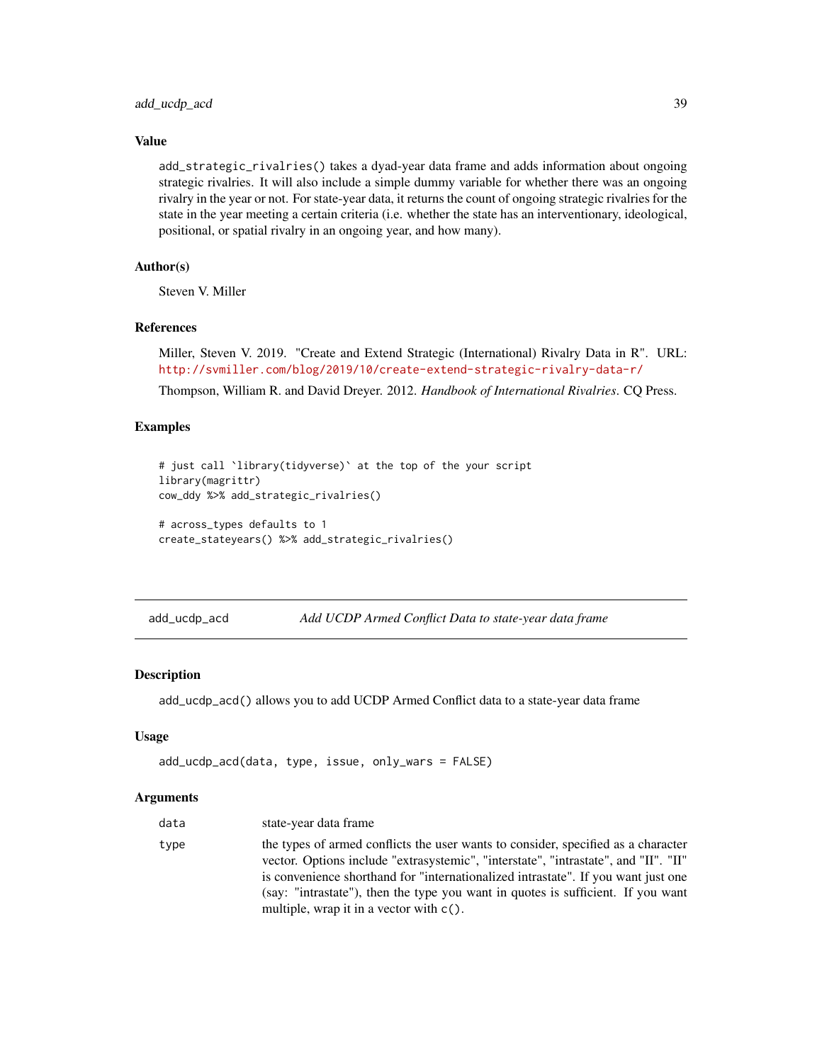### Value

add_strategic_rivalries() takes a dyad-year data frame and adds information about ongoing strategic rivalries. It will also include a simple dummy variable for whether there was an ongoing rivalry in the year or not. For state-year data, it returns the count of ongoing strategic rivalries for the state in the year meeting a certain criteria (i.e. whether the state has an interventionary, ideological, positional, or spatial rivalry in an ongoing year, and how many).

### Author(s)

Steven V. Miller

### References

Miller, Steven V. 2019. "Create and Extend Strategic (International) Rivalry Data in R". URL: http://svmiller.com/blog/2019/10/create-extend-strategic-rivalry-data-r/

Thompson, William R. and David Dreyer. 2012. *Handbook of International Rivalries*. CQ Press.

### Examples

```
# just call `library(tidyverse)` at the top of the your script
library(magrittr)
cow_ddy %>% add_strategic_rivalries()

# across_types defaults to 1
create_stateyears() %>% add_strategic_rivalries()
```

---

## add_ucdp_acd *Add UCDP Armed Conflict Data to state-year data frame*

### Description

add_ucdp_acd() allows you to add UCDP Armed Conflict data to a state-year data frame

### Usage

```
add_ucdp_acd(data, type, issue, only_wars = FALSE)
```

### Arguments

| | |
|---|---|
| data | state-year data frame |
| type | the types of armed conflicts the user wants to consider, specified as a character vector. Options include "extrasystemic", "interstate", "intrastate", and "II". "II" is convenience shorthand for "internationalized intrastate". If you want just one (say: "intrastate"), then the type you want in quotes is sufficient. If you want multiple, wrap it in a vector with c(). |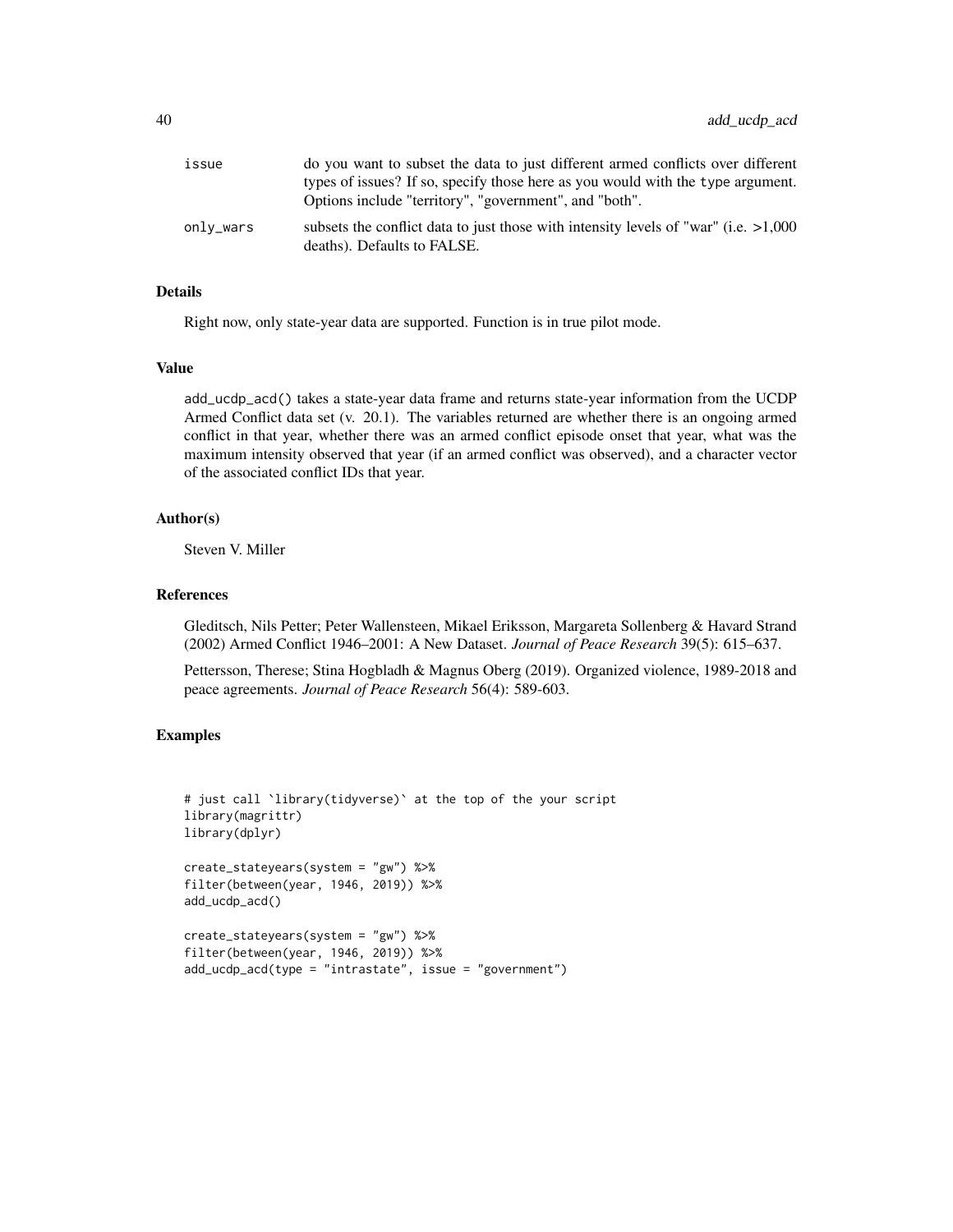| | |
|---|---|
| issue | do you want to subset the data to just different armed conflicts over different types of issues? If so, specify those here as you would with the type argument. Options include "territory", "government", and "both". |
| only_wars | subsets the conflict data to just those with intensity levels of "war" (i.e. >1,000 deaths). Defaults to FALSE. |

### Details

Right now, only state-year data are supported. Function is in true pilot mode.

### Value

add_ucdp_acd() takes a state-year data frame and returns state-year information from the UCDP Armed Conflict data set (v. 20.1). The variables returned are whether there is an ongoing armed conflict in that year, whether there was an armed conflict episode onset that year, what was the maximum intensity observed that year (if an armed conflict was observed), and a character vector of the associated conflict IDs that year.

### Author(s)

Steven V. Miller

### References

Gleditsch, Nils Petter; Peter Wallensteen, Mikael Eriksson, Margareta Sollenberg & Havard Strand (2002) Armed Conflict 1946–2001: A New Dataset. *Journal of Peace Research* 39(5): 615–637.

Pettersson, Therese; Stina Hogbladh & Magnus Oberg (2019). Organized violence, 1989-2018 and peace agreements. *Journal of Peace Research* 56(4): 589-603.

### Examples

```
# just call `library(tidyverse)` at the top of the your script
library(magrittr)
library(dplyr)

create_stateyears(system = "gw") %>%
filter(between(year, 1946, 2019)) %>%
add_ucdp_acd()

create_stateyears(system = "gw") %>%
filter(between(year, 1946, 2019)) %>%
add_ucdp_acd(type = "intrastate", issue = "government")
```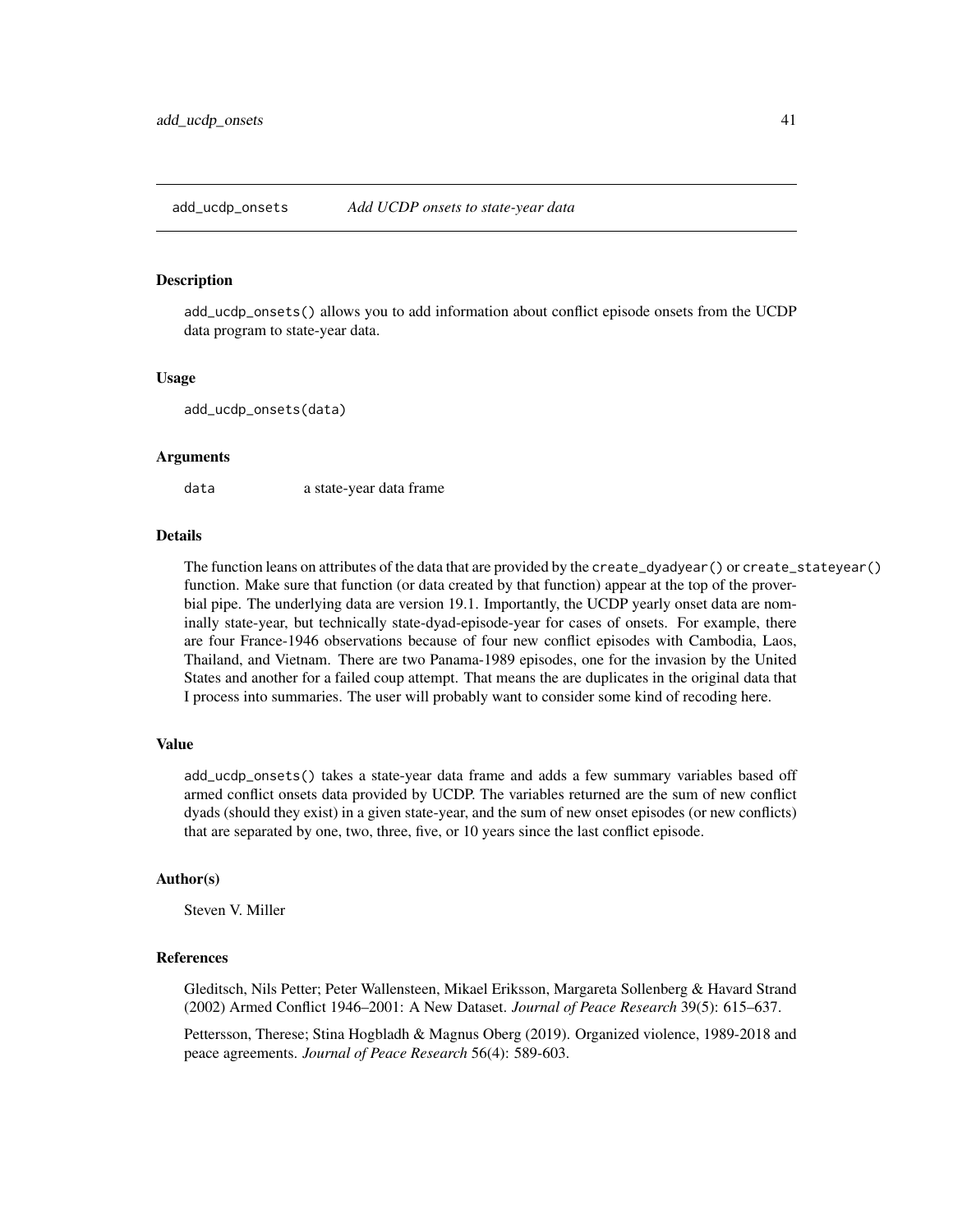`add_ucdp_onsets` *Add UCDP onsets to state-year data*

### Description

`add_ucdp_onsets()` allows you to add information about conflict episode onsets from the UCDP data program to state-year data.

### Usage

```
add_ucdp_onsets(data)
```

### Arguments

| | |
|---|---|
| `data` | a state-year data frame |

### Details

The function leans on attributes of the data that are provided by the `create_dyadyear()` or `create_stateyear()` function. Make sure that function (or data created by that function) appear at the top of the proverbial pipe. The underlying data are version 19.1. Importantly, the UCDP yearly onset data are nominally state-year, but technically state-dyad-episode-year for cases of onsets. For example, there are four France-1946 observations because of four new conflict episodes with Cambodia, Laos, Thailand, and Vietnam. There are two Panama-1989 episodes, one for the invasion by the United States and another for a failed coup attempt. That means the are duplicates in the original data that I process into summaries. The user will probably want to consider some kind of recoding here.

### Value

`add_ucdp_onsets()` takes a state-year data frame and adds a few summary variables based off armed conflict onsets data provided by UCDP. The variables returned are the sum of new conflict dyads (should they exist) in a given state-year, and the sum of new onset episodes (or new conflicts) that are separated by one, two, three, five, or 10 years since the last conflict episode.

### Author(s)

Steven V. Miller

### References

Gleditsch, Nils Petter; Peter Wallensteen, Mikael Eriksson, Margareta Sollenberg & Havard Strand (2002) Armed Conflict 1946–2001: A New Dataset. *Journal of Peace Research* 39(5): 615–637.

Pettersson, Therese; Stina Hogbladh & Magnus Oberg (2019). Organized violence, 1989-2018 and peace agreements. *Journal of Peace Research* 56(4): 589-603.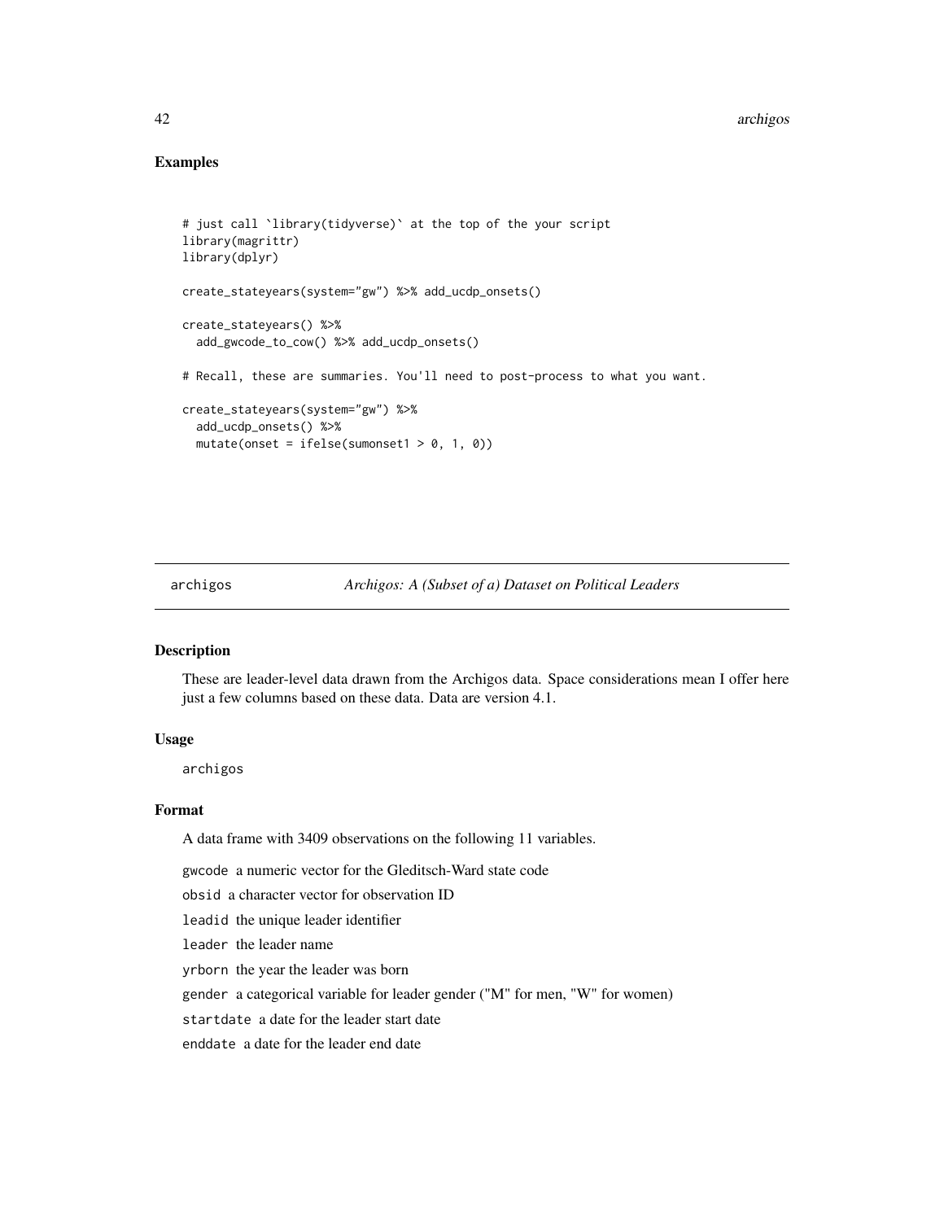## Examples

```
# just call `library(tidyverse)` at the top of the your script
library(magrittr)
library(dplyr)

create_stateyears(system="gw") %>% add_ucdp_onsets()

create_stateyears() %>%
  add_gwcode_to_cow() %>% add_ucdp_onsets()

# Recall, these are summaries. You'll need to post-process to what you want.

create_stateyears(system="gw") %>%
  add_ucdp_onsets() %>%
  mutate(onset = ifelse(sumonset1 > 0, 1, 0))
```

---

# archigos — *Archigos: A (Subset of a) Dataset on Political Leaders*

---

### Description

These are leader-level data drawn from the Archigos data. Space considerations mean I offer here just a few columns based on these data. Data are version 4.1.

### Usage

```
archigos
```

### Format

A data frame with 3409 observations on the following 11 variables.

- `gwcode` a numeric vector for the Gleditsch-Ward state code
- `obsid` a character vector for observation ID
- `leadid` the unique leader identifier
- `leader` the leader name
- `yrborn` the year the leader was born
- `gender` a categorical variable for leader gender ("M" for men, "W" for women)
- `startdate` a date for the leader start date
- `enddate` a date for the leader end date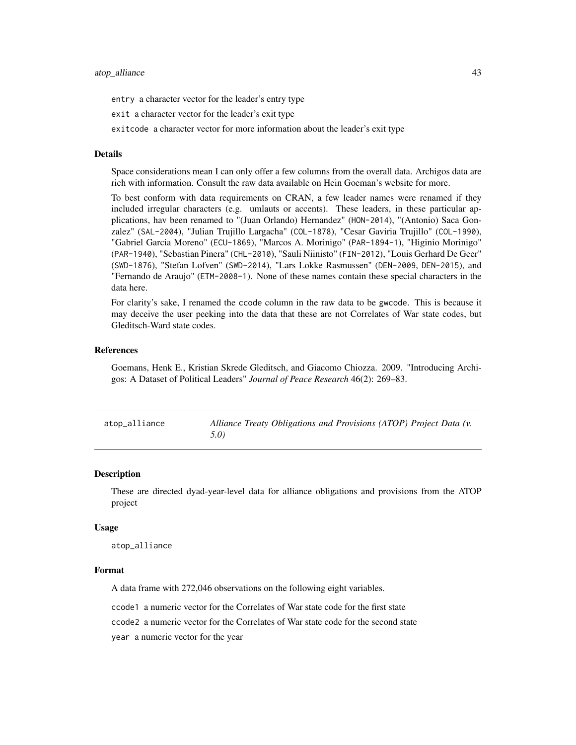entry a character vector for the leader's entry type

exit a character vector for the leader's exit type

exitcode a character vector for more information about the leader's exit type

### Details

Space considerations mean I can only offer a few columns from the overall data. Archigos data are rich with information. Consult the raw data available on Hein Goeman's website for more.

To best conform with data requirements on CRAN, a few leader names were renamed if they included irregular characters (e.g. umlauts or accents). These leaders, in these particular applications, hav been renamed to "(Juan Orlando) Hernandez" (HON-2014), "(Antonio) Saca Gonzalez" (SAL-2004), "Julian Trujillo Largacha" (COL-1878), "Cesar Gaviria Trujillo" (COL-1990), "Gabriel Garcia Moreno" (ECU-1869), "Marcos A. Morinigo" (PAR-1894-1), "Higinio Morinigo" (PAR-1940), "Sebastian Pinera" (CHL-2010), "Sauli Niinisto" (FIN-2012), "Louis Gerhard De Geer" (SWD-1876), "Stefan Lofven" (SWD-2014), "Lars Lokke Rasmussen" (DEN-2009, DEN-2015), and "Fernando de Araujo" (ETM-2008-1). None of these names contain these special characters in the data here.

For clarity's sake, I renamed the ccode column in the raw data to be gwcode. This is because it may deceive the user peeking into the data that these are not Correlates of War state codes, but Gleditsch-Ward state codes.

### References

Goemans, Henk E., Kristian Skrede Gleditsch, and Giacomo Chiozza. 2009. "Introducing Archigos: A Dataset of Political Leaders" *Journal of Peace Research* 46(2): 269–83.

---

## atop_alliance — *Alliance Treaty Obligations and Provisions (ATOP) Project Data (v. 5.0)*

---

### Description

These are directed dyad-year-level data for alliance obligations and provisions from the ATOP project

### Usage

```
atop_alliance
```

### Format

A data frame with 272,046 observations on the following eight variables.

ccode1 a numeric vector for the Correlates of War state code for the first state

ccode2 a numeric vector for the Correlates of War state code for the second state

year a numeric vector for the year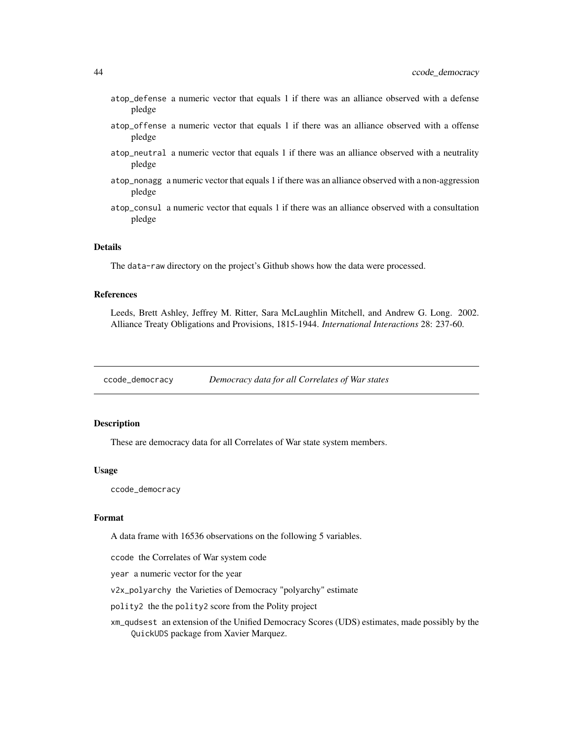- atop_defense a numeric vector that equals 1 if there was an alliance observed with a defense pledge
- atop_offense a numeric vector that equals 1 if there was an alliance observed with a offense pledge
- atop_neutral a numeric vector that equals 1 if there was an alliance observed with a neutrality pledge
- atop_nonagg a numeric vector that equals 1 if there was an alliance observed with a non-aggression pledge
- atop_consul a numeric vector that equals 1 if there was an alliance observed with a consultation pledge

### Details

The data-raw directory on the project's Github shows how the data were processed.

### References

Leeds, Brett Ashley, Jeffrey M. Ritter, Sara McLaughlin Mitchell, and Andrew G. Long. 2002. Alliance Treaty Obligations and Provisions, 1815-1944. *International Interactions* 28: 237-60.

---

## ccode_democracy *Democracy data for all Correlates of War states*

### Description

These are democracy data for all Correlates of War state system members.

### Usage

```
ccode_democracy
```

### Format

A data frame with 16536 observations on the following 5 variables.

- ccode the Correlates of War system code
- year a numeric vector for the year
- v2x_polyarchy the Varieties of Democracy "polyarchy" estimate
- polity2 the the polity2 score from the Polity project
- xm_qudsest an extension of the Unified Democracy Scores (UDS) estimates, made possibly by the QuickUDS package from Xavier Marquez.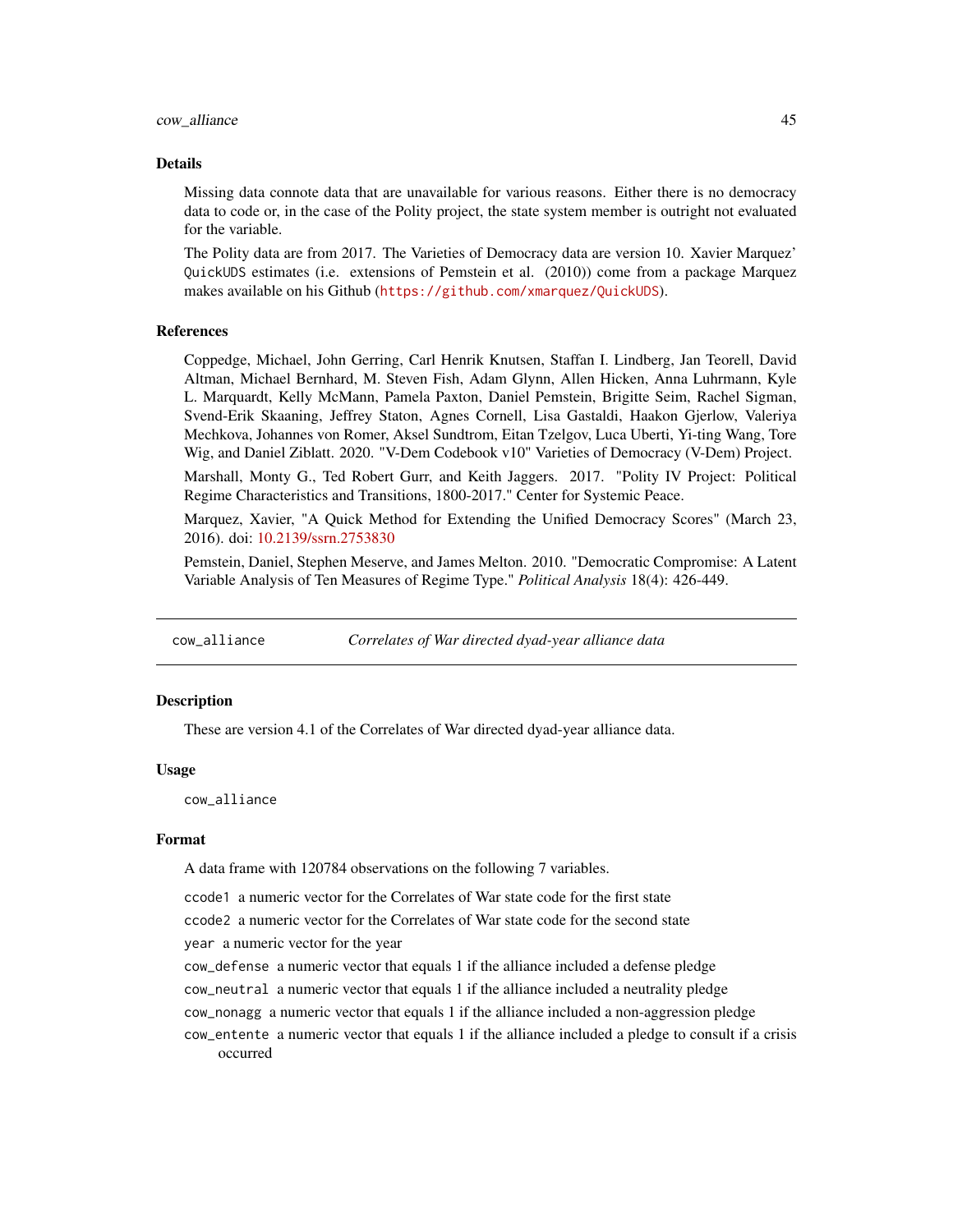## Details

Missing data connote data that are unavailable for various reasons. Either there is no democracy data to code or, in the case of the Polity project, the state system member is outright not evaluated for the variable.

The Polity data are from 2017. The Varieties of Democracy data are version 10. Xavier Marquez' `QuickUDS` estimates (i.e. extensions of Pemstein et al. (2010)) come from a package Marquez makes available on his Github (https://github.com/xmarquez/QuickUDS).

## References

Coppedge, Michael, John Gerring, Carl Henrik Knutsen, Staffan I. Lindberg, Jan Teorell, David Altman, Michael Bernhard, M. Steven Fish, Adam Glynn, Allen Hicken, Anna Luhrmann, Kyle L. Marquardt, Kelly McMann, Pamela Paxton, Daniel Pemstein, Brigitte Seim, Rachel Sigman, Svend-Erik Skaaning, Jeffrey Staton, Agnes Cornell, Lisa Gastaldi, Haakon Gjerlow, Valeriya Mechkova, Johannes von Romer, Aksel Sundtrom, Eitan Tzelgov, Luca Uberti, Yi-ting Wang, Tore Wig, and Daniel Ziblatt. 2020. "V-Dem Codebook v10" Varieties of Democracy (V-Dem) Project.

Marshall, Monty G., Ted Robert Gurr, and Keith Jaggers. 2017. "Polity IV Project: Political Regime Characteristics and Transitions, 1800-2017." Center for Systemic Peace.

Marquez, Xavier, "A Quick Method for Extending the Unified Democracy Scores" (March 23, 2016). doi: 10.2139/ssrn.2753830

Pemstein, Daniel, Stephen Meserve, and James Melton. 2010. "Democratic Compromise: A Latent Variable Analysis of Ten Measures of Regime Type." *Political Analysis* 18(4): 426-449.

---

# cow_alliance — *Correlates of War directed dyad-year alliance data*

## Description

These are version 4.1 of the Correlates of War directed dyad-year alliance data.

## Usage

```
cow_alliance
```

## Format

A data frame with 120784 observations on the following 7 variables.

- `ccode1` a numeric vector for the Correlates of War state code for the first state
- `ccode2` a numeric vector for the Correlates of War state code for the second state
- `year` a numeric vector for the year
- `cow_defense` a numeric vector that equals 1 if the alliance included a defense pledge
- `cow_neutral` a numeric vector that equals 1 if the alliance included a neutrality pledge
- `cow_nonagg` a numeric vector that equals 1 if the alliance included a non-aggression pledge
- `cow_entente` a numeric vector that equals 1 if the alliance included a pledge to consult if a crisis occurred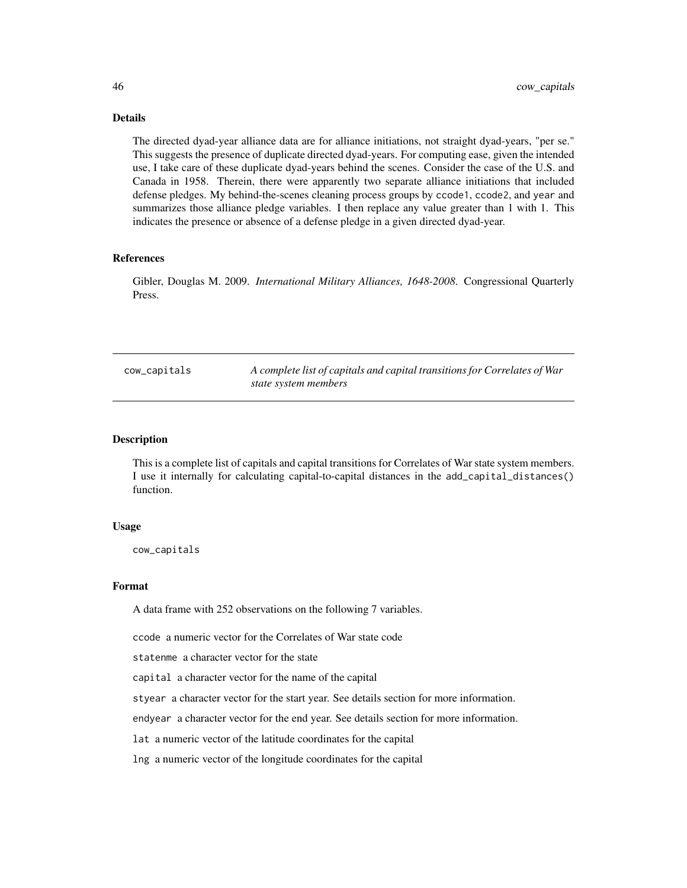### Details

The directed dyad-year alliance data are for alliance initiations, not straight dyad-years, "per se." This suggests the presence of duplicate directed dyad-years. For computing ease, given the intended use, I take care of these duplicate dyad-years behind the scenes. Consider the case of the U.S. and Canada in 1958. Therein, there were apparently two separate alliance initiations that included defense pledges. My behind-the-scenes cleaning process groups by `ccode1`, `ccode2`, and `year` and summarizes those alliance pledge variables. I then replace any value greater than 1 with 1. This indicates the presence or absence of a defense pledge in a given directed dyad-year.

### References

Gibler, Douglas M. 2009. *International Military Alliances, 1648-2008*. Congressional Quarterly Press.

---

## cow_capitals — *A complete list of capitals and capital transitions for Correlates of War state system members*

---

### Description

This is a complete list of capitals and capital transitions for Correlates of War state system members. I use it internally for calculating capital-to-capital distances in the `add_capital_distances()` function.

### Usage

```
cow_capitals
```

### Format

A data frame with 252 observations on the following 7 variables.

`ccode` a numeric vector for the Correlates of War state code

`statenme` a character vector for the state

`capital` a character vector for the name of the capital

`styear` a character vector for the start year. See details section for more information.

`endyear` a character vector for the end year. See details section for more information.

`lat` a numeric vector of the latitude coordinates for the capital

`lng` a numeric vector of the longitude coordinates for the capital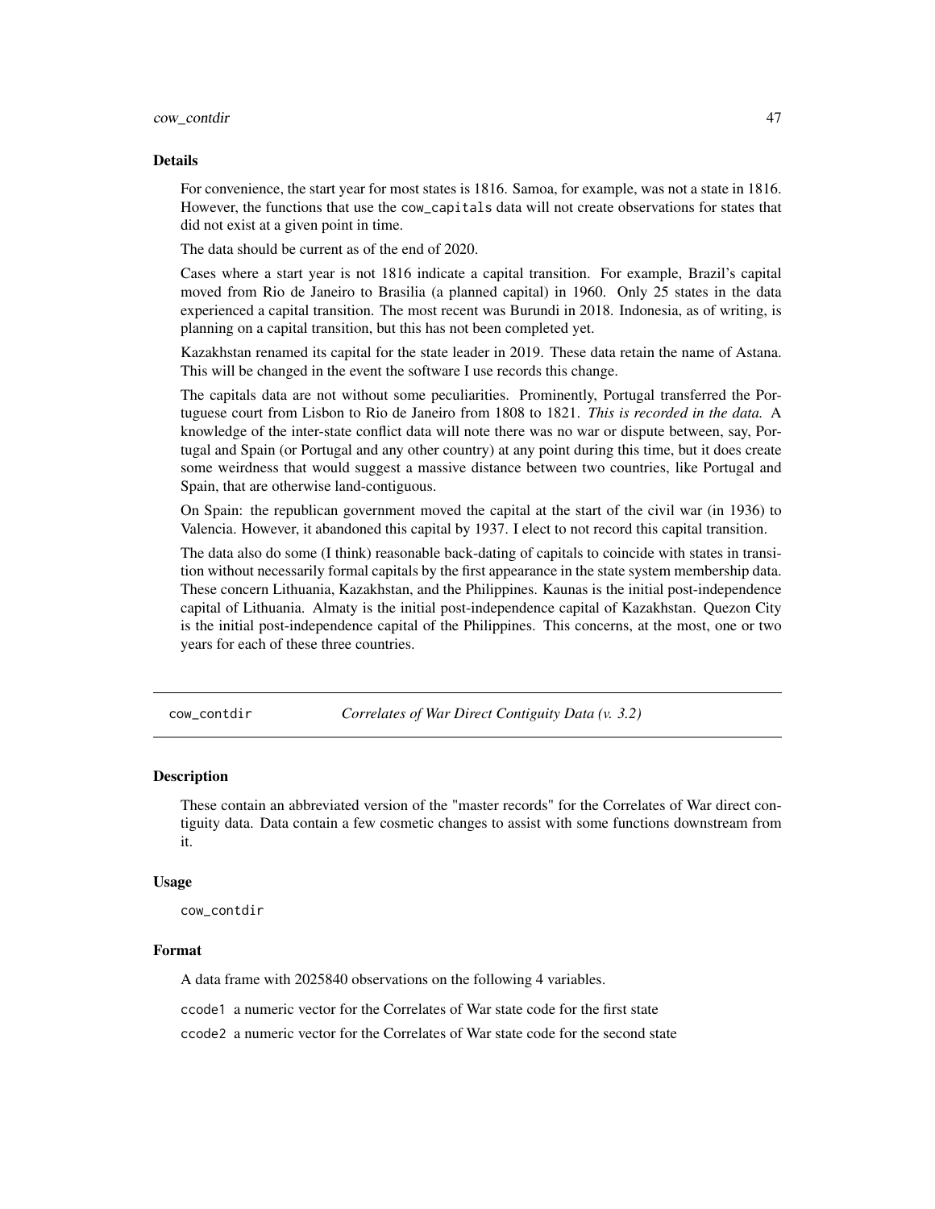### Details

For convenience, the start year for most states is 1816. Samoa, for example, was not a state in 1816. However, the functions that use the `cow_capitals` data will not create observations for states that did not exist at a given point in time.

The data should be current as of the end of 2020.

Cases where a start year is not 1816 indicate a capital transition. For example, Brazil's capital moved from Rio de Janeiro to Brasilia (a planned capital) in 1960. Only 25 states in the data experienced a capital transition. The most recent was Burundi in 2018. Indonesia, as of writing, is planning on a capital transition, but this has not been completed yet.

Kazakhstan renamed its capital for the state leader in 2019. These data retain the name of Astana. This will be changed in the event the software I use records this change.

The capitals data are not without some peculiarities. Prominently, Portugal transferred the Portuguese court from Lisbon to Rio de Janeiro from 1808 to 1821. *This is recorded in the data.* A knowledge of the inter-state conflict data will note there was no war or dispute between, say, Portugal and Spain (or Portugal and any other country) at any point during this time, but it does create some weirdness that would suggest a massive distance between two countries, like Portugal and Spain, that are otherwise land-contiguous.

On Spain: the republican government moved the capital at the start of the civil war (in 1936) to Valencia. However, it abandoned this capital by 1937. I elect to not record this capital transition.

The data also do some (I think) reasonable back-dating of capitals to coincide with states in transition without necessarily formal capitals by the first appearance in the state system membership data. These concern Lithuania, Kazakhstan, and the Philippines. Kaunas is the initial post-independence capital of Lithuania. Almaty is the initial post-independence capital of Kazakhstan. Quezon City is the initial post-independence capital of the Philippines. This concerns, at the most, one or two years for each of these three countries.

---

## cow_contdir — *Correlates of War Direct Contiguity Data (v. 3.2)*

### Description

These contain an abbreviated version of the "master records" for the Correlates of War direct contiguity data. Data contain a few cosmetic changes to assist with some functions downstream from it.

### Usage

```
cow_contdir
```

### Format

A data frame with 2025840 observations on the following 4 variables.

`ccode1` a numeric vector for the Correlates of War state code for the first state

`ccode2` a numeric vector for the Correlates of War state code for the second state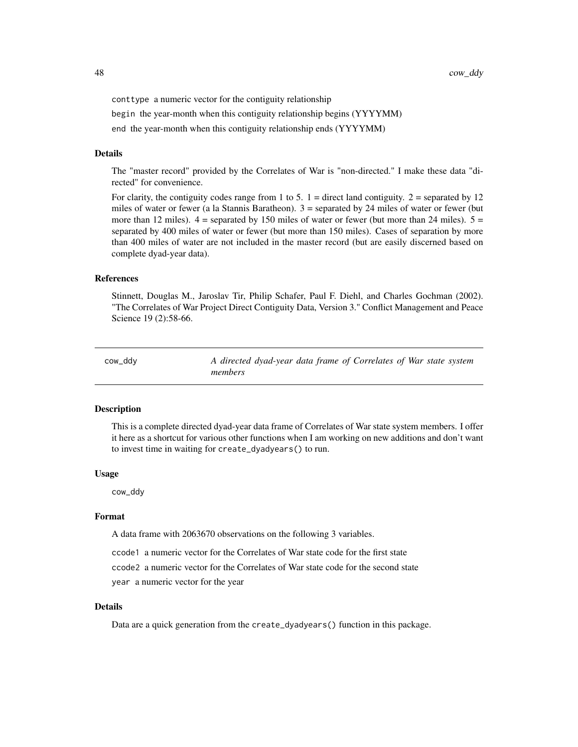conttype a numeric vector for the contiguity relationship

begin the year-month when this contiguity relationship begins (YYYYMM)

end the year-month when this contiguity relationship ends (YYYYMM)

### Details

The "master record" provided by the Correlates of War is "non-directed." I make these data "directed" for convenience.

For clarity, the contiguity codes range from 1 to 5. 1 = direct land contiguity. 2 = separated by 12 miles of water or fewer (a la Stannis Baratheon). 3 = separated by 24 miles of water or fewer (but more than 12 miles). 4 = separated by 150 miles of water or fewer (but more than 24 miles). 5 = separated by 400 miles of water or fewer (but more than 150 miles). Cases of separation by more than 400 miles of water are not included in the master record (but are easily discerned based on complete dyad-year data).

### References

Stinnett, Douglas M., Jaroslav Tir, Philip Schafer, Paul F. Diehl, and Charles Gochman (2002). "The Correlates of War Project Direct Contiguity Data, Version 3." Conflict Management and Peace Science 19 (2):58-66.

---

## cow_ddy — *A directed dyad-year data frame of Correlates of War state system members*

### Description

This is a complete directed dyad-year data frame of Correlates of War state system members. I offer it here as a shortcut for various other functions when I am working on new additions and don't want to invest time in waiting for create_dyadyears() to run.

### Usage

```
cow_ddy
```

### Format

A data frame with 2063670 observations on the following 3 variables.

ccode1 a numeric vector for the Correlates of War state code for the first state

ccode2 a numeric vector for the Correlates of War state code for the second state

year a numeric vector for the year

### Details

Data are a quick generation from the create_dyadyears() function in this package.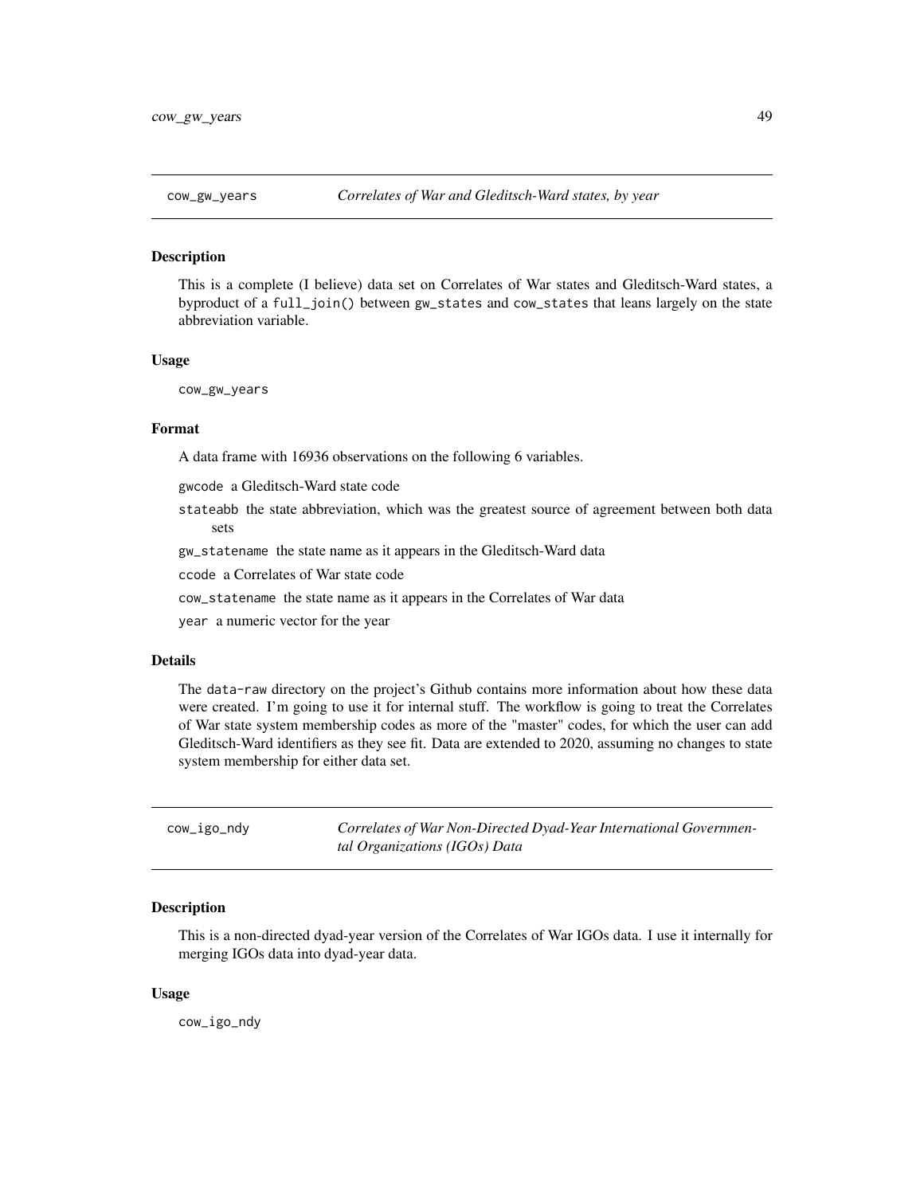## cow_gw_years *Correlates of War and Gleditsch-Ward states, by year*

### Description

This is a complete (I believe) data set on Correlates of War states and Gleditsch-Ward states, a byproduct of a `full_join()` between `gw_states` and `cow_states` that leans largely on the state abbreviation variable.

### Usage

```
cow_gw_years
```

### Format

A data frame with 16936 observations on the following 6 variables.

- `gwcode` a Gleditsch-Ward state code
- `stateabb` the state abbreviation, which was the greatest source of agreement between both data sets
- `gw_statename` the state name as it appears in the Gleditsch-Ward data
- `ccode` a Correlates of War state code
- `cow_statename` the state name as it appears in the Correlates of War data
- `year` a numeric vector for the year

### Details

The `data-raw` directory on the project's Github contains more information about how these data were created. I'm going to use it for internal stuff. The workflow is going to treat the Correlates of War state system membership codes as more of the "master" codes, for which the user can add Gleditsch-Ward identifiers as they see fit. Data are extended to 2020, assuming no changes to state system membership for either data set.

## cow_igo_ndy *Correlates of War Non-Directed Dyad-Year International Governmental Organizations (IGOs) Data*

### Description

This is a non-directed dyad-year version of the Correlates of War IGOs data. I use it internally for merging IGOs data into dyad-year data.

### Usage

```
cow_igo_ndy
```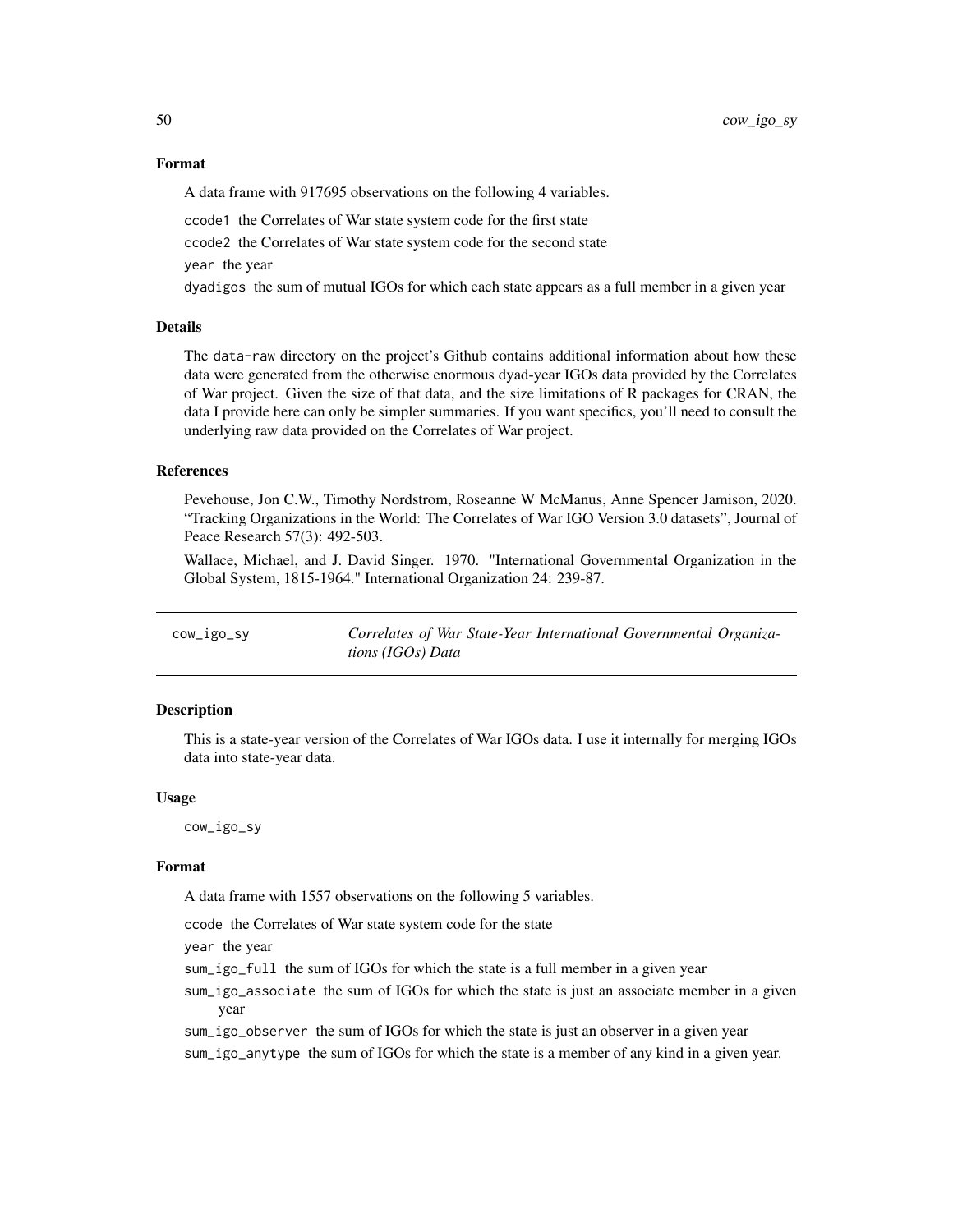### Format

A data frame with 917695 observations on the following 4 variables.

ccode1 the Correlates of War state system code for the first state

ccode2 the Correlates of War state system code for the second state

year the year

dyadigos the sum of mutual IGOs for which each state appears as a full member in a given year

### Details

The data-raw directory on the project's Github contains additional information about how these data were generated from the otherwise enormous dyad-year IGOs data provided by the Correlates of War project. Given the size of that data, and the size limitations of R packages for CRAN, the data I provide here can only be simpler summaries. If you want specifics, you'll need to consult the underlying raw data provided on the Correlates of War project.

### References

Pevehouse, Jon C.W., Timothy Nordstrom, Roseanne W McManus, Anne Spencer Jamison, 2020. "Tracking Organizations in the World: The Correlates of War IGO Version 3.0 datasets", Journal of Peace Research 57(3): 492-503.

Wallace, Michael, and J. David Singer. 1970. "International Governmental Organization in the Global System, 1815-1964." International Organization 24: 239-87.

---

## cow_igo_sy — *Correlates of War State-Year International Governmental Organizations (IGOs) Data*

### Description

This is a state-year version of the Correlates of War IGOs data. I use it internally for merging IGOs data into state-year data.

### Usage

```
cow_igo_sy
```

### Format

A data frame with 1557 observations on the following 5 variables.

ccode the Correlates of War state system code for the state

year the year

sum_igo_full the sum of IGOs for which the state is a full member in a given year

sum_igo_associate the sum of IGOs for which the state is just an associate member in a given year

sum_igo_observer the sum of IGOs for which the state is just an observer in a given year

sum_igo_anytype the sum of IGOs for which the state is a member of any kind in a given year.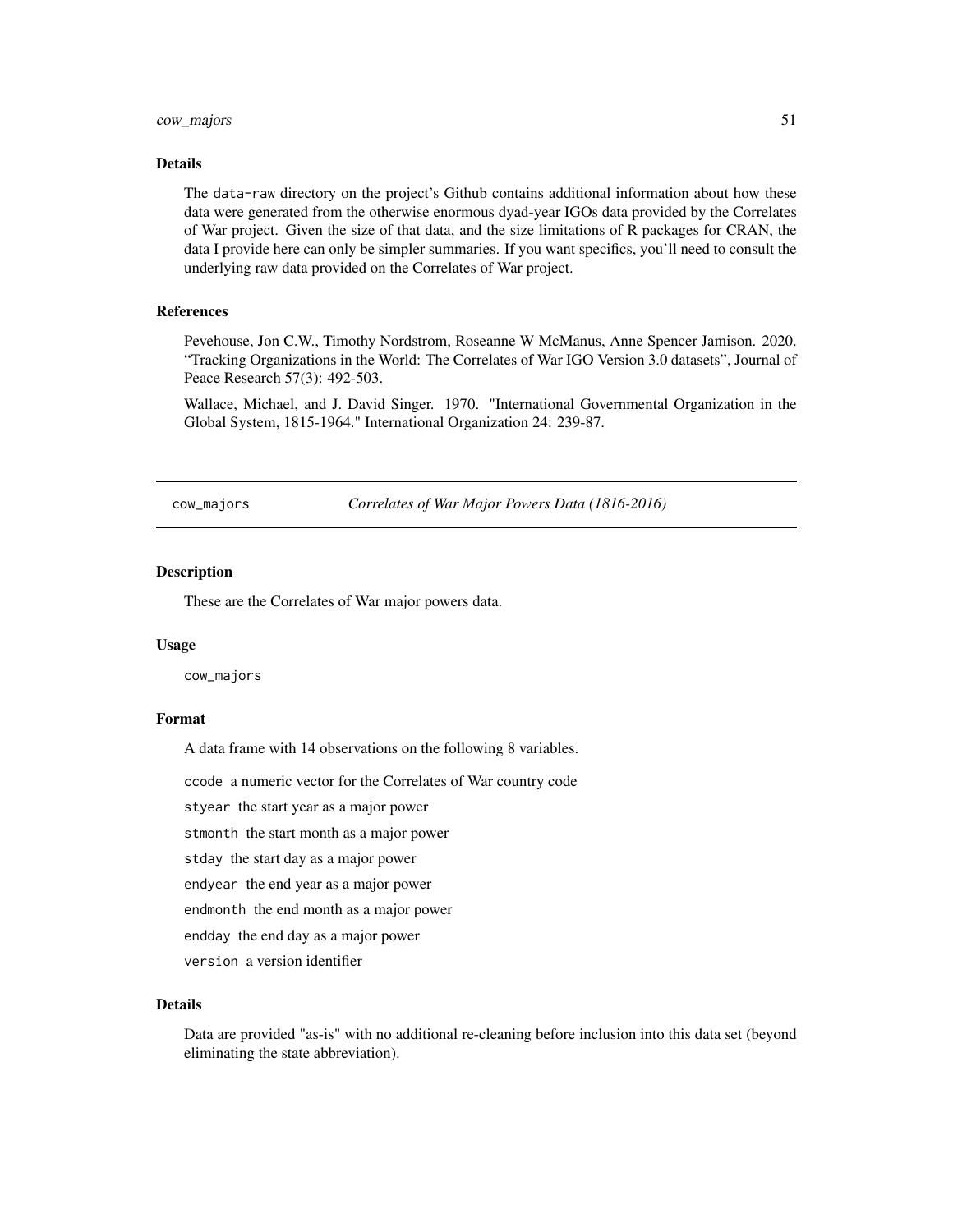### Details

The data-raw directory on the project's Github contains additional information about how these data were generated from the otherwise enormous dyad-year IGOs data provided by the Correlates of War project. Given the size of that data, and the size limitations of R packages for CRAN, the data I provide here can only be simpler summaries. If you want specifics, you'll need to consult the underlying raw data provided on the Correlates of War project.

### References

Pevehouse, Jon C.W., Timothy Nordstrom, Roseanne W McManus, Anne Spencer Jamison. 2020. “Tracking Organizations in the World: The Correlates of War IGO Version 3.0 datasets”, Journal of Peace Research 57(3): 492-503.

Wallace, Michael, and J. David Singer. 1970. "International Governmental Organization in the Global System, 1815-1964." International Organization 24: 239-87.

---

## cow_majors *Correlates of War Major Powers Data (1816-2016)*

### Description

These are the Correlates of War major powers data.

### Usage

```
cow_majors
```

### Format

A data frame with 14 observations on the following 8 variables.

`ccode` a numeric vector for the Correlates of War country code

`styear` the start year as a major power

`stmonth` the start month as a major power

`stday` the start day as a major power

`endyear` the end year as a major power

`endmonth` the end month as a major power

`endday` the end day as a major power

`version` a version identifier

### Details

Data are provided "as-is" with no additional re-cleaning before inclusion into this data set (beyond eliminating the state abbreviation).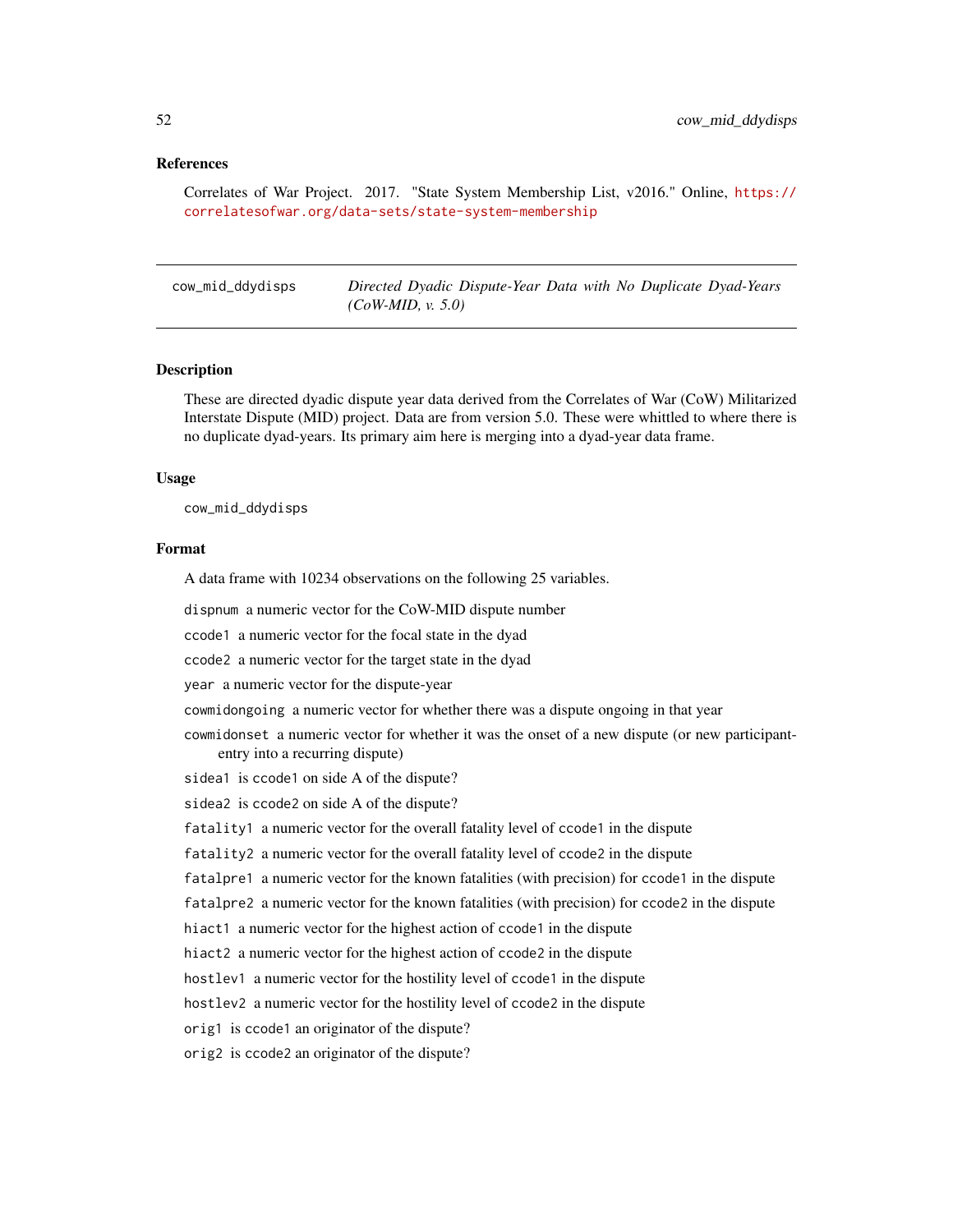### References

Correlates of War Project. 2017. "State System Membership List, v2016." Online, https://correlatesofwar.org/data-sets/state-system-membership

---

## cow_mid_ddydisps — *Directed Dyadic Dispute-Year Data with No Duplicate Dyad-Years (CoW-MID, v. 5.0)*

---

### Description

These are directed dyadic dispute year data derived from the Correlates of War (CoW) Militarized Interstate Dispute (MID) project. Data are from version 5.0. These were whittled to where there is no duplicate dyad-years. Its primary aim here is merging into a dyad-year data frame.

### Usage

```
cow_mid_ddydisps
```

### Format

A data frame with 10234 observations on the following 25 variables.

`dispnum` a numeric vector for the CoW-MID dispute number

`ccode1` a numeric vector for the focal state in the dyad

`ccode2` a numeric vector for the target state in the dyad

`year` a numeric vector for the dispute-year

`cowmidongoing` a numeric vector for whether there was a dispute ongoing in that year

`cowmidonset` a numeric vector for whether it was the onset of a new dispute (or new participant-entry into a recurring dispute)

`sidea1` is `ccode1` on side A of the dispute?

`sidea2` is `ccode2` on side A of the dispute?

`fatality1` a numeric vector for the overall fatality level of `ccode1` in the dispute

`fatality2` a numeric vector for the overall fatality level of `ccode2` in the dispute

`fatalpre1` a numeric vector for the known fatalities (with precision) for `ccode1` in the dispute

`fatalpre2` a numeric vector for the known fatalities (with precision) for `ccode2` in the dispute

`hiact1` a numeric vector for the highest action of `ccode1` in the dispute

`hiact2` a numeric vector for the highest action of `ccode2` in the dispute

`hostlev1` a numeric vector for the hostility level of `ccode1` in the dispute

`hostlev2` a numeric vector for the hostility level of `ccode2` in the dispute

`orig1` is `ccode1` an originator of the dispute?

`orig2` is `ccode2` an originator of the dispute?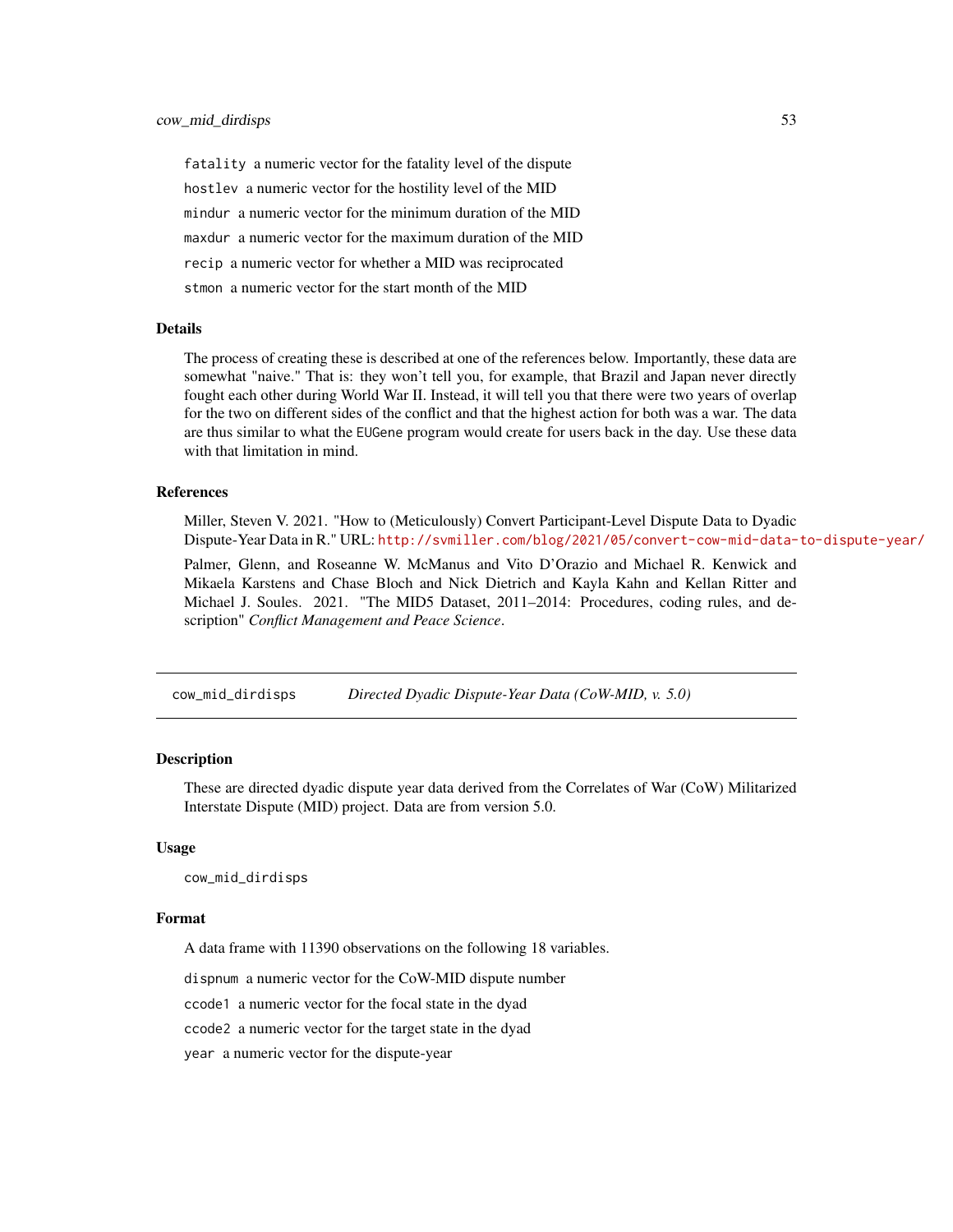`fatality` a numeric vector for the fatality level of the dispute

`hostlev` a numeric vector for the hostility level of the MID

`mindur` a numeric vector for the minimum duration of the MID

`maxdur` a numeric vector for the maximum duration of the MID

`recip` a numeric vector for whether a MID was reciprocated

`stmon` a numeric vector for the start month of the MID

### Details

The process of creating these is described at one of the references below. Importantly, these data are somewhat "naive." That is: they won't tell you, for example, that Brazil and Japan never directly fought each other during World War II. Instead, it will tell you that there were two years of overlap for the two on different sides of the conflict and that the highest action for both was a war. The data are thus similar to what the `EUGene` program would create for users back in the day. Use these data with that limitation in mind.

### References

Miller, Steven V. 2021. "How to (Meticulously) Convert Participant-Level Dispute Data to Dyadic Dispute-Year Data in R." URL: http://svmiller.com/blog/2021/05/convert-cow-mid-data-to-dispute-year/

Palmer, Glenn, and Roseanne W. McManus and Vito D'Orazio and Michael R. Kenwick and Mikaela Karstens and Chase Bloch and Nick Dietrich and Kayla Kahn and Kellan Ritter and Michael J. Soules. 2021. "The MID5 Dataset, 2011–2014: Procedures, coding rules, and description" *Conflict Management and Peace Science*.

---

## cow_mid_dirdisps *Directed Dyadic Dispute-Year Data (CoW-MID, v. 5.0)*

### Description

These are directed dyadic dispute year data derived from the Correlates of War (CoW) Militarized Interstate Dispute (MID) project. Data are from version 5.0.

### Usage

```
cow_mid_dirdisps
```

### Format

A data frame with 11390 observations on the following 18 variables.

`dispnum` a numeric vector for the CoW-MID dispute number

`ccode1` a numeric vector for the focal state in the dyad

`ccode2` a numeric vector for the target state in the dyad

`year` a numeric vector for the dispute-year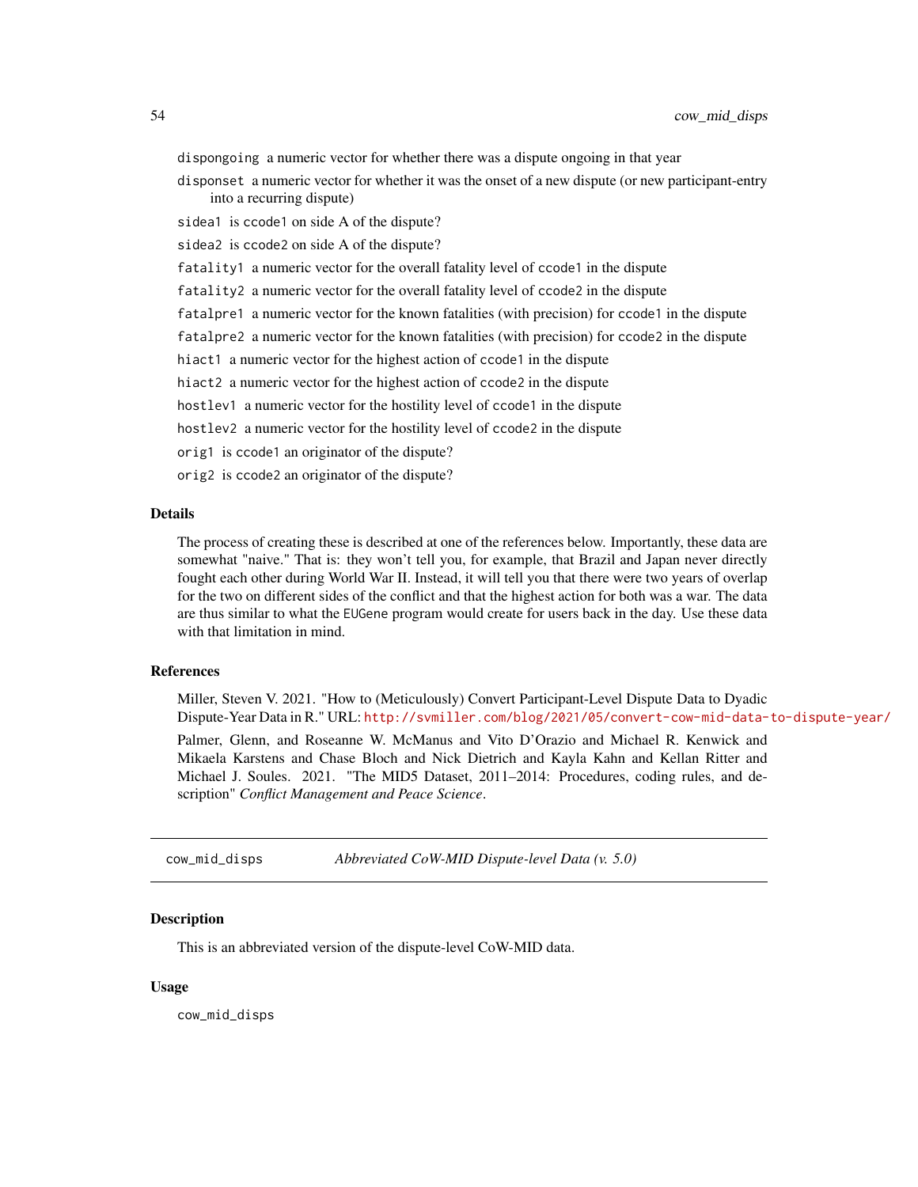`dispongoing` a numeric vector for whether there was a dispute ongoing in that year

`disponset` a numeric vector for whether it was the onset of a new dispute (or new participant-entry into a recurring dispute)

`sidea1` is `ccode1` on side A of the dispute?

`sidea2` is `ccode2` on side A of the dispute?

`fatality1` a numeric vector for the overall fatality level of `ccode1` in the dispute

`fatality2` a numeric vector for the overall fatality level of `ccode2` in the dispute

`fatalpre1` a numeric vector for the known fatalities (with precision) for `ccode1` in the dispute

`fatalpre2` a numeric vector for the known fatalities (with precision) for `ccode2` in the dispute

`hiact1` a numeric vector for the highest action of `ccode1` in the dispute

`hiact2` a numeric vector for the highest action of `ccode2` in the dispute

`hostlev1` a numeric vector for the hostility level of `ccode1` in the dispute

`hostlev2` a numeric vector for the hostility level of `ccode2` in the dispute

`orig1` is `ccode1` an originator of the dispute?

`orig2` is `ccode2` an originator of the dispute?

### Details

The process of creating these is described at one of the references below. Importantly, these data are somewhat "naive." That is: they won't tell you, for example, that Brazil and Japan never directly fought each other during World War II. Instead, it will tell you that there were two years of overlap for the two on different sides of the conflict and that the highest action for both was a war. The data are thus similar to what the `EUGene` program would create for users back in the day. Use these data with that limitation in mind.

### References

Miller, Steven V. 2021. "How to (Meticulously) Convert Participant-Level Dispute Data to Dyadic Dispute-Year Data in R." URL: http://svmiller.com/blog/2021/05/convert-cow-mid-data-to-dispute-year/

Palmer, Glenn, and Roseanne W. McManus and Vito D'Orazio and Michael R. Kenwick and Mikaela Karstens and Chase Bloch and Nick Dietrich and Kayla Kahn and Kellan Ritter and Michael J. Soules. 2021. "The MID5 Dataset, 2011–2014: Procedures, coding rules, and description" *Conflict Management and Peace Science*.

---

## cow_mid_disps — *Abbreviated CoW-MID Dispute-level Data (v. 5.0)*

### Description

This is an abbreviated version of the dispute-level CoW-MID data.

### Usage

```
cow_mid_disps
```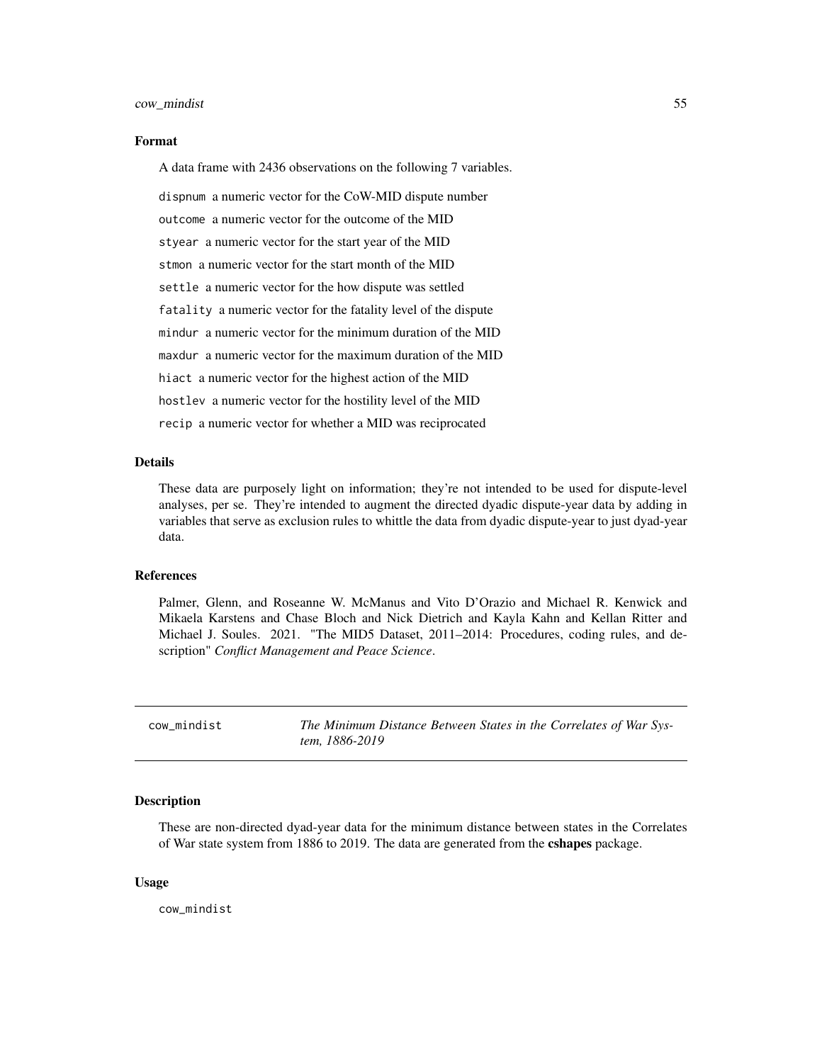### Format

A data frame with 2436 observations on the following 7 variables.

- `dispnum` a numeric vector for the CoW-MID dispute number
- `outcome` a numeric vector for the outcome of the MID
- `styear` a numeric vector for the start year of the MID
- `stmon` a numeric vector for the start month of the MID
- `settle` a numeric vector for the how dispute was settled
- `fatality` a numeric vector for the fatality level of the dispute
- `mindur` a numeric vector for the minimum duration of the MID
- `maxdur` a numeric vector for the maximum duration of the MID
- `hiact` a numeric vector for the highest action of the MID
- `hostlev` a numeric vector for the hostility level of the MID
- `recip` a numeric vector for whether a MID was reciprocated

### Details

These data are purposely light on information; they're not intended to be used for dispute-level analyses, per se. They're intended to augment the directed dyadic dispute-year data by adding in variables that serve as exclusion rules to whittle the data from dyadic dispute-year to just dyad-year data.

### References

Palmer, Glenn, and Roseanne W. McManus and Vito D'Orazio and Michael R. Kenwick and Mikaela Karstens and Chase Bloch and Nick Dietrich and Kayla Kahn and Kellan Ritter and Michael J. Soules. 2021. "The MID5 Dataset, 2011–2014: Procedures, coding rules, and description" *Conflict Management and Peace Science*.

---

## cow_mindist — *The Minimum Distance Between States in the Correlates of War System, 1886-2019*

### Description

These are non-directed dyad-year data for the minimum distance between states in the Correlates of War state system from 1886 to 2019. The data are generated from the **cshapes** package.

### Usage

```
cow_mindist
```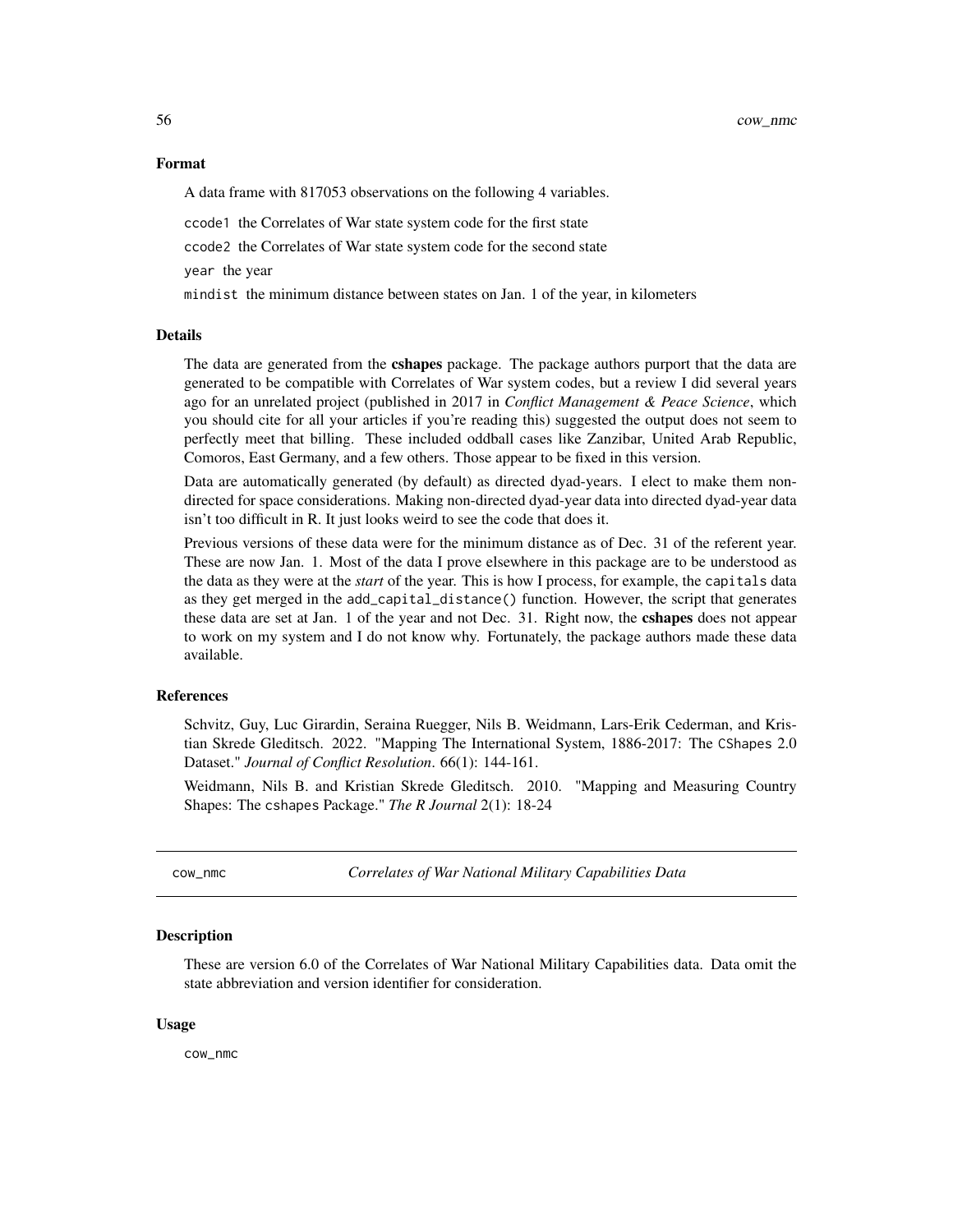### Format

A data frame with 817053 observations on the following 4 variables.

`ccode1` the Correlates of War state system code for the first state

`ccode2` the Correlates of War state system code for the second state

`year` the year

`mindist` the minimum distance between states on Jan. 1 of the year, in kilometers

### Details

The data are generated from the **cshapes** package. The package authors purport that the data are generated to be compatible with Correlates of War system codes, but a review I did several years ago for an unrelated project (published in 2017 in *Conflict Management & Peace Science*, which you should cite for all your articles if you're reading this) suggested the output does not seem to perfectly meet that billing. These included oddball cases like Zanzibar, United Arab Republic, Comoros, East Germany, and a few others. Those appear to be fixed in this version.

Data are automatically generated (by default) as directed dyad-years. I elect to make them non-directed for space considerations. Making non-directed dyad-year data into directed dyad-year data isn't too difficult in R. It just looks weird to see the code that does it.

Previous versions of these data were for the minimum distance as of Dec. 31 of the referent year. These are now Jan. 1. Most of the data I prove elsewhere in this package are to be understood as the data as they were at the *start* of the year. This is how I process, for example, the `capitals` data as they get merged in the `add_capital_distance()` function. However, the script that generates these data are set at Jan. 1 of the year and not Dec. 31. Right now, the **cshapes** does not appear to work on my system and I do not know why. Fortunately, the package authors made these data available.

### References

Schvitz, Guy, Luc Girardin, Seraina Ruegger, Nils B. Weidmann, Lars-Erik Cederman, and Kristian Skrede Gleditsch. 2022. "Mapping The International System, 1886-2017: The `CShapes` 2.0 Dataset." *Journal of Conflict Resolution*. 66(1): 144-161.

Weidmann, Nils B. and Kristian Skrede Gleditsch. 2010. "Mapping and Measuring Country Shapes: The `cshapes` Package." *The R Journal* 2(1): 18-24

---

## cow_nmc — *Correlates of War National Military Capabilities Data*

### Description

These are version 6.0 of the Correlates of War National Military Capabilities data. Data omit the state abbreviation and version identifier for consideration.

### Usage

```
cow_nmc
```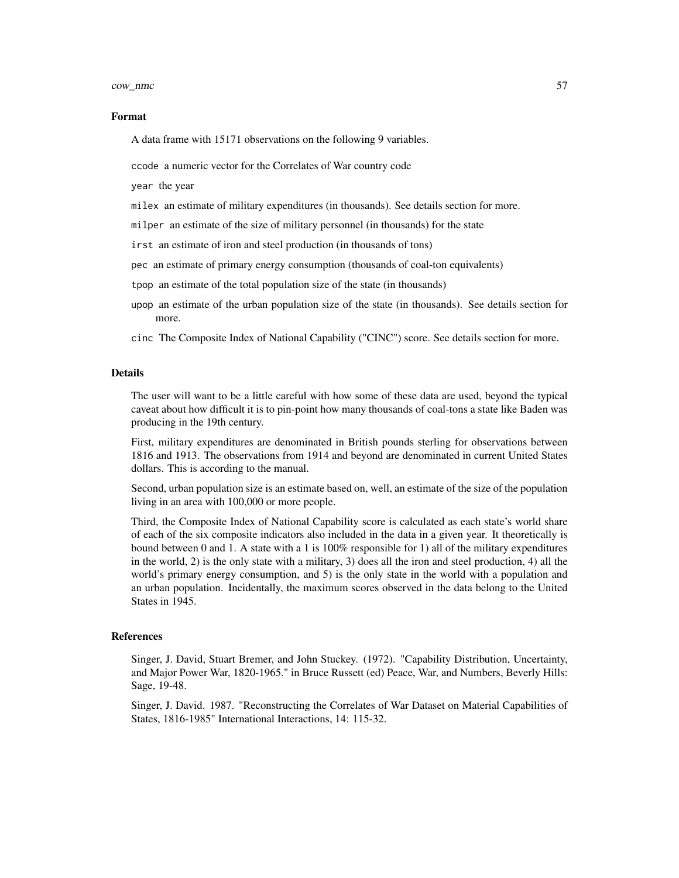## Format

A data frame with 15171 observations on the following 9 variables.

- `ccode` a numeric vector for the Correlates of War country code
- `year` the year
- `milex` an estimate of military expenditures (in thousands). See details section for more.
- `milper` an estimate of the size of military personnel (in thousands) for the state
- `irst` an estimate of iron and steel production (in thousands of tons)
- `pec` an estimate of primary energy consumption (thousands of coal-ton equivalents)
- `tpop` an estimate of the total population size of the state (in thousands)
- `upop` an estimate of the urban population size of the state (in thousands). See details section for more.
- `cinc` The Composite Index of National Capability ("CINC") score. See details section for more.

## Details

The user will want to be a little careful with how some of these data are used, beyond the typical caveat about how difficult it is to pin-point how many thousands of coal-tons a state like Baden was producing in the 19th century.

First, military expenditures are denominated in British pounds sterling for observations between 1816 and 1913. The observations from 1914 and beyond are denominated in current United States dollars. This is according to the manual.

Second, urban population size is an estimate based on, well, an estimate of the size of the population living in an area with 100,000 or more people.

Third, the Composite Index of National Capability score is calculated as each state's world share of each of the six composite indicators also included in the data in a given year. It theoretically is bound between 0 and 1. A state with a 1 is 100% responsible for 1) all of the military expenditures in the world, 2) is the only state with a military, 3) does all the iron and steel production, 4) all the world's primary energy consumption, and 5) is the only state in the world with a population and an urban population. Incidentally, the maximum scores observed in the data belong to the United States in 1945.

## References

Singer, J. David, Stuart Bremer, and John Stuckey. (1972). "Capability Distribution, Uncertainty, and Major Power War, 1820-1965." in Bruce Russett (ed) Peace, War, and Numbers, Beverly Hills: Sage, 19-48.

Singer, J. David. 1987. "Reconstructing the Correlates of War Dataset on Material Capabilities of States, 1816-1985" International Interactions, 14: 115-32.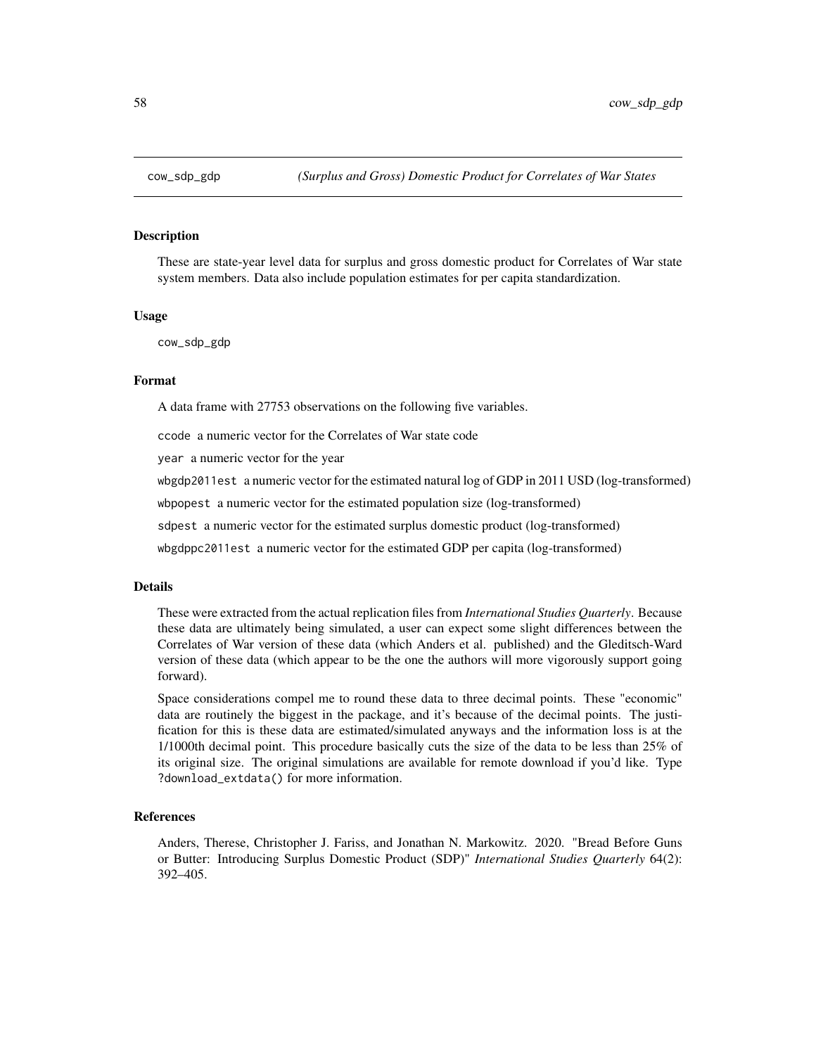# cow_sdp_gdp *(Surplus and Gross) Domestic Product for Correlates of War States*

## Description

These are state-year level data for surplus and gross domestic product for Correlates of War state system members. Data also include population estimates for per capita standardization.

## Usage

```
cow_sdp_gdp
```

## Format

A data frame with 27753 observations on the following five variables.

`ccode` a numeric vector for the Correlates of War state code

`year` a numeric vector for the year

`wbgdp2011est` a numeric vector for the estimated natural log of GDP in 2011 USD (log-transformed)

`wbpopest` a numeric vector for the estimated population size (log-transformed)

`sdpest` a numeric vector for the estimated surplus domestic product (log-transformed)

`wbgdppc2011est` a numeric vector for the estimated GDP per capita (log-transformed)

## Details

These were extracted from the actual replication files from *International Studies Quarterly*. Because these data are ultimately being simulated, a user can expect some slight differences between the Correlates of War version of these data (which Anders et al. published) and the Gleditsch-Ward version of these data (which appear to be the one the authors will more vigorously support going forward).

Space considerations compel me to round these data to three decimal points. These "economic" data are routinely the biggest in the package, and it's because of the decimal points. The justification for this is these data are estimated/simulated anyways and the information loss is at the 1/1000th decimal point. This procedure basically cuts the size of the data to be less than 25% of its original size. The original simulations are available for remote download if you'd like. Type `?download_extdata()` for more information.

## References

Anders, Therese, Christopher J. Fariss, and Jonathan N. Markowitz. 2020. "Bread Before Guns or Butter: Introducing Surplus Domestic Product (SDP)" *International Studies Quarterly* 64(2): 392–405.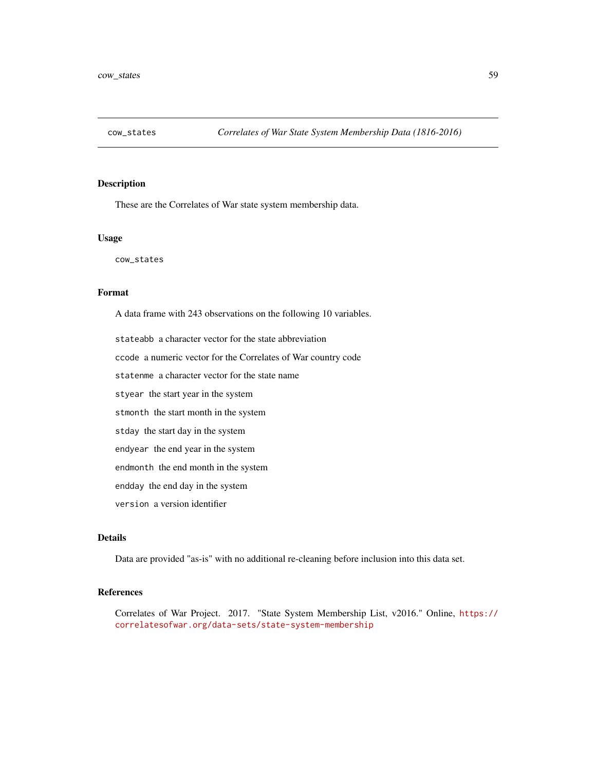cow_states *Correlates of War State System Membership Data (1816-2016)*

## Description

These are the Correlates of War state system membership data.

## Usage

```
cow_states
```

## Format

A data frame with 243 observations on the following 10 variables.

- `stateabb` a character vector for the state abbreviation
- `ccode` a numeric vector for the Correlates of War country code
- `statenme` a character vector for the state name
- `styear` the start year in the system
- `stmonth` the start month in the system
- `stday` the start day in the system
- `endyear` the end year in the system
- `endmonth` the end month in the system
- `endday` the end day in the system
- `version` a version identifier

## Details

Data are provided "as-is" with no additional re-cleaning before inclusion into this data set.

## References

Correlates of War Project. 2017. "State System Membership List, v2016." Online, https://correlatesofwar.org/data-sets/state-system-membership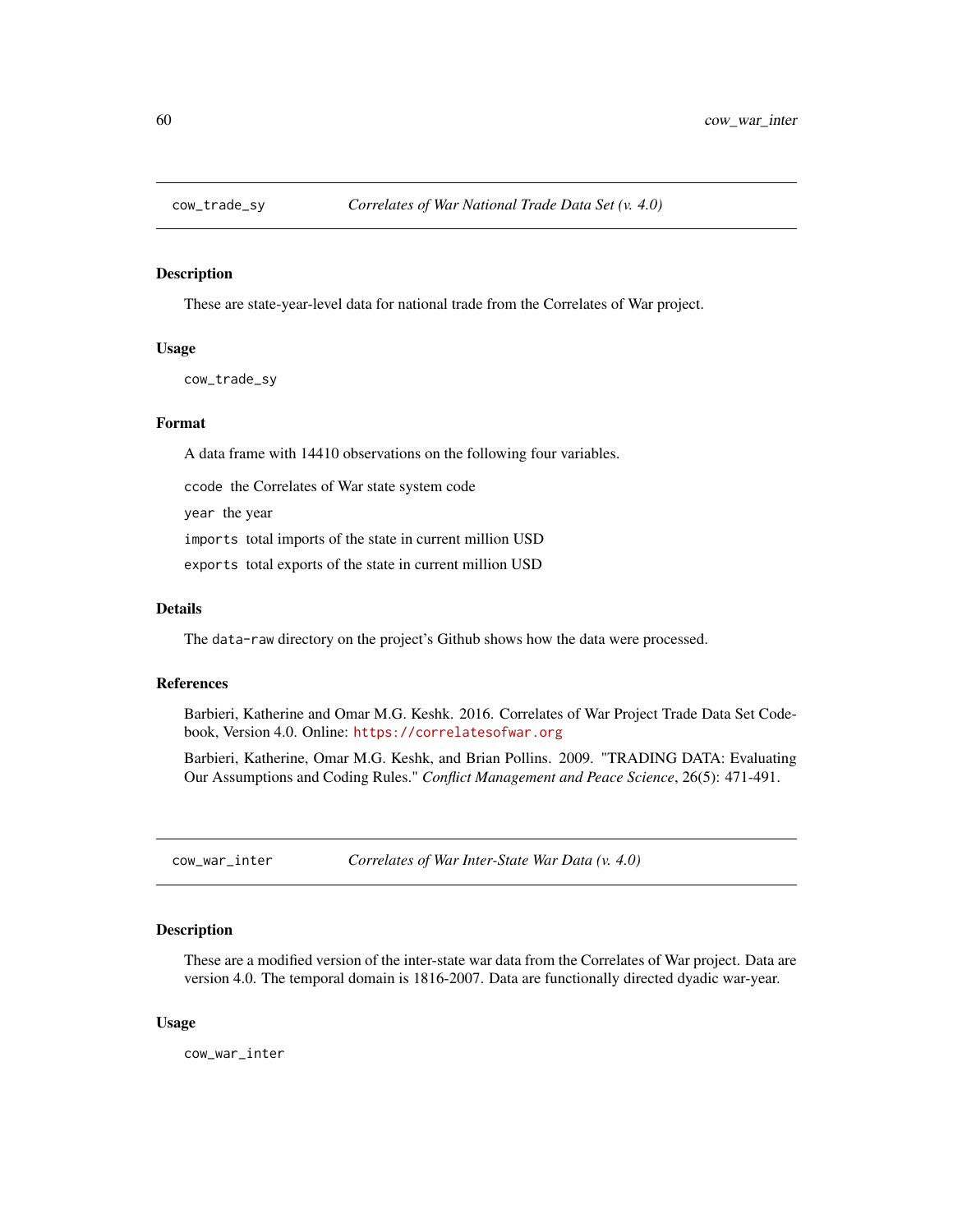## cow_trade_sy *Correlates of War National Trade Data Set (v. 4.0)*

### Description

These are state-year-level data for national trade from the Correlates of War project.

### Usage

```
cow_trade_sy
```

### Format

A data frame with 14410 observations on the following four variables.

`ccode` the Correlates of War state system code

`year` the year

`imports` total imports of the state in current million USD

`exports` total exports of the state in current million USD

### Details

The `data-raw` directory on the project's Github shows how the data were processed.

### References

Barbieri, Katherine and Omar M.G. Keshk. 2016. Correlates of War Project Trade Data Set Codebook, Version 4.0. Online: https://correlatesofwar.org

Barbieri, Katherine, Omar M.G. Keshk, and Brian Pollins. 2009. "TRADING DATA: Evaluating Our Assumptions and Coding Rules." *Conflict Management and Peace Science*, 26(5): 471-491.

## cow_war_inter *Correlates of War Inter-State War Data (v. 4.0)*

### Description

These are a modified version of the inter-state war data from the Correlates of War project. Data are version 4.0. The temporal domain is 1816-2007. Data are functionally directed dyadic war-year.

### Usage

```
cow_war_inter
```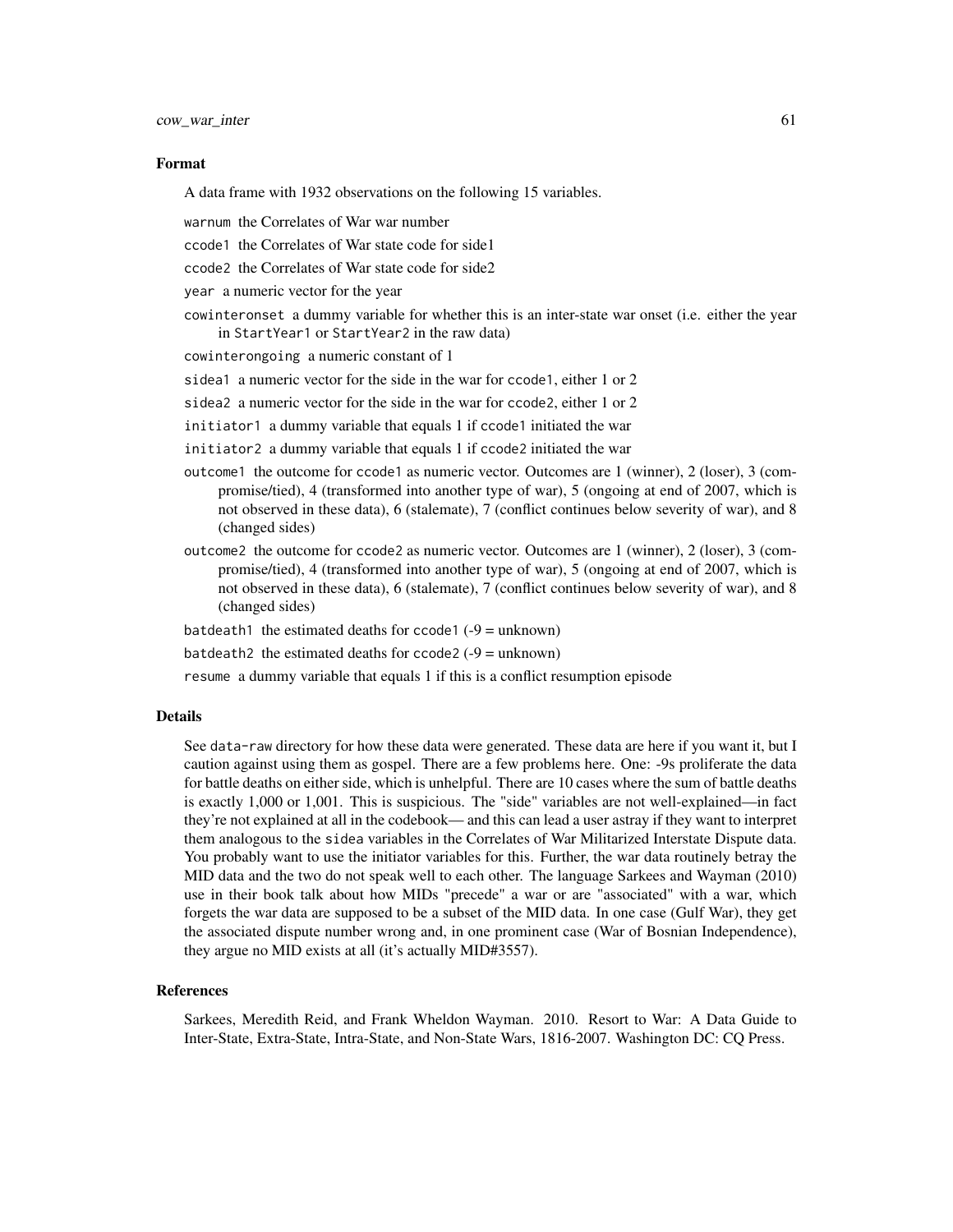## Format

A data frame with 1932 observations on the following 15 variables.

- warnum the Correlates of War war number
- ccode1 the Correlates of War state code for side1
- ccode2 the Correlates of War state code for side2
- year a numeric vector for the year
- cowinteronset a dummy variable for whether this is an inter-state war onset (i.e. either the year in StartYear1 or StartYear2 in the raw data)
- cowinterongoing a numeric constant of 1
- sidea1 a numeric vector for the side in the war for ccode1, either 1 or 2
- sidea2 a numeric vector for the side in the war for ccode2, either 1 or 2
- initiator1 a dummy variable that equals 1 if ccode1 initiated the war
- initiator2 a dummy variable that equals 1 if ccode2 initiated the war
- outcome1 the outcome for ccode1 as numeric vector. Outcomes are 1 (winner), 2 (loser), 3 (compromise/tied), 4 (transformed into another type of war), 5 (ongoing at end of 2007, which is not observed in these data), 6 (stalemate), 7 (conflict continues below severity of war), and 8 (changed sides)
- outcome2 the outcome for ccode2 as numeric vector. Outcomes are 1 (winner), 2 (loser), 3 (compromise/tied), 4 (transformed into another type of war), 5 (ongoing at end of 2007, which is not observed in these data), 6 (stalemate), 7 (conflict continues below severity of war), and 8 (changed sides)
- batdeath1 the estimated deaths for ccode1 (-9 = unknown)
- batdeath2 the estimated deaths for ccode2 (-9 = unknown)
- resume a dummy variable that equals 1 if this is a conflict resumption episode

## Details

See data-raw directory for how these data were generated. These data are here if you want it, but I caution against using them as gospel. There are a few problems here. One: -9s proliferate the data for battle deaths on either side, which is unhelpful. There are 10 cases where the sum of battle deaths is exactly 1,000 or 1,001. This is suspicious. The "side" variables are not well-explained—in fact they're not explained at all in the codebook— and this can lead a user astray if they want to interpret them analogous to the sidea variables in the Correlates of War Militarized Interstate Dispute data. You probably want to use the initiator variables for this. Further, the war data routinely betray the MID data and the two do not speak well to each other. The language Sarkees and Wayman (2010) use in their book talk about how MIDs "precede" a war or are "associated" with a war, which forgets the war data are supposed to be a subset of the MID data. In one case (Gulf War), they get the associated dispute number wrong and, in one prominent case (War of Bosnian Independence), they argue no MID exists at all (it's actually MID#3557).

## References

Sarkees, Meredith Reid, and Frank Wheldon Wayman. 2010. Resort to War: A Data Guide to Inter-State, Extra-State, Intra-State, and Non-State Wars, 1816-2007. Washington DC: CQ Press.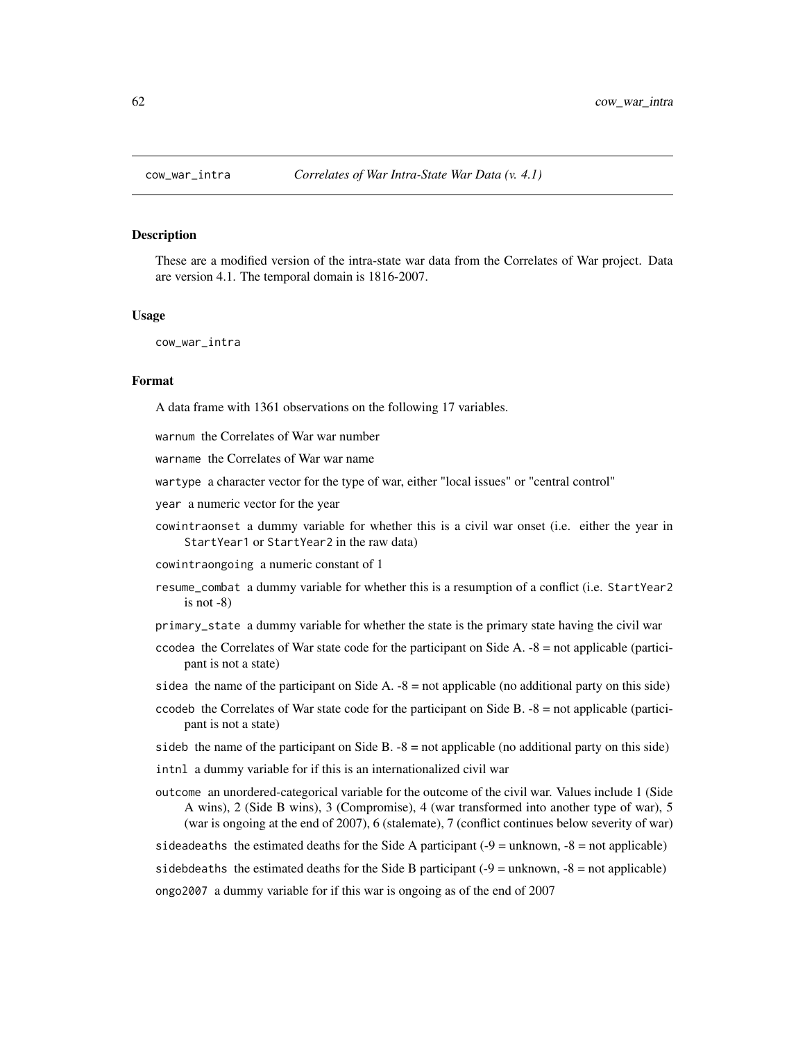## cow_war_intra    *Correlates of War Intra-State War Data (v. 4.1)*

### Description

These are a modified version of the intra-state war data from the Correlates of War project. Data are version 4.1. The temporal domain is 1816-2007.

### Usage

```
cow_war_intra
```

### Format

A data frame with 1361 observations on the following 17 variables.

- `warnum` the Correlates of War war number
- `warname` the Correlates of War war name
- `wartype` a character vector for the type of war, either "local issues" or "central control"
- `year` a numeric vector for the year
- `cowintraonset` a dummy variable for whether this is a civil war onset (i.e. either the year in `StartYear1` or `StartYear2` in the raw data)
- `cowintraongoing` a numeric constant of 1
- `resume_combat` a dummy variable for whether this is a resumption of a conflict (i.e. `StartYear2` is not -8)
- `primary_state` a dummy variable for whether the state is the primary state having the civil war
- `ccodea` the Correlates of War state code for the participant on Side A. -8 = not applicable (participant is not a state)
- `sidea` the name of the participant on Side A. -8 = not applicable (no additional party on this side)
- `ccodeb` the Correlates of War state code for the participant on Side B. -8 = not applicable (participant is not a state)
- `sideb` the name of the participant on Side B. -8 = not applicable (no additional party on this side)
- `intnl` a dummy variable for if this is an internationalized civil war
- `outcome` an unordered-categorical variable for the outcome of the civil war. Values include 1 (Side A wins), 2 (Side B wins), 3 (Compromise), 4 (war transformed into another type of war), 5 (war is ongoing at the end of 2007), 6 (stalemate), 7 (conflict continues below severity of war)
- `sideadeaths` the estimated deaths for the Side A participant (-9 = unknown, -8 = not applicable)
- `sidebdeaths` the estimated deaths for the Side B participant (-9 = unknown, -8 = not applicable)
- `ongo2007` a dummy variable for if this war is ongoing as of the end of 2007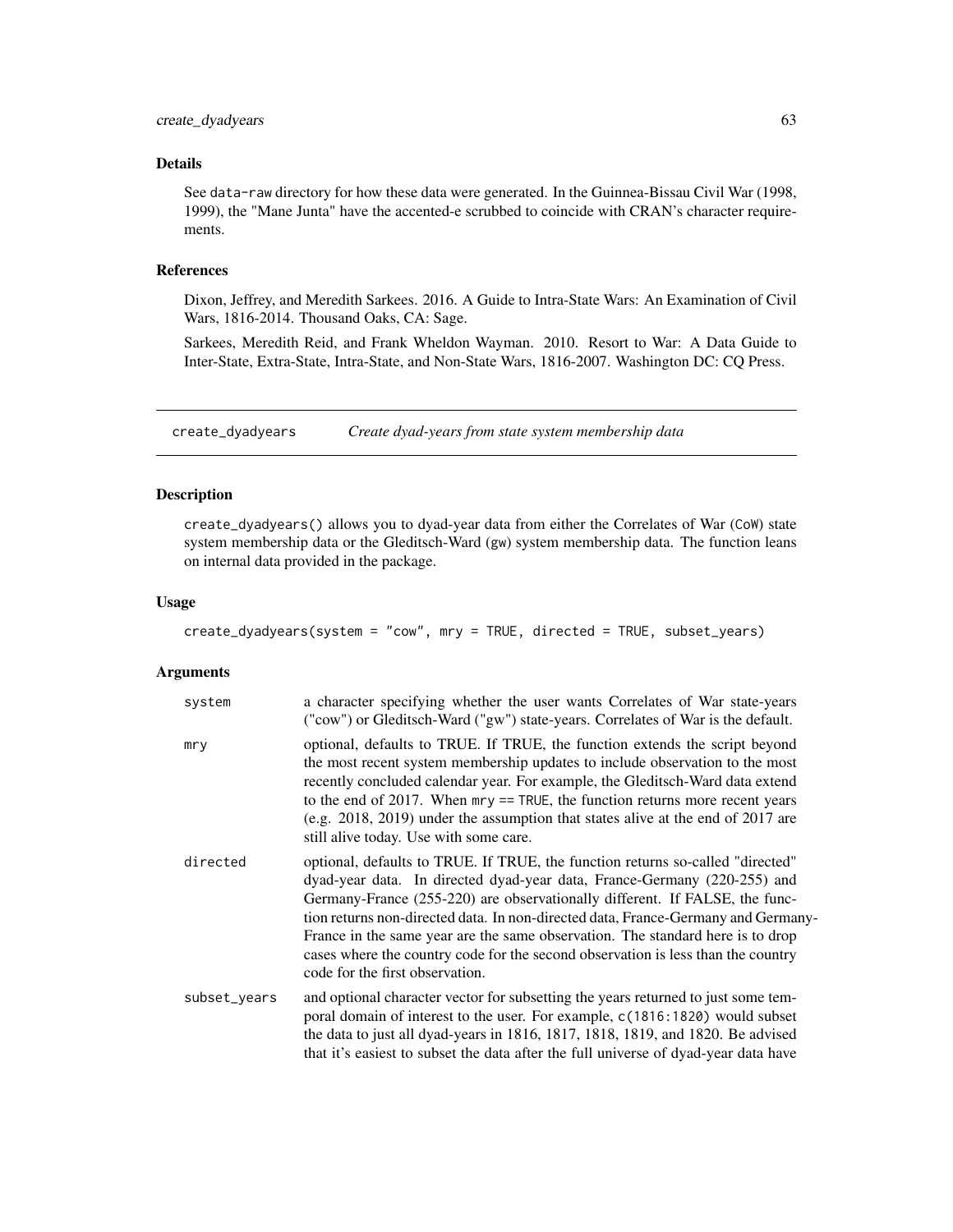## Details

See data-raw directory for how these data were generated. In the Guinnea-Bissau Civil War (1998, 1999), the "Mane Junta" have the accented-e scrubbed to coincide with CRAN's character requirements.

## References

Dixon, Jeffrey, and Meredith Sarkees. 2016. A Guide to Intra-State Wars: An Examination of Civil Wars, 1816-2014. Thousand Oaks, CA: Sage.

Sarkees, Meredith Reid, and Frank Wheldon Wayman. 2010. Resort to War: A Data Guide to Inter-State, Extra-State, Intra-State, and Non-State Wars, 1816-2007. Washington DC: CQ Press.

---

# create_dyadyears — *Create dyad-years from state system membership data*

## Description

create_dyadyears() allows you to dyad-year data from either the Correlates of War (CoW) state system membership data or the Gleditsch-Ward (gw) system membership data. The function leans on internal data provided in the package.

## Usage

```
create_dyadyears(system = "cow", mry = TRUE, directed = TRUE, subset_years)
```

## Arguments

| | |
|---|---|
| system | a character specifying whether the user wants Correlates of War state-years ("cow") or Gleditsch-Ward ("gw") state-years. Correlates of War is the default. |
| mry | optional, defaults to TRUE. If TRUE, the function extends the script beyond the most recent system membership updates to include observation to the most recently concluded calendar year. For example, the Gleditsch-Ward data extend to the end of 2017. When mry == TRUE, the function returns more recent years (e.g. 2018, 2019) under the assumption that states alive at the end of 2017 are still alive today. Use with some care. |
| directed | optional, defaults to TRUE. If TRUE, the function returns so-called "directed" dyad-year data. In directed dyad-year data, France-Germany (220-255) and Germany-France (255-220) are observationally different. If FALSE, the function returns non-directed data. In non-directed data, France-Germany and Germany-France in the same year are the same observation. The standard here is to drop cases where the country code for the second observation is less than the country code for the first observation. |
| subset_years | and optional character vector for subsetting the years returned to just some temporal domain of interest to the user. For example, c(1816:1820) would subset the data to just all dyad-years in 1816, 1817, 1818, 1819, and 1820. Be advised that it's easiest to subset the data after the full universe of dyad-year data have |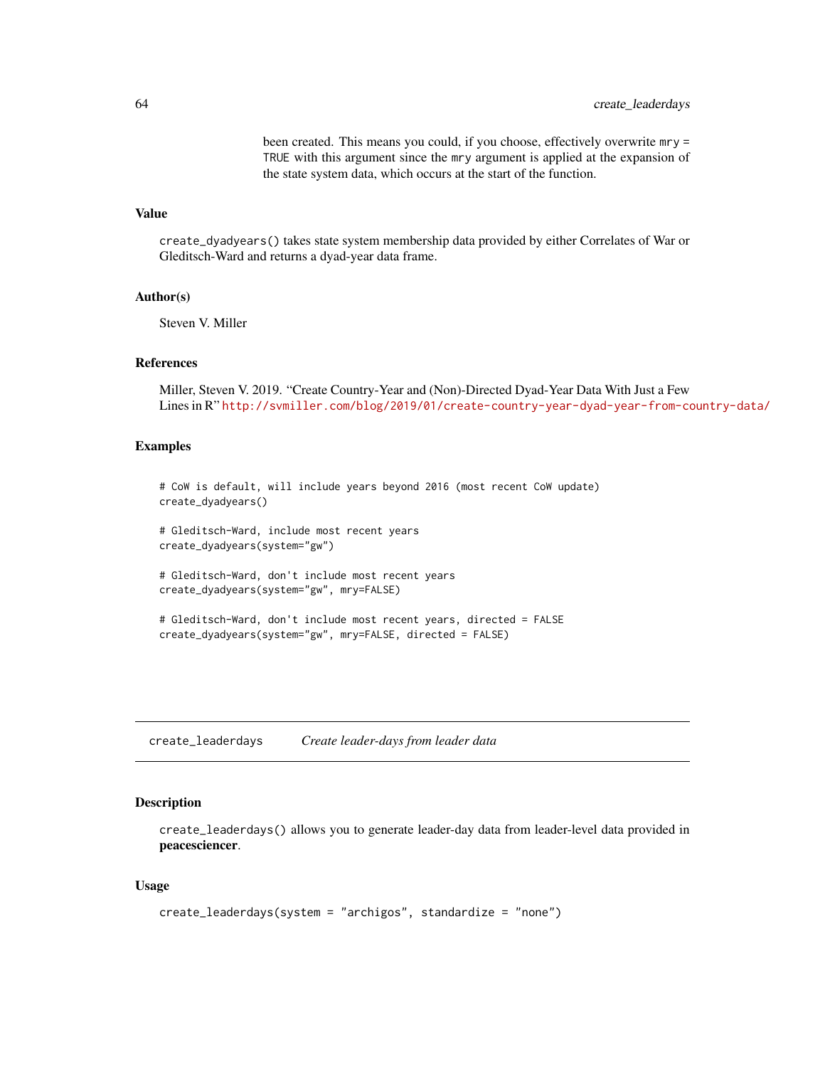been created. This means you could, if you choose, effectively overwrite `mry = TRUE` with this argument since the `mry` argument is applied at the expansion of the state system data, which occurs at the start of the function.

### Value

`create_dyadyears()` takes state system membership data provided by either Correlates of War or Gleditsch-Ward and returns a dyad-year data frame.

### Author(s)

Steven V. Miller

### References

Miller, Steven V. 2019. "Create Country-Year and (Non)-Directed Dyad-Year Data With Just a Few Lines in R" http://svmiller.com/blog/2019/01/create-country-year-dyad-year-from-country-data/

### Examples

```
# CoW is default, will include years beyond 2016 (most recent CoW update)
create_dyadyears()

# Gleditsch-Ward, include most recent years
create_dyadyears(system="gw")

# Gleditsch-Ward, don't include most recent years
create_dyadyears(system="gw", mry=FALSE)

# Gleditsch-Ward, don't include most recent years, directed = FALSE
create_dyadyears(system="gw", mry=FALSE, directed = FALSE)
```

---

## create_leaderdays    *Create leader-days from leader data*

### Description

`create_leaderdays()` allows you to generate leader-day data from leader-level data provided in **peacesciencer**.

### Usage

```
create_leaderdays(system = "archigos", standardize = "none")
```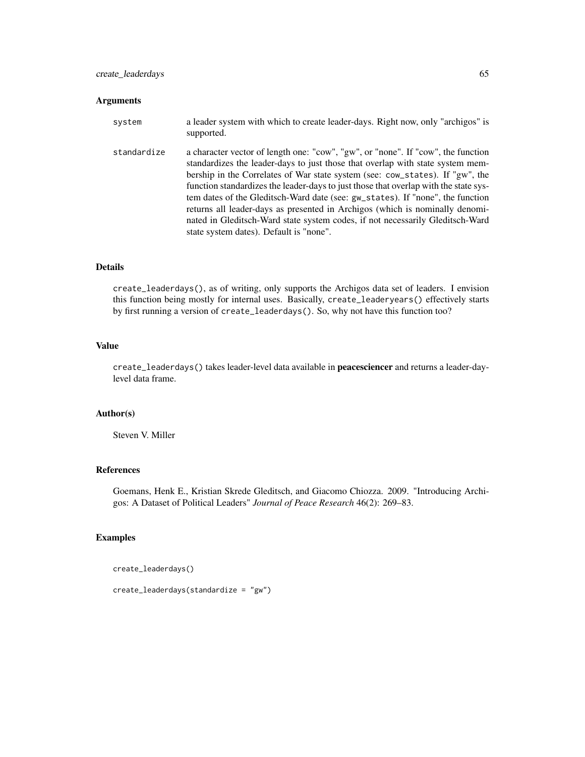## Arguments

| | |
|---|---|
| system | a leader system with which to create leader-days. Right now, only "archigos" is supported. |
| standardize | a character vector of length one: "cow", "gw", or "none". If "cow", the function standardizes the leader-days to just those that overlap with state system membership in the Correlates of War state system (see: `cow_states`). If "gw", the function standardizes the leader-days to just those that overlap with the state system dates of the Gleditsch-Ward date (see: `gw_states`). If "none", the function returns all leader-days as presented in Archigos (which is nominally denominated in Gleditsch-Ward state system codes, if not necessarily Gleditsch-Ward state system dates). Default is "none". |

## Details

`create_leaderdays()`, as of writing, only supports the Archigos data set of leaders. I envision this function being mostly for internal uses. Basically, `create_leaderyears()` effectively starts by first running a version of `create_leaderdays()`. So, why not have this function too?

## Value

`create_leaderdays()` takes leader-level data available in **peacesciencer** and returns a leader-day-level data frame.

## Author(s)

Steven V. Miller

## References

Goemans, Henk E., Kristian Skrede Gleditsch, and Giacomo Chiozza. 2009. "Introducing Archigos: A Dataset of Political Leaders" *Journal of Peace Research* 46(2): 269–83.

## Examples

```
create_leaderdays()

create_leaderdays(standardize = "gw")
```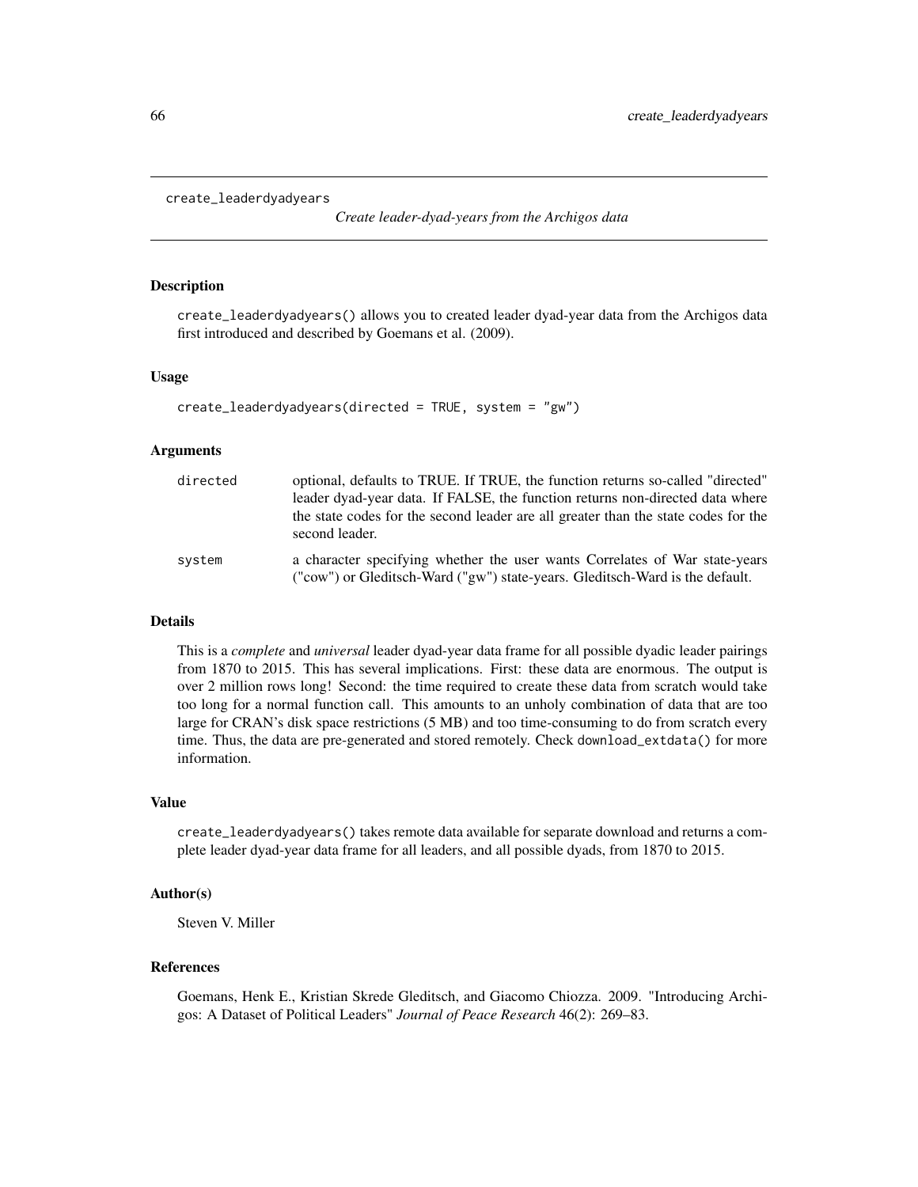create_leaderdyadyears

*Create leader-dyad-years from the Archigos data*

## Description

create_leaderdyadyears() allows you to created leader dyad-year data from the Archigos data first introduced and described by Goemans et al. (2009).

## Usage

```
create_leaderdyadyears(directed = TRUE, system = "gw")
```

## Arguments

| | |
|---|---|
| directed | optional, defaults to TRUE. If TRUE, the function returns so-called "directed" leader dyad-year data. If FALSE, the function returns non-directed data where the state codes for the second leader are all greater than the state codes for the second leader. |
| system | a character specifying whether the user wants Correlates of War state-years ("cow") or Gleditsch-Ward ("gw") state-years. Gleditsch-Ward is the default. |

## Details

This is a *complete* and *universal* leader dyad-year data frame for all possible dyadic leader pairings from 1870 to 2015. This has several implications. First: these data are enormous. The output is over 2 million rows long! Second: the time required to create these data from scratch would take too long for a normal function call. This amounts to an unholy combination of data that are too large for CRAN's disk space restrictions (5 MB) and too time-consuming to do from scratch every time. Thus, the data are pre-generated and stored remotely. Check download_extdata() for more information.

## Value

create_leaderdyadyears() takes remote data available for separate download and returns a complete leader dyad-year data frame for all leaders, and all possible dyads, from 1870 to 2015.

## Author(s)

Steven V. Miller

## References

Goemans, Henk E., Kristian Skrede Gleditsch, and Giacomo Chiozza. 2009. "Introducing Archigos: A Dataset of Political Leaders" *Journal of Peace Research* 46(2): 269–83.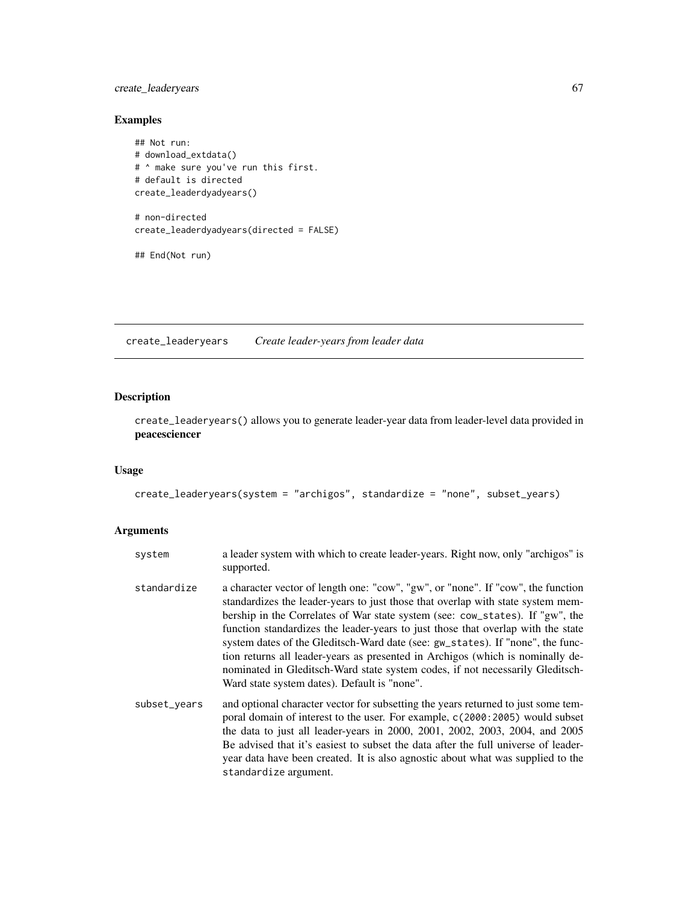## Examples

```
## Not run:
# download_extdata()
# ^ make sure you've run this first.
# default is directed
create_leaderdyadyears()

# non-directed
create_leaderdyadyears(directed = FALSE)

## End(Not run)
```

---

## create_leaderyears *Create leader-years from leader data*

---

### Description

create_leaderyears() allows you to generate leader-year data from leader-level data provided in **peacesciencer**

### Usage

```
create_leaderyears(system = "archigos", standardize = "none", subset_years)
```

### Arguments

| | |
|---|---|
| system | a leader system with which to create leader-years. Right now, only "archigos" is supported. |
| standardize | a character vector of length one: "cow", "gw", or "none". If "cow", the function standardizes the leader-years to just those that overlap with state system membership in the Correlates of War state system (see: cow_states). If "gw", the function standardizes the leader-years to just those that overlap with the state system dates of the Gleditsch-Ward date (see: gw_states). If "none", the function returns all leader-years as presented in Archigos (which is nominally denominated in Gleditsch-Ward state system codes, if not necessarily Gleditsch-Ward state system dates). Default is "none". |
| subset_years | and optional character vector for subsetting the years returned to just some temporal domain of interest to the user. For example, c(2000:2005) would subset the data to just all leader-years in 2000, 2001, 2002, 2003, 2004, and 2005 Be advised that it's easiest to subset the data after the full universe of leader-year data have been created. It is also agnostic about what was supplied to the standardize argument. |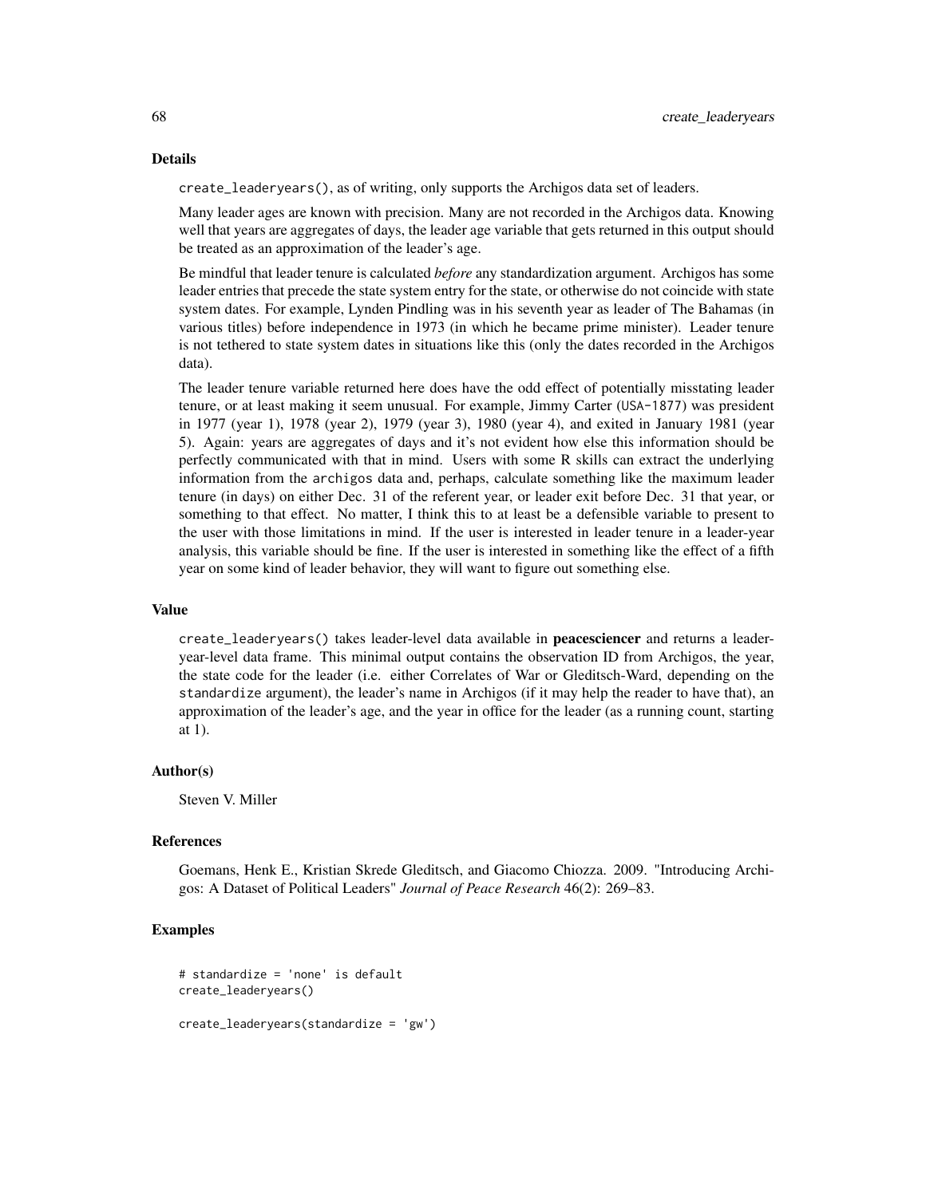## Details

`create_leaderyears()`, as of writing, only supports the Archigos data set of leaders.

Many leader ages are known with precision. Many are not recorded in the Archigos data. Knowing well that years are aggregates of days, the leader age variable that gets returned in this output should be treated as an approximation of the leader's age.

Be mindful that leader tenure is calculated *before* any standardization argument. Archigos has some leader entries that precede the state system entry for the state, or otherwise do not coincide with state system dates. For example, Lynden Pindling was in his seventh year as leader of The Bahamas (in various titles) before independence in 1973 (in which he became prime minister). Leader tenure is not tethered to state system dates in situations like this (only the dates recorded in the Archigos data).

The leader tenure variable returned here does have the odd effect of potentially misstating leader tenure, or at least making it seem unusual. For example, Jimmy Carter (`USA-1877`) was president in 1977 (year 1), 1978 (year 2), 1979 (year 3), 1980 (year 4), and exited in January 1981 (year 5). Again: years are aggregates of days and it's not evident how else this information should be perfectly communicated with that in mind. Users with some R skills can extract the underlying information from the `archigos` data and, perhaps, calculate something like the maximum leader tenure (in days) on either Dec. 31 of the referent year, or leader exit before Dec. 31 that year, or something to that effect. No matter, I think this to at least be a defensible variable to present to the user with those limitations in mind. If the user is interested in leader tenure in a leader-year analysis, this variable should be fine. If the user is interested in something like the effect of a fifth year on some kind of leader behavior, they will want to figure out something else.

## Value

`create_leaderyears()` takes leader-level data available in **peacesciencer** and returns a leader-year-level data frame. This minimal output contains the observation ID from Archigos, the year, the state code for the leader (i.e. either Correlates of War or Gleditsch-Ward, depending on the `standardize` argument), the leader's name in Archigos (if it may help the reader to have that), an approximation of the leader's age, and the year in office for the leader (as a running count, starting at 1).

## Author(s)

Steven V. Miller

## References

Goemans, Henk E., Kristian Skrede Gleditsch, and Giacomo Chiozza. 2009. "Introducing Archigos: A Dataset of Political Leaders" *Journal of Peace Research* 46(2): 269–83.

## Examples

```
# standardize = 'none' is default
create_leaderyears()

create_leaderyears(standardize = 'gw')
```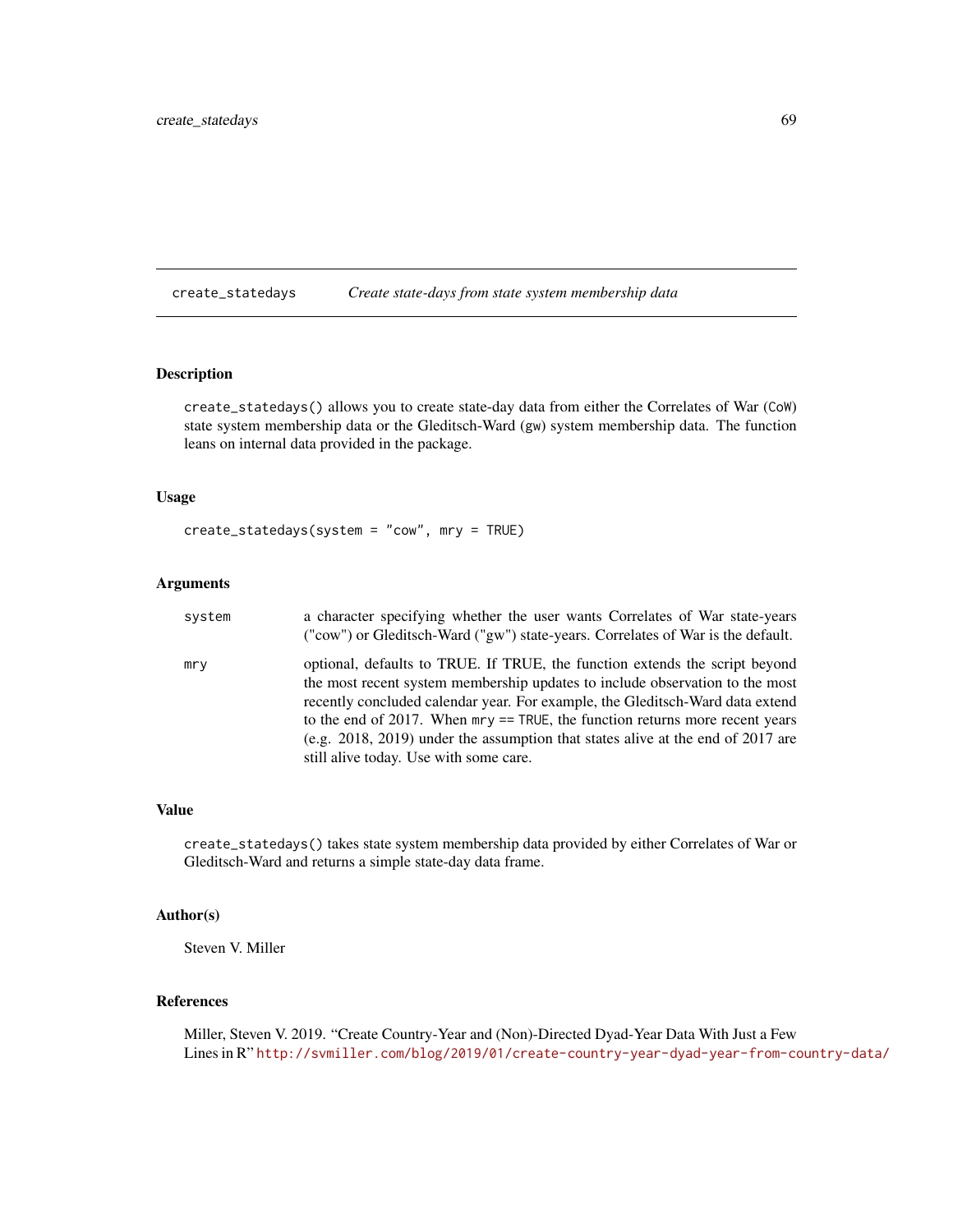## create_statedays *Create state-days from state system membership data*

### Description

`create_statedays()` allows you to create state-day data from either the Correlates of War (`CoW`) state system membership data or the Gleditsch-Ward (`gw`) system membership data. The function leans on internal data provided in the package.

### Usage

```
create_statedays(system = "cow", mry = TRUE)
```

### Arguments

| | |
|---|---|
| `system` | a character specifying whether the user wants Correlates of War state-years ("cow") or Gleditsch-Ward ("gw") state-years. Correlates of War is the default. |
| `mry` | optional, defaults to TRUE. If TRUE, the function extends the script beyond the most recent system membership updates to include observation to the most recently concluded calendar year. For example, the Gleditsch-Ward data extend to the end of 2017. When `mry == TRUE`, the function returns more recent years (e.g. 2018, 2019) under the assumption that states alive at the end of 2017 are still alive today. Use with some care. |

### Value

`create_statedays()` takes state system membership data provided by either Correlates of War or Gleditsch-Ward and returns a simple state-day data frame.

### Author(s)

Steven V. Miller

### References

Miller, Steven V. 2019. "Create Country-Year and (Non)-Directed Dyad-Year Data With Just a Few Lines in R" http://svmiller.com/blog/2019/01/create-country-year-dyad-year-from-country-data/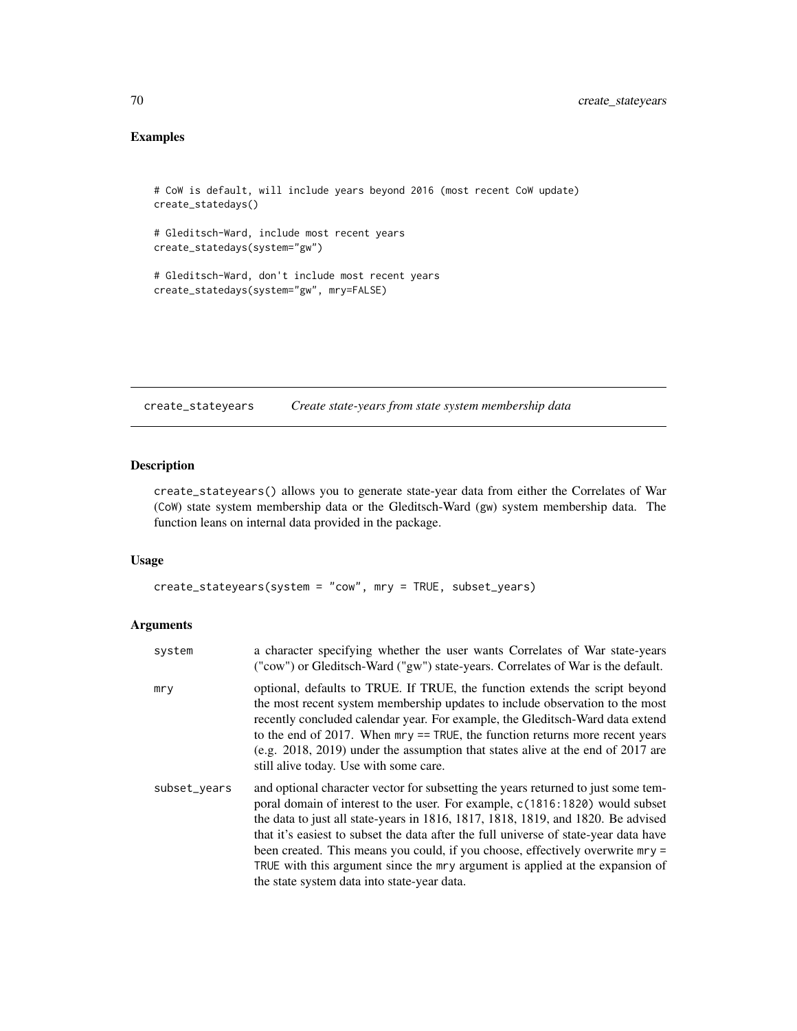## Examples

```
# CoW is default, will include years beyond 2016 (most recent CoW update)
create_statedays()

# Gleditsch-Ward, include most recent years
create_statedays(system="gw")

# Gleditsch-Ward, don't include most recent years
create_statedays(system="gw", mry=FALSE)
```

---

# create_stateyears *Create state-years from state system membership data*

---

## Description

create_stateyears() allows you to generate state-year data from either the Correlates of War (CoW) state system membership data or the Gleditsch-Ward (gw) system membership data. The function leans on internal data provided in the package.

## Usage

```
create_stateyears(system = "cow", mry = TRUE, subset_years)
```

## Arguments

| | |
|---|---|
| system | a character specifying whether the user wants Correlates of War state-years ("cow") or Gleditsch-Ward ("gw") state-years. Correlates of War is the default. |
| mry | optional, defaults to TRUE. If TRUE, the function extends the script beyond the most recent system membership updates to include observation to the most recently concluded calendar year. For example, the Gleditsch-Ward data extend to the end of 2017. When mry == TRUE, the function returns more recent years (e.g. 2018, 2019) under the assumption that states alive at the end of 2017 are still alive today. Use with some care. |
| subset_years | and optional character vector for subsetting the years returned to just some temporal domain of interest to the user. For example, c(1816:1820) would subset the data to just all state-years in 1816, 1817, 1818, 1819, and 1820. Be advised that it's easiest to subset the data after the full universe of state-year data have been created. This means you could, if you choose, effectively overwrite mry = TRUE with this argument since the mry argument is applied at the expansion of the state system data into state-year data. |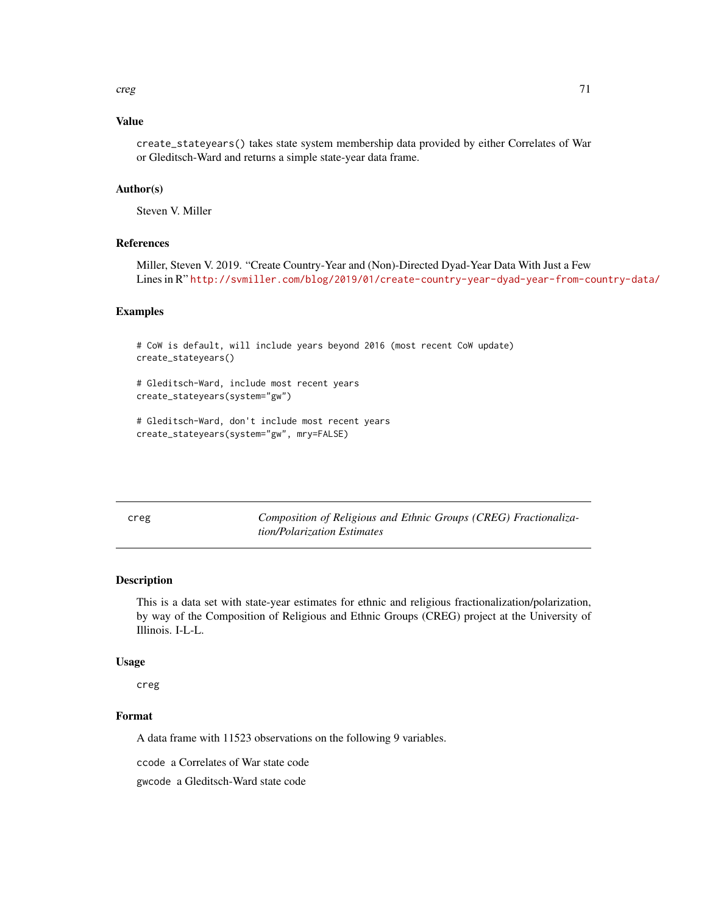### Value

create_stateyears() takes state system membership data provided by either Correlates of War or Gleditsch-Ward and returns a simple state-year data frame.

### Author(s)

Steven V. Miller

### References

Miller, Steven V. 2019. "Create Country-Year and (Non)-Directed Dyad-Year Data With Just a Few Lines in R" http://svmiller.com/blog/2019/01/create-country-year-dyad-year-from-country-data/

### Examples

```
# CoW is default, will include years beyond 2016 (most recent CoW update)
create_stateyears()

# Gleditsch-Ward, include most recent years
create_stateyears(system="gw")

# Gleditsch-Ward, don't include most recent years
create_stateyears(system="gw", mry=FALSE)
```

---

## creg — *Composition of Religious and Ethnic Groups (CREG) Fractionalization/Polarization Estimates*

---

### Description

This is a data set with state-year estimates for ethnic and religious fractionalization/polarization, by way of the Composition of Religious and Ethnic Groups (CREG) project at the University of Illinois. I-L-L.

### Usage

```
creg
```

### Format

A data frame with 11523 observations on the following 9 variables.

ccode a Correlates of War state code

gwcode a Gleditsch-Ward state code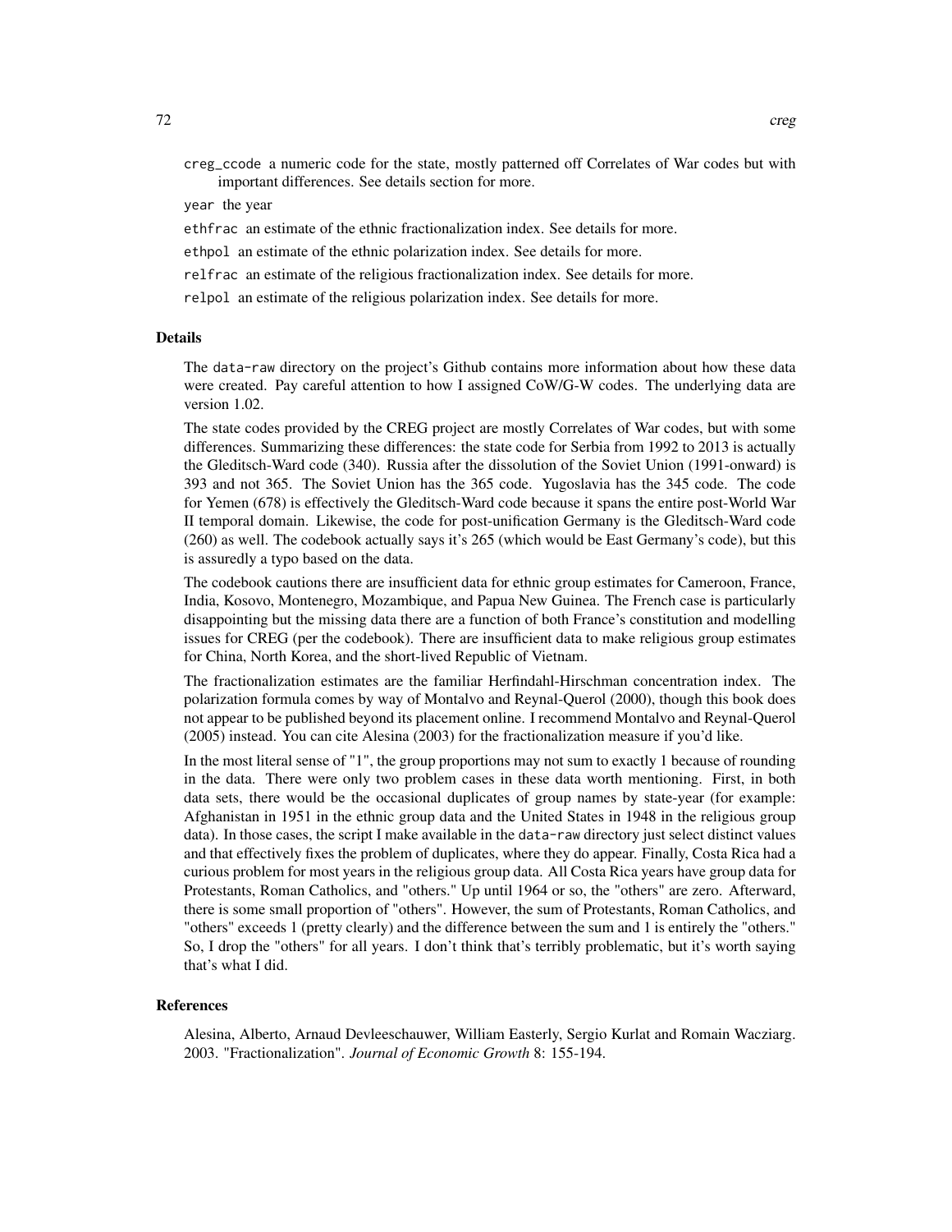creg_ccode a numeric code for the state, mostly patterned off Correlates of War codes but with important differences. See details section for more.

year the year

ethfrac an estimate of the ethnic fractionalization index. See details for more.

ethpol an estimate of the ethnic polarization index. See details for more.

relfrac an estimate of the religious fractionalization index. See details for more.

relpol an estimate of the religious polarization index. See details for more.

### Details

The data-raw directory on the project's Github contains more information about how these data were created. Pay careful attention to how I assigned CoW/G-W codes. The underlying data are version 1.02.

The state codes provided by the CREG project are mostly Correlates of War codes, but with some differences. Summarizing these differences: the state code for Serbia from 1992 to 2013 is actually the Gleditsch-Ward code (340). Russia after the dissolution of the Soviet Union (1991-onward) is 393 and not 365. The Soviet Union has the 365 code. Yugoslavia has the 345 code. The code for Yemen (678) is effectively the Gleditsch-Ward code because it spans the entire post-World War II temporal domain. Likewise, the code for post-unification Germany is the Gleditsch-Ward code (260) as well. The codebook actually says it's 265 (which would be East Germany's code), but this is assuredly a typo based on the data.

The codebook cautions there are insufficient data for ethnic group estimates for Cameroon, France, India, Kosovo, Montenegro, Mozambique, and Papua New Guinea. The French case is particularly disappointing but the missing data there are a function of both France's constitution and modelling issues for CREG (per the codebook). There are insufficient data to make religious group estimates for China, North Korea, and the short-lived Republic of Vietnam.

The fractionalization estimates are the familiar Herfindahl-Hirschman concentration index. The polarization formula comes by way of Montalvo and Reynal-Querol (2000), though this book does not appear to be published beyond its placement online. I recommend Montalvo and Reynal-Querol (2005) instead. You can cite Alesina (2003) for the fractionalization measure if you'd like.

In the most literal sense of "1", the group proportions may not sum to exactly 1 because of rounding in the data. There were only two problem cases in these data worth mentioning. First, in both data sets, there would be the occasional duplicates of group names by state-year (for example: Afghanistan in 1951 in the ethnic group data and the United States in 1948 in the religious group data). In those cases, the script I make available in the data-raw directory just select distinct values and that effectively fixes the problem of duplicates, where they do appear. Finally, Costa Rica had a curious problem for most years in the religious group data. All Costa Rica years have group data for Protestants, Roman Catholics, and "others." Up until 1964 or so, the "others" are zero. Afterward, there is some small proportion of "others". However, the sum of Protestants, Roman Catholics, and "others" exceeds 1 (pretty clearly) and the difference between the sum and 1 is entirely the "others." So, I drop the "others" for all years. I don't think that's terribly problematic, but it's worth saying that's what I did.

### References

Alesina, Alberto, Arnaud Devleeschauwer, William Easterly, Sergio Kurlat and Romain Wacziarg. 2003. "Fractionalization". *Journal of Economic Growth* 8: 155-194.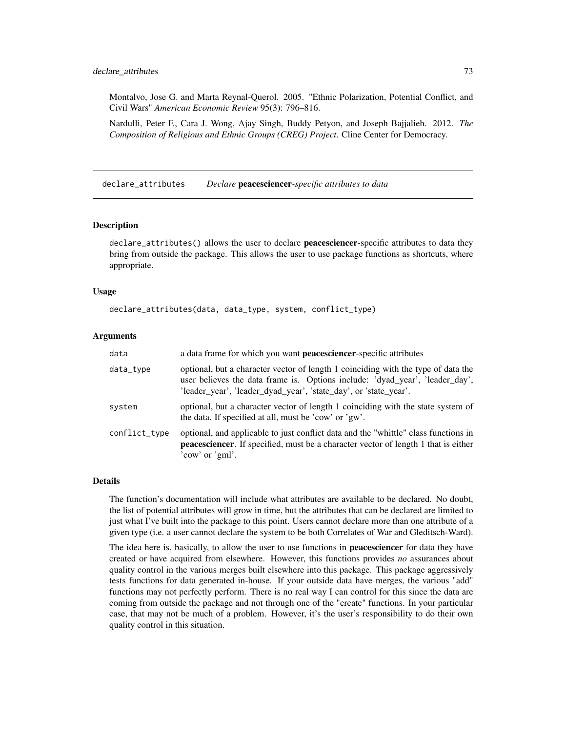Montalvo, Jose G. and Marta Reynal-Querol. 2005. "Ethnic Polarization, Potential Conflict, and Civil Wars" *American Economic Review* 95(3): 796–816.

Nardulli, Peter F., Cara J. Wong, Ajay Singh, Buddy Petyon, and Joseph Bajjalieh. 2012. *The Composition of Religious and Ethnic Groups (CREG) Project*. Cline Center for Democracy.

## declare_attributes — *Declare* **peacesciencer***-specific attributes to data*

### Description

declare_attributes() allows the user to declare **peacesciencer**-specific attributes to data they bring from outside the package. This allows the user to use package functions as shortcuts, where appropriate.

### Usage

```
declare_attributes(data, data_type, system, conflict_type)
```

### Arguments

| | |
|---|---|
| data | a data frame for which you want **peacesciencer**-specific attributes |
| data_type | optional, but a character vector of length 1 coinciding with the type of data the user believes the data frame is. Options include: 'dyad_year', 'leader_day', 'leader_year', 'leader_dyad_year', 'state_day', or 'state_year'. |
| system | optional, but a character vector of length 1 coinciding with the state system of the data. If specified at all, must be 'cow' or 'gw'. |
| conflict_type | optional, and applicable to just conflict data and the "whittle" class functions in **peacesciencer**. If specified, must be a character vector of length 1 that is either 'cow' or 'gml'. |

### Details

The function's documentation will include what attributes are available to be declared. No doubt, the list of potential attributes will grow in time, but the attributes that can be declared are limited to just what I've built into the package to this point. Users cannot declare more than one attribute of a given type (i.e. a user cannot declare the system to be both Correlates of War and Gleditsch-Ward).

The idea here is, basically, to allow the user to use functions in **peacesciencer** for data they have created or have acquired from elsewhere. However, this functions provides *no* assurances about quality control in the various merges built elsewhere into this package. This package aggressively tests functions for data generated in-house. If your outside data have merges, the various "add" functions may not perfectly perform. There is no real way I can control for this since the data are coming from outside the package and not through one of the "create" functions. In your particular case, that may not be much of a problem. However, it's the user's responsibility to do their own quality control in this situation.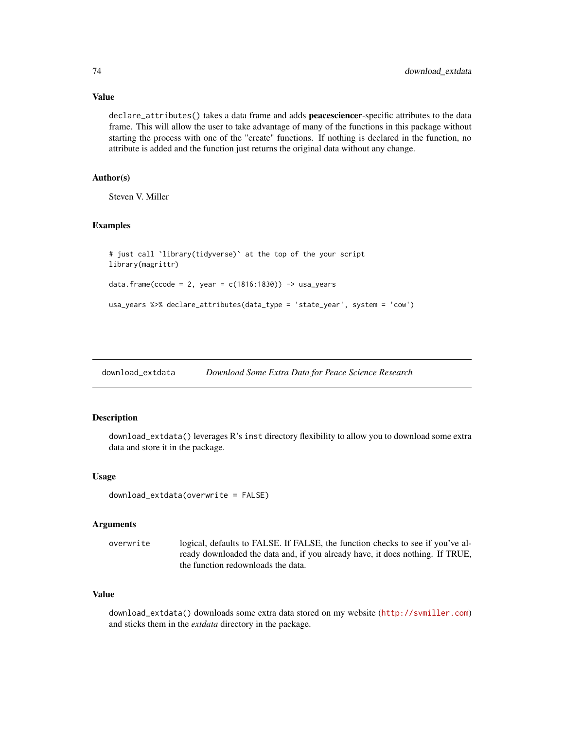### Value

`declare_attributes()` takes a data frame and adds **peacesciencer**-specific attributes to the data frame. This will allow the user to take advantage of many of the functions in this package without starting the process with one of the "create" functions. If nothing is declared in the function, no attribute is added and the function just returns the original data without any change.

### Author(s)

Steven V. Miller

### Examples

```
# just call `library(tidyverse)` at the top of the your script
library(magrittr)

data.frame(ccode = 2, year = c(1816:1830)) -> usa_years

usa_years %>% declare_attributes(data_type = 'state_year', system = 'cow')
```

---

## download_extdata — *Download Some Extra Data for Peace Science Research*

### Description

`download_extdata()` leverages R's `inst` directory flexibility to allow you to download some extra data and store it in the package.

### Usage

```
download_extdata(overwrite = FALSE)
```

### Arguments

| | |
|---|---|
| `overwrite` | logical, defaults to FALSE. If FALSE, the function checks to see if you've already downloaded the data and, if you already have, it does nothing. If TRUE, the function redownloads the data. |

### Value

`download_extdata()` downloads some extra data stored on my website (http://svmiller.com) and sticks them in the *extdata* directory in the package.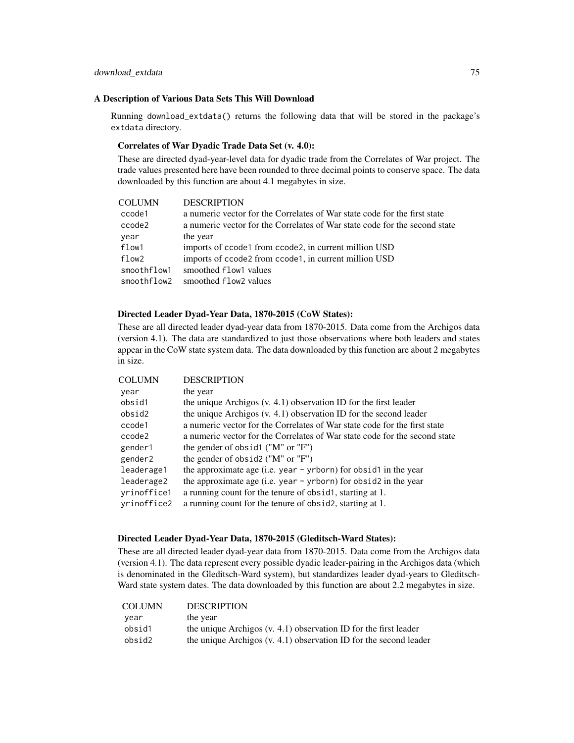### A Description of Various Data Sets This Will Download

Running download_extdata() returns the following data that will be stored in the package's extdata directory.

#### Correlates of War Dyadic Trade Data Set (v. 4.0):

These are directed dyad-year-level data for dyadic trade from the Correlates of War project. The trade values presented here have been rounded to three decimal points to conserve space. The data downloaded by this function are about 4.1 megabytes in size.

| COLUMN | DESCRIPTION |
|---|---|
| ccode1 | a numeric vector for the Correlates of War state code for the first state |
| ccode2 | a numeric vector for the Correlates of War state code for the second state |
| year | the year |
| flow1 | imports of ccode1 from ccode2, in current million USD |
| flow2 | imports of ccode2 from ccode1, in current million USD |
| smoothflow1 | smoothed flow1 values |
| smoothflow2 | smoothed flow2 values |

#### Directed Leader Dyad-Year Data, 1870-2015 (CoW States):

These are all directed leader dyad-year data from 1870-2015. Data come from the Archigos data (version 4.1). The data are standardized to just those observations where both leaders and states appear in the CoW state system data. The data downloaded by this function are about 2 megabytes in size.

| COLUMN | DESCRIPTION |
|---|---|
| year | the year |
| obsid1 | the unique Archigos (v. 4.1) observation ID for the first leader |
| obsid2 | the unique Archigos (v. 4.1) observation ID for the second leader |
| ccode1 | a numeric vector for the Correlates of War state code for the first state |
| ccode2 | a numeric vector for the Correlates of War state code for the second state |
| gender1 | the gender of obsid1 ("M" or "F") |
| gender2 | the gender of obsid2 ("M" or "F") |
| leaderage1 | the approximate age (i.e. year - yrborn) for obsid1 in the year |
| leaderage2 | the approximate age (i.e. year - yrborn) for obsid2 in the year |
| yrinoffice1 | a running count for the tenure of obsid1, starting at 1. |
| yrinoffice2 | a running count for the tenure of obsid2, starting at 1. |

#### Directed Leader Dyad-Year Data, 1870-2015 (Gleditsch-Ward States):

These are all directed leader dyad-year data from 1870-2015. Data come from the Archigos data (version 4.1). The data represent every possible dyadic leader-pairing in the Archigos data (which is denominated in the Gleditsch-Ward system), but standardizes leader dyad-years to Gleditsch-Ward state system dates. The data downloaded by this function are about 2.2 megabytes in size.

| COLUMN | DESCRIPTION |
|---|---|
| year | the year |
| obsid1 | the unique Archigos (v. 4.1) observation ID for the first leader |
| obsid2 | the unique Archigos (v. 4.1) observation ID for the second leader |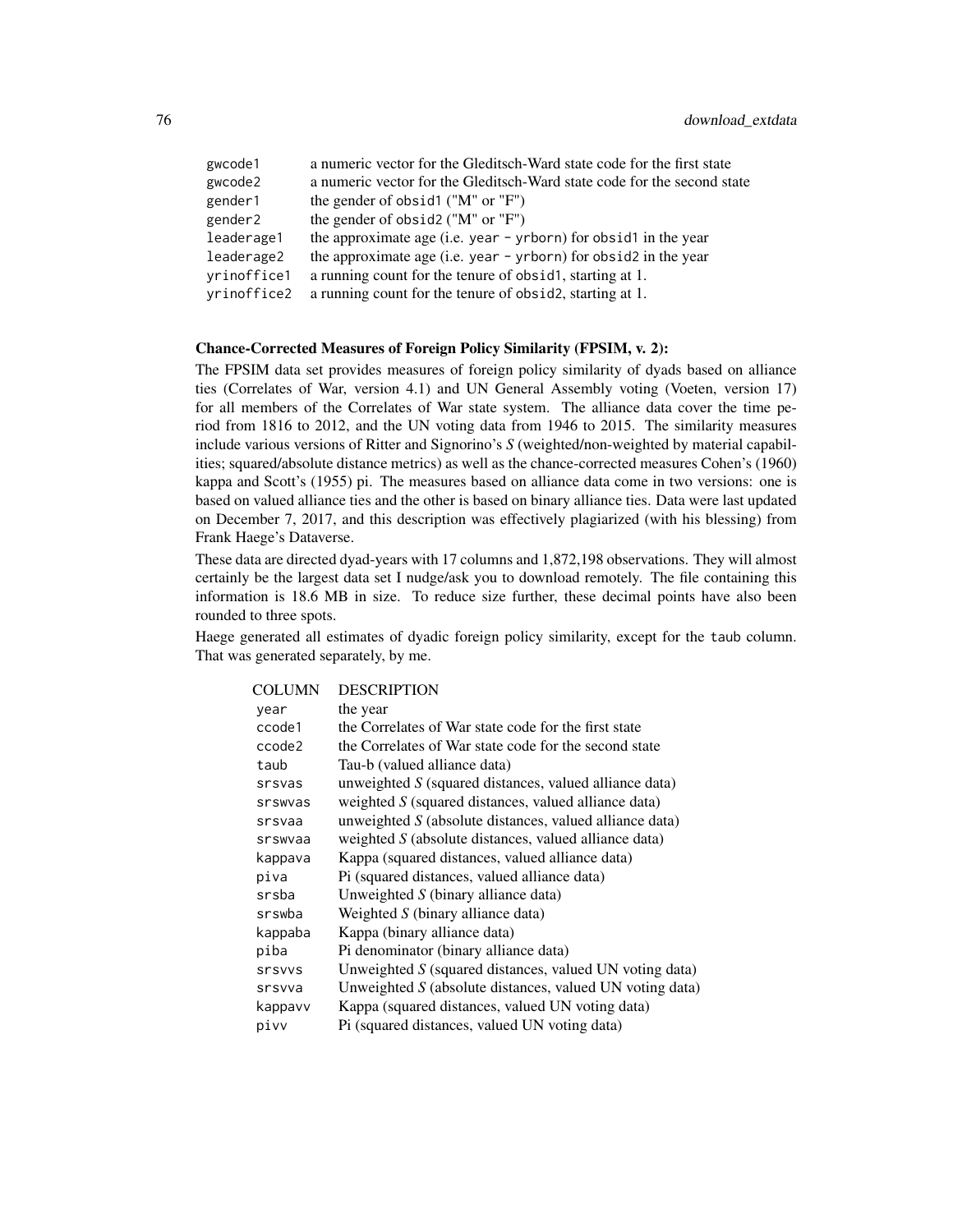| | |
|---|---|
| gwcode1 | a numeric vector for the Gleditsch-Ward state code for the first state |
| gwcode2 | a numeric vector for the Gleditsch-Ward state code for the second state |
| gender1 | the gender of obsid1 ("M" or "F") |
| gender2 | the gender of obsid2 ("M" or "F") |
| leaderage1 | the approximate age (i.e. year - yrborn) for obsid1 in the year |
| leaderage2 | the approximate age (i.e. year - yrborn) for obsid2 in the year |
| yrinoffice1 | a running count for the tenure of obsid1, starting at 1. |
| yrinoffice2 | a running count for the tenure of obsid2, starting at 1. |

**Chance-Corrected Measures of Foreign Policy Similarity (FPSIM, v. 2):**

The FPSIM data set provides measures of foreign policy similarity of dyads based on alliance ties (Correlates of War, version 4.1) and UN General Assembly voting (Voeten, version 17) for all members of the Correlates of War state system. The alliance data cover the time period from 1816 to 2012, and the UN voting data from 1946 to 2015. The similarity measures include various versions of Ritter and Signorino's *S* (weighted/non-weighted by material capabilities; squared/absolute distance metrics) as well as the chance-corrected measures Cohen's (1960) kappa and Scott's (1955) pi. The measures based on alliance data come in two versions: one is based on valued alliance ties and the other is based on binary alliance ties. Data were last updated on December 7, 2017, and this description was effectively plagiarized (with his blessing) from Frank Haege's Dataverse.

These data are directed dyad-years with 17 columns and 1,872,198 observations. They will almost certainly be the largest data set I nudge/ask you to download remotely. The file containing this information is 18.6 MB in size. To reduce size further, these decimal points have also been rounded to three spots.

Haege generated all estimates of dyadic foreign policy similarity, except for the taub column. That was generated separately, by me.

| COLUMN | DESCRIPTION |
|---|---|
| year | the year |
| ccode1 | the Correlates of War state code for the first state |
| ccode2 | the Correlates of War state code for the second state |
| taub | Tau-b (valued alliance data) |
| srsvas | unweighted *S* (squared distances, valued alliance data) |
| srswvas | weighted *S* (squared distances, valued alliance data) |
| srsvaa | unweighted *S* (absolute distances, valued alliance data) |
| srswvaa | weighted *S* (absolute distances, valued alliance data) |
| kappava | Kappa (squared distances, valued alliance data) |
| piva | Pi (squared distances, valued alliance data) |
| srsba | Unweighted *S* (binary alliance data) |
| srswba | Weighted *S* (binary alliance data) |
| kappaba | Kappa (binary alliance data) |
| piba | Pi denominator (binary alliance data) |
| srsvvs | Unweighted *S* (squared distances, valued UN voting data) |
| srsvva | Unweighted *S* (absolute distances, valued UN voting data) |
| kappavv | Kappa (squared distances, valued UN voting data) |
| pivv | Pi (squared distances, valued UN voting data) |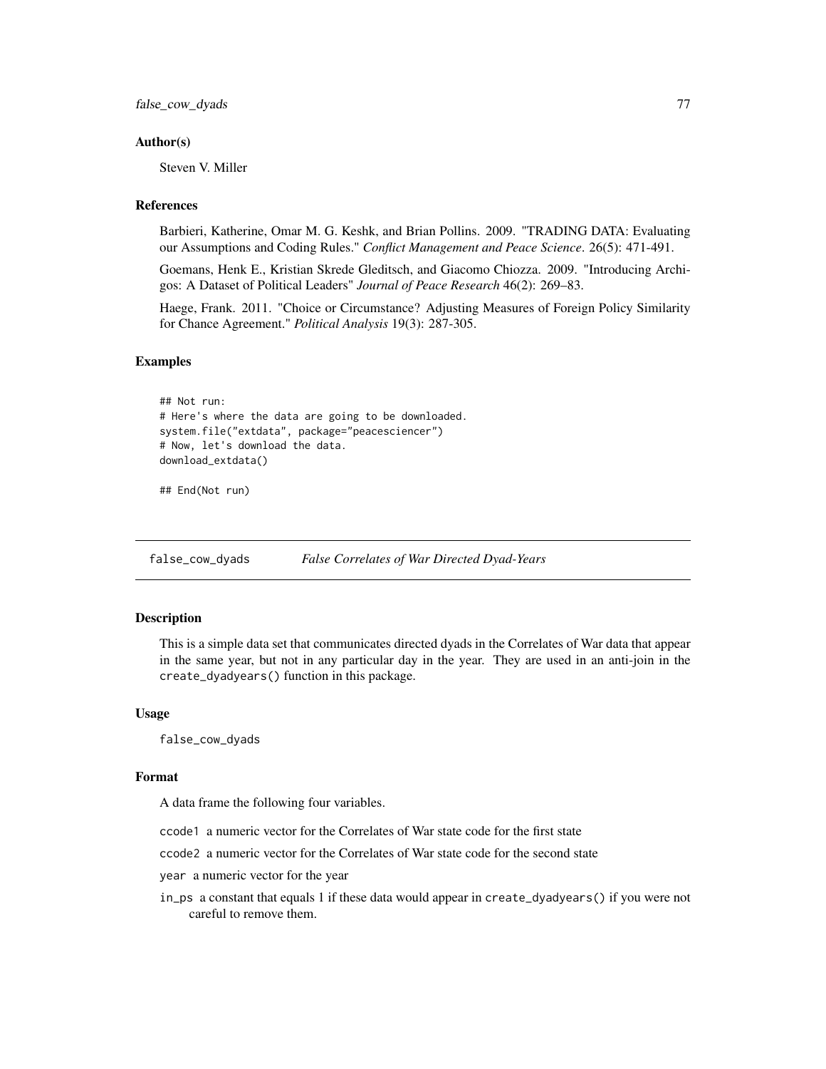### Author(s)

Steven V. Miller

### References

Barbieri, Katherine, Omar M. G. Keshk, and Brian Pollins. 2009. "TRADING DATA: Evaluating our Assumptions and Coding Rules." *Conflict Management and Peace Science*. 26(5): 471-491.

Goemans, Henk E., Kristian Skrede Gleditsch, and Giacomo Chiozza. 2009. "Introducing Archigos: A Dataset of Political Leaders" *Journal of Peace Research* 46(2): 269–83.

Haege, Frank. 2011. "Choice or Circumstance? Adjusting Measures of Foreign Policy Similarity for Chance Agreement." *Political Analysis* 19(3): 287-305.

### Examples

```
## Not run:
# Here's where the data are going to be downloaded.
system.file("extdata", package="peacesciencer")
# Now, let's download the data.
download_extdata()

## End(Not run)
```

## false_cow_dyads — *False Correlates of War Directed Dyad-Years*

### Description

This is a simple data set that communicates directed dyads in the Correlates of War data that appear in the same year, but not in any particular day in the year. They are used in an anti-join in the create_dyadyears() function in this package.

### Usage

```
false_cow_dyads
```

### Format

A data frame the following four variables.

- ccode1 a numeric vector for the Correlates of War state code for the first state
- ccode2 a numeric vector for the Correlates of War state code for the second state
- year a numeric vector for the year
- in_ps a constant that equals 1 if these data would appear in create_dyadyears() if you were not careful to remove them.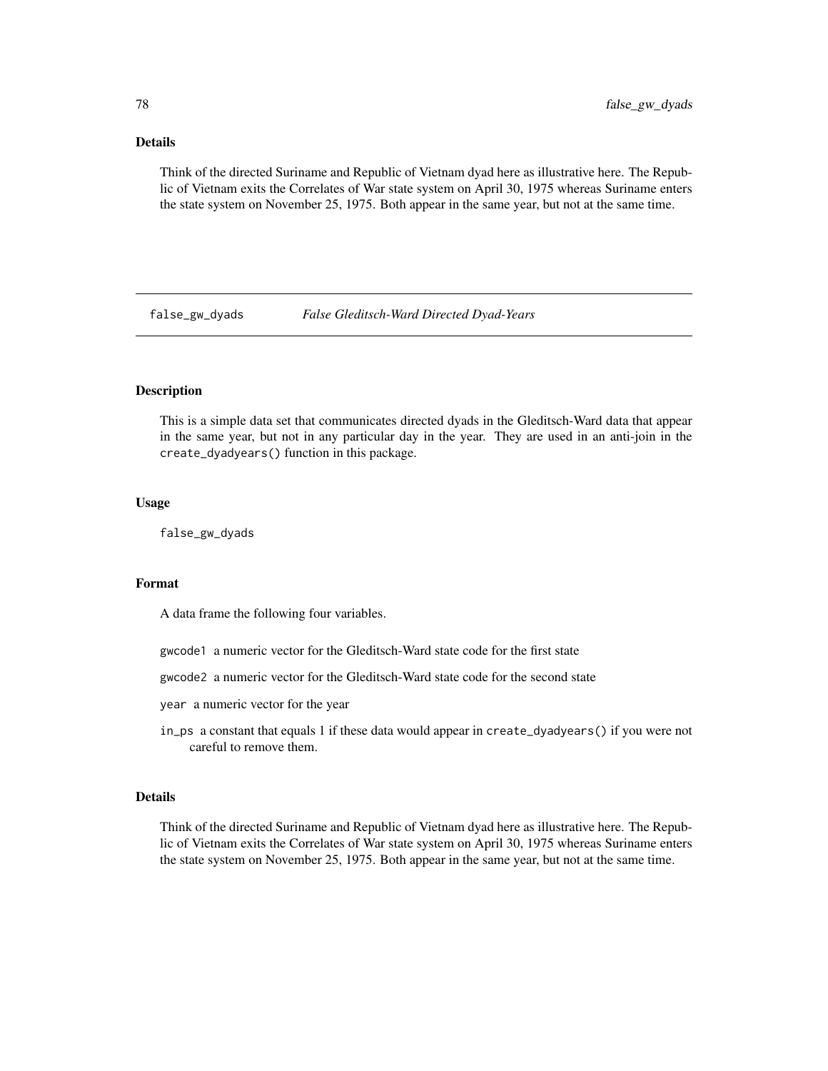### Details

Think of the directed Suriname and Republic of Vietnam dyad here as illustrative here. The Republic of Vietnam exits the Correlates of War state system on April 30, 1975 whereas Suriname enters the state system on November 25, 1975. Both appear in the same year, but not at the same time.

---

## false_gw_dyads — *False Gleditsch-Ward Directed Dyad-Years*

---

### Description

This is a simple data set that communicates directed dyads in the Gleditsch-Ward data that appear in the same year, but not in any particular day in the year. They are used in an anti-join in the `create_dyadyears()` function in this package.

### Usage

```
false_gw_dyads
```

### Format

A data frame the following four variables.

- `gwcode1` a numeric vector for the Gleditsch-Ward state code for the first state
- `gwcode2` a numeric vector for the Gleditsch-Ward state code for the second state
- `year` a numeric vector for the year
- `in_ps` a constant that equals 1 if these data would appear in `create_dyadyears()` if you were not careful to remove them.

### Details

Think of the directed Suriname and Republic of Vietnam dyad here as illustrative here. The Republic of Vietnam exits the Correlates of War state system on April 30, 1975 whereas Suriname enters the state system on November 25, 1975. Both appear in the same year, but not at the same time.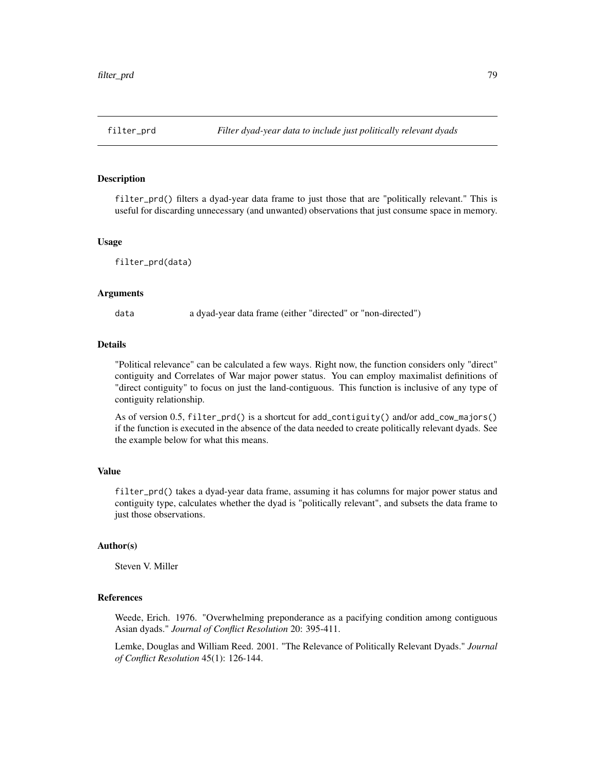# filter_prd    *Filter dyad-year data to include just politically relevant dyads*

## Description

filter_prd() filters a dyad-year data frame to just those that are "politically relevant." This is useful for discarding unnecessary (and unwanted) observations that just consume space in memory.

## Usage

```
filter_prd(data)
```

## Arguments

| | |
|---|---|
| data | a dyad-year data frame (either "directed" or "non-directed") |

## Details

"Political relevance" can be calculated a few ways. Right now, the function considers only "direct" contiguity and Correlates of War major power status. You can employ maximalist definitions of "direct contiguity" to focus on just the land-contiguous. This function is inclusive of any type of contiguity relationship.

As of version 0.5, filter_prd() is a shortcut for add_contiguity() and/or add_cow_majors() if the function is executed in the absence of the data needed to create politically relevant dyads. See the example below for what this means.

## Value

filter_prd() takes a dyad-year data frame, assuming it has columns for major power status and contiguity type, calculates whether the dyad is "politically relevant", and subsets the data frame to just those observations.

## Author(s)

Steven V. Miller

## References

Weede, Erich. 1976. "Overwhelming preponderance as a pacifying condition among contiguous Asian dyads." *Journal of Conflict Resolution* 20: 395-411.

Lemke, Douglas and William Reed. 2001. "The Relevance of Politically Relevant Dyads." *Journal of Conflict Resolution* 45(1): 126-144.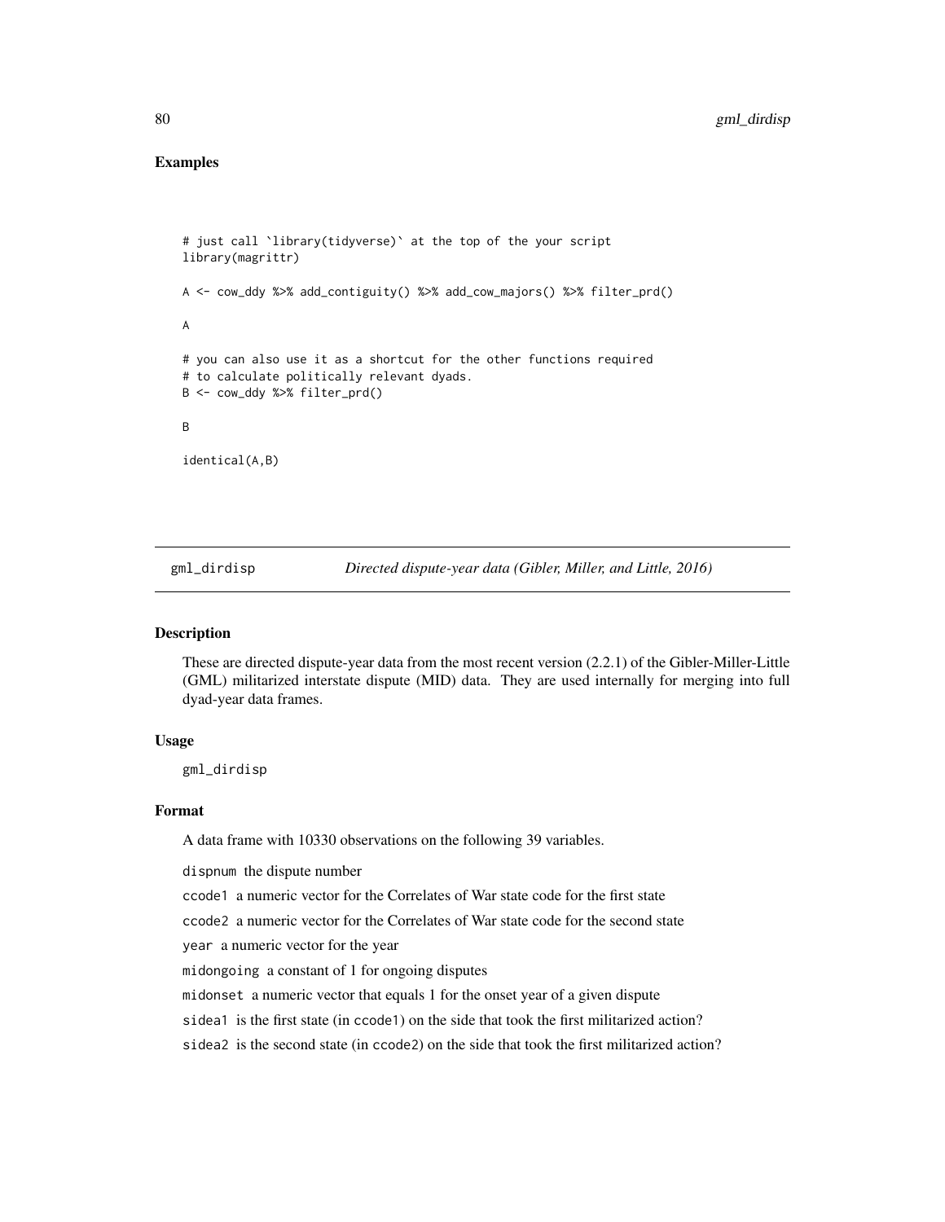## Examples

```
# just call `library(tidyverse)` at the top of the your script
library(magrittr)

A <- cow_ddy %>% add_contiguity() %>% add_cow_majors() %>% filter_prd()

A

# you can also use it as a shortcut for the other functions required
# to calculate politically relevant dyads.
B <- cow_ddy %>% filter_prd()

B

identical(A,B)
```

---

gml_dirdisp *Directed dispute-year data (Gibler, Miller, and Little, 2016)*

---

### Description

These are directed dispute-year data from the most recent version (2.2.1) of the Gibler-Miller-Little (GML) militarized interstate dispute (MID) data. They are used internally for merging into full dyad-year data frames.

### Usage

```
gml_dirdisp
```

### Format

A data frame with 10330 observations on the following 39 variables.

dispnum the dispute number

ccode1 a numeric vector for the Correlates of War state code for the first state

ccode2 a numeric vector for the Correlates of War state code for the second state

year a numeric vector for the year

midongoing a constant of 1 for ongoing disputes

midonset a numeric vector that equals 1 for the onset year of a given dispute

sidea1 is the first state (in ccode1) on the side that took the first militarized action?

sidea2 is the second state (in ccode2) on the side that took the first militarized action?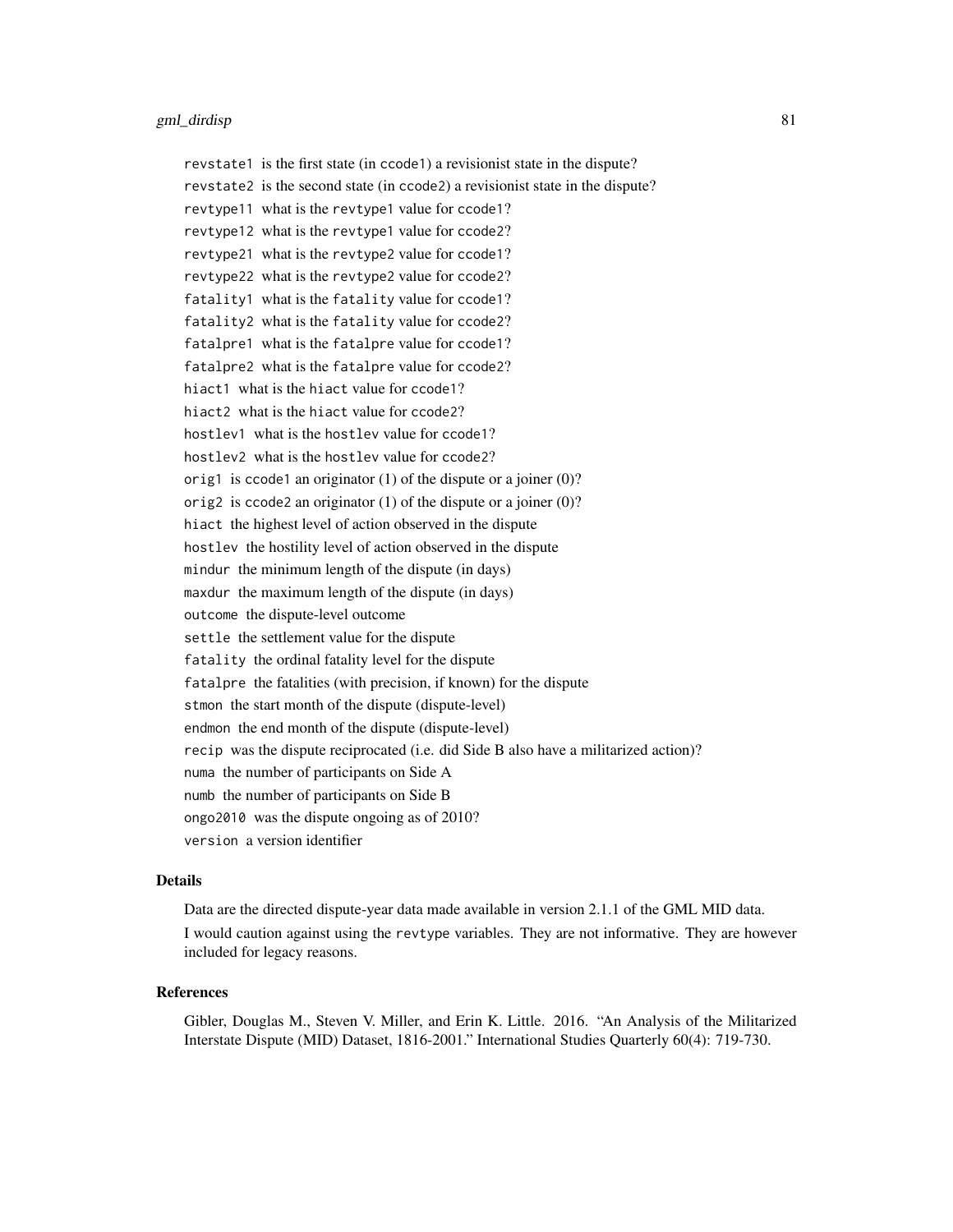revstate1 is the first state (in ccode1) a revisionist state in the dispute?

revstate2 is the second state (in ccode2) a revisionist state in the dispute?

revtype11 what is the revtype1 value for ccode1?

revtype12 what is the revtype1 value for ccode2?

revtype21 what is the revtype2 value for ccode1?

revtype22 what is the revtype2 value for ccode2?

fatality1 what is the fatality value for ccode1?

fatality2 what is the fatality value for ccode2?

fatalpre1 what is the fatalpre value for ccode1?

fatalpre2 what is the fatalpre value for ccode2?

hiact1 what is the hiact value for ccode1?

hiact2 what is the hiact value for ccode2?

hostlev1 what is the hostlev value for ccode1?

hostlev2 what is the hostlev value for ccode2?

orig1 is ccode1 an originator (1) of the dispute or a joiner (0)?

orig2 is ccode2 an originator (1) of the dispute or a joiner (0)?

hiact the highest level of action observed in the dispute

hostlev the hostility level of action observed in the dispute

mindur the minimum length of the dispute (in days)

maxdur the maximum length of the dispute (in days)

outcome the dispute-level outcome

settle the settlement value for the dispute

fatality the ordinal fatality level for the dispute

fatalpre the fatalities (with precision, if known) for the dispute

stmon the start month of the dispute (dispute-level)

endmon the end month of the dispute (dispute-level)

recip was the dispute reciprocated (i.e. did Side B also have a militarized action)?

numa the number of participants on Side A

numb the number of participants on Side B

ongo2010 was the dispute ongoing as of 2010?

version a version identifier

## Details

Data are the directed dispute-year data made available in version 2.1.1 of the GML MID data.

I would caution against using the revtype variables. They are not informative. They are however included for legacy reasons.

## References

Gibler, Douglas M., Steven V. Miller, and Erin K. Little. 2016. "An Analysis of the Militarized Interstate Dispute (MID) Dataset, 1816-2001." International Studies Quarterly 60(4): 719-730.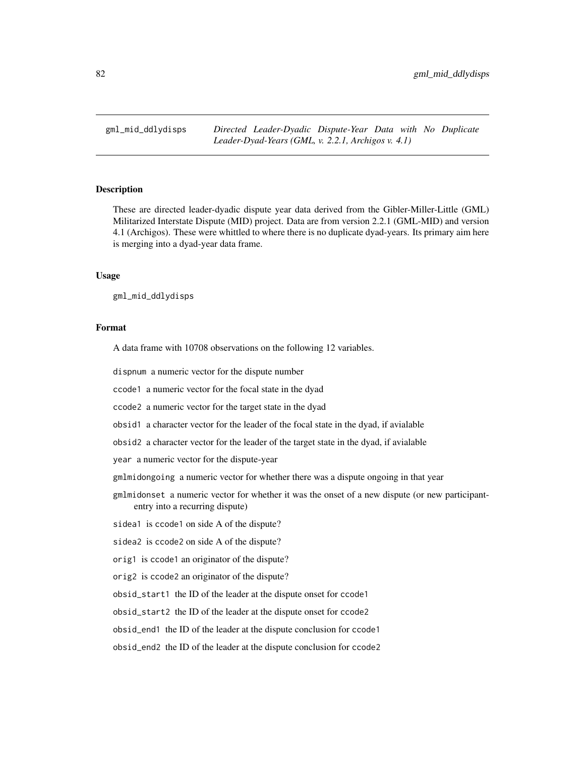gml_mid_ddlydisps

*Directed Leader-Dyadic Dispute-Year Data with No Duplicate Leader-Dyad-Years (GML, v. 2.2.1, Archigos v. 4.1)*

## Description

These are directed leader-dyadic dispute year data derived from the Gibler-Miller-Little (GML) Militarized Interstate Dispute (MID) project. Data are from version 2.2.1 (GML-MID) and version 4.1 (Archigos). These were whittled to where there is no duplicate dyad-years. Its primary aim here is merging into a dyad-year data frame.

## Usage

```
gml_mid_ddlydisps
```

## Format

A data frame with 10708 observations on the following 12 variables.

- `dispnum` a numeric vector for the dispute number
- `ccode1` a numeric vector for the focal state in the dyad
- `ccode2` a numeric vector for the target state in the dyad
- `obsid1` a character vector for the leader of the focal state in the dyad, if avialable
- `obsid2` a character vector for the leader of the target state in the dyad, if avialable
- `year` a numeric vector for the dispute-year
- `gmlmidongoing` a numeric vector for whether there was a dispute ongoing in that year
- `gmlmidonset` a numeric vector for whether it was the onset of a new dispute (or new participant-entry into a recurring dispute)
- `sidea1` is `ccode1` on side A of the dispute?
- `sidea2` is `ccode2` on side A of the dispute?
- `orig1` is `ccode1` an originator of the dispute?
- `orig2` is `ccode2` an originator of the dispute?
- `obsid_start1` the ID of the leader at the dispute onset for `ccode1`
- `obsid_start2` the ID of the leader at the dispute onset for `ccode2`
- `obsid_end1` the ID of the leader at the dispute conclusion for `ccode1`
- `obsid_end2` the ID of the leader at the dispute conclusion for `ccode2`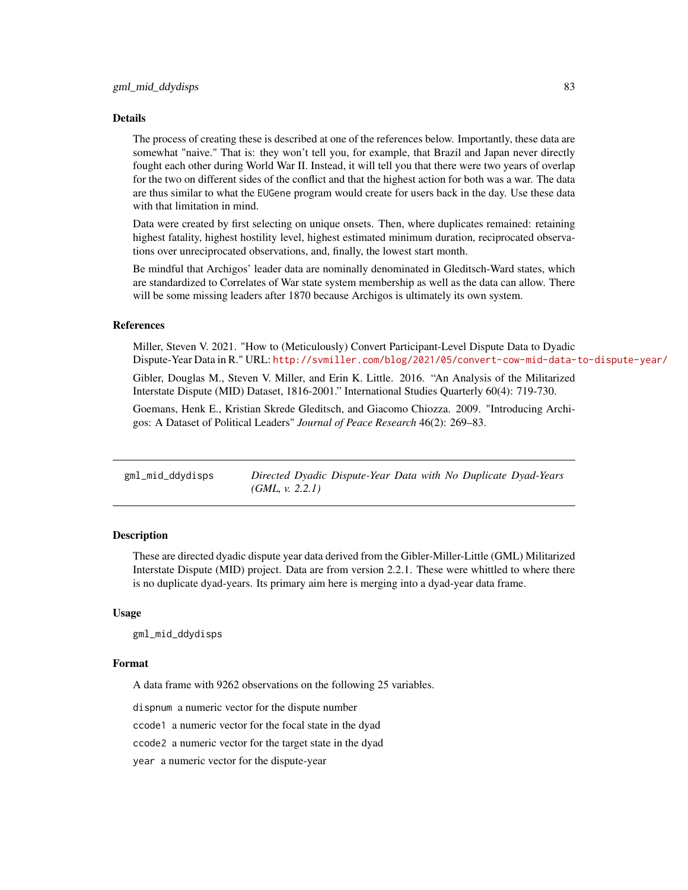### Details

The process of creating these is described at one of the references below. Importantly, these data are somewhat "naive." That is: they won't tell you, for example, that Brazil and Japan never directly fought each other during World War II. Instead, it will tell you that there were two years of overlap for the two on different sides of the conflict and that the highest action for both was a war. The data are thus similar to what the EUGene program would create for users back in the day. Use these data with that limitation in mind.

Data were created by first selecting on unique onsets. Then, where duplicates remained: retaining highest fatality, highest hostility level, highest estimated minimum duration, reciprocated observations over unreciprocated observations, and, finally, the lowest start month.

Be mindful that Archigos' leader data are nominally denominated in Gleditsch-Ward states, which are standardized to Correlates of War state system membership as well as the data can allow. There will be some missing leaders after 1870 because Archigos is ultimately its own system.

### References

Miller, Steven V. 2021. "How to (Meticulously) Convert Participant-Level Dispute Data to Dyadic Dispute-Year Data in R." URL: http://svmiller.com/blog/2021/05/convert-cow-mid-data-to-dispute-year/

Gibler, Douglas M., Steven V. Miller, and Erin K. Little. 2016. "An Analysis of the Militarized Interstate Dispute (MID) Dataset, 1816-2001." International Studies Quarterly 60(4): 719-730.

Goemans, Henk E., Kristian Skrede Gleditsch, and Giacomo Chiozza. 2009. "Introducing Archigos: A Dataset of Political Leaders" *Journal of Peace Research* 46(2): 269–83.

---

## gml_mid_ddydisps — *Directed Dyadic Dispute-Year Data with No Duplicate Dyad-Years (GML, v. 2.2.1)*

### Description

These are directed dyadic dispute year data derived from the Gibler-Miller-Little (GML) Militarized Interstate Dispute (MID) project. Data are from version 2.2.1. These were whittled to where there is no duplicate dyad-years. Its primary aim here is merging into a dyad-year data frame.

### Usage

```
gml_mid_ddydisps
```

### Format

A data frame with 9262 observations on the following 25 variables.

`dispnum` a numeric vector for the dispute number

`ccode1` a numeric vector for the focal state in the dyad

`ccode2` a numeric vector for the target state in the dyad

`year` a numeric vector for the dispute-year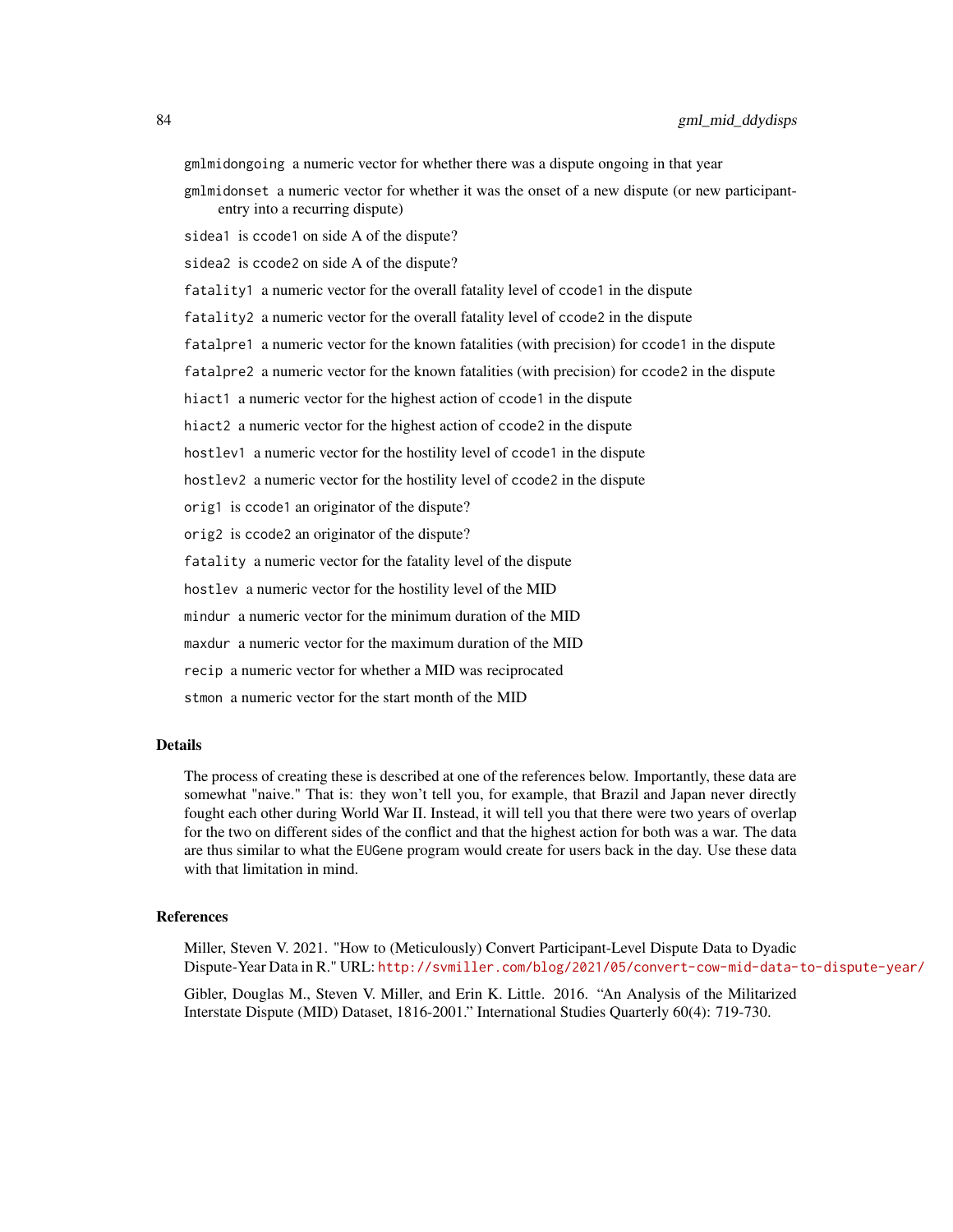`gmlmidongoing` a numeric vector for whether there was a dispute ongoing in that year

`gmlmidonset` a numeric vector for whether it was the onset of a new dispute (or new participant-entry into a recurring dispute)

`sidea1` is `ccode1` on side A of the dispute?

`sidea2` is `ccode2` on side A of the dispute?

`fatality1` a numeric vector for the overall fatality level of `ccode1` in the dispute

`fatality2` a numeric vector for the overall fatality level of `ccode2` in the dispute

`fatalpre1` a numeric vector for the known fatalities (with precision) for `ccode1` in the dispute

`fatalpre2` a numeric vector for the known fatalities (with precision) for `ccode2` in the dispute

`hiact1` a numeric vector for the highest action of `ccode1` in the dispute

`hiact2` a numeric vector for the highest action of `ccode2` in the dispute

`hostlev1` a numeric vector for the hostility level of `ccode1` in the dispute

`hostlev2` a numeric vector for the hostility level of `ccode2` in the dispute

`orig1` is `ccode1` an originator of the dispute?

`orig2` is `ccode2` an originator of the dispute?

`fatality` a numeric vector for the fatality level of the dispute

`hostlev` a numeric vector for the hostility level of the MID

`mindur` a numeric vector for the minimum duration of the MID

`maxdur` a numeric vector for the maximum duration of the MID

`recip` a numeric vector for whether a MID was reciprocated

`stmon` a numeric vector for the start month of the MID

## Details

The process of creating these is described at one of the references below. Importantly, these data are somewhat "naive." That is: they won't tell you, for example, that Brazil and Japan never directly fought each other during World War II. Instead, it will tell you that there were two years of overlap for the two on different sides of the conflict and that the highest action for both was a war. The data are thus similar to what the `EUGene` program would create for users back in the day. Use these data with that limitation in mind.

## References

Miller, Steven V. 2021. "How to (Meticulously) Convert Participant-Level Dispute Data to Dyadic Dispute-Year Data in R." URL: http://svmiller.com/blog/2021/05/convert-cow-mid-data-to-dispute-year/

Gibler, Douglas M., Steven V. Miller, and Erin K. Little. 2016. "An Analysis of the Militarized Interstate Dispute (MID) Dataset, 1816-2001." International Studies Quarterly 60(4): 719-730.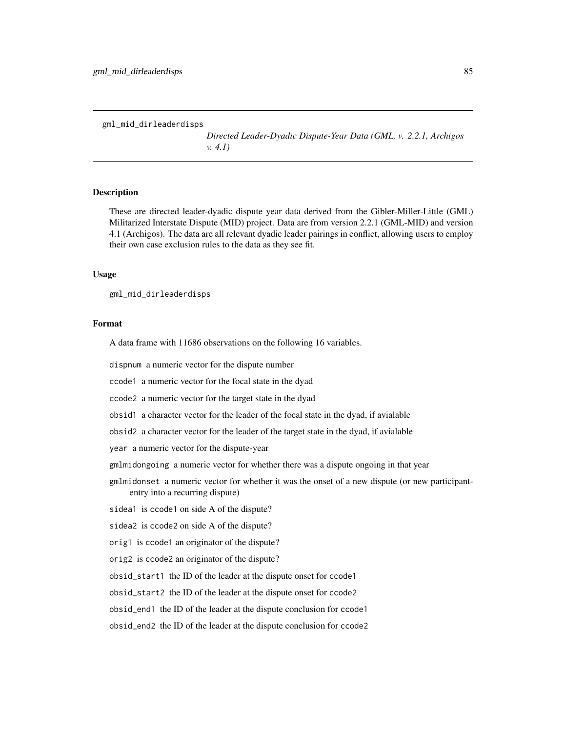gml_mid_dirleaderdisps

# *Directed Leader-Dyadic Dispute-Year Data (GML, v. 2.2.1, Archigos v. 4.1)*

## Description

These are directed leader-dyadic dispute year data derived from the Gibler-Miller-Little (GML) Militarized Interstate Dispute (MID) project. Data are from version 2.2.1 (GML-MID) and version 4.1 (Archigos). The data are all relevant dyadic leader pairings in conflict, allowing users to employ their own case exclusion rules to the data as they see fit.

## Usage

```
gml_mid_dirleaderdisps
```

## Format

A data frame with 11686 observations on the following 16 variables.

- `dispnum` a numeric vector for the dispute number
- `ccode1` a numeric vector for the focal state in the dyad
- `ccode2` a numeric vector for the target state in the dyad
- `obsid1` a character vector for the leader of the focal state in the dyad, if avialable
- `obsid2` a character vector for the leader of the target state in the dyad, if avialable
- `year` a numeric vector for the dispute-year
- `gmlmidongoing` a numeric vector for whether there was a dispute ongoing in that year
- `gmlmidonset` a numeric vector for whether it was the onset of a new dispute (or new participant-entry into a recurring dispute)
- `sidea1` is `ccode1` on side A of the dispute?
- `sidea2` is `ccode2` on side A of the dispute?
- `orig1` is `ccode1` an originator of the dispute?
- `orig2` is `ccode2` an originator of the dispute?
- `obsid_start1` the ID of the leader at the dispute onset for `ccode1`
- `obsid_start2` the ID of the leader at the dispute onset for `ccode2`
- `obsid_end1` the ID of the leader at the dispute conclusion for `ccode1`
- `obsid_end2` the ID of the leader at the dispute conclusion for `ccode2`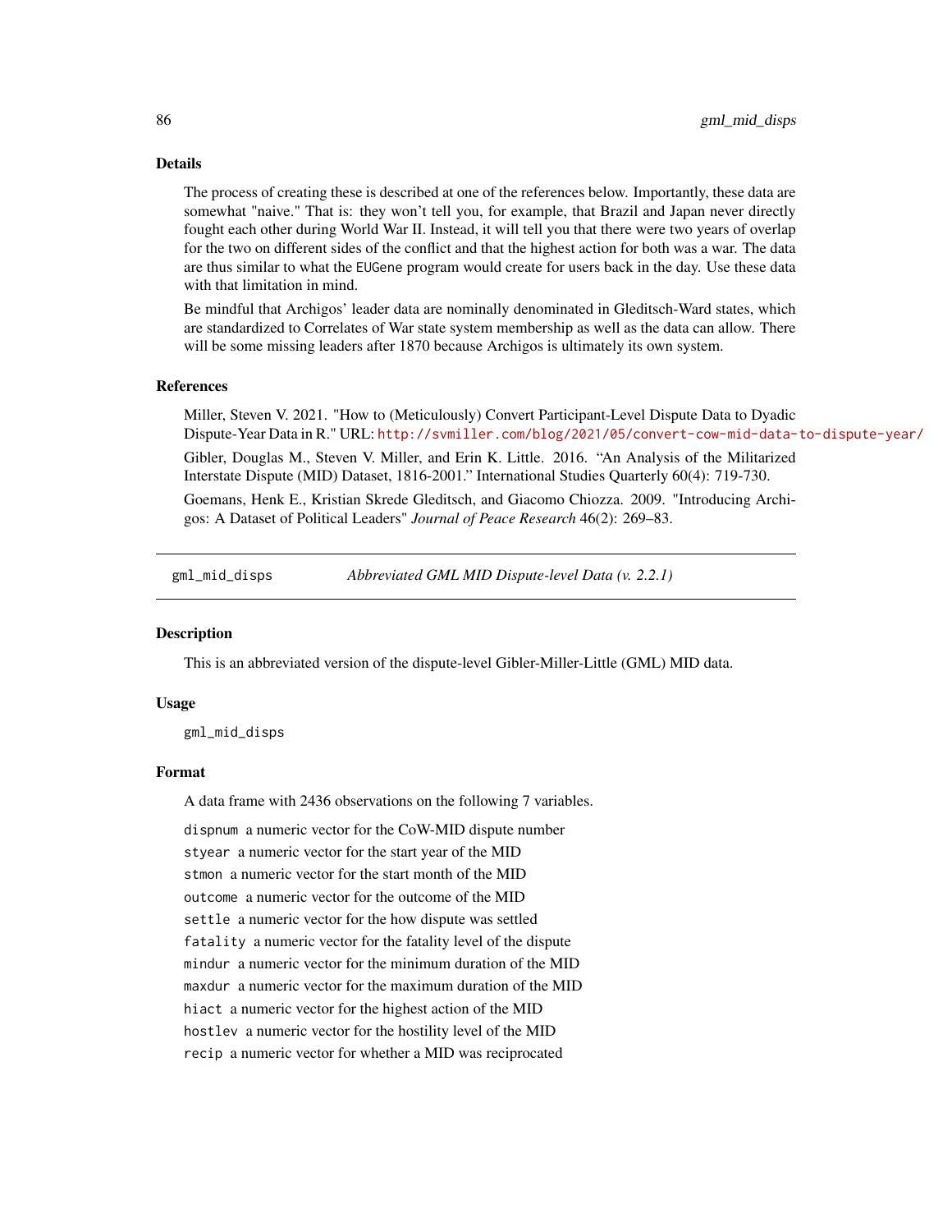## Details

The process of creating these is described at one of the references below. Importantly, these data are somewhat "naive." That is: they won't tell you, for example, that Brazil and Japan never directly fought each other during World War II. Instead, it will tell you that there were two years of overlap for the two on different sides of the conflict and that the highest action for both was a war. The data are thus similar to what the EUGene program would create for users back in the day. Use these data with that limitation in mind.

Be mindful that Archigos' leader data are nominally denominated in Gleditsch-Ward states, which are standardized to Correlates of War state system membership as well as the data can allow. There will be some missing leaders after 1870 because Archigos is ultimately its own system.

## References

Miller, Steven V. 2021. "How to (Meticulously) Convert Participant-Level Dispute Data to Dyadic Dispute-Year Data in R." URL: http://svmiller.com/blog/2021/05/convert-cow-mid-data-to-dispute-year/

Gibler, Douglas M., Steven V. Miller, and Erin K. Little. 2016. "An Analysis of the Militarized Interstate Dispute (MID) Dataset, 1816-2001." International Studies Quarterly 60(4): 719-730.

Goemans, Henk E., Kristian Skrede Gleditsch, and Giacomo Chiozza. 2009. "Introducing Archigos: A Dataset of Political Leaders" *Journal of Peace Research* 46(2): 269–83.

---

# gml_mid_disps — *Abbreviated GML MID Dispute-level Data (v. 2.2.1)*

## Description

This is an abbreviated version of the dispute-level Gibler-Miller-Little (GML) MID data.

## Usage

```
gml_mid_disps
```

## Format

A data frame with 2436 observations on the following 7 variables.

- `dispnum` a numeric vector for the CoW-MID dispute number
- `styear` a numeric vector for the start year of the MID
- `stmon` a numeric vector for the start month of the MID
- `outcome` a numeric vector for the outcome of the MID
- `settle` a numeric vector for the how dispute was settled
- `fatality` a numeric vector for the fatality level of the dispute
- `mindur` a numeric vector for the minimum duration of the MID
- `maxdur` a numeric vector for the maximum duration of the MID
- `hiact` a numeric vector for the highest action of the MID
- `hostlev` a numeric vector for the hostility level of the MID
- `recip` a numeric vector for whether a MID was reciprocated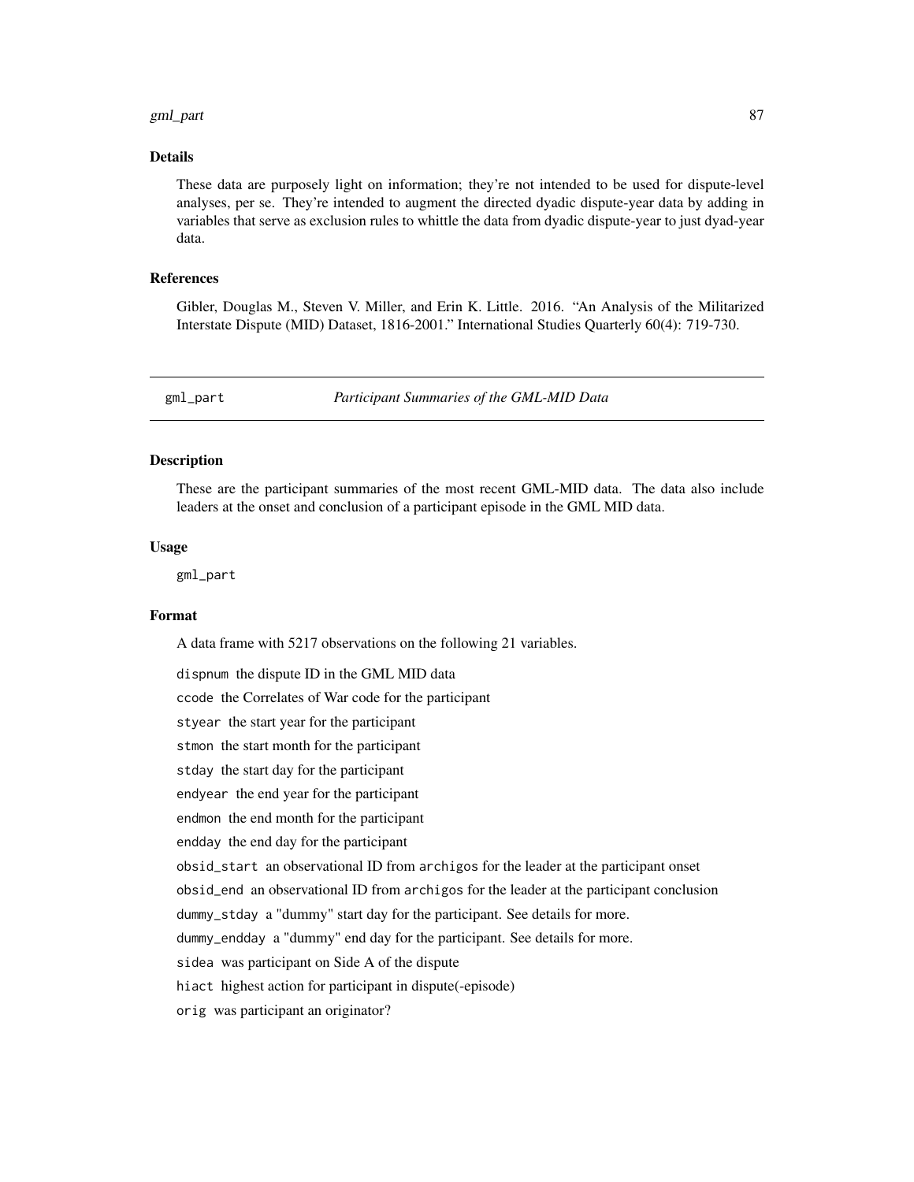## Details

These data are purposely light on information; they're not intended to be used for dispute-level analyses, per se. They're intended to augment the directed dyadic dispute-year data by adding in variables that serve as exclusion rules to whittle the data from dyadic dispute-year to just dyad-year data.

## References

Gibler, Douglas M., Steven V. Miller, and Erin K. Little. 2016. "An Analysis of the Militarized Interstate Dispute (MID) Dataset, 1816-2001." International Studies Quarterly 60(4): 719-730.

---

# gml_part    *Participant Summaries of the GML-MID Data*

---

## Description

These are the participant summaries of the most recent GML-MID data. The data also include leaders at the onset and conclusion of a participant episode in the GML MID data.

## Usage

```
gml_part
```

## Format

A data frame with 5217 observations on the following 21 variables.

`dispnum` the dispute ID in the GML MID data

`ccode` the Correlates of War code for the participant

`styear` the start year for the participant

`stmon` the start month for the participant

`stday` the start day for the participant

`endyear` the end year for the participant

`endmon` the end month for the participant

`endday` the end day for the participant

`obsid_start` an observational ID from `archigos` for the leader at the participant onset

`obsid_end` an observational ID from `archigos` for the leader at the participant conclusion

`dummy_stday` a "dummy" start day for the participant. See details for more.

`dummy_endday` a "dummy" end day for the participant. See details for more.

`sidea` was participant on Side A of the dispute

`hiact` highest action for participant in dispute(-episode)

`orig` was participant an originator?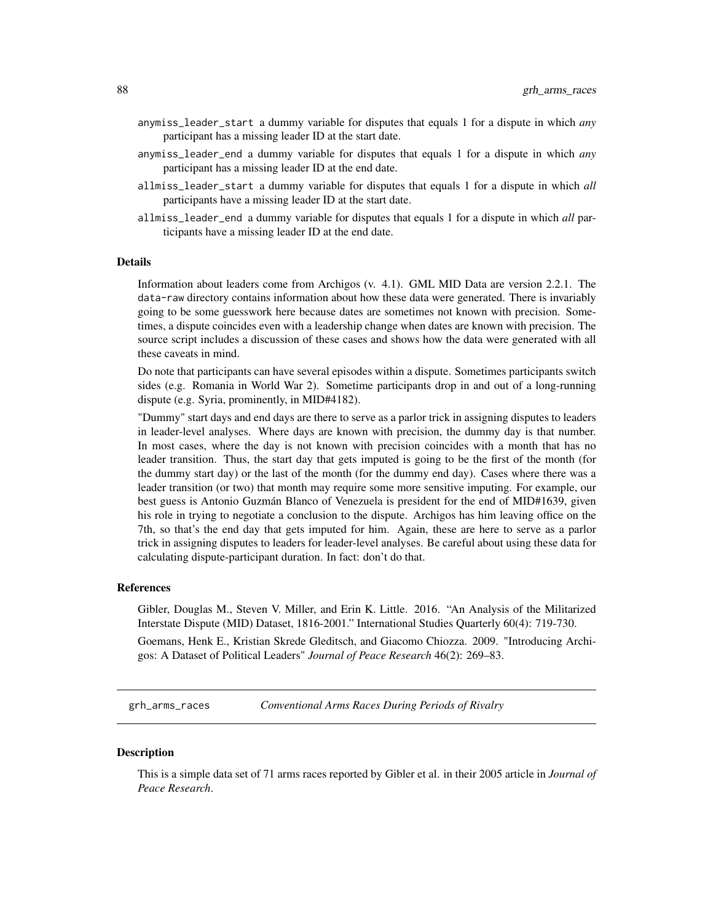anymiss_leader_start a dummy variable for disputes that equals 1 for a dispute in which *any* participant has a missing leader ID at the start date.

anymiss_leader_end a dummy variable for disputes that equals 1 for a dispute in which *any* participant has a missing leader ID at the end date.

allmiss_leader_start a dummy variable for disputes that equals 1 for a dispute in which *all* participants have a missing leader ID at the start date.

allmiss_leader_end a dummy variable for disputes that equals 1 for a dispute in which *all* participants have a missing leader ID at the end date.

### Details

Information about leaders come from Archigos (v. 4.1). GML MID Data are version 2.2.1. The data-raw directory contains information about how these data were generated. There is invariably going to be some guesswork here because dates are sometimes not known with precision. Sometimes, a dispute coincides even with a leadership change when dates are known with precision. The source script includes a discussion of these cases and shows how the data were generated with all these caveats in mind.

Do note that participants can have several episodes within a dispute. Sometimes participants switch sides (e.g. Romania in World War 2). Sometime participants drop in and out of a long-running dispute (e.g. Syria, prominently, in MID#4182).

"Dummy" start days and end days are there to serve as a parlor trick in assigning disputes to leaders in leader-level analyses. Where days are known with precision, the dummy day is that number. In most cases, where the day is not known with precision coincides with a month that has no leader transition. Thus, the start day that gets imputed is going to be the first of the month (for the dummy start day) or the last of the month (for the dummy end day). Cases where there was a leader transition (or two) that month may require some more sensitive imputing. For example, our best guess is Antonio Guzmán Blanco of Venezuela is president for the end of MID#1639, given his role in trying to negotiate a conclusion to the dispute. Archigos has him leaving office on the 7th, so that's the end day that gets imputed for him. Again, these are here to serve as a parlor trick in assigning disputes to leaders for leader-level analyses. Be careful about using these data for calculating dispute-participant duration. In fact: don't do that.

### References

Gibler, Douglas M., Steven V. Miller, and Erin K. Little. 2016. "An Analysis of the Militarized Interstate Dispute (MID) Dataset, 1816-2001." International Studies Quarterly 60(4): 719-730.

Goemans, Henk E., Kristian Skrede Gleditsch, and Giacomo Chiozza. 2009. "Introducing Archigos: A Dataset of Political Leaders" *Journal of Peace Research* 46(2): 269–83.

---

## grh_arms_races *Conventional Arms Races During Periods of Rivalry*

### Description

This is a simple data set of 71 arms races reported by Gibler et al. in their 2005 article in *Journal of Peace Research*.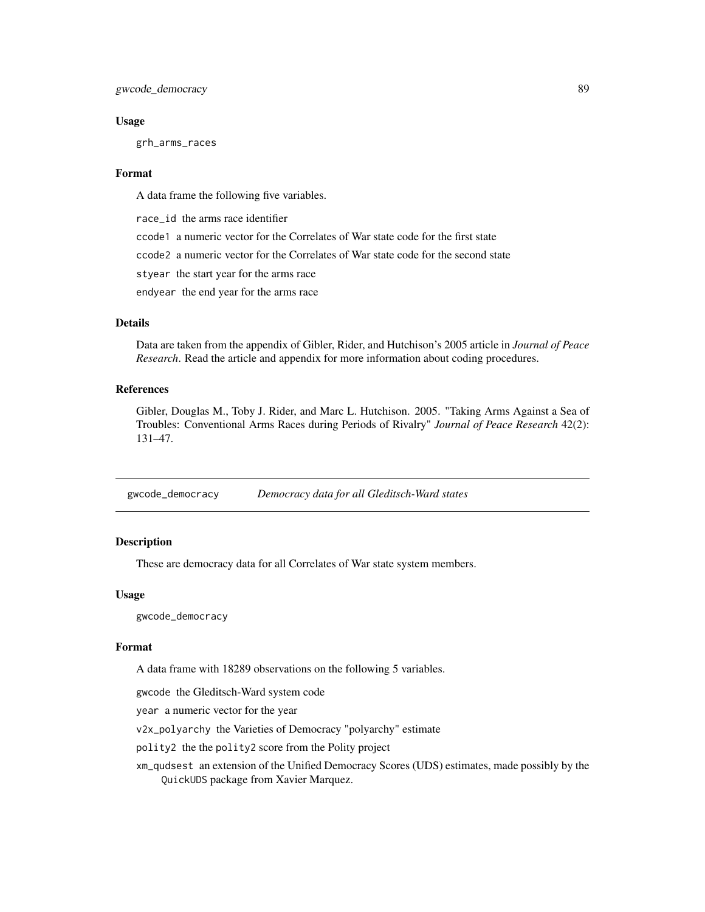### Usage

```
grh_arms_races
```

### Format

A data frame the following five variables.

race_id the arms race identifier

ccode1 a numeric vector for the Correlates of War state code for the first state

ccode2 a numeric vector for the Correlates of War state code for the second state

styear the start year for the arms race

endyear the end year for the arms race

### Details

Data are taken from the appendix of Gibler, Rider, and Hutchison's 2005 article in *Journal of Peace Research*. Read the article and appendix for more information about coding procedures.

### References

Gibler, Douglas M., Toby J. Rider, and Marc L. Hutchison. 2005. "Taking Arms Against a Sea of Troubles: Conventional Arms Races during Periods of Rivalry" *Journal of Peace Research* 42(2): 131–47.

---

## gwcode_democracy *Democracy data for all Gleditsch-Ward states*

### Description

These are democracy data for all Correlates of War state system members.

### Usage

```
gwcode_democracy
```

### Format

A data frame with 18289 observations on the following 5 variables.

gwcode the Gleditsch-Ward system code

year a numeric vector for the year

v2x_polyarchy the Varieties of Democracy "polyarchy" estimate

polity2 the the polity2 score from the Polity project

xm_qudsest an extension of the Unified Democracy Scores (UDS) estimates, made possibly by the QuickUDS package from Xavier Marquez.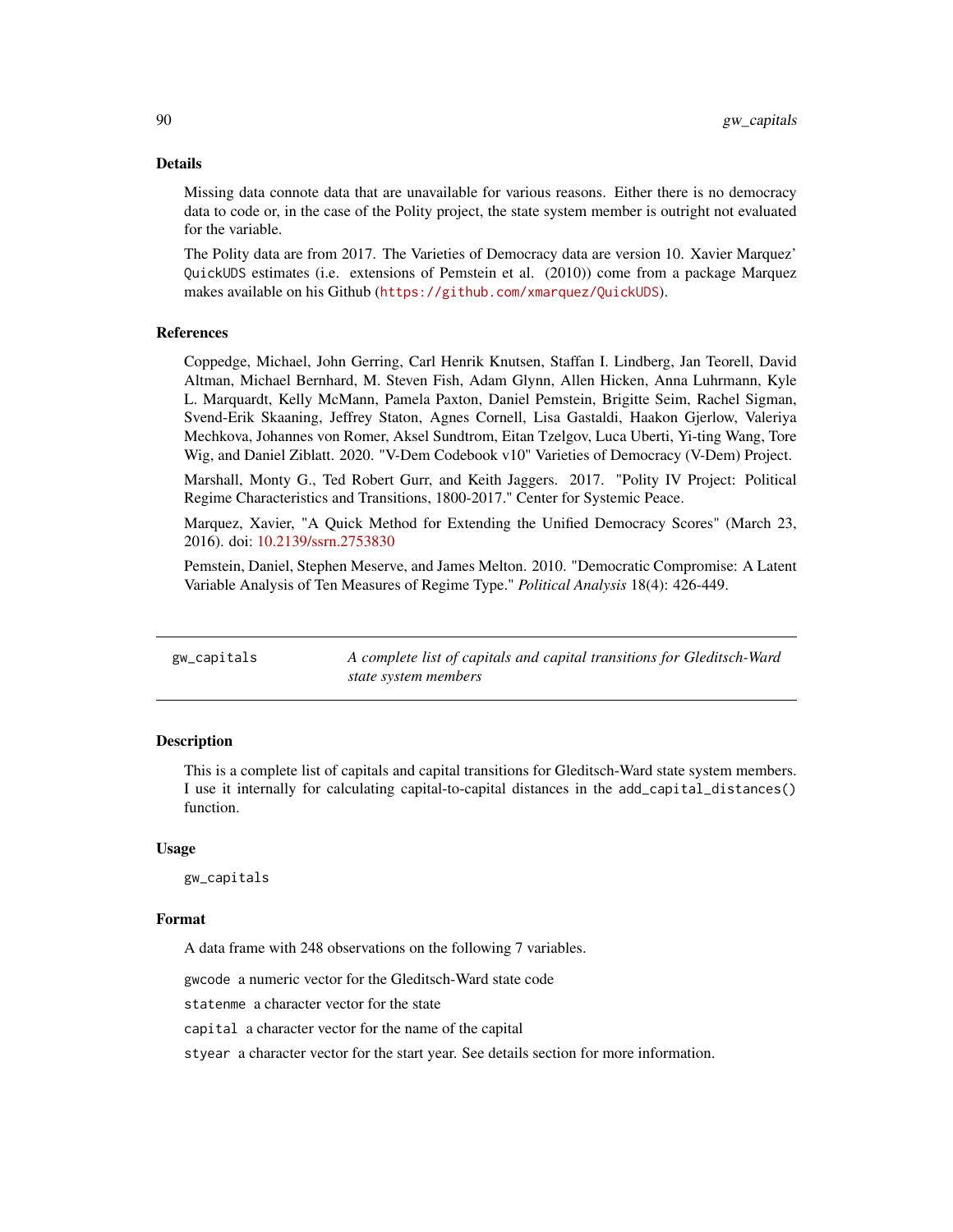### Details

Missing data connote data that are unavailable for various reasons. Either there is no democracy data to code or, in the case of the Polity project, the state system member is outright not evaluated for the variable.

The Polity data are from 2017. The Varieties of Democracy data are version 10. Xavier Marquez' `QuickUDS` estimates (i.e. extensions of Pemstein et al. (2010)) come from a package Marquez makes available on his Github (https://github.com/xmarquez/QuickUDS).

### References

Coppedge, Michael, John Gerring, Carl Henrik Knutsen, Staffan I. Lindberg, Jan Teorell, David Altman, Michael Bernhard, M. Steven Fish, Adam Glynn, Allen Hicken, Anna Luhrmann, Kyle L. Marquardt, Kelly McMann, Pamela Paxton, Daniel Pemstein, Brigitte Seim, Rachel Sigman, Svend-Erik Skaaning, Jeffrey Staton, Agnes Cornell, Lisa Gastaldi, Haakon Gjerlow, Valeriya Mechkova, Johannes von Romer, Aksel Sundtrom, Eitan Tzelgov, Luca Uberti, Yi-ting Wang, Tore Wig, and Daniel Ziblatt. 2020. "V-Dem Codebook v10" Varieties of Democracy (V-Dem) Project.

Marshall, Monty G., Ted Robert Gurr, and Keith Jaggers. 2017. "Polity IV Project: Political Regime Characteristics and Transitions, 1800-2017." Center for Systemic Peace.

Marquez, Xavier, "A Quick Method for Extending the Unified Democracy Scores" (March 23, 2016). doi: 10.2139/ssrn.2753830

Pemstein, Daniel, Stephen Meserve, and James Melton. 2010. "Democratic Compromise: A Latent Variable Analysis of Ten Measures of Regime Type." *Political Analysis* 18(4): 426-449.

---

## gw_capitals — *A complete list of capitals and capital transitions for Gleditsch-Ward state system members*

### Description

This is a complete list of capitals and capital transitions for Gleditsch-Ward state system members. I use it internally for calculating capital-to-capital distances in the `add_capital_distances()` function.

### Usage

```
gw_capitals
```

### Format

A data frame with 248 observations on the following 7 variables.

`gwcode` a numeric vector for the Gleditsch-Ward state code

`statenme` a character vector for the state

`capital` a character vector for the name of the capital

`styear` a character vector for the start year. See details section for more information.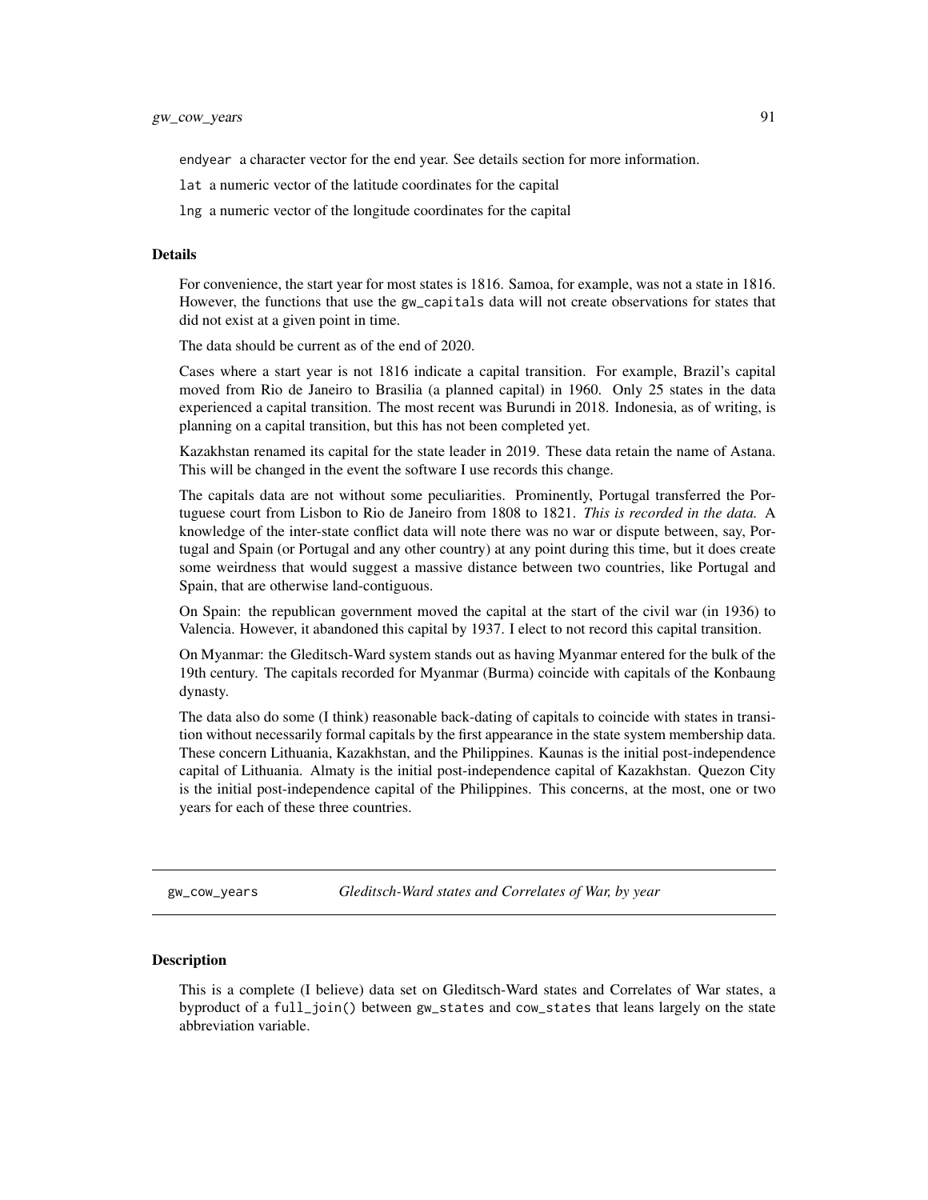endyear a character vector for the end year. See details section for more information.

lat a numeric vector of the latitude coordinates for the capital

lng a numeric vector of the longitude coordinates for the capital

### Details

For convenience, the start year for most states is 1816. Samoa, for example, was not a state in 1816. However, the functions that use the gw_capitals data will not create observations for states that did not exist at a given point in time.

The data should be current as of the end of 2020.

Cases where a start year is not 1816 indicate a capital transition. For example, Brazil's capital moved from Rio de Janeiro to Brasilia (a planned capital) in 1960. Only 25 states in the data experienced a capital transition. The most recent was Burundi in 2018. Indonesia, as of writing, is planning on a capital transition, but this has not been completed yet.

Kazakhstan renamed its capital for the state leader in 2019. These data retain the name of Astana. This will be changed in the event the software I use records this change.

The capitals data are not without some peculiarities. Prominently, Portugal transferred the Portuguese court from Lisbon to Rio de Janeiro from 1808 to 1821. *This is recorded in the data.* A knowledge of the inter-state conflict data will note there was no war or dispute between, say, Portugal and Spain (or Portugal and any other country) at any point during this time, but it does create some weirdness that would suggest a massive distance between two countries, like Portugal and Spain, that are otherwise land-contiguous.

On Spain: the republican government moved the capital at the start of the civil war (in 1936) to Valencia. However, it abandoned this capital by 1937. I elect to not record this capital transition.

On Myanmar: the Gleditsch-Ward system stands out as having Myanmar entered for the bulk of the 19th century. The capitals recorded for Myanmar (Burma) coincide with capitals of the Konbaung dynasty.

The data also do some (I think) reasonable back-dating of capitals to coincide with states in transition without necessarily formal capitals by the first appearance in the state system membership data. These concern Lithuania, Kazakhstan, and the Philippines. Kaunas is the initial post-independence capital of Lithuania. Almaty is the initial post-independence capital of Kazakhstan. Quezon City is the initial post-independence capital of the Philippines. This concerns, at the most, one or two years for each of these three countries.

---

## gw_cow_years — *Gleditsch-Ward states and Correlates of War, by year*

### Description

This is a complete (I believe) data set on Gleditsch-Ward states and Correlates of War states, a byproduct of a full_join() between gw_states and cow_states that leans largely on the state abbreviation variable.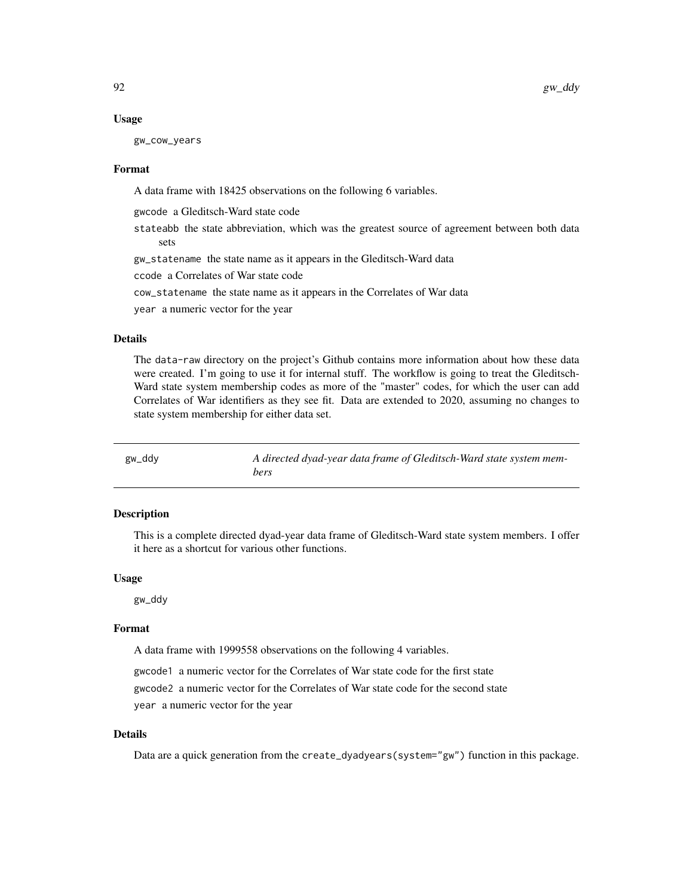### Usage

```
gw_cow_years
```

### Format

A data frame with 18425 observations on the following 6 variables.

`gwcode` a Gleditsch-Ward state code

`stateabb` the state abbreviation, which was the greatest source of agreement between both data sets

`gw_statename` the state name as it appears in the Gleditsch-Ward data

`ccode` a Correlates of War state code

`cow_statename` the state name as it appears in the Correlates of War data

`year` a numeric vector for the year

### Details

The `data-raw` directory on the project's Github contains more information about how these data were created. I'm going to use it for internal stuff. The workflow is going to treat the Gleditsch-Ward state system membership codes as more of the "master" codes, for which the user can add Correlates of War identifiers as they see fit. Data are extended to 2020, assuming no changes to state system membership for either data set.

---

## gw_ddy — *A directed dyad-year data frame of Gleditsch-Ward state system members*

### Description

This is a complete directed dyad-year data frame of Gleditsch-Ward state system members. I offer it here as a shortcut for various other functions.

### Usage

```
gw_ddy
```

### Format

A data frame with 1999558 observations on the following 4 variables.

`gwcode1` a numeric vector for the Correlates of War state code for the first state

`gwcode2` a numeric vector for the Correlates of War state code for the second state

`year` a numeric vector for the year

### Details

Data are a quick generation from the `create_dyadyears(system="gw")` function in this package.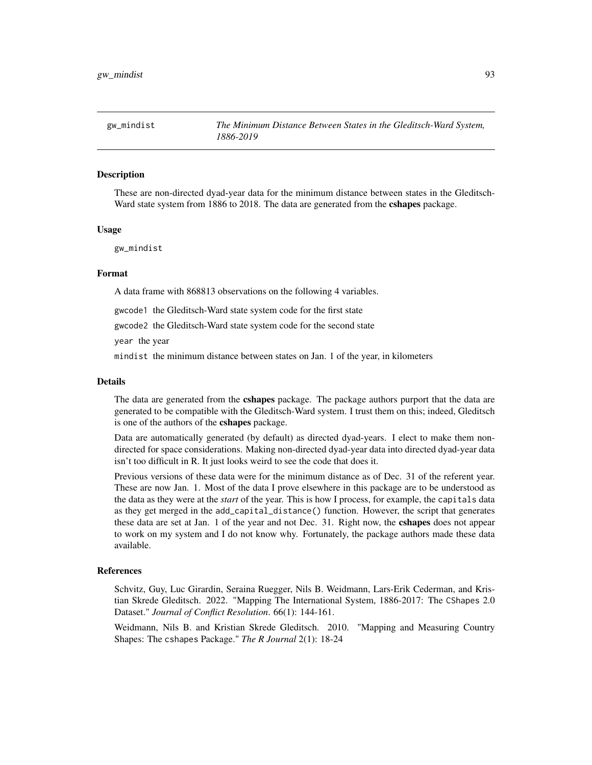# gw_mindist — *The Minimum Distance Between States in the Gleditsch-Ward System, 1886-2019*

## Description

These are non-directed dyad-year data for the minimum distance between states in the Gleditsch-Ward state system from 1886 to 2018. The data are generated from the **cshapes** package.

## Usage

```
gw_mindist
```

## Format

A data frame with 868813 observations on the following 4 variables.

`gwcode1` the Gleditsch-Ward state system code for the first state

`gwcode2` the Gleditsch-Ward state system code for the second state

`year` the year

`mindist` the minimum distance between states on Jan. 1 of the year, in kilometers

## Details

The data are generated from the **cshapes** package. The package authors purport that the data are generated to be compatible with the Gleditsch-Ward system. I trust them on this; indeed, Gleditsch is one of the authors of the **cshapes** package.

Data are automatically generated (by default) as directed dyad-years. I elect to make them non-directed for space considerations. Making non-directed dyad-year data into directed dyad-year data isn't too difficult in R. It just looks weird to see the code that does it.

Previous versions of these data were for the minimum distance as of Dec. 31 of the referent year. These are now Jan. 1. Most of the data I prove elsewhere in this package are to be understood as the data as they were at the *start* of the year. This is how I process, for example, the `capitals` data as they get merged in the `add_capital_distance()` function. However, the script that generates these data are set at Jan. 1 of the year and not Dec. 31. Right now, the **cshapes** does not appear to work on my system and I do not know why. Fortunately, the package authors made these data available.

## References

Schvitz, Guy, Luc Girardin, Seraina Ruegger, Nils B. Weidmann, Lars-Erik Cederman, and Kristian Skrede Gleditsch. 2022. "Mapping The International System, 1886-2017: The `CShapes` 2.0 Dataset." *Journal of Conflict Resolution*. 66(1): 144-161.

Weidmann, Nils B. and Kristian Skrede Gleditsch. 2010. "Mapping and Measuring Country Shapes: The `cshapes` Package." *The R Journal* 2(1): 18-24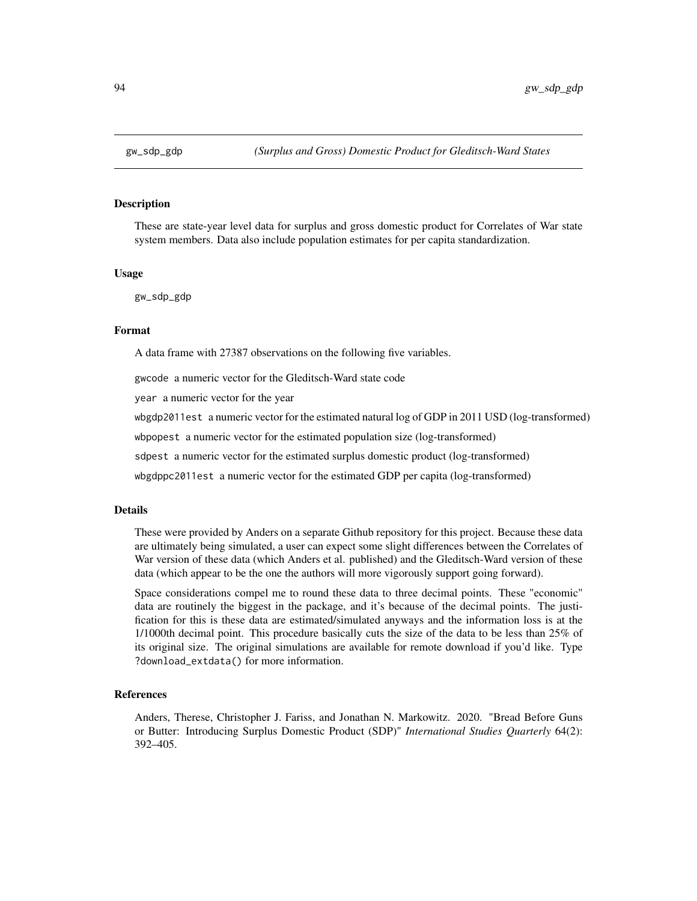gw_sdp_gdp *(Surplus and Gross) Domestic Product for Gleditsch-Ward States*

## Description

These are state-year level data for surplus and gross domestic product for Correlates of War state system members. Data also include population estimates for per capita standardization.

## Usage

```
gw_sdp_gdp
```

## Format

A data frame with 27387 observations on the following five variables.

`gwcode` a numeric vector for the Gleditsch-Ward state code

`year` a numeric vector for the year

`wbgdp2011est` a numeric vector for the estimated natural log of GDP in 2011 USD (log-transformed)

`wbpopest` a numeric vector for the estimated population size (log-transformed)

`sdpest` a numeric vector for the estimated surplus domestic product (log-transformed)

`wbgdppc2011est` a numeric vector for the estimated GDP per capita (log-transformed)

## Details

These were provided by Anders on a separate Github repository for this project. Because these data are ultimately being simulated, a user can expect some slight differences between the Correlates of War version of these data (which Anders et al. published) and the Gleditsch-Ward version of these data (which appear to be the one the authors will more vigorously support going forward).

Space considerations compel me to round these data to three decimal points. These "economic" data are routinely the biggest in the package, and it's because of the decimal points. The justification for this is these data are estimated/simulated anyways and the information loss is at the 1/1000th decimal point. This procedure basically cuts the size of the data to be less than 25% of its original size. The original simulations are available for remote download if you'd like. Type `?download_extdata()` for more information.

## References

Anders, Therese, Christopher J. Fariss, and Jonathan N. Markowitz. 2020. "Bread Before Guns or Butter: Introducing Surplus Domestic Product (SDP)" *International Studies Quarterly* 64(2): 392–405.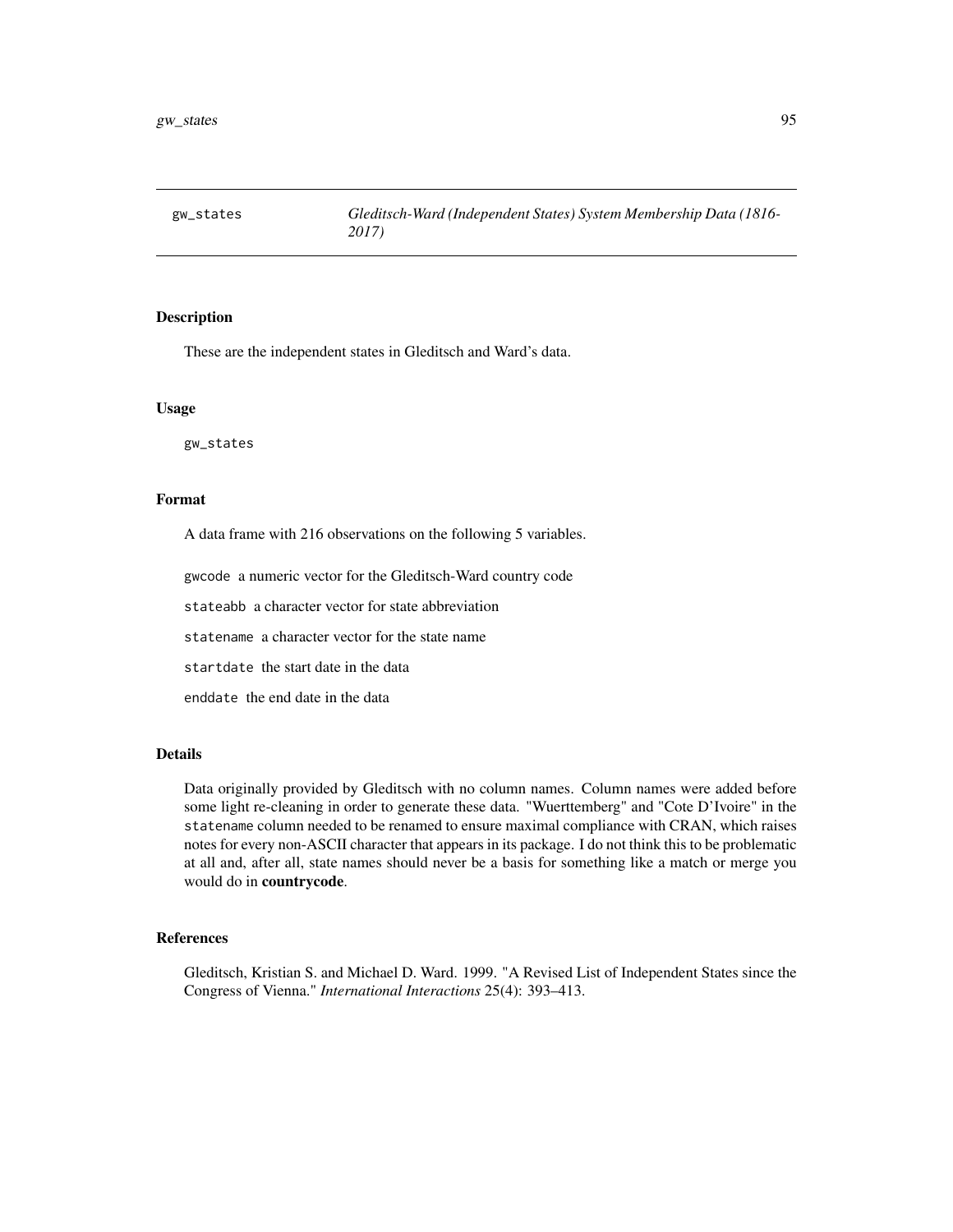# gw_states — *Gleditsch-Ward (Independent States) System Membership Data (1816-2017)*

## Description

These are the independent states in Gleditsch and Ward's data.

## Usage

```
gw_states
```

## Format

A data frame with 216 observations on the following 5 variables.

`gwcode` a numeric vector for the Gleditsch-Ward country code

`stateabb` a character vector for state abbreviation

`statename` a character vector for the state name

`startdate` the start date in the data

`enddate` the end date in the data

## Details

Data originally provided by Gleditsch with no column names. Column names were added before some light re-cleaning in order to generate these data. "Wuerttemberg" and "Cote D'Ivoire" in the `statename` column needed to be renamed to ensure maximal compliance with CRAN, which raises notes for every non-ASCII character that appears in its package. I do not think this to be problematic at all and, after all, state names should never be a basis for something like a match or merge you would do in **countrycode**.

## References

Gleditsch, Kristian S. and Michael D. Ward. 1999. "A Revised List of Independent States since the Congress of Vienna." *International Interactions* 25(4): 393–413.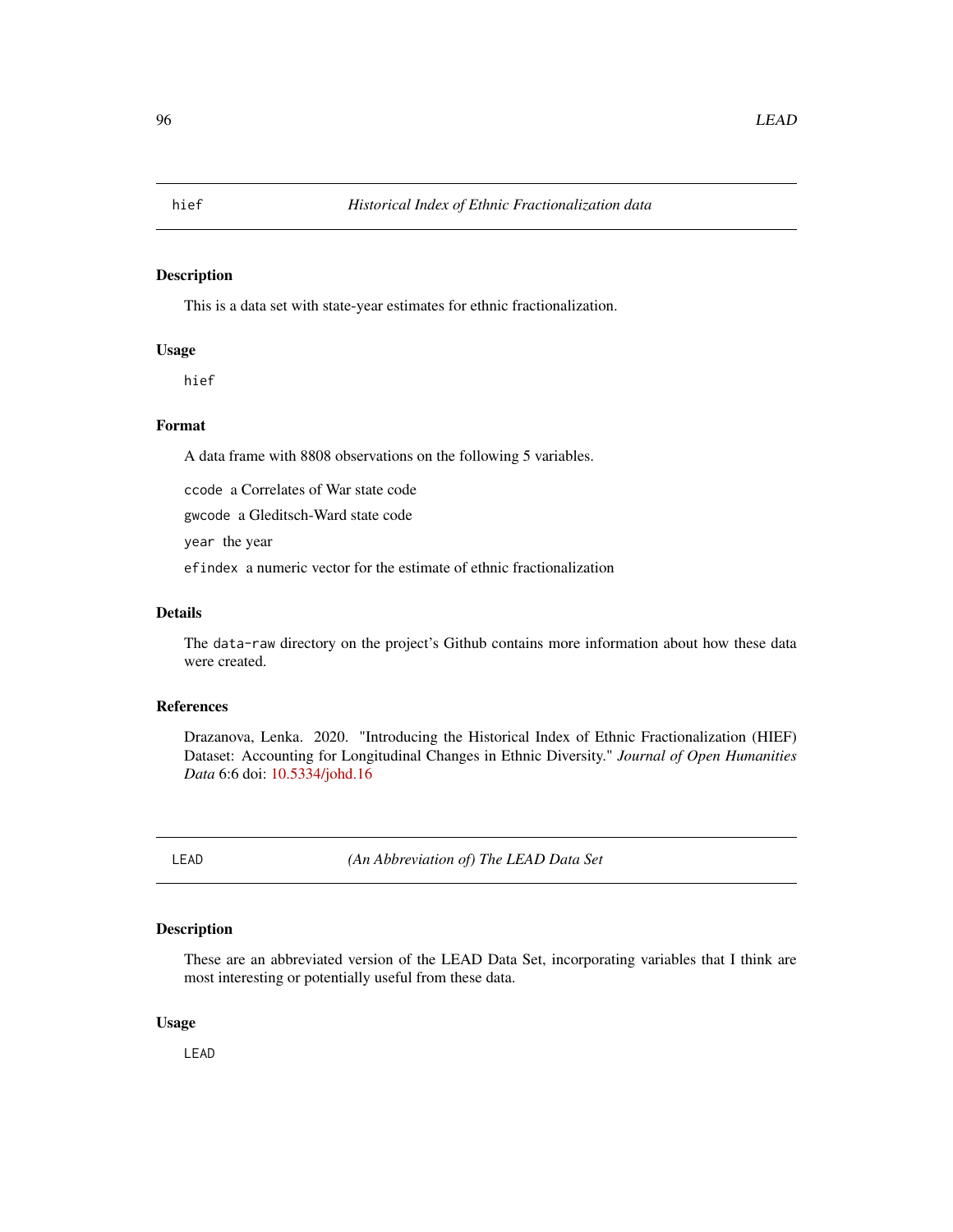## hief — *Historical Index of Ethnic Fractionalization data*

### Description

This is a data set with state-year estimates for ethnic fractionalization.

### Usage

```
hief
```

### Format

A data frame with 8808 observations on the following 5 variables.

- `ccode` a Correlates of War state code
- `gwcode` a Gleditsch-Ward state code
- `year` the year
- `efindex` a numeric vector for the estimate of ethnic fractionalization

### Details

The `data-raw` directory on the project's Github contains more information about how these data were created.

### References

Drazanova, Lenka. 2020. "Introducing the Historical Index of Ethnic Fractionalization (HIEF) Dataset: Accounting for Longitudinal Changes in Ethnic Diversity." *Journal of Open Humanities Data* 6:6 doi: 10.5334/johd.16

## LEAD — *(An Abbreviation of) The LEAD Data Set*

### Description

These are an abbreviated version of the LEAD Data Set, incorporating variables that I think are most interesting or potentially useful from these data.

### Usage

```
LEAD
```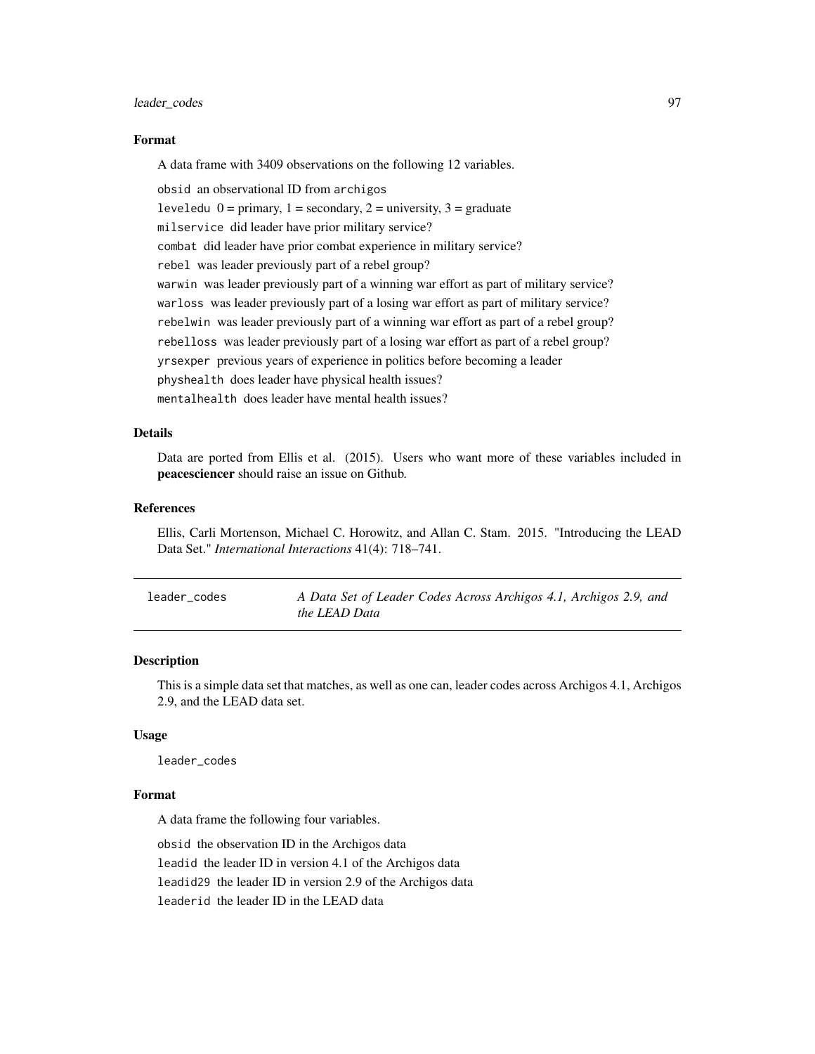### Format

A data frame with 3409 observations on the following 12 variables.

`obsid` an observational ID from `archigos`

`leveledu` 0 = primary, 1 = secondary, 2 = university, 3 = graduate

`milservice` did leader have prior military service?

`combat` did leader have prior combat experience in military service?

`rebel` was leader previously part of a rebel group?

`warwin` was leader previously part of a winning war effort as part of military service?

`warloss` was leader previously part of a losing war effort as part of military service?

`rebelwin` was leader previously part of a winning war effort as part of a rebel group?

`rebelloss` was leader previously part of a losing war effort as part of a rebel group?

`yrsexper` previous years of experience in politics before becoming a leader

`physhealth` does leader have physical health issues?

`mentalhealth` does leader have mental health issues?

### Details

Data are ported from Ellis et al. (2015). Users who want more of these variables included in **peacesciencer** should raise an issue on Github.

### References

Ellis, Carli Mortenson, Michael C. Horowitz, and Allan C. Stam. 2015. "Introducing the LEAD Data Set." *International Interactions* 41(4): 718–741.

---

## leader_codes — *A Data Set of Leader Codes Across Archigos 4.1, Archigos 2.9, and the LEAD Data*

### Description

This is a simple data set that matches, as well as one can, leader codes across Archigos 4.1, Archigos 2.9, and the LEAD data set.

### Usage

```
leader_codes
```

### Format

A data frame the following four variables.

`obsid` the observation ID in the Archigos data

`leadid` the leader ID in version 4.1 of the Archigos data

`leadid29` the leader ID in version 2.9 of the Archigos data

`leaderid` the leader ID in the LEAD data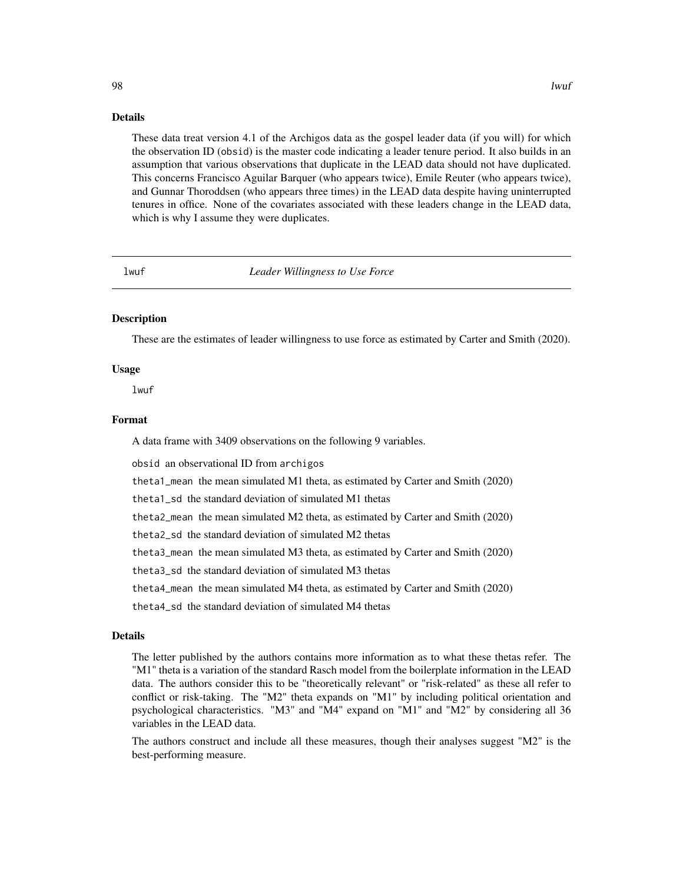### Details

These data treat version 4.1 of the Archigos data as the gospel leader data (if you will) for which the observation ID (obsid) is the master code indicating a leader tenure period. It also builds in an assumption that various observations that duplicate in the LEAD data should not have duplicated. This concerns Francisco Aguilar Barquer (who appears twice), Emile Reuter (who appears twice), and Gunnar Thoroddsen (who appears three times) in the LEAD data despite having uninterrupted tenures in office. None of the covariates associated with these leaders change in the LEAD data, which is why I assume they were duplicates.

---

## lwuf — *Leader Willingness to Use Force*

### Description

These are the estimates of leader willingness to use force as estimated by Carter and Smith (2020).

### Usage

```
lwuf
```

### Format

A data frame with 3409 observations on the following 9 variables.

obsid an observational ID from archigos

theta1_mean the mean simulated M1 theta, as estimated by Carter and Smith (2020)

theta1_sd the standard deviation of simulated M1 thetas

theta2_mean the mean simulated M2 theta, as estimated by Carter and Smith (2020)

theta2_sd the standard deviation of simulated M2 thetas

theta3_mean the mean simulated M3 theta, as estimated by Carter and Smith (2020)

theta3_sd the standard deviation of simulated M3 thetas

theta4_mean the mean simulated M4 theta, as estimated by Carter and Smith (2020)

theta4_sd the standard deviation of simulated M4 thetas

### Details

The letter published by the authors contains more information as to what these thetas refer. The "M1" theta is a variation of the standard Rasch model from the boilerplate information in the LEAD data. The authors consider this to be "theoretically relevant" or "risk-related" as these all refer to conflict or risk-taking. The "M2" theta expands on "M1" by including political orientation and psychological characteristics. "M3" and "M4" expand on "M1" and "M2" by considering all 36 variables in the LEAD data.

The authors construct and include all these measures, though their analyses suggest "M2" is the best-performing measure.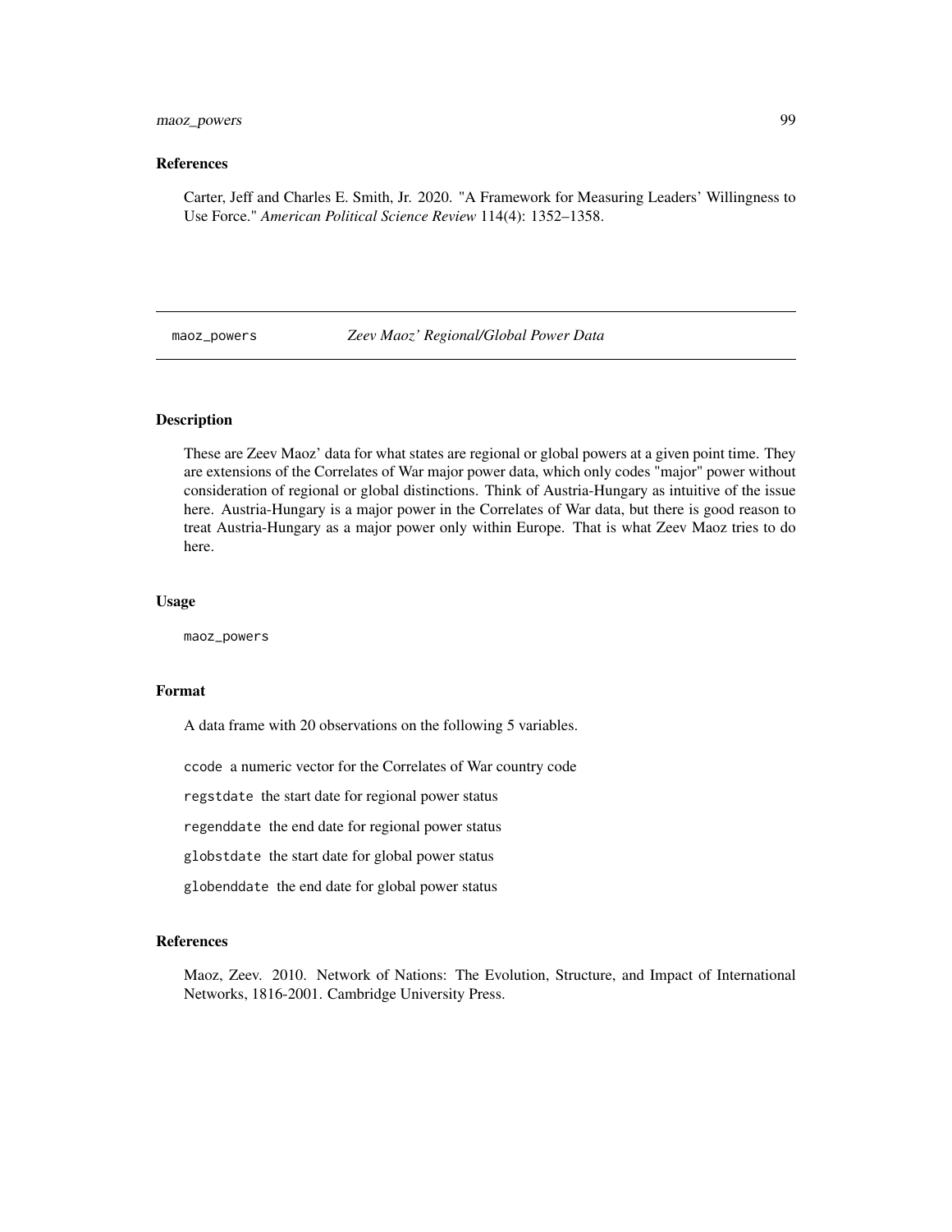### References

Carter, Jeff and Charles E. Smith, Jr. 2020. "A Framework for Measuring Leaders' Willingness to Use Force." *American Political Science Review* 114(4): 1352–1358.

---

## maoz_powers — *Zeev Maoz' Regional/Global Power Data*

### Description

These are Zeev Maoz' data for what states are regional or global powers at a given point time. They are extensions of the Correlates of War major power data, which only codes "major" power without consideration of regional or global distinctions. Think of Austria-Hungary as intuitive of the issue here. Austria-Hungary is a major power in the Correlates of War data, but there is good reason to treat Austria-Hungary as a major power only within Europe. That is what Zeev Maoz tries to do here.

### Usage

```
maoz_powers
```

### Format

A data frame with 20 observations on the following 5 variables.

`ccode` a numeric vector for the Correlates of War country code

`regstdate` the start date for regional power status

`regenddate` the end date for regional power status

`globstdate` the start date for global power status

`globenddate` the end date for global power status

### References

Maoz, Zeev. 2010. Network of Nations: The Evolution, Structure, and Impact of International Networks, 1816-2001. Cambridge University Press.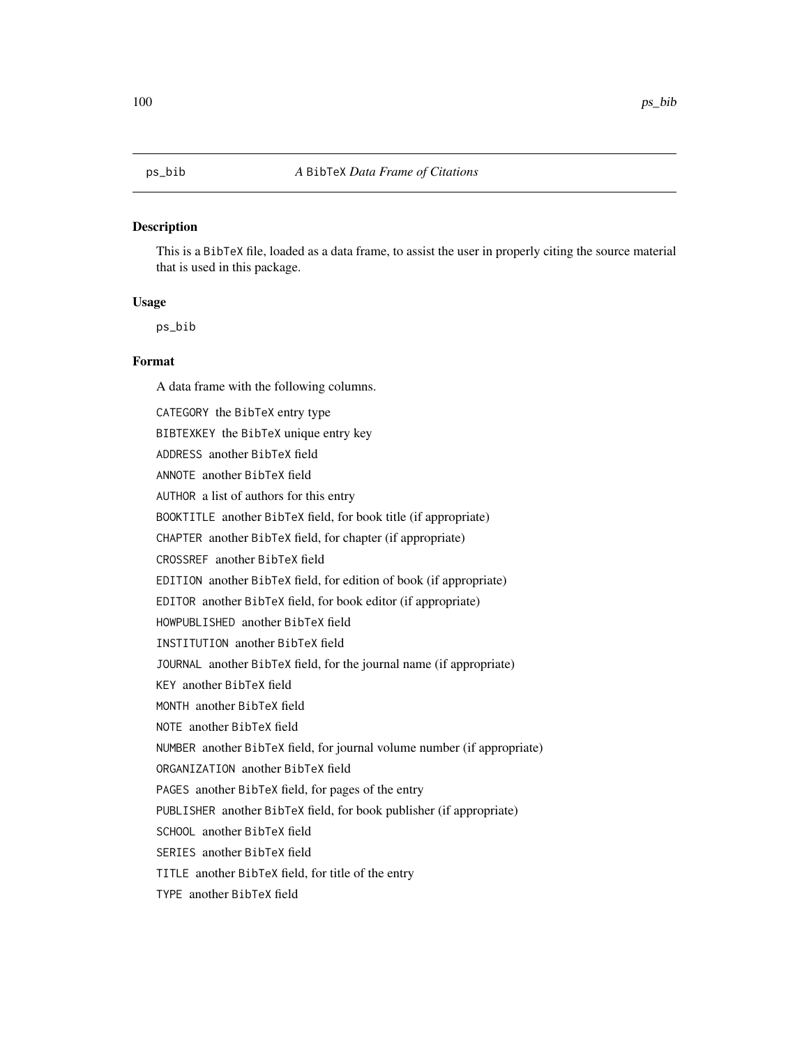`ps_bib` *A* `BibTeX` *Data Frame of Citations*

### Description

This is a `BibTeX` file, loaded as a data frame, to assist the user in properly citing the source material that is used in this package.

### Usage

```
ps_bib
```

### Format

A data frame with the following columns.

- `CATEGORY` the `BibTeX` entry type
- `BIBTEXKEY` the `BibTeX` unique entry key
- `ADDRESS` another `BibTeX` field
- `ANNOTE` another `BibTeX` field
- `AUTHOR` a list of authors for this entry
- `BOOKTITLE` another `BibTeX` field, for book title (if appropriate)
- `CHAPTER` another `BibTeX` field, for chapter (if appropriate)
- `CROSSREF` another `BibTeX` field
- `EDITION` another `BibTeX` field, for edition of book (if appropriate)
- `EDITOR` another `BibTeX` field, for book editor (if appropriate)
- `HOWPUBLISHED` another `BibTeX` field
- `INSTITUTION` another `BibTeX` field
- `JOURNAL` another `BibTeX` field, for the journal name (if appropriate)
- `KEY` another `BibTeX` field
- `MONTH` another `BibTeX` field
- `NOTE` another `BibTeX` field
- `NUMBER` another `BibTeX` field, for journal volume number (if appropriate)
- `ORGANIZATION` another `BibTeX` field
- `PAGES` another `BibTeX` field, for pages of the entry
- `PUBLISHER` another `BibTeX` field, for book publisher (if appropriate)
- `SCHOOL` another `BibTeX` field
- `SERIES` another `BibTeX` field
- `TITLE` another `BibTeX` field, for title of the entry
- `TYPE` another `BibTeX` field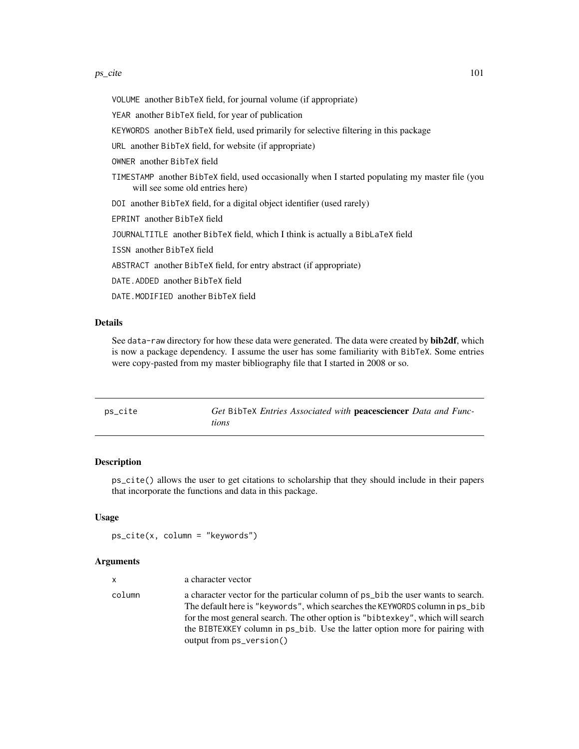VOLUME another BibTeX field, for journal volume (if appropriate)

YEAR another BibTeX field, for year of publication

KEYWORDS another BibTeX field, used primarily for selective filtering in this package

URL another BibTeX field, for website (if appropriate)

OWNER another BibTeX field

TIMESTAMP another BibTeX field, used occasionally when I started populating my master file (you will see some old entries here)

DOI another BibTeX field, for a digital object identifier (used rarely)

EPRINT another BibTeX field

JOURNALTITLE another BibTeX field, which I think is actually a BibLaTeX field

ISSN another BibTeX field

ABSTRACT another BibTeX field, for entry abstract (if appropriate)

DATE.ADDED another BibTeX field

DATE.MODIFIED another BibTeX field

### Details

See data-raw directory for how these data were generated. The data were created by **bib2df**, which is now a package dependency. I assume the user has some familiarity with BibTeX. Some entries were copy-pasted from my master bibliography file that I started in 2008 or so.

---

## ps_cite — *Get* BibTeX *Entries Associated with* **peacesciencer** *Data and Functions*

---

### Description

ps_cite() allows the user to get citations to scholarship that they should include in their papers that incorporate the functions and data in this package.

### Usage

```
ps_cite(x, column = "keywords")
```

### Arguments

| | |
|---|---|
| x | a character vector |
| column | a character vector for the particular column of ps_bib the user wants to search. The default here is "keywords", which searches the KEYWORDS column in ps_bib for the most general search. The other option is "bibtexkey", which will search the BIBTEXKEY column in ps_bib. Use the latter option more for pairing with output from ps_version() |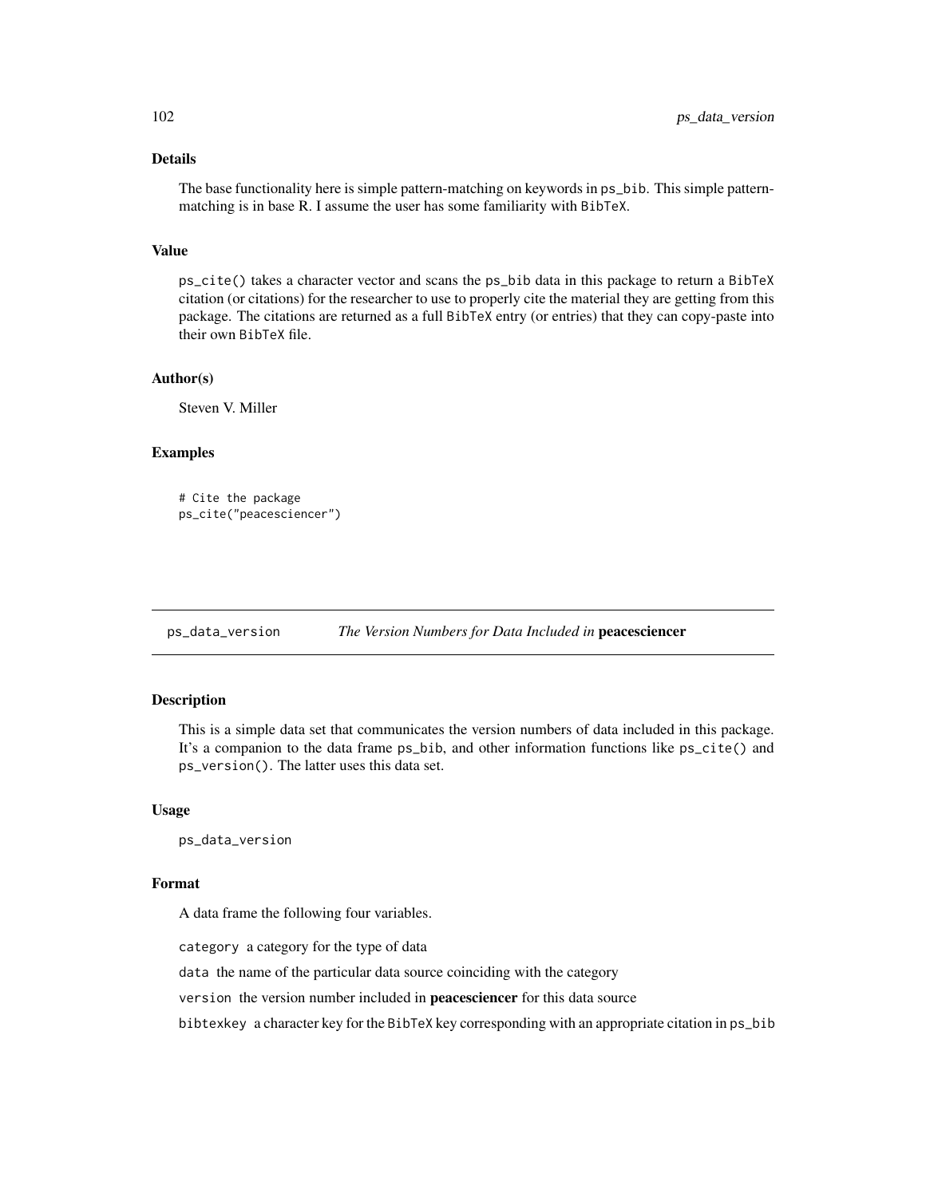### Details

The base functionality here is simple pattern-matching on keywords in `ps_bib`. This simple pattern-matching is in base R. I assume the user has some familiarity with `BibTeX`.

### Value

`ps_cite()` takes a character vector and scans the `ps_bib` data in this package to return a `BibTeX` citation (or citations) for the researcher to use to properly cite the material they are getting from this package. The citations are returned as a full `BibTeX` entry (or entries) that they can copy-paste into their own `BibTeX` file.

### Author(s)

Steven V. Miller

### Examples

```
# Cite the package
ps_cite("peacesciencer")
```

---

## ps_data_version — *The Version Numbers for Data Included in* **peacesciencer**

---

### Description

This is a simple data set that communicates the version numbers of data included in this package. It's a companion to the data frame `ps_bib`, and other information functions like `ps_cite()` and `ps_version()`. The latter uses this data set.

### Usage

```
ps_data_version
```

### Format

A data frame the following four variables.

`category` a category for the type of data

`data` the name of the particular data source coinciding with the category

`version` the version number included in **peacesciencer** for this data source

`bibtexkey` a character key for the `BibTeX` key corresponding with an appropriate citation in `ps_bib`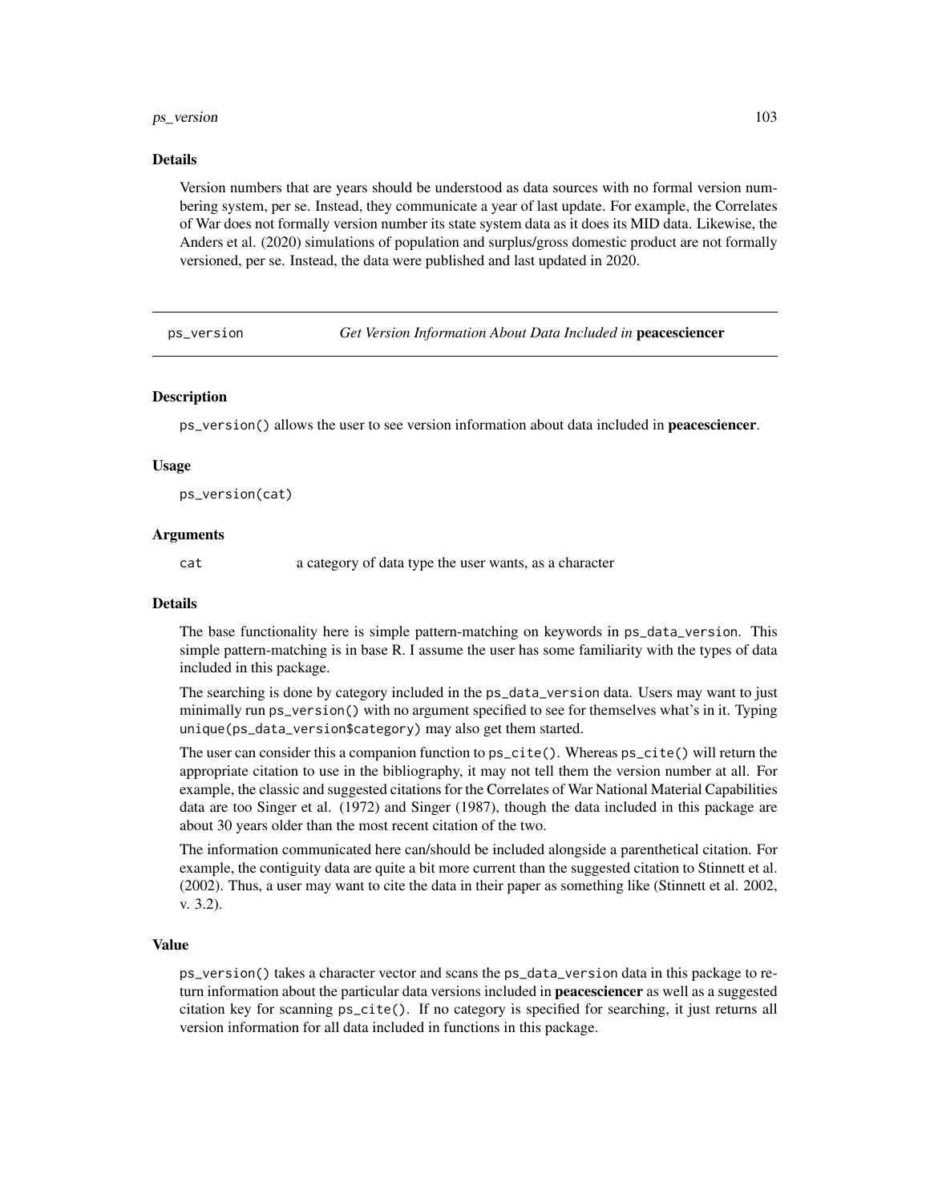### Details

Version numbers that are years should be understood as data sources with no formal version numbering system, per se. Instead, they communicate a year of last update. For example, the Correlates of War does not formally version number its state system data as it does its MID data. Likewise, the Anders et al. (2020) simulations of population and surplus/gross domestic product are not formally versioned, per se. Instead, the data were published and last updated in 2020.

---

## ps_version — *Get Version Information About Data Included in* **peacesciencer**

---

### Description

`ps_version()` allows the user to see version information about data included in **peacesciencer**.

### Usage

```
ps_version(cat)
```

### Arguments

| | |
|---|---|
| `cat` | a category of data type the user wants, as a character |

### Details

The base functionality here is simple pattern-matching on keywords in `ps_data_version`. This simple pattern-matching is in base R. I assume the user has some familiarity with the types of data included in this package.

The searching is done by category included in the `ps_data_version` data. Users may want to just minimally run `ps_version()` with no argument specified to see for themselves what's in it. Typing `unique(ps_data_version$category)` may also get them started.

The user can consider this a companion function to `ps_cite()`. Whereas `ps_cite()` will return the appropriate citation to use in the bibliography, it may not tell them the version number at all. For example, the classic and suggested citations for the Correlates of War National Material Capabilities data are too Singer et al. (1972) and Singer (1987), though the data included in this package are about 30 years older than the most recent citation of the two.

The information communicated here can/should be included alongside a parenthetical citation. For example, the contiguity data are quite a bit more current than the suggested citation to Stinnett et al. (2002). Thus, a user may want to cite the data in their paper as something like (Stinnett et al. 2002, v. 3.2).

### Value

`ps_version()` takes a character vector and scans the `ps_data_version` data in this package to return information about the particular data versions included in **peacesciencer** as well as a suggested citation key for scanning `ps_cite()`. If no category is specified for searching, it just returns all version information for all data included in functions in this package.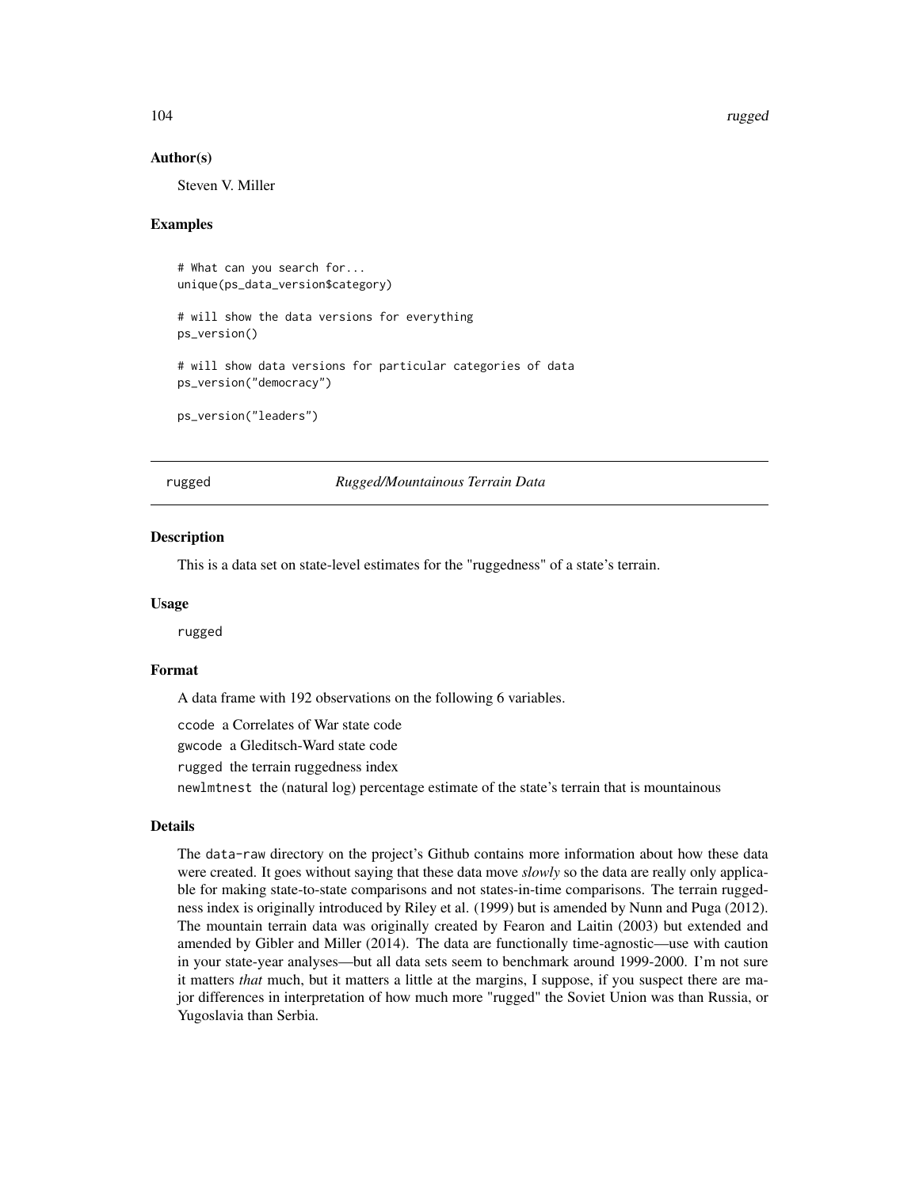## Author(s)

Steven V. Miller

## Examples

```
# What can you search for...
unique(ps_data_version$category)

# will show the data versions for everything
ps_version()

# will show data versions for particular categories of data
ps_version("democracy")

ps_version("leaders")
```

---

# rugged — *Rugged/Mountainous Terrain Data*

## Description

This is a data set on state-level estimates for the "ruggedness" of a state's terrain.

## Usage

```
rugged
```

## Format

A data frame with 192 observations on the following 6 variables.

`ccode` a Correlates of War state code

`gwcode` a Gleditsch-Ward state code

`rugged` the terrain ruggedness index

`newlmtnest` the (natural log) percentage estimate of the state's terrain that is mountainous

## Details

The `data-raw` directory on the project's Github contains more information about how these data were created. It goes without saying that these data move *slowly* so the data are really only applicable for making state-to-state comparisons and not states-in-time comparisons. The terrain ruggedness index is originally introduced by Riley et al. (1999) but is amended by Nunn and Puga (2012). The mountain terrain data was originally created by Fearon and Laitin (2003) but extended and amended by Gibler and Miller (2014). The data are functionally time-agnostic—use with caution in your state-year analyses—but all data sets seem to benchmark around 1999-2000. I'm not sure it matters *that* much, but it matters a little at the margins, I suppose, if you suspect there are major differences in interpretation of how much more "rugged" the Soviet Union was than Russia, or Yugoslavia than Serbia.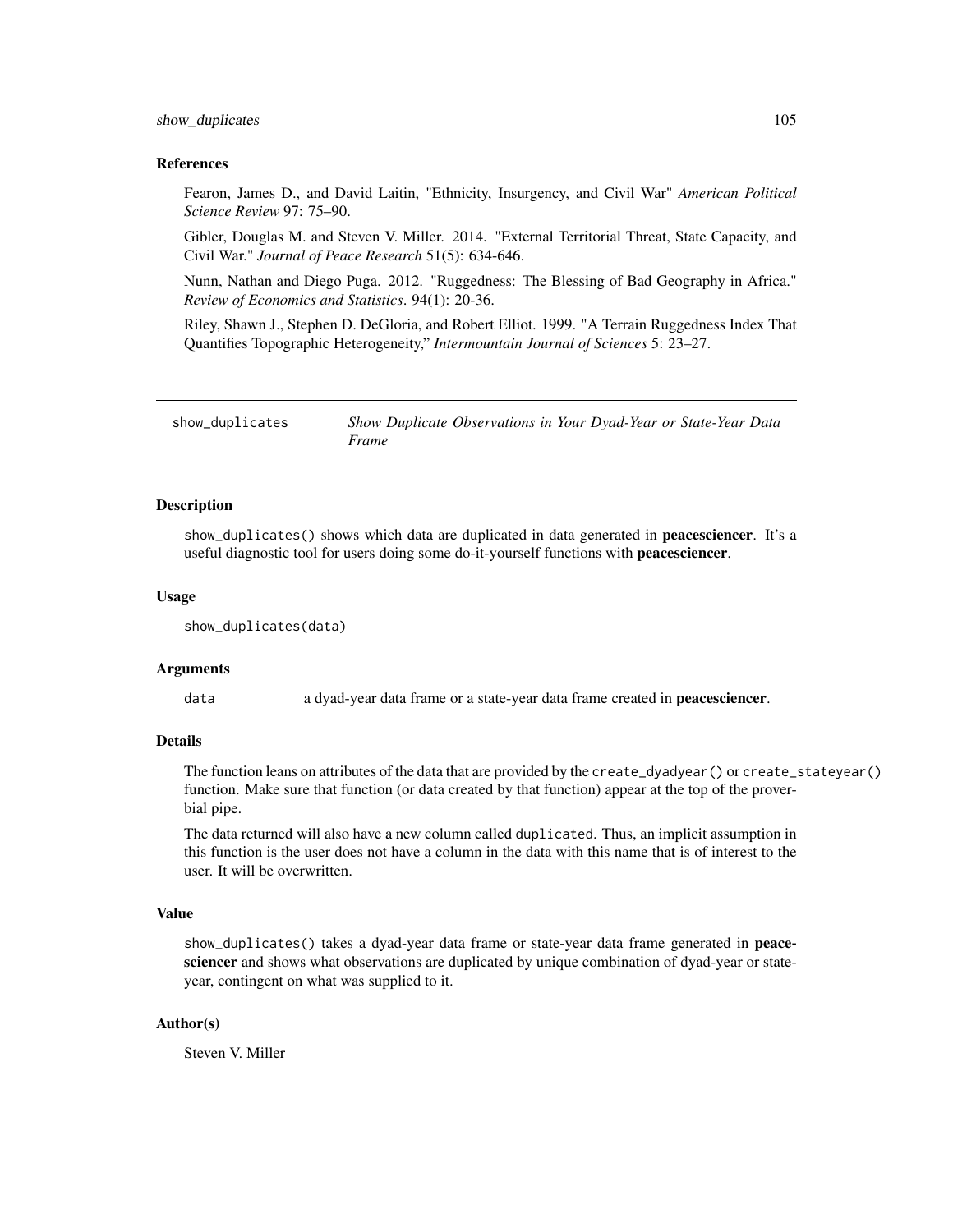### References

Fearon, James D., and David Laitin, "Ethnicity, Insurgency, and Civil War" *American Political Science Review* 97: 75–90.

Gibler, Douglas M. and Steven V. Miller. 2014. "External Territorial Threat, State Capacity, and Civil War." *Journal of Peace Research* 51(5): 634-646.

Nunn, Nathan and Diego Puga. 2012. "Ruggedness: The Blessing of Bad Geography in Africa." *Review of Economics and Statistics*. 94(1): 20-36.

Riley, Shawn J., Stephen D. DeGloria, and Robert Elliot. 1999. "A Terrain Ruggedness Index That Quantifies Topographic Heterogeneity," *Intermountain Journal of Sciences* 5: 23–27.

---

## show_duplicates — *Show Duplicate Observations in Your Dyad-Year or State-Year Data Frame*

### Description

show_duplicates() shows which data are duplicated in data generated in **peacesciencer**. It's a useful diagnostic tool for users doing some do-it-yourself functions with **peacesciencer**.

### Usage

```
show_duplicates(data)
```

### Arguments

| | |
|---|---|
| data | a dyad-year data frame or a state-year data frame created in **peacesciencer**. |

### Details

The function leans on attributes of the data that are provided by the create_dyadyear() or create_stateyear() function. Make sure that function (or data created by that function) appear at the top of the proverbial pipe.

The data returned will also have a new column called duplicated. Thus, an implicit assumption in this function is the user does not have a column in the data with this name that is of interest to the user. It will be overwritten.

### Value

show_duplicates() takes a dyad-year data frame or state-year data frame generated in **peacesciencer** and shows what observations are duplicated by unique combination of dyad-year or state-year, contingent on what was supplied to it.

### Author(s)

Steven V. Miller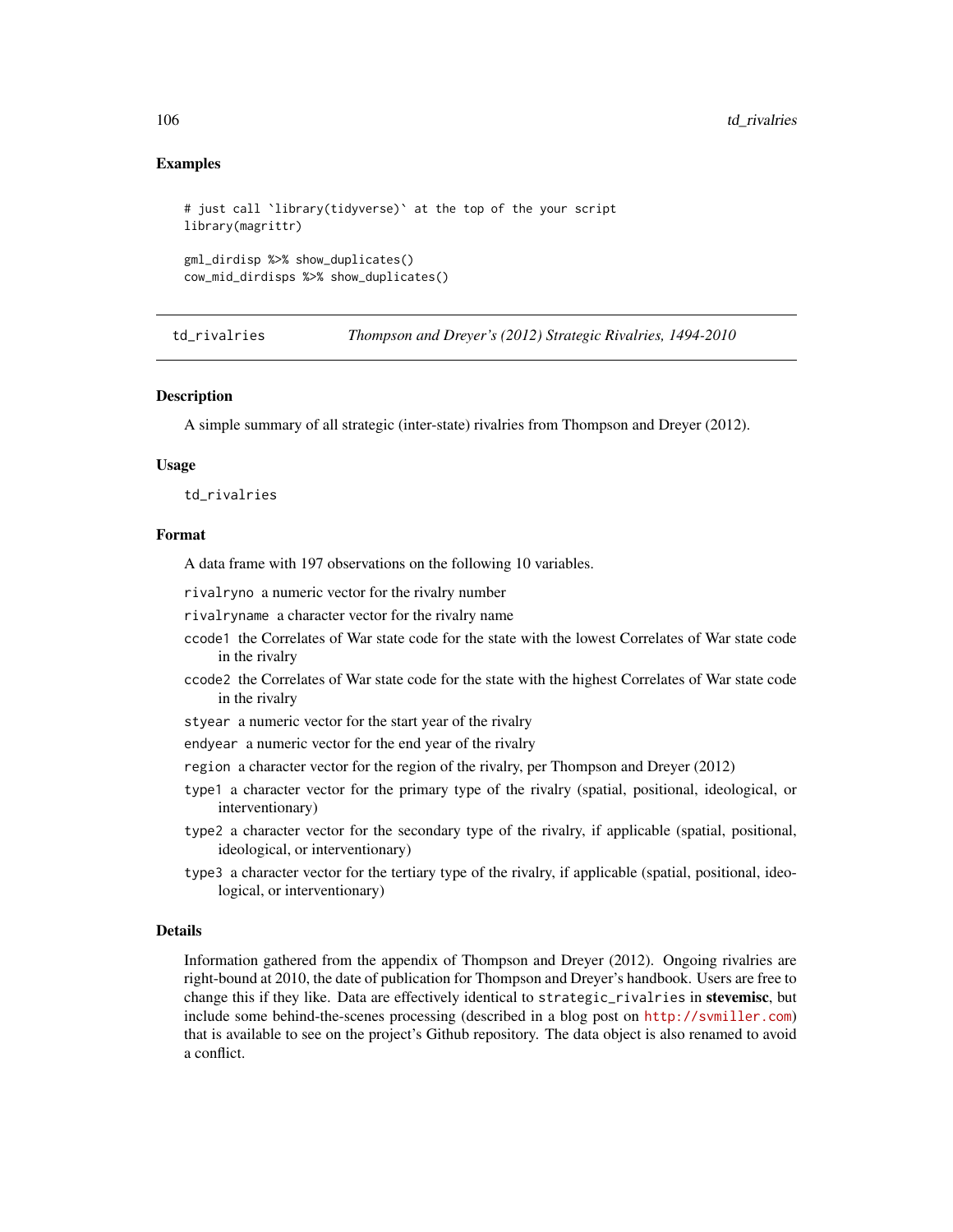## Examples

```
# just call `library(tidyverse)` at the top of the your script
library(magrittr)

gml_dirdisp %>% show_duplicates()
cow_mid_dirdisps %>% show_duplicates()
```

---

# td_rivalries — *Thompson and Dreyer's (2012) Strategic Rivalries, 1494-2010*

---

## Description

A simple summary of all strategic (inter-state) rivalries from Thompson and Dreyer (2012).

## Usage

```
td_rivalries
```

## Format

A data frame with 197 observations on the following 10 variables.

- `rivalryno` a numeric vector for the rivalry number
- `rivalryname` a character vector for the rivalry name
- `ccode1` the Correlates of War state code for the state with the lowest Correlates of War state code in the rivalry
- `ccode2` the Correlates of War state code for the state with the highest Correlates of War state code in the rivalry
- `styear` a numeric vector for the start year of the rivalry
- `endyear` a numeric vector for the end year of the rivalry
- `region` a character vector for the region of the rivalry, per Thompson and Dreyer (2012)
- `type1` a character vector for the primary type of the rivalry (spatial, positional, ideological, or interventionary)
- `type2` a character vector for the secondary type of the rivalry, if applicable (spatial, positional, ideological, or interventionary)
- `type3` a character vector for the tertiary type of the rivalry, if applicable (spatial, positional, ideological, or interventionary)

## Details

Information gathered from the appendix of Thompson and Dreyer (2012). Ongoing rivalries are right-bound at 2010, the date of publication for Thompson and Dreyer's handbook. Users are free to change this if they like. Data are effectively identical to `strategic_rivalries` in **stevemisc**, but include some behind-the-scenes processing (described in a blog post on http://svmiller.com) that is available to see on the project's Github repository. The data object is also renamed to avoid a conflict.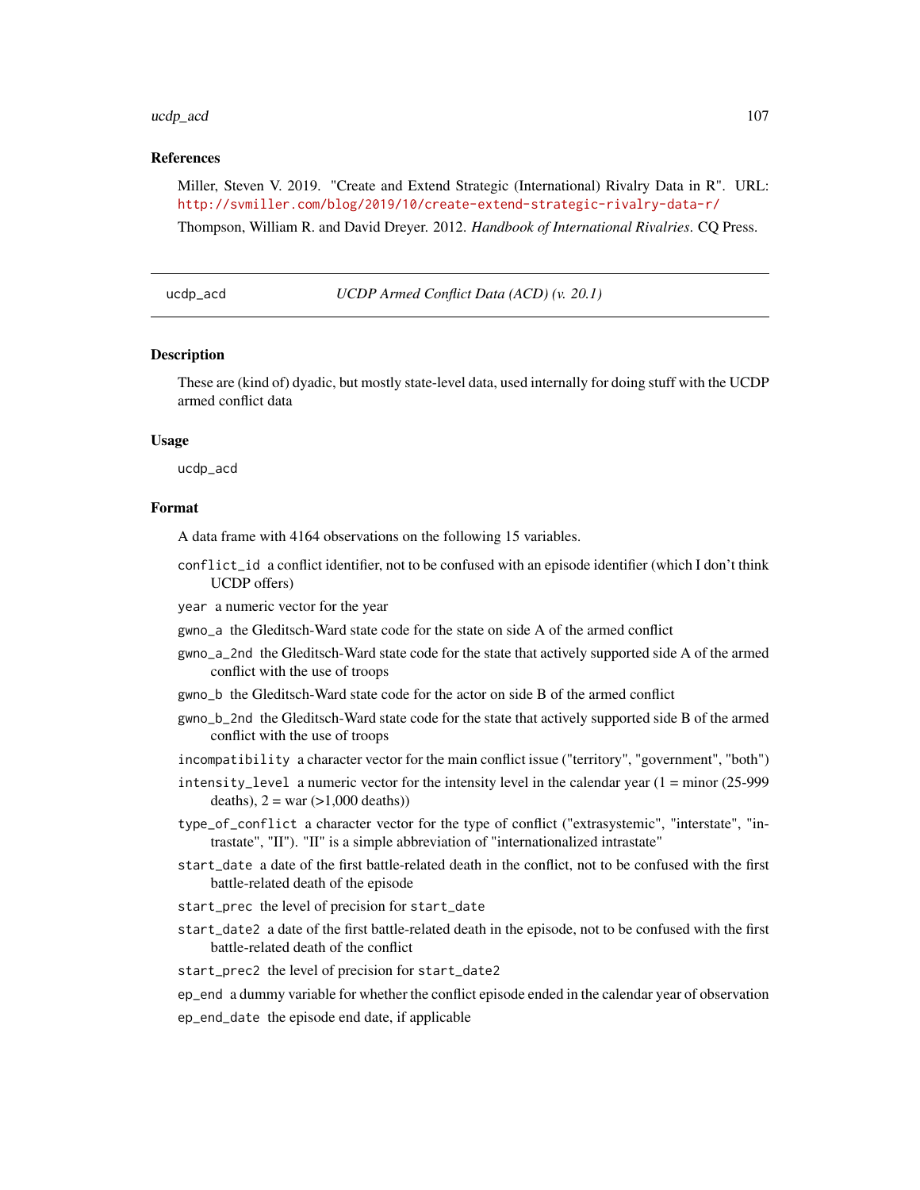## References

Miller, Steven V. 2019. "Create and Extend Strategic (International) Rivalry Data in R". URL: http://svmiller.com/blog/2019/10/create-extend-strategic-rivalry-data-r/

Thompson, William R. and David Dreyer. 2012. *Handbook of International Rivalries*. CQ Press.

---

# ucdp_acd — *UCDP Armed Conflict Data (ACD) (v. 20.1)*

---

## Description

These are (kind of) dyadic, but mostly state-level data, used internally for doing stuff with the UCDP armed conflict data

## Usage

```
ucdp_acd
```

## Format

A data frame with 4164 observations on the following 15 variables.

- `conflict_id` a conflict identifier, not to be confused with an episode identifier (which I don't think UCDP offers)
- `year` a numeric vector for the year
- `gwno_a` the Gleditsch-Ward state code for the state on side A of the armed conflict
- `gwno_a_2nd` the Gleditsch-Ward state code for the state that actively supported side A of the armed conflict with the use of troops
- `gwno_b` the Gleditsch-Ward state code for the actor on side B of the armed conflict
- `gwno_b_2nd` the Gleditsch-Ward state code for the state that actively supported side B of the armed conflict with the use of troops
- `incompatibility` a character vector for the main conflict issue ("territory", "government", "both")
- `intensity_level` a numeric vector for the intensity level in the calendar year (1 = minor (25-999 deaths), 2 = war (>1,000 deaths))
- `type_of_conflict` a character vector for the type of conflict ("extrasystemic", "interstate", "intrastate", "II"). "II" is a simple abbreviation of "internationalized intrastate"
- `start_date` a date of the first battle-related death in the conflict, not to be confused with the first battle-related death of the episode
- `start_prec` the level of precision for `start_date`
- `start_date2` a date of the first battle-related death in the episode, not to be confused with the first battle-related death of the conflict
- `start_prec2` the level of precision for `start_date2`
- `ep_end` a dummy variable for whether the conflict episode ended in the calendar year of observation
- `ep_end_date` the episode end date, if applicable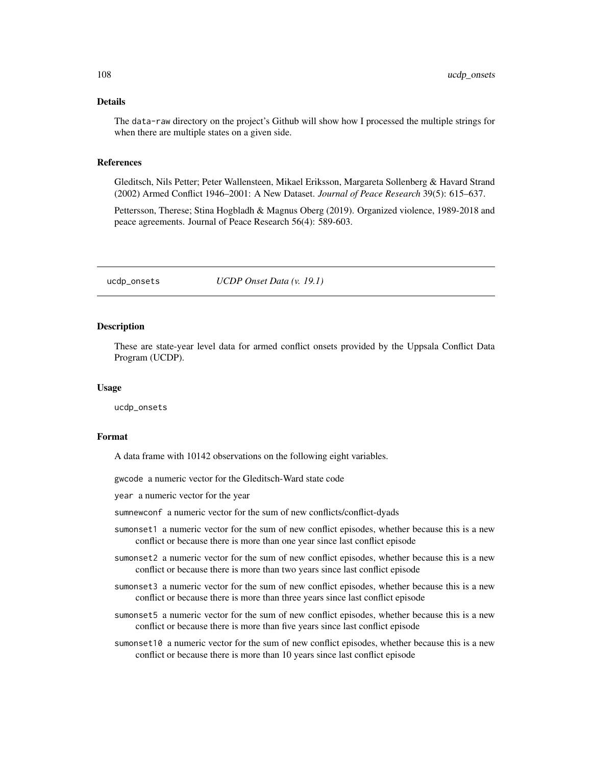### Details

The data-raw directory on the project's Github will show how I processed the multiple strings for when there are multiple states on a given side.

### References

Gleditsch, Nils Petter; Peter Wallensteen, Mikael Eriksson, Margareta Sollenberg & Havard Strand (2002) Armed Conflict 1946–2001: A New Dataset. *Journal of Peace Research* 39(5): 615–637.

Pettersson, Therese; Stina Hogbladh & Magnus Oberg (2019). Organized violence, 1989-2018 and peace agreements. Journal of Peace Research 56(4): 589-603.

---

## ucdp_onsets *UCDP Onset Data (v. 19.1)*

---

### Description

These are state-year level data for armed conflict onsets provided by the Uppsala Conflict Data Program (UCDP).

### Usage

```
ucdp_onsets
```

### Format

A data frame with 10142 observations on the following eight variables.

- `gwcode` a numeric vector for the Gleditsch-Ward state code
- `year` a numeric vector for the year
- `sumnewconf` a numeric vector for the sum of new conflicts/conflict-dyads
- `sumonset1` a numeric vector for the sum of new conflict episodes, whether because this is a new conflict or because there is more than one year since last conflict episode
- `sumonset2` a numeric vector for the sum of new conflict episodes, whether because this is a new conflict or because there is more than two years since last conflict episode
- `sumonset3` a numeric vector for the sum of new conflict episodes, whether because this is a new conflict or because there is more than three years since last conflict episode
- `sumonset5` a numeric vector for the sum of new conflict episodes, whether because this is a new conflict or because there is more than five years since last conflict episode
- `sumonset10` a numeric vector for the sum of new conflict episodes, whether because this is a new conflict or because there is more than 10 years since last conflict episode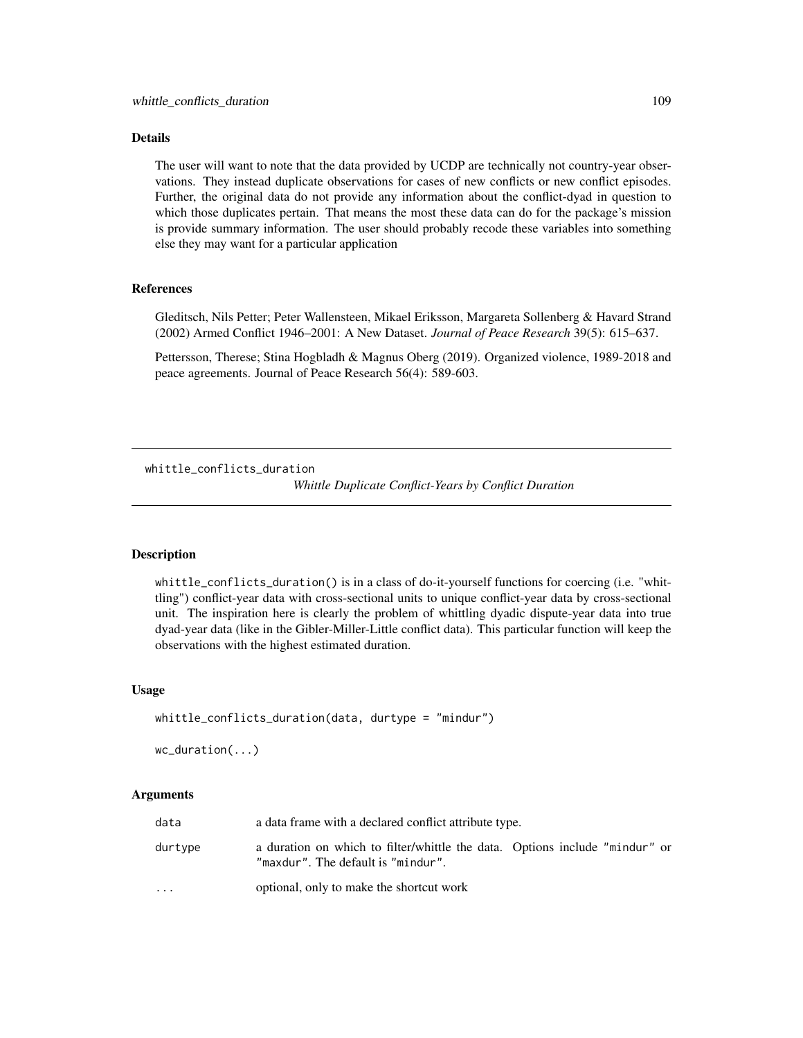### Details

The user will want to note that the data provided by UCDP are technically not country-year observations. They instead duplicate observations for cases of new conflicts or new conflict episodes. Further, the original data do not provide any information about the conflict-dyad in question to which those duplicates pertain. That means the most these data can do for the package's mission is provide summary information. The user should probably recode these variables into something else they may want for a particular application

### References

Gleditsch, Nils Petter; Peter Wallensteen, Mikael Eriksson, Margareta Sollenberg & Havard Strand (2002) Armed Conflict 1946–2001: A New Dataset. *Journal of Peace Research* 39(5): 615–637.

Pettersson, Therese; Stina Hogbladh & Magnus Oberg (2019). Organized violence, 1989-2018 and peace agreements. Journal of Peace Research 56(4): 589-603.

---

## whittle_conflicts_duration — *Whittle Duplicate Conflict-Years by Conflict Duration*

### Description

whittle_conflicts_duration() is in a class of do-it-yourself functions for coercing (i.e. "whittling") conflict-year data with cross-sectional units to unique conflict-year data by cross-sectional unit. The inspiration here is clearly the problem of whittling dyadic dispute-year data into true dyad-year data (like in the Gibler-Miller-Little conflict data). This particular function will keep the observations with the highest estimated duration.

### Usage

```
whittle_conflicts_duration(data, durtype = "mindur")

wc_duration(...)
```

### Arguments

| | |
|---|---|
| data | a data frame with a declared conflict attribute type. |
| durtype | a duration on which to filter/whittle the data. Options include "mindur" or "maxdur". The default is "mindur". |
| ... | optional, only to make the shortcut work |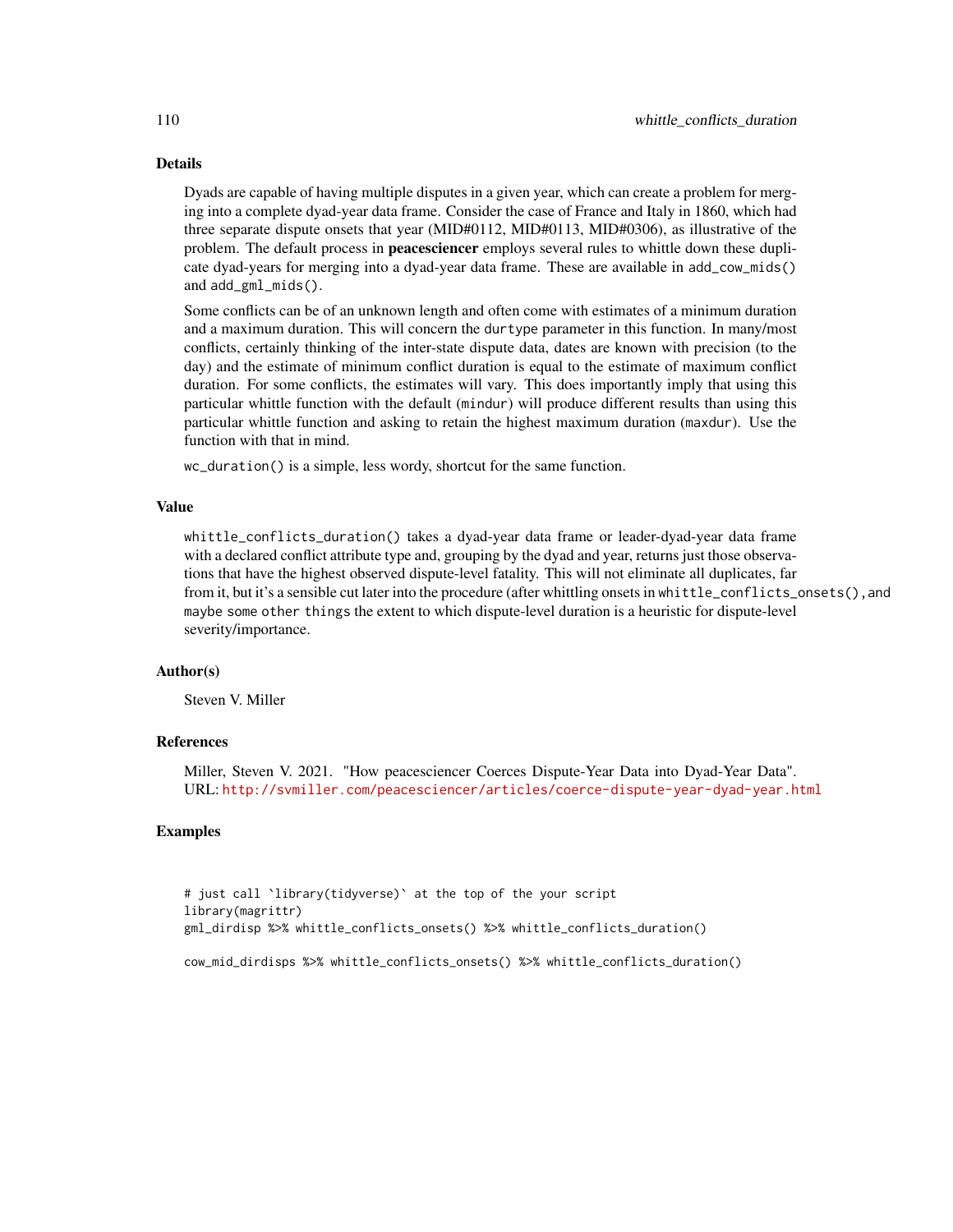## Details

Dyads are capable of having multiple disputes in a given year, which can create a problem for merging into a complete dyad-year data frame. Consider the case of France and Italy in 1860, which had three separate dispute onsets that year (MID#0112, MID#0113, MID#0306), as illustrative of the problem. The default process in **peacesciencer** employs several rules to whittle down these duplicate dyad-years for merging into a dyad-year data frame. These are available in `add_cow_mids()` and `add_gml_mids()`.

Some conflicts can be of an unknown length and often come with estimates of a minimum duration and a maximum duration. This will concern the `durtype` parameter in this function. In many/most conflicts, certainly thinking of the inter-state dispute data, dates are known with precision (to the day) and the estimate of minimum conflict duration is equal to the estimate of maximum conflict duration. For some conflicts, the estimates will vary. This does importantly imply that using this particular whittle function with the default (`mindur`) will produce different results than using this particular whittle function and asking to retain the highest maximum duration (`maxdur`). Use the function with that in mind.

`wc_duration()` is a simple, less wordy, shortcut for the same function.

## Value

`whittle_conflicts_duration()` takes a dyad-year data frame or leader-dyad-year data frame with a declared conflict attribute type and, grouping by the dyad and year, returns just those observations that have the highest observed dispute-level fatality. This will not eliminate all duplicates, far from it, but it's a sensible cut later into the procedure (after whittling onsets in `whittle_conflicts_onsets(), and maybe some other things` the extent to which dispute-level duration is a heuristic for dispute-level severity/importance.

## Author(s)

Steven V. Miller

## References

Miller, Steven V. 2021. "How peacesciencer Coerces Dispute-Year Data into Dyad-Year Data". URL: http://svmiller.com/peacesciencer/articles/coerce-dispute-year-dyad-year.html

## Examples

```
# just call `library(tidyverse)` at the top of the your script
library(magrittr)
gml_dirdisp %>% whittle_conflicts_onsets() %>% whittle_conflicts_duration()

cow_mid_dirdisps %>% whittle_conflicts_onsets() %>% whittle_conflicts_duration()
```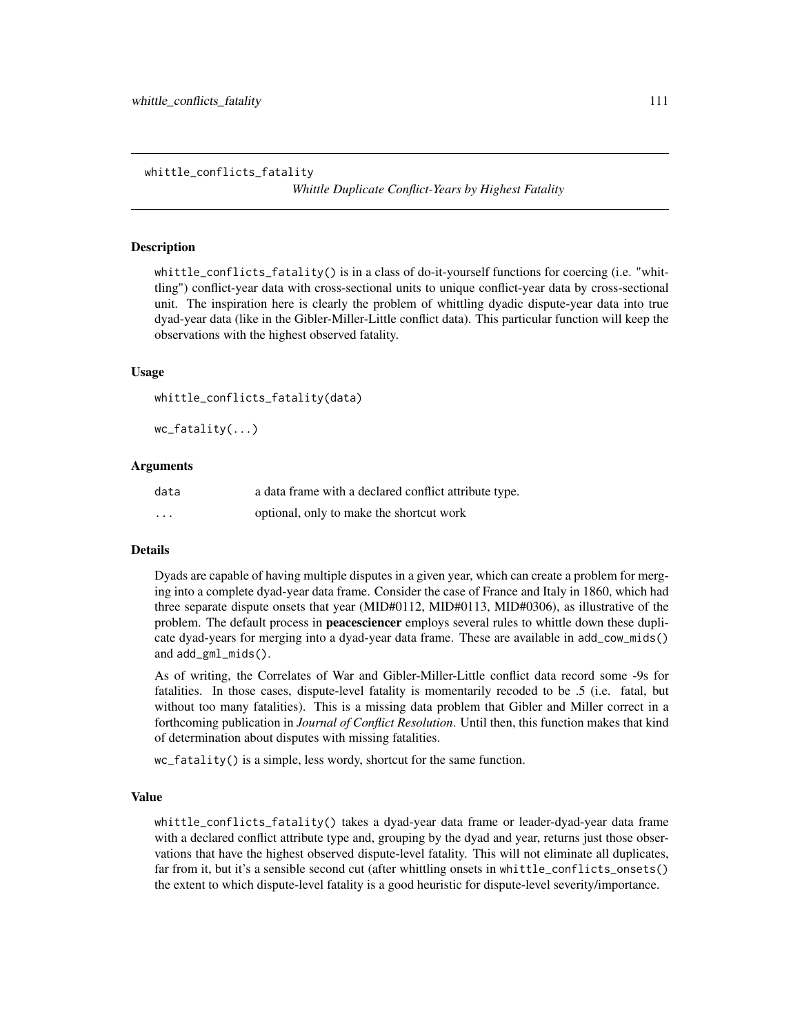`whittle_conflicts_fatality`

*Whittle Duplicate Conflict-Years by Highest Fatality*

## Description

`whittle_conflicts_fatality()` is in a class of do-it-yourself functions for coercing (i.e. "whittling") conflict-year data with cross-sectional units to unique conflict-year data by cross-sectional unit. The inspiration here is clearly the problem of whittling dyadic dispute-year data into true dyad-year data (like in the Gibler-Miller-Little conflict data). This particular function will keep the observations with the highest observed fatality.

## Usage

```
whittle_conflicts_fatality(data)

wc_fatality(...)
```

## Arguments

| | |
|---|---|
| `data` | a data frame with a declared conflict attribute type. |
| `...` | optional, only to make the shortcut work |

## Details

Dyads are capable of having multiple disputes in a given year, which can create a problem for merging into a complete dyad-year data frame. Consider the case of France and Italy in 1860, which had three separate dispute onsets that year (MID#0112, MID#0113, MID#0306), as illustrative of the problem. The default process in **peacesciencer** employs several rules to whittle down these duplicate dyad-years for merging into a dyad-year data frame. These are available in `add_cow_mids()` and `add_gml_mids()`.

As of writing, the Correlates of War and Gibler-Miller-Little conflict data record some -9s for fatalities. In those cases, dispute-level fatality is momentarily recoded to be .5 (i.e. fatal, but without too many fatalities). This is a missing data problem that Gibler and Miller correct in a forthcoming publication in *Journal of Conflict Resolution*. Until then, this function makes that kind of determination about disputes with missing fatalities.

`wc_fatality()` is a simple, less wordy, shortcut for the same function.

## Value

`whittle_conflicts_fatality()` takes a dyad-year data frame or leader-dyad-year data frame with a declared conflict attribute type and, grouping by the dyad and year, returns just those observations that have the highest observed dispute-level fatality. This will not eliminate all duplicates, far from it, but it's a sensible second cut (after whittling onsets in `whittle_conflicts_onsets()` the extent to which dispute-level fatality is a good heuristic for dispute-level severity/importance.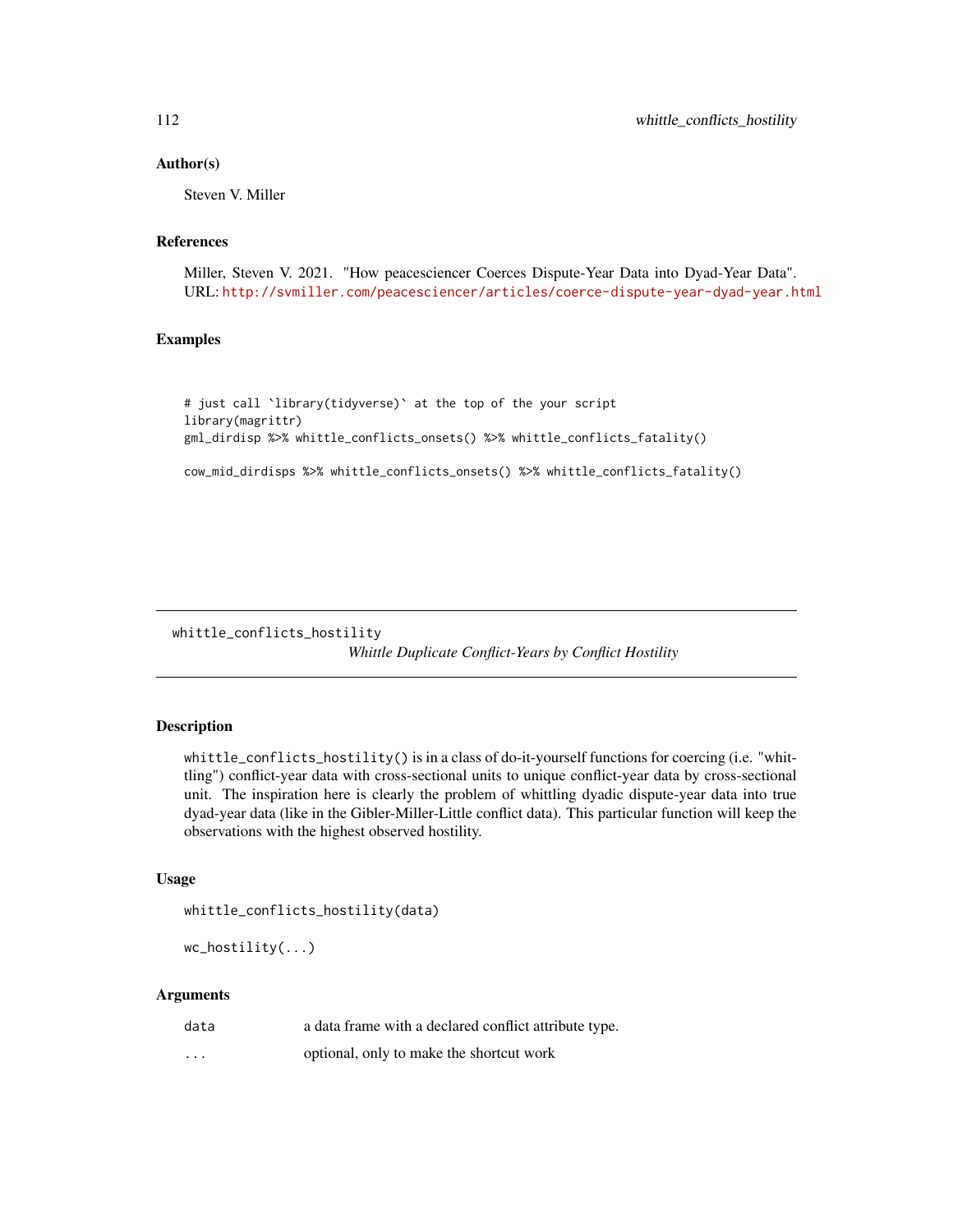### Author(s)

Steven V. Miller

### References

Miller, Steven V. 2021. "How peacesciencer Coerces Dispute-Year Data into Dyad-Year Data". URL: http://svmiller.com/peacesciencer/articles/coerce-dispute-year-dyad-year.html

### Examples

```
# just call `library(tidyverse)` at the top of the your script
library(magrittr)
gml_dirdisp %>% whittle_conflicts_onsets() %>% whittle_conflicts_fatality()

cow_mid_dirdisps %>% whittle_conflicts_onsets() %>% whittle_conflicts_fatality()
```

---

## whittle_conflicts_hostility — *Whittle Duplicate Conflict-Years by Conflict Hostility*

### Description

whittle_conflicts_hostility() is in a class of do-it-yourself functions for coercing (i.e. "whittling") conflict-year data with cross-sectional units to unique conflict-year data by cross-sectional unit. The inspiration here is clearly the problem of whittling dyadic dispute-year data into true dyad-year data (like in the Gibler-Miller-Little conflict data). This particular function will keep the observations with the highest observed hostility.

### Usage

```
whittle_conflicts_hostility(data)

wc_hostility(...)
```

### Arguments

| | |
|---|---|
| data | a data frame with a declared conflict attribute type. |
| ... | optional, only to make the shortcut work |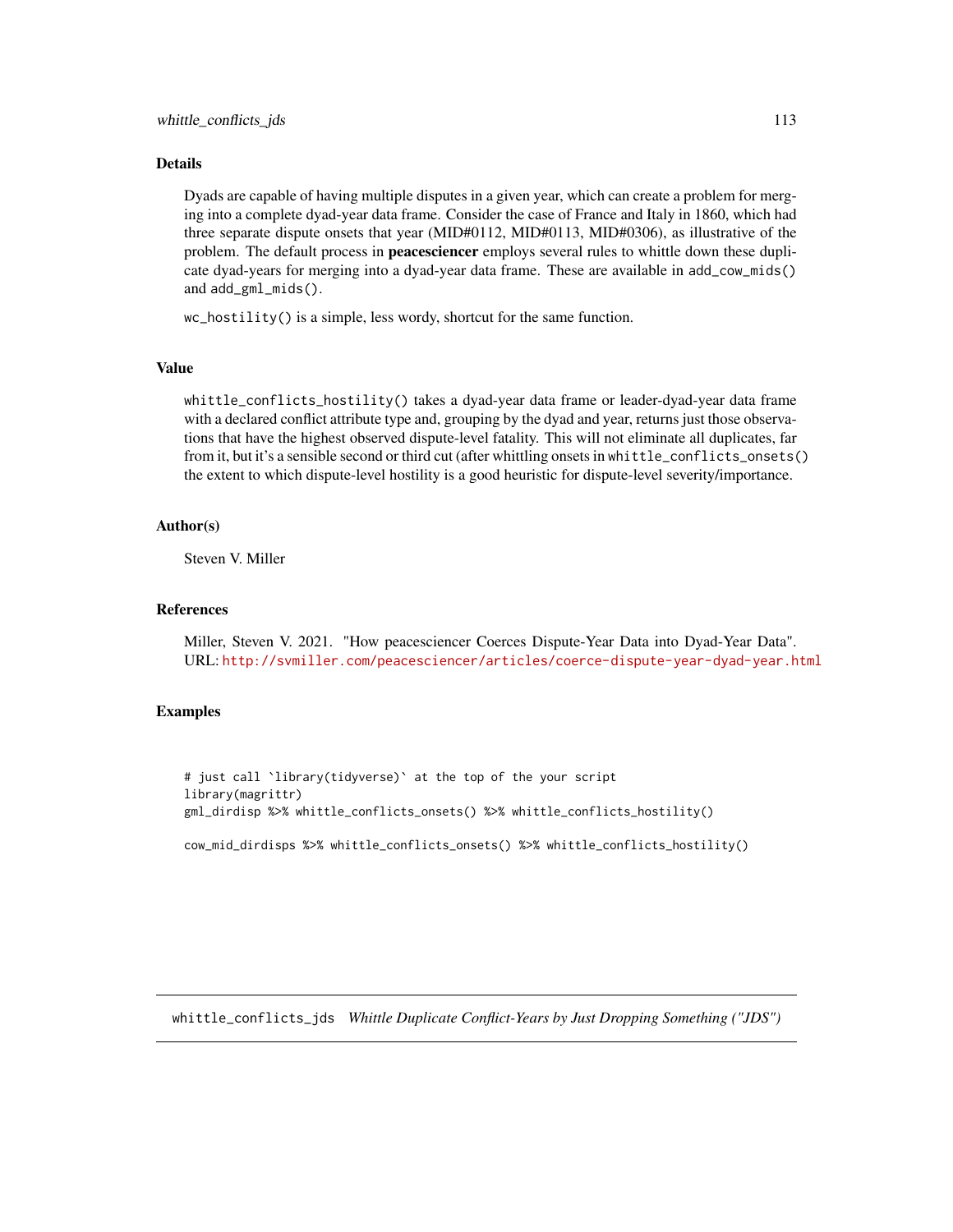## Details

Dyads are capable of having multiple disputes in a given year, which can create a problem for merging into a complete dyad-year data frame. Consider the case of France and Italy in 1860, which had three separate dispute onsets that year (MID#0112, MID#0113, MID#0306), as illustrative of the problem. The default process in **peacesciencer** employs several rules to whittle down these duplicate dyad-years for merging into a dyad-year data frame. These are available in `add_cow_mids()` and `add_gml_mids()`.

`wc_hostility()` is a simple, less wordy, shortcut for the same function.

## Value

`whittle_conflicts_hostility()` takes a dyad-year data frame or leader-dyad-year data frame with a declared conflict attribute type and, grouping by the dyad and year, returns just those observations that have the highest observed dispute-level fatality. This will not eliminate all duplicates, far from it, but it's a sensible second or third cut (after whittling onsets in `whittle_conflicts_onsets()` the extent to which dispute-level hostility is a good heuristic for dispute-level severity/importance.

## Author(s)

Steven V. Miller

## References

Miller, Steven V. 2021. "How peacesciencer Coerces Dispute-Year Data into Dyad-Year Data". URL: http://svmiller.com/peacesciencer/articles/coerce-dispute-year-dyad-year.html

## Examples

```
# just call `library(tidyverse)` at the top of the your script
library(magrittr)
gml_dirdisp %>% whittle_conflicts_onsets() %>% whittle_conflicts_hostility()

cow_mid_dirdisps %>% whittle_conflicts_onsets() %>% whittle_conflicts_hostility()
```

---

# whittle_conflicts_jds *Whittle Duplicate Conflict-Years by Just Dropping Something ("JDS")*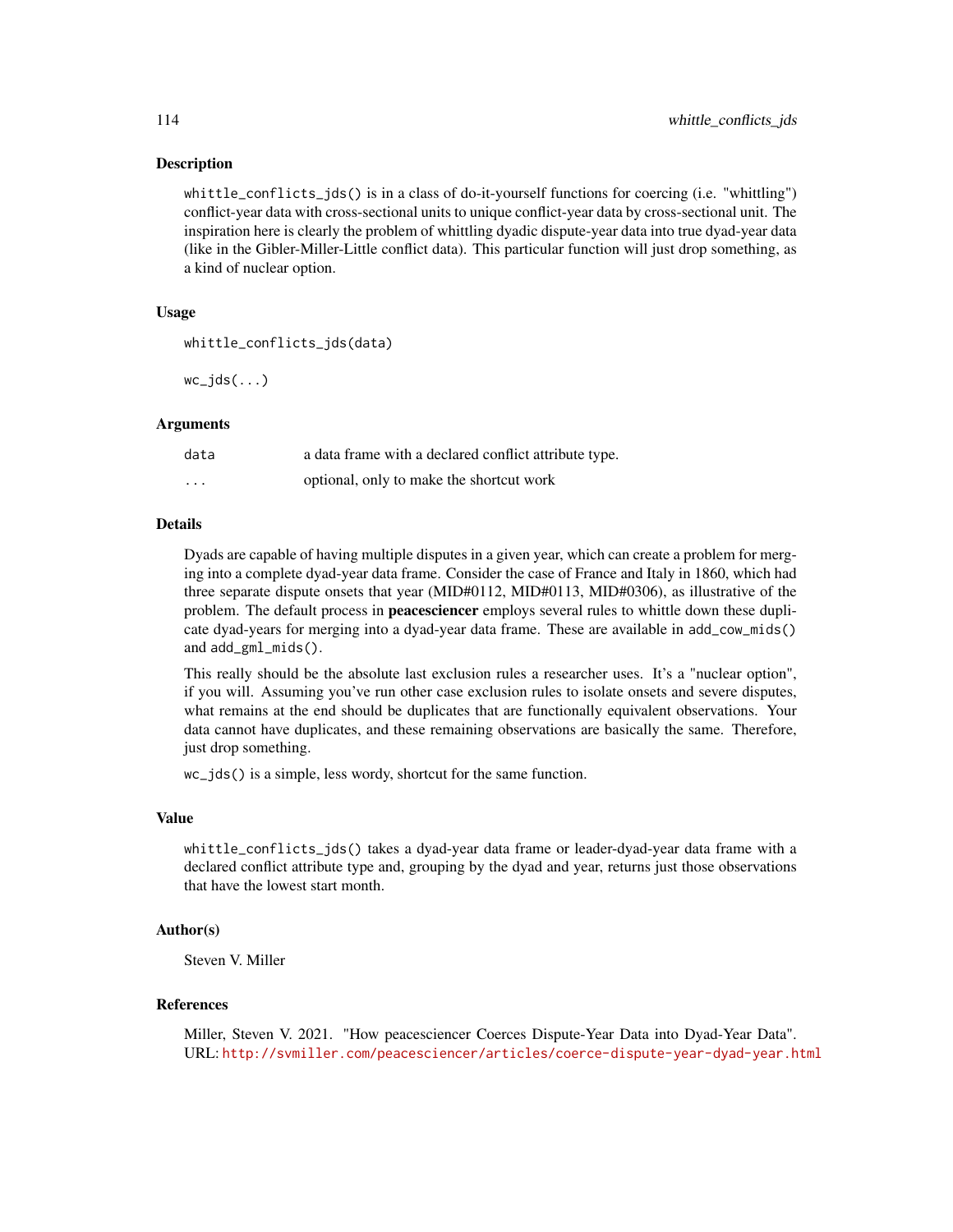## Description

`whittle_conflicts_jds()` is in a class of do-it-yourself functions for coercing (i.e. "whittling") conflict-year data with cross-sectional units to unique conflict-year data by cross-sectional unit. The inspiration here is clearly the problem of whittling dyadic dispute-year data into true dyad-year data (like in the Gibler-Miller-Little conflict data). This particular function will just drop something, as a kind of nuclear option.

## Usage

```
whittle_conflicts_jds(data)

wc_jds(...)
```

## Arguments

| | |
|---|---|
| data | a data frame with a declared conflict attribute type. |
| ... | optional, only to make the shortcut work |

## Details

Dyads are capable of having multiple disputes in a given year, which can create a problem for merging into a complete dyad-year data frame. Consider the case of France and Italy in 1860, which had three separate dispute onsets that year (MID#0112, MID#0113, MID#0306), as illustrative of the problem. The default process in **peacesciencer** employs several rules to whittle down these duplicate dyad-years for merging into a dyad-year data frame. These are available in `add_cow_mids()` and `add_gml_mids()`.

This really should be the absolute last exclusion rules a researcher uses. It's a "nuclear option", if you will. Assuming you've run other case exclusion rules to isolate onsets and severe disputes, what remains at the end should be duplicates that are functionally equivalent observations. Your data cannot have duplicates, and these remaining observations are basically the same. Therefore, just drop something.

`wc_jds()` is a simple, less wordy, shortcut for the same function.

## Value

`whittle_conflicts_jds()` takes a dyad-year data frame or leader-dyad-year data frame with a declared conflict attribute type and, grouping by the dyad and year, returns just those observations that have the lowest start month.

## Author(s)

Steven V. Miller

## References

Miller, Steven V. 2021. "How peacesciencer Coerces Dispute-Year Data into Dyad-Year Data". URL: http://svmiller.com/peacesciencer/articles/coerce-dispute-year-dyad-year.html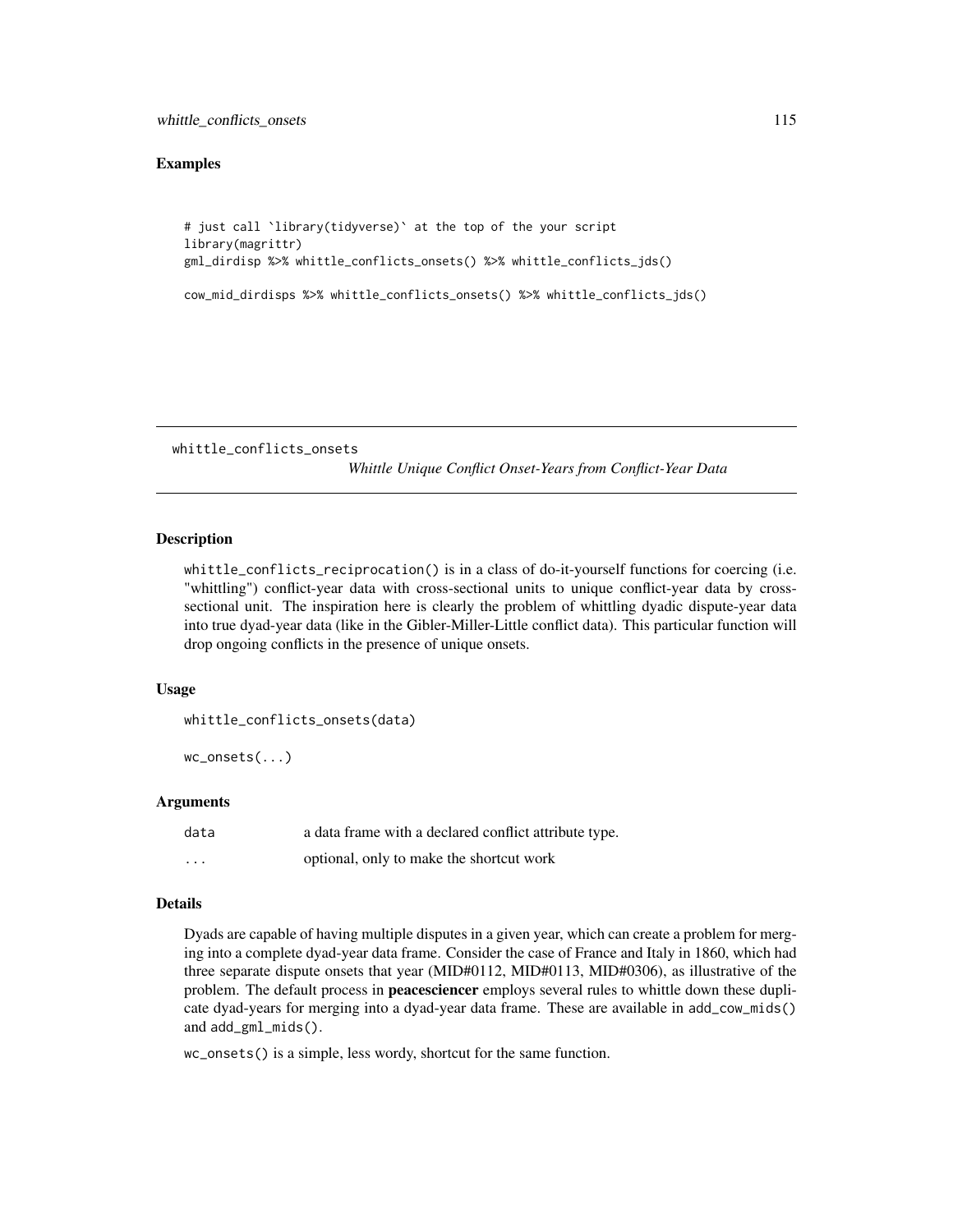## Examples

```
# just call `library(tidyverse)` at the top of the your script
library(magrittr)
gml_dirdisp %>% whittle_conflicts_onsets() %>% whittle_conflicts_jds()

cow_mid_dirdisps %>% whittle_conflicts_onsets() %>% whittle_conflicts_jds()
```

---

# whittle_conflicts_onsets *Whittle Unique Conflict Onset-Years from Conflict-Year Data*

---

### Description

whittle_conflicts_reciprocation() is in a class of do-it-yourself functions for coercing (i.e. "whittling") conflict-year data with cross-sectional units to unique conflict-year data by cross-sectional unit. The inspiration here is clearly the problem of whittling dyadic dispute-year data into true dyad-year data (like in the Gibler-Miller-Little conflict data). This particular function will drop ongoing conflicts in the presence of unique onsets.

### Usage

```
whittle_conflicts_onsets(data)

wc_onsets(...)
```

### Arguments

| | |
|---|---|
| data | a data frame with a declared conflict attribute type. |
| ... | optional, only to make the shortcut work |

### Details

Dyads are capable of having multiple disputes in a given year, which can create a problem for merging into a complete dyad-year data frame. Consider the case of France and Italy in 1860, which had three separate dispute onsets that year (MID#0112, MID#0113, MID#0306), as illustrative of the problem. The default process in **peacesciencer** employs several rules to whittle down these duplicate dyad-years for merging into a dyad-year data frame. These are available in add_cow_mids() and add_gml_mids().

wc_onsets() is a simple, less wordy, shortcut for the same function.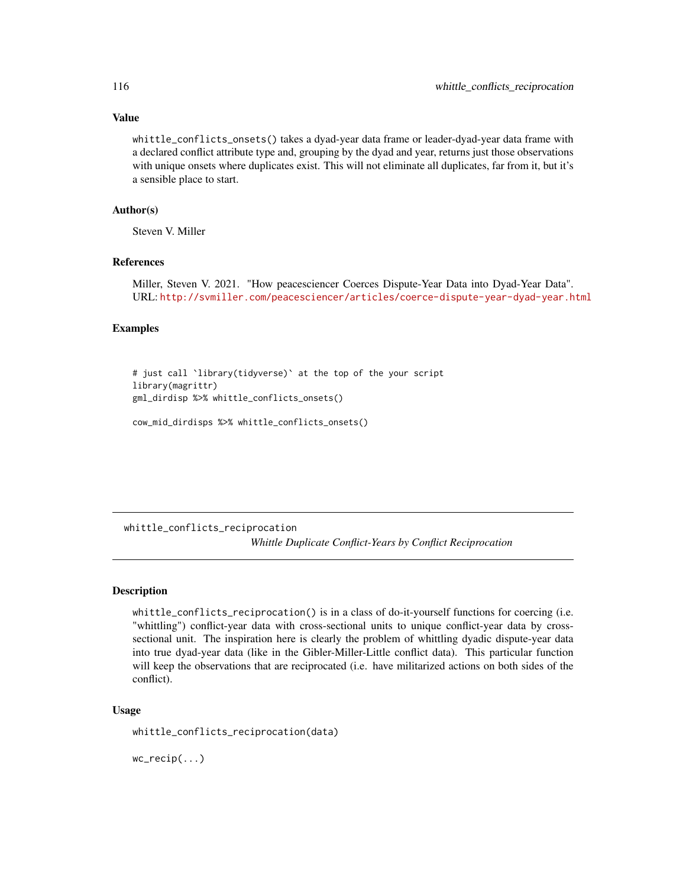### Value

whittle_conflicts_onsets() takes a dyad-year data frame or leader-dyad-year data frame with a declared conflict attribute type and, grouping by the dyad and year, returns just those observations with unique onsets where duplicates exist. This will not eliminate all duplicates, far from it, but it's a sensible place to start.

### Author(s)

Steven V. Miller

### References

Miller, Steven V. 2021. "How peacesciencer Coerces Dispute-Year Data into Dyad-Year Data". URL: http://svmiller.com/peacesciencer/articles/coerce-dispute-year-dyad-year.html

### Examples

```
# just call `library(tidyverse)` at the top of the your script
library(magrittr)
gml_dirdisp %>% whittle_conflicts_onsets()

cow_mid_dirdisps %>% whittle_conflicts_onsets()
```

---

## whittle_conflicts_reciprocation

*Whittle Duplicate Conflict-Years by Conflict Reciprocation*

---

### Description

whittle_conflicts_reciprocation() is in a class of do-it-yourself functions for coercing (i.e. "whittling") conflict-year data with cross-sectional units to unique conflict-year data by cross-sectional unit. The inspiration here is clearly the problem of whittling dyadic dispute-year data into true dyad-year data (like in the Gibler-Miller-Little conflict data). This particular function will keep the observations that are reciprocated (i.e. have militarized actions on both sides of the conflict).

### Usage

```
whittle_conflicts_reciprocation(data)

wc_recip(...)
```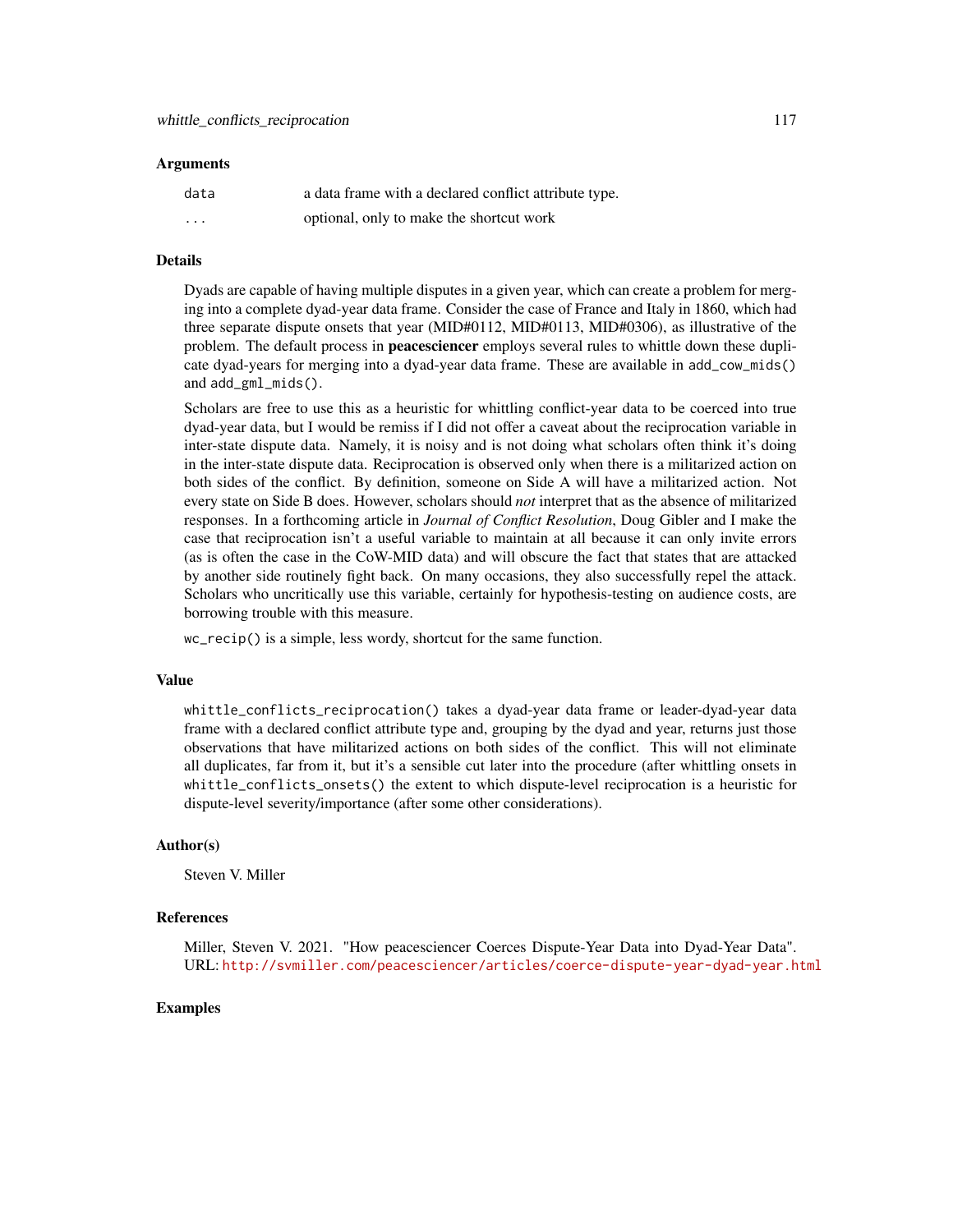## Arguments

| | |
|---|---|
| data | a data frame with a declared conflict attribute type. |
| ... | optional, only to make the shortcut work |

## Details

Dyads are capable of having multiple disputes in a given year, which can create a problem for merging into a complete dyad-year data frame. Consider the case of France and Italy in 1860, which had three separate dispute onsets that year (MID#0112, MID#0113, MID#0306), as illustrative of the problem. The default process in **peacesciencer** employs several rules to whittle down these duplicate dyad-years for merging into a dyad-year data frame. These are available in `add_cow_mids()` and `add_gml_mids()`.

Scholars are free to use this as a heuristic for whittling conflict-year data to be coerced into true dyad-year data, but I would be remiss if I did not offer a caveat about the reciprocation variable in inter-state dispute data. Namely, it is noisy and is not doing what scholars often think it's doing in the inter-state dispute data. Reciprocation is observed only when there is a militarized action on both sides of the conflict. By definition, someone on Side A will have a militarized action. Not every state on Side B does. However, scholars should *not* interpret that as the absence of militarized responses. In a forthcoming article in *Journal of Conflict Resolution*, Doug Gibler and I make the case that reciprocation isn't a useful variable to maintain at all because it can only invite errors (as is often the case in the CoW-MID data) and will obscure the fact that states that are attacked by another side routinely fight back. On many occasions, they also successfully repel the attack. Scholars who uncritically use this variable, certainly for hypothesis-testing on audience costs, are borrowing trouble with this measure.

`wc_recip()` is a simple, less wordy, shortcut for the same function.

## Value

`whittle_conflicts_reciprocation()` takes a dyad-year data frame or leader-dyad-year data frame with a declared conflict attribute type and, grouping by the dyad and year, returns just those observations that have militarized actions on both sides of the conflict. This will not eliminate all duplicates, far from it, but it's a sensible cut later into the procedure (after whittling onsets in `whittle_conflicts_onsets()` the extent to which dispute-level reciprocation is a heuristic for dispute-level severity/importance (after some other considerations).

## Author(s)

Steven V. Miller

## References

Miller, Steven V. 2021. "How peacesciencer Coerces Dispute-Year Data into Dyad-Year Data". URL: http://svmiller.com/peacesciencer/articles/coerce-dispute-year-dyad-year.html

## Examples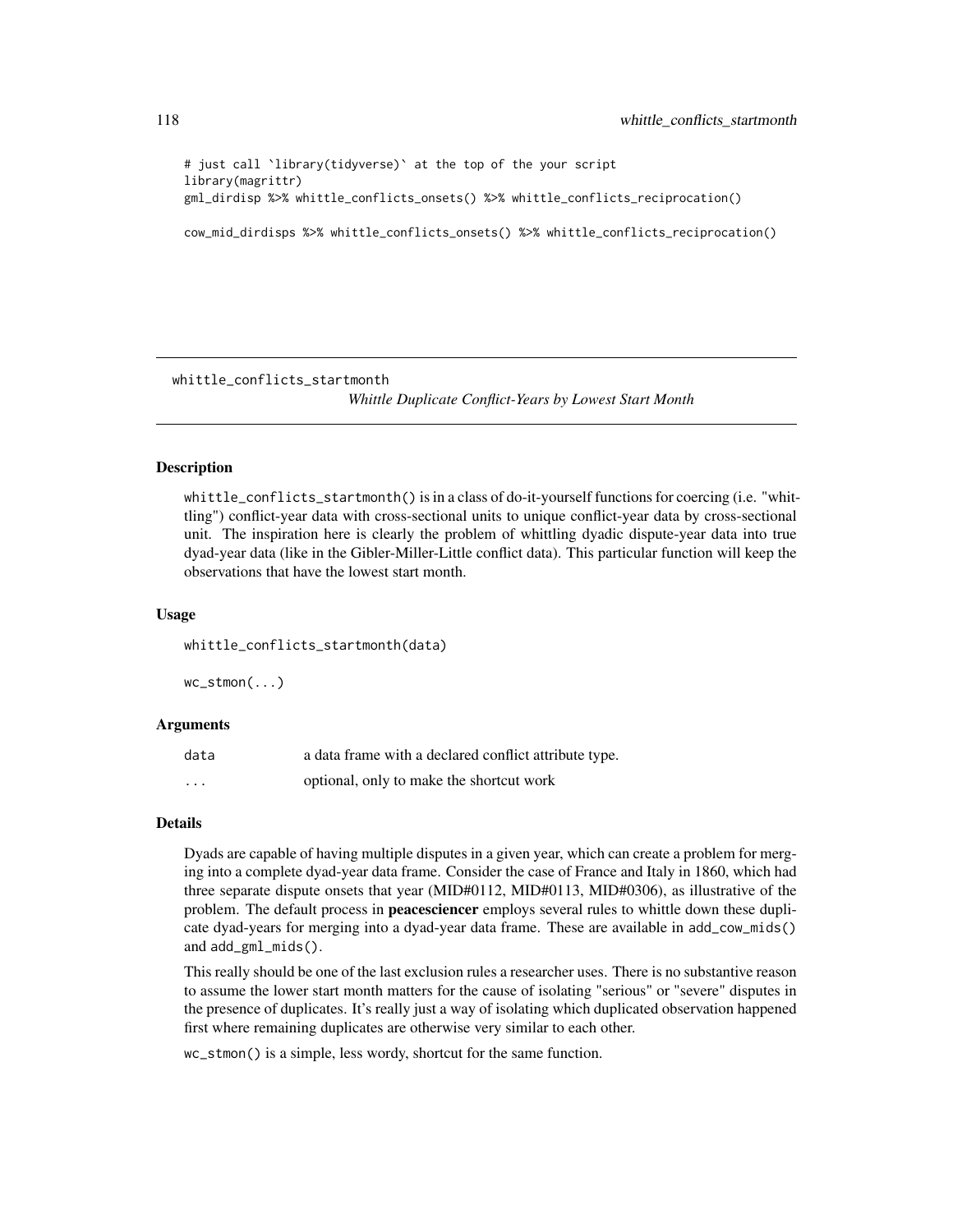```
# just call `library(tidyverse)` at the top of the your script
library(magrittr)
gml_dirdisp %>% whittle_conflicts_onsets() %>% whittle_conflicts_reciprocation()

cow_mid_dirdisps %>% whittle_conflicts_onsets() %>% whittle_conflicts_reciprocation()
```

---

## whittle_conflicts_startmonth

*Whittle Duplicate Conflict-Years by Lowest Start Month*

---

### Description

whittle_conflicts_startmonth() is in a class of do-it-yourself functions for coercing (i.e. "whittling") conflict-year data with cross-sectional units to unique conflict-year data by cross-sectional unit. The inspiration here is clearly the problem of whittling dyadic dispute-year data into true dyad-year data (like in the Gibler-Miller-Little conflict data). This particular function will keep the observations that have the lowest start month.

### Usage

```
whittle_conflicts_startmonth(data)

wc_stmon(...)
```

### Arguments

| | |
|---|---|
| data | a data frame with a declared conflict attribute type. |
| ... | optional, only to make the shortcut work |

### Details

Dyads are capable of having multiple disputes in a given year, which can create a problem for merging into a complete dyad-year data frame. Consider the case of France and Italy in 1860, which had three separate dispute onsets that year (MID#0112, MID#0113, MID#0306), as illustrative of the problem. The default process in **peacesciencer** employs several rules to whittle down these duplicate dyad-years for merging into a dyad-year data frame. These are available in add_cow_mids() and add_gml_mids().

This really should be one of the last exclusion rules a researcher uses. There is no substantive reason to assume the lower start month matters for the cause of isolating "serious" or "severe" disputes in the presence of duplicates. It's really just a way of isolating which duplicated observation happened first where remaining duplicates are otherwise very similar to each other.

wc_stmon() is a simple, less wordy, shortcut for the same function.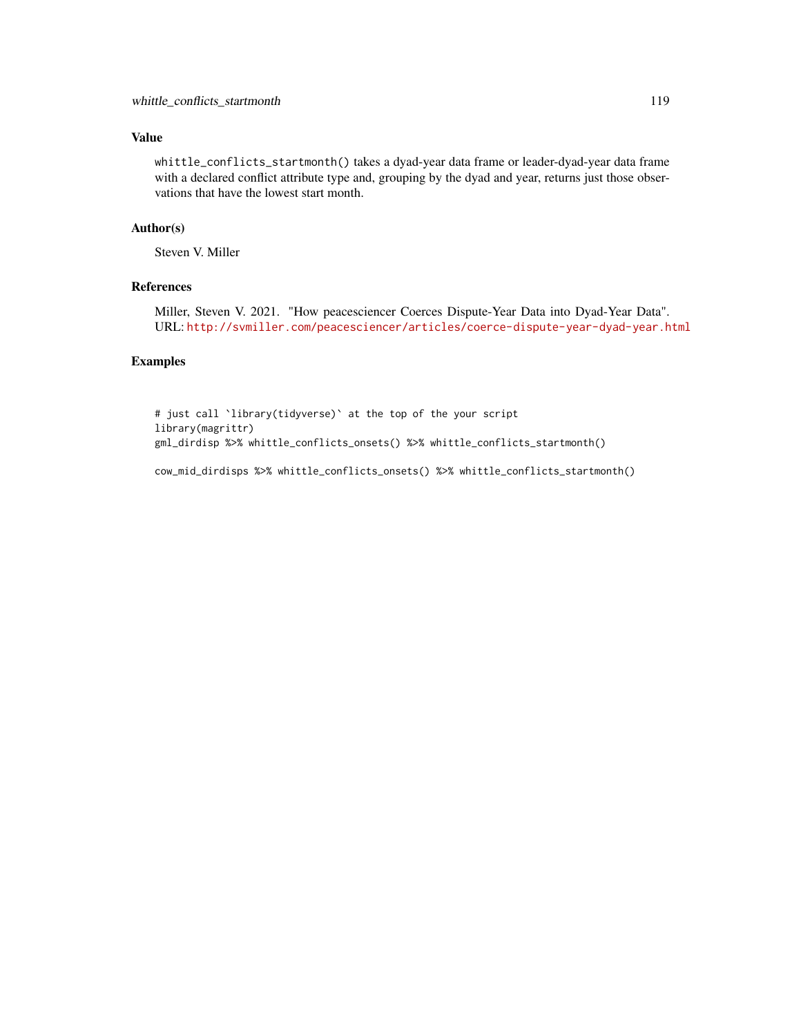## Value

`whittle_conflicts_startmonth()` takes a dyad-year data frame or leader-dyad-year data frame with a declared conflict attribute type and, grouping by the dyad and year, returns just those observations that have the lowest start month.

## Author(s)

Steven V. Miller

## References

Miller, Steven V. 2021. "How peacesciencer Coerces Dispute-Year Data into Dyad-Year Data". URL: http://svmiller.com/peacesciencer/articles/coerce-dispute-year-dyad-year.html

## Examples

```
# just call `library(tidyverse)` at the top of the your script
library(magrittr)
gml_dirdisp %>% whittle_conflicts_onsets() %>% whittle_conflicts_startmonth()

cow_mid_dirdisps %>% whittle_conflicts_onsets() %>% whittle_conflicts_startmonth()
```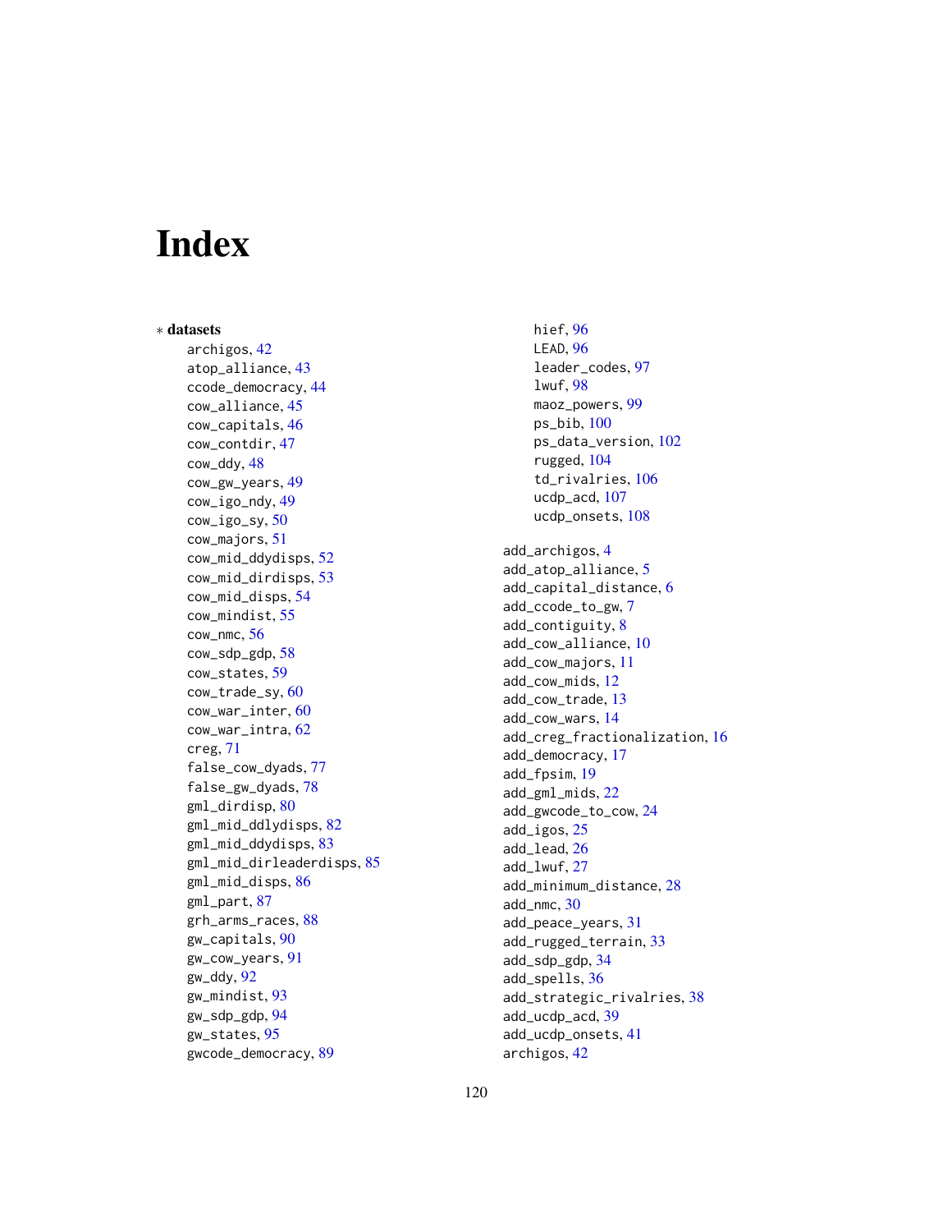# Index

* **datasets**
  - archigos, 42
  - atop_alliance, 43
  - ccode_democracy, 44
  - cow_alliance, 45
  - cow_capitals, 46
  - cow_contdir, 47
  - cow_ddy, 48
  - cow_gw_years, 49
  - cow_igo_ndy, 49
  - cow_igo_sy, 50
  - cow_majors, 51
  - cow_mid_ddydisps, 52
  - cow_mid_dirdisps, 53
  - cow_mid_disps, 54
  - cow_mindist, 55
  - cow_nmc, 56
  - cow_sdp_gdp, 58
  - cow_states, 59
  - cow_trade_sy, 60
  - cow_war_inter, 60
  - cow_war_intra, 62
  - creg, 71
  - false_cow_dyads, 77
  - false_gw_dyads, 78
  - gml_dirdisp, 80
  - gml_mid_ddlydisps, 82
  - gml_mid_ddydisps, 83
  - gml_mid_dirleaderdisps, 85
  - gml_mid_disps, 86
  - gml_part, 87
  - grh_arms_races, 88
  - gw_capitals, 90
  - gw_cow_years, 91
  - gw_ddy, 92
  - gw_mindist, 93
  - gw_sdp_gdp, 94
  - gw_states, 95
  - gwcode_democracy, 89
  - hief, 96
  - LEAD, 96
  - leader_codes, 97
  - lwuf, 98
  - maoz_powers, 99
  - ps_bib, 100
  - ps_data_version, 102
  - rugged, 104
  - td_rivalries, 106
  - ucdp_acd, 107
  - ucdp_onsets, 108

add_archigos, 4
add_atop_alliance, 5
add_capital_distance, 6
add_ccode_to_gw, 7
add_contiguity, 8
add_cow_alliance, 10
add_cow_majors, 11
add_cow_mids, 12
add_cow_trade, 13
add_cow_wars, 14
add_creg_fractionalization, 16
add_democracy, 17
add_fpsim, 19
add_gml_mids, 22
add_gwcode_to_cow, 24
add_igos, 25
add_lead, 26
add_lwuf, 27
add_minimum_distance, 28
add_nmc, 30
add_peace_years, 31
add_rugged_terrain, 33
add_sdp_gdp, 34
add_spells, 36
add_strategic_rivalries, 38
add_ucdp_acd, 39
add_ucdp_onsets, 41
archigos, 42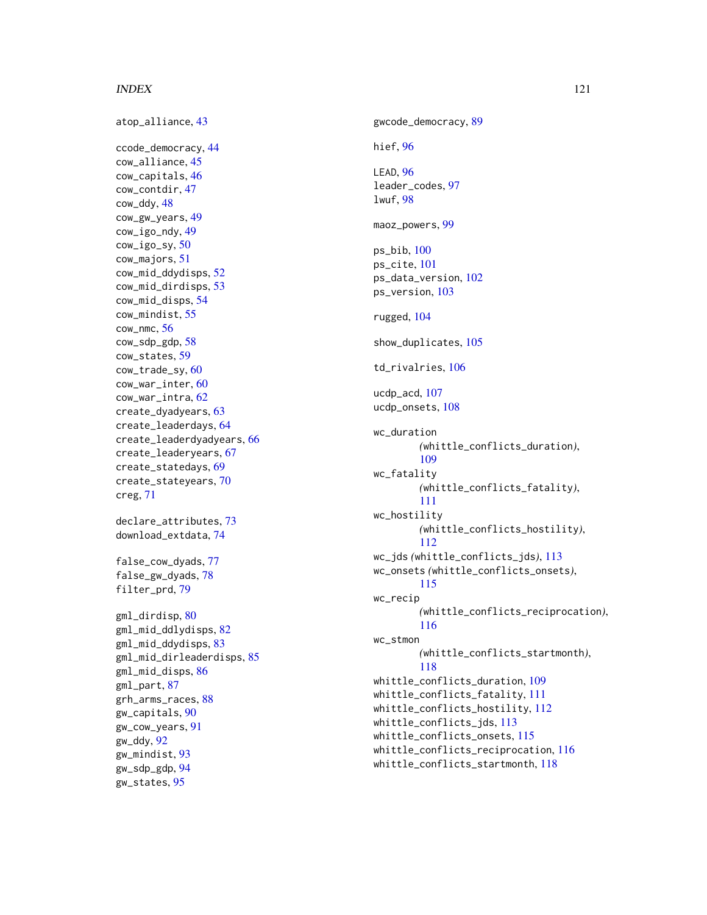atop_alliance, 43

ccode_democracy, 44
cow_alliance, 45
cow_capitals, 46
cow_contdir, 47
cow_ddy, 48
cow_gw_years, 49
cow_igo_ndy, 49
cow_igo_sy, 50
cow_majors, 51
cow_mid_ddydisps, 52
cow_mid_dirdisps, 53
cow_mid_disps, 54
cow_mindist, 55
cow_nmc, 56
cow_sdp_gdp, 58
cow_states, 59
cow_trade_sy, 60
cow_war_inter, 60
cow_war_intra, 62
create_dyadyears, 63
create_leaderdays, 64
create_leaderdyadyears, 66
create_leaderyears, 67
create_statedays, 69
create_stateyears, 70
creg, 71

declare_attributes, 73
download_extdata, 74

false_cow_dyads, 77
false_gw_dyads, 78
filter_prd, 79

gml_dirdisp, 80
gml_mid_ddlydisps, 82
gml_mid_ddydisps, 83
gml_mid_dirleaderdisps, 85
gml_mid_disps, 86
gml_part, 87
grh_arms_races, 88
gw_capitals, 90
gw_cow_years, 91
gw_ddy, 92
gw_mindist, 93
gw_sdp_gdp, 94
gw_states, 95

gwcode_democracy, 89

hief, 96

LEAD, 96
leader_codes, 97
lwuf, 98

maoz_powers, 99

ps_bib, 100
ps_cite, 101
ps_data_version, 102
ps_version, 103

rugged, 104

show_duplicates, 105

td_rivalries, 106

ucdp_acd, 107
ucdp_onsets, 108

wc_duration *(whittle_conflicts_duration)*, 109
wc_fatality *(whittle_conflicts_fatality)*, 111
wc_hostility *(whittle_conflicts_hostility)*, 112
wc_jds *(whittle_conflicts_jds)*, 113
wc_onsets *(whittle_conflicts_onsets)*, 115
wc_recip *(whittle_conflicts_reciprocation)*, 116
wc_stmon *(whittle_conflicts_startmonth)*, 118
whittle_conflicts_duration, 109
whittle_conflicts_fatality, 111
whittle_conflicts_hostility, 112
whittle_conflicts_jds, 113
whittle_conflicts_onsets, 115
whittle_conflicts_reciprocation, 116
whittle_conflicts_startmonth, 118